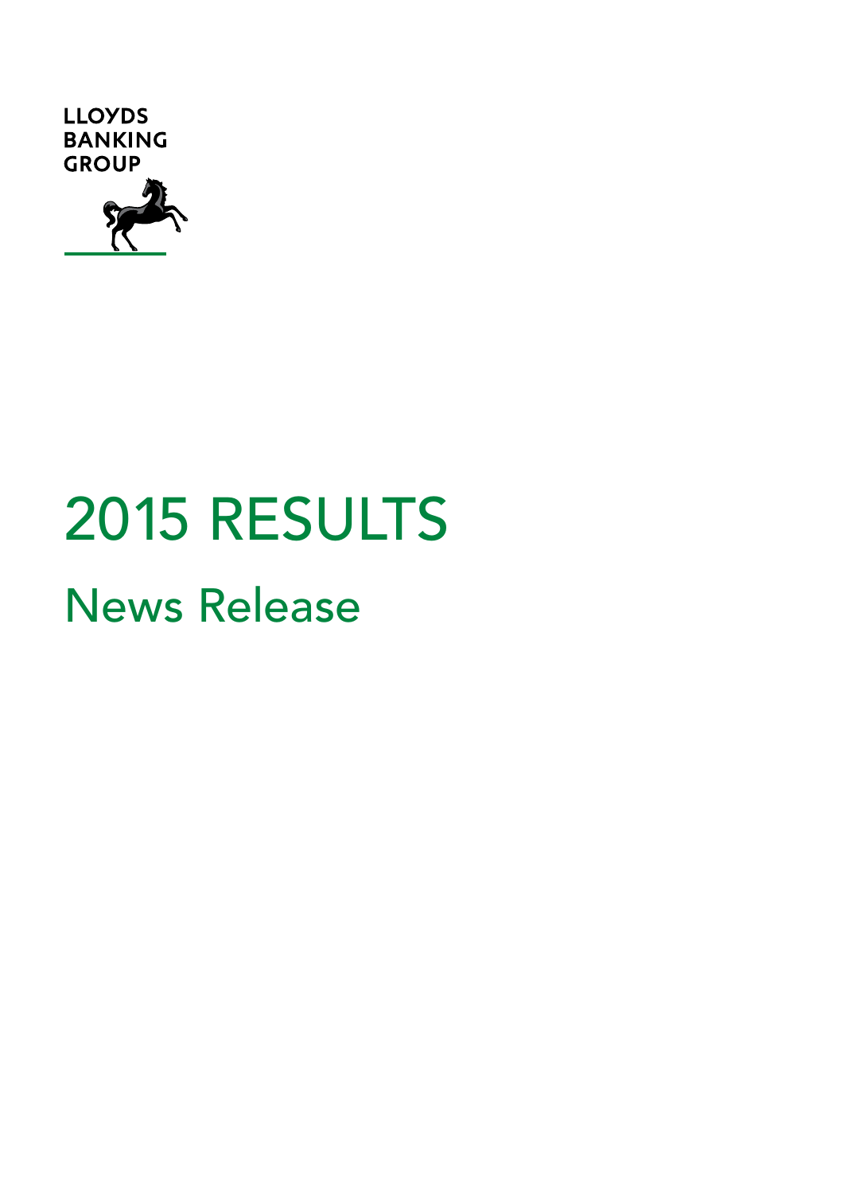LLOYDS BANKING GROUP

# 2015 RESULTS

## News Release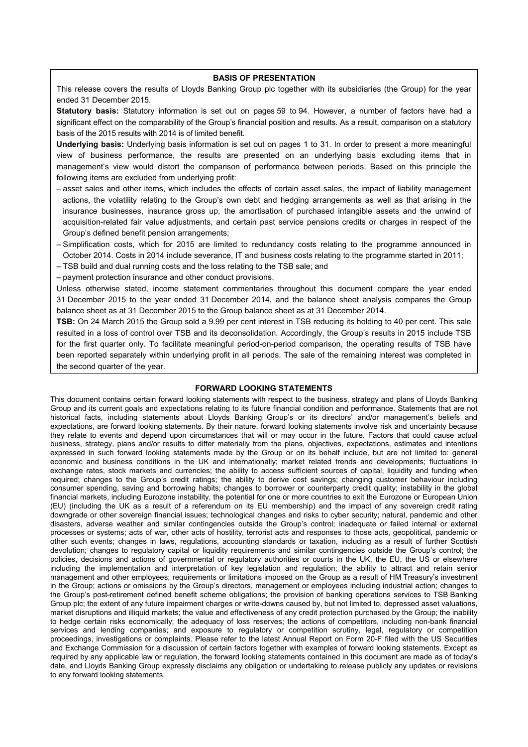## BASIS OF PRESENTATION

This release covers the results of Lloyds Banking Group plc together with its subsidiaries (the Group) for the year ended 31 December 2015.

**Statutory basis:** Statutory information is set out on pages 59 to 94. However, a number of factors have had a significant effect on the comparability of the Group's financial position and results. As a result, comparison on a statutory basis of the 2015 results with 2014 is of limited benefit.

**Underlying basis:** Underlying basis information is set out on pages 1 to 31. In order to present a more meaningful view of business performance, the results are presented on an underlying basis excluding items that in management's view would distort the comparison of performance between periods. Based on this principle the following items are excluded from underlying profit:

- asset sales and other items, which includes the effects of certain asset sales, the impact of liability management actions, the volatility relating to the Group's own debt and hedging arrangements as well as that arising in the insurance businesses, insurance gross up, the amortisation of purchased intangible assets and the unwind of acquisition-related fair value adjustments, and certain past service pensions credits or charges in respect of the Group's defined benefit pension arrangements;
- Simplification costs, which for 2015 are limited to redundancy costs relating to the programme announced in October 2014. Costs in 2014 include severance, IT and business costs relating to the programme started in 2011;
- TSB build and dual running costs and the loss relating to the TSB sale; and
- payment protection insurance and other conduct provisions.

Unless otherwise stated, income statement commentaries throughout this document compare the year ended 31 December 2015 to the year ended 31 December 2014, and the balance sheet analysis compares the Group balance sheet as at 31 December 2015 to the Group balance sheet as at 31 December 2014.

**TSB:** On 24 March 2015 the Group sold a 9.99 per cent interest in TSB reducing its holding to 40 per cent. This sale resulted in a loss of control over TSB and its deconsolidation. Accordingly, the Group's results in 2015 include TSB for the first quarter only. To facilitate meaningful period-on-period comparison, the operating results of TSB have been reported separately within underlying profit in all periods. The sale of the remaining interest was completed in the second quarter of the year.

## FORWARD LOOKING STATEMENTS

This document contains certain forward looking statements with respect to the business, strategy and plans of Lloyds Banking Group and its current goals and expectations relating to its future financial condition and performance. Statements that are not historical facts, including statements about Lloyds Banking Group's or its directors' and/or management's beliefs and expectations, are forward looking statements. By their nature, forward looking statements involve risk and uncertainty because they relate to events and depend upon circumstances that will or may occur in the future. Factors that could cause actual business, strategy, plans and/or results to differ materially from the plans, objectives, expectations, estimates and intentions expressed in such forward looking statements made by the Group or on its behalf include, but are not limited to: general economic and business conditions in the UK and internationally; market related trends and developments; fluctuations in exchange rates, stock markets and currencies; the ability to access sufficient sources of capital, liquidity and funding when required; changes to the Group's credit ratings; the ability to derive cost savings; changing customer behaviour including consumer spending, saving and borrowing habits; changes to borrower or counterparty credit quality; instability in the global financial markets, including Eurozone instability, the potential for one or more countries to exit the Eurozone or European Union (EU) (including the UK as a result of a referendum on its EU membership) and the impact of any sovereign credit rating downgrade or other sovereign financial issues; technological changes and risks to cyber security; natural, pandemic and other disasters, adverse weather and similar contingencies outside the Group's control; inadequate or failed internal or external processes or systems; acts of war, other acts of hostility, terrorist acts and responses to those acts, geopolitical, pandemic or other such events; changes in laws, regulations, accounting standards or taxation, including as a result of further Scottish devolution; changes to regulatory capital or liquidity requirements and similar contingencies outside the Group's control; the policies, decisions and actions of governmental or regulatory authorities or courts in the UK, the EU, the US or elsewhere including the implementation and interpretation of key legislation and regulation; the ability to attract and retain senior management and other employees; requirements or limitations imposed on the Group as a result of HM Treasury's investment in the Group; actions or omissions by the Group's directors, management or employees including industrial action; changes to the Group's post-retirement defined benefit scheme obligations; the provision of banking operations services to TSB Banking Group plc; the extent of any future impairment charges or write-downs caused by, but not limited to, depressed asset valuations, market disruptions and illiquid markets; the value and effectiveness of any credit protection purchased by the Group; the inability to hedge certain risks economically; the adequacy of loss reserves; the actions of competitors, including non-bank financial services and lending companies; and exposure to regulatory or competition scrutiny, legal, regulatory or competition proceedings, investigations or complaints. Please refer to the latest Annual Report on Form 20-F filed with the US Securities and Exchange Commission for a discussion of certain factors together with examples of forward looking statements. Except as required by any applicable law or regulation, the forward looking statements contained in this document are made as of today's date, and Lloyds Banking Group expressly disclaims any obligation or undertaking to release publicly any updates or revisions to any forward looking statements.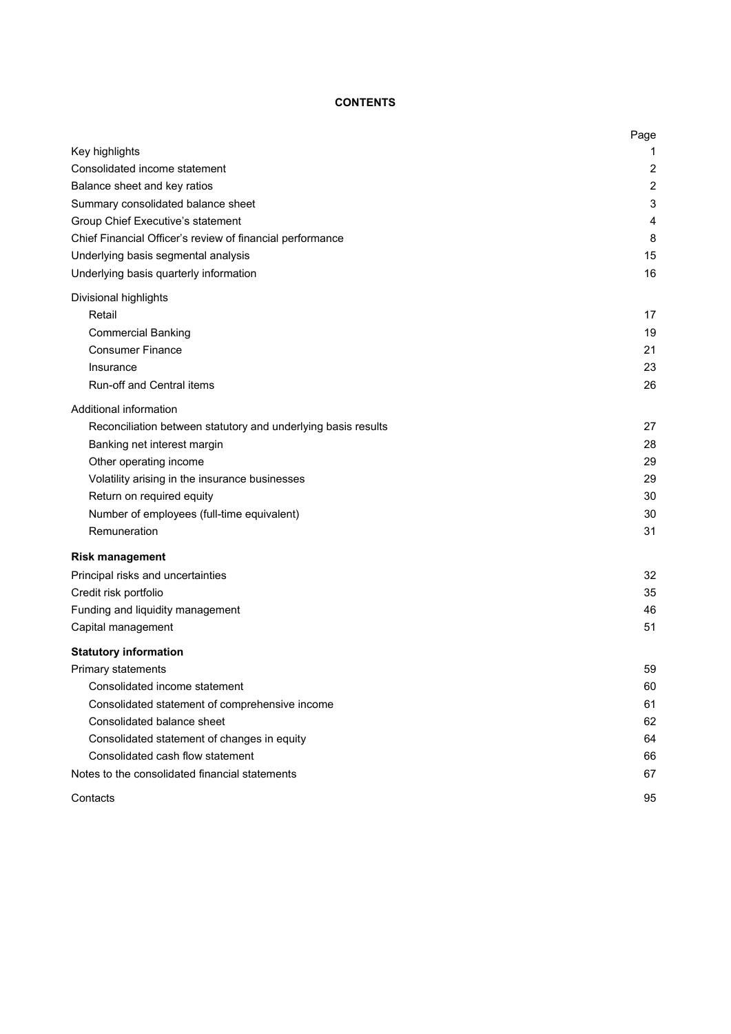# CONTENTS

| | Page |
|---|---|
| Key highlights | 1 |
| Consolidated income statement | 2 |
| Balance sheet and key ratios | 2 |
| Summary consolidated balance sheet | 3 |
| Group Chief Executive's statement | 4 |
| Chief Financial Officer's review of financial performance | 8 |
| Underlying basis segmental analysis | 15 |
| Underlying basis quarterly information | 16 |
| Divisional highlights | |
| Retail | 17 |
| Commercial Banking | 19 |
| Consumer Finance | 21 |
| Insurance | 23 |
| Run-off and Central items | 26 |
| Additional information | |
| Reconciliation between statutory and underlying basis results | 27 |
| Banking net interest margin | 28 |
| Other operating income | 29 |
| Volatility arising in the insurance businesses | 29 |
| Return on required equity | 30 |
| Number of employees (full-time equivalent) | 30 |
| Remuneration | 31 |
| **Risk management** | |
| Principal risks and uncertainties | 32 |
| Credit risk portfolio | 35 |
| Funding and liquidity management | 46 |
| Capital management | 51 |
| **Statutory information** | |
| Primary statements | 59 |
| Consolidated income statement | 60 |
| Consolidated statement of comprehensive income | 61 |
| Consolidated balance sheet | 62 |
| Consolidated statement of changes in equity | 64 |
| Consolidated cash flow statement | 66 |
| Notes to the consolidated financial statements | 67 |
| Contacts | 95 |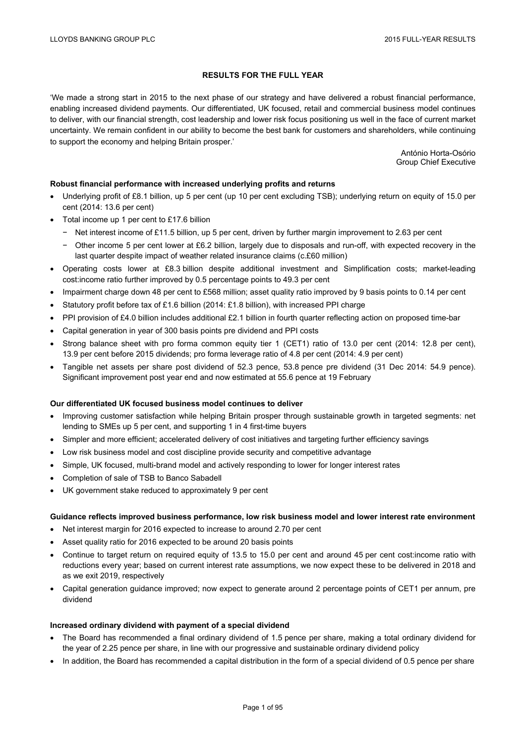# RESULTS FOR THE FULL YEAR

'We made a strong start in 2015 to the next phase of our strategy and have delivered a robust financial performance, enabling increased dividend payments. Our differentiated, UK focused, retail and commercial business model continues to deliver, with our financial strength, cost leadership and lower risk focus positioning us well in the face of current market uncertainty. We remain confident in our ability to become the best bank for customers and shareholders, while continuing to support the economy and helping Britain prosper.'

António Horta-Osório
Group Chief Executive

**Robust financial performance with increased underlying profits and returns**

- Underlying profit of £8.1 billion, up 5 per cent (up 10 per cent excluding TSB); underlying return on equity of 15.0 per cent (2014: 13.6 per cent)
- Total income up 1 per cent to £17.6 billion
  - Net interest income of £11.5 billion, up 5 per cent, driven by further margin improvement to 2.63 per cent
  - Other income 5 per cent lower at £6.2 billion, largely due to disposals and run-off, with expected recovery in the last quarter despite impact of weather related insurance claims (c.£60 million)
- Operating costs lower at £8.3 billion despite additional investment and Simplification costs; market-leading cost:income ratio further improved by 0.5 percentage points to 49.3 per cent
- Impairment charge down 48 per cent to £568 million; asset quality ratio improved by 9 basis points to 0.14 per cent
- Statutory profit before tax of £1.6 billion (2014: £1.8 billion), with increased PPI charge
- PPI provision of £4.0 billion includes additional £2.1 billion in fourth quarter reflecting action on proposed time-bar
- Capital generation in year of 300 basis points pre dividend and PPI costs
- Strong balance sheet with pro forma common equity tier 1 (CET1) ratio of 13.0 per cent (2014: 12.8 per cent), 13.9 per cent before 2015 dividends; pro forma leverage ratio of 4.8 per cent (2014: 4.9 per cent)
- Tangible net assets per share post dividend of 52.3 pence, 53.8 pence pre dividend (31 Dec 2014: 54.9 pence). Significant improvement post year end and now estimated at 55.6 pence at 19 February

**Our differentiated UK focused business model continues to deliver**

- Improving customer satisfaction while helping Britain prosper through sustainable growth in targeted segments: net lending to SMEs up 5 per cent, and supporting 1 in 4 first-time buyers
- Simpler and more efficient; accelerated delivery of cost initiatives and targeting further efficiency savings
- Low risk business model and cost discipline provide security and competitive advantage
- Simple, UK focused, multi-brand model and actively responding to lower for longer interest rates
- Completion of sale of TSB to Banco Sabadell
- UK government stake reduced to approximately 9 per cent

**Guidance reflects improved business performance, low risk business model and lower interest rate environment**

- Net interest margin for 2016 expected to increase to around 2.70 per cent
- Asset quality ratio for 2016 expected to be around 20 basis points
- Continue to target return on required equity of 13.5 to 15.0 per cent and around 45 per cent cost:income ratio with reductions every year; based on current interest rate assumptions, we now expect these to be delivered in 2018 and as we exit 2019, respectively
- Capital generation guidance improved; now expect to generate around 2 percentage points of CET1 per annum, pre dividend

**Increased ordinary dividend with payment of a special dividend**

- The Board has recommended a final ordinary dividend of 1.5 pence per share, making a total ordinary dividend for the year of 2.25 pence per share, in line with our progressive and sustainable ordinary dividend policy
- In addition, the Board has recommended a capital distribution in the form of a special dividend of 0.5 pence per share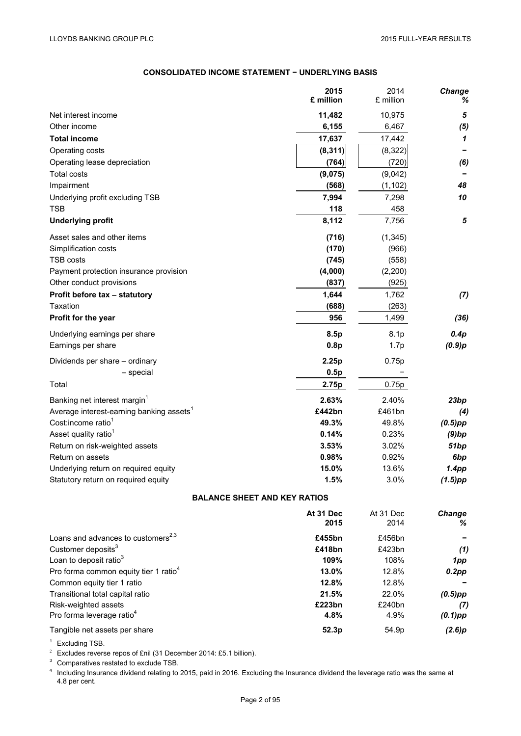## CONSOLIDATED INCOME STATEMENT − UNDERLYING BASIS

| | **2015 £ million** | 2014 £ million | ***Change %*** |
|---|---|---|---|
| Net interest income | **11,482** | 10,975 | ***5*** |
| Other income | **6,155** | 6,467 | ***(5)*** |
| **Total income** | **17,637** | 17,442 | ***1*** |
| Operating costs | **(8,311)** | (8,322) | ***–*** |
| Operating lease depreciation | **(764)** | (720) | ***(6)*** |
| Total costs | **(9,075)** | (9,042) | ***–*** |
| Impairment | **(568)** | (1,102) | ***48*** |
| Underlying profit excluding TSB | **7,994** | 7,298 | ***10*** |
| TSB | **118** | 458 | |
| **Underlying profit** | **8,112** | 7,756 | ***5*** |
| Asset sales and other items | **(716)** | (1,345) | |
| Simplification costs | **(170)** | (966) | |
| TSB costs | **(745)** | (558) | |
| Payment protection insurance provision | **(4,000)** | (2,200) | |
| Other conduct provisions | **(837)** | (925) | |
| **Profit before tax – statutory** | **1,644** | 1,762 | ***(7)*** |
| Taxation | **(688)** | (263) | |
| **Profit for the year** | **956** | 1,499 | ***(36)*** |
| Underlying earnings per share | **8.5p** | 8.1p | ***0.4p*** |
| Earnings per share | **0.8p** | 1.7p | ***(0.9)p*** |
| Dividends per share – ordinary | **2.25p** | 0.75p | |
| – special | **0.5p** | – | |
| Total | **2.75p** | 0.75p | |
| Banking net interest margin[1] | **2.63%** | 2.40% | ***23bp*** |
| Average interest-earning banking assets[1] | **£442bn** | £461bn | ***(4)*** |
| Cost:income ratio[1] | **49.3%** | 49.8% | ***(0.5)pp*** |
| Asset quality ratio[1] | **0.14%** | 0.23% | ***(9)bp*** |
| Return on risk-weighted assets | **3.53%** | 3.02% | ***51bp*** |
| Return on assets | **0.98%** | 0.92% | ***6bp*** |
| Underlying return on required equity | **15.0%** | 13.6% | ***1.4pp*** |
| Statutory return on required equity | **1.5%** | 3.0% | ***(1.5)pp*** |

## BALANCE SHEET AND KEY RATIOS

| | **At 31 Dec 2015** | At 31 Dec 2014 | ***Change %*** |
|---|---|---|---|
| Loans and advances to customers[2,3] | **£455bn** | £456bn | ***–*** |
| Customer deposits[3] | **£418bn** | £423bn | ***(1)*** |
| Loan to deposit ratio[3] | **109%** | 108% | ***1pp*** |
| Pro forma common equity tier 1 ratio[4] | **13.0%** | 12.8% | ***0.2pp*** |
| Common equity tier 1 ratio | **12.8%** | 12.8% | ***–*** |
| Transitional total capital ratio | **21.5%** | 22.0% | ***(0.5)pp*** |
| Risk-weighted assets | **£223bn** | £240bn | ***(7)*** |
| Pro forma leverage ratio[4] | **4.8%** | 4.9% | ***(0.1)pp*** |
| Tangible net assets per share | **52.3p** | 54.9p | ***(2.6)p*** |

[1] Excluding TSB.

[2] Excludes reverse repos of £nil (31 December 2014: £5.1 billion).

[3] Comparatives restated to exclude TSB.

[4] Including Insurance dividend relating to 2015, paid in 2016. Excluding the Insurance dividend the leverage ratio was the same at 4.8 per cent.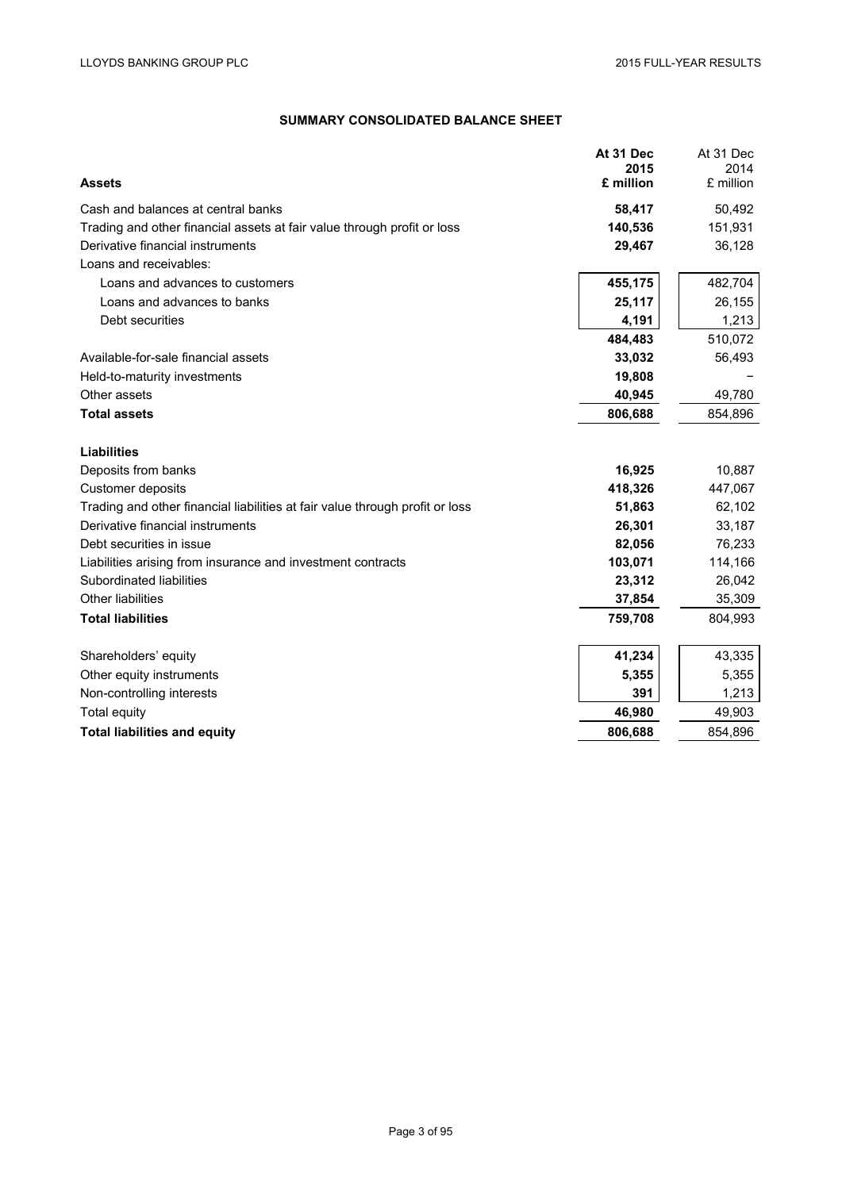## SUMMARY CONSOLIDATED BALANCE SHEET

| Assets | At 31 Dec 2015 £ million | At 31 Dec 2014 £ million |
|---|---|---|
| Cash and balances at central banks | **58,417** | 50,492 |
| Trading and other financial assets at fair value through profit or loss | **140,536** | 151,931 |
| Derivative financial instruments | **29,467** | 36,128 |
| Loans and receivables: | | |
| Loans and advances to customers | **455,175** | 482,704 |
| Loans and advances to banks | **25,117** | 26,155 |
| Debt securities | **4,191** | 1,213 |
| | **484,483** | 510,072 |
| Available-for-sale financial assets | **33,032** | 56,493 |
| Held-to-maturity investments | **19,808** | – |
| Other assets | **40,945** | 49,780 |
| **Total assets** | **806,688** | 854,896 |
| | | |
| **Liabilities** | | |
| Deposits from banks | **16,925** | 10,887 |
| Customer deposits | **418,326** | 447,067 |
| Trading and other financial liabilities at fair value through profit or loss | **51,863** | 62,102 |
| Derivative financial instruments | **26,301** | 33,187 |
| Debt securities in issue | **82,056** | 76,233 |
| Liabilities arising from insurance and investment contracts | **103,071** | 114,166 |
| Subordinated liabilities | **23,312** | 26,042 |
| Other liabilities | **37,854** | 35,309 |
| **Total liabilities** | **759,708** | 804,993 |
| | | |
| Shareholders' equity | **41,234** | 43,335 |
| Other equity instruments | **5,355** | 5,355 |
| Non-controlling interests | **391** | 1,213 |
| Total equity | **46,980** | 49,903 |
| **Total liabilities and equity** | **806,688** | 854,896 |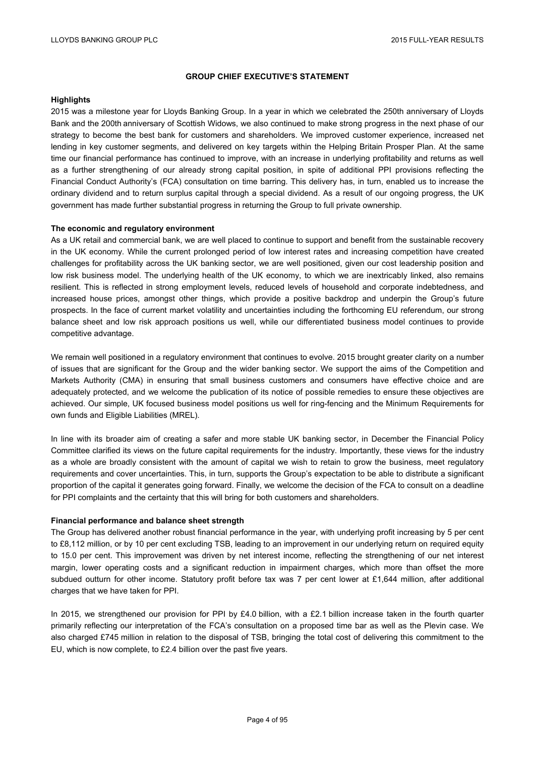## GROUP CHIEF EXECUTIVE'S STATEMENT

### Highlights

2015 was a milestone year for Lloyds Banking Group. In a year in which we celebrated the 250th anniversary of Lloyds Bank and the 200th anniversary of Scottish Widows, we also continued to make strong progress in the next phase of our strategy to become the best bank for customers and shareholders. We improved customer experience, increased net lending in key customer segments, and delivered on key targets within the Helping Britain Prosper Plan. At the same time our financial performance has continued to improve, with an increase in underlying profitability and returns as well as a further strengthening of our already strong capital position, in spite of additional PPI provisions reflecting the Financial Conduct Authority's (FCA) consultation on time barring. This delivery has, in turn, enabled us to increase the ordinary dividend and to return surplus capital through a special dividend. As a result of our ongoing progress, the UK government has made further substantial progress in returning the Group to full private ownership.

### The economic and regulatory environment

As a UK retail and commercial bank, we are well placed to continue to support and benefit from the sustainable recovery in the UK economy. While the current prolonged period of low interest rates and increasing competition have created challenges for profitability across the UK banking sector, we are well positioned, given our cost leadership position and low risk business model. The underlying health of the UK economy, to which we are inextricably linked, also remains resilient. This is reflected in strong employment levels, reduced levels of household and corporate indebtedness, and increased house prices, amongst other things, which provide a positive backdrop and underpin the Group's future prospects. In the face of current market volatility and uncertainties including the forthcoming EU referendum, our strong balance sheet and low risk approach positions us well, while our differentiated business model continues to provide competitive advantage.

We remain well positioned in a regulatory environment that continues to evolve. 2015 brought greater clarity on a number of issues that are significant for the Group and the wider banking sector. We support the aims of the Competition and Markets Authority (CMA) in ensuring that small business customers and consumers have effective choice and are adequately protected, and we welcome the publication of its notice of possible remedies to ensure these objectives are achieved. Our simple, UK focused business model positions us well for ring-fencing and the Minimum Requirements for own funds and Eligible Liabilities (MREL).

In line with its broader aim of creating a safer and more stable UK banking sector, in December the Financial Policy Committee clarified its views on the future capital requirements for the industry. Importantly, these views for the industry as a whole are broadly consistent with the amount of capital we wish to retain to grow the business, meet regulatory requirements and cover uncertainties. This, in turn, supports the Group's expectation to be able to distribute a significant proportion of the capital it generates going forward. Finally, we welcome the decision of the FCA to consult on a deadline for PPI complaints and the certainty that this will bring for both customers and shareholders.

### Financial performance and balance sheet strength

The Group has delivered another robust financial performance in the year, with underlying profit increasing by 5 per cent to £8,112 million, or by 10 per cent excluding TSB, leading to an improvement in our underlying return on required equity to 15.0 per cent. This improvement was driven by net interest income, reflecting the strengthening of our net interest margin, lower operating costs and a significant reduction in impairment charges, which more than offset the more subdued outturn for other income. Statutory profit before tax was 7 per cent lower at £1,644 million, after additional charges that we have taken for PPI.

In 2015, we strengthened our provision for PPI by £4.0 billion, with a £2.1 billion increase taken in the fourth quarter primarily reflecting our interpretation of the FCA's consultation on a proposed time bar as well as the Plevin case. We also charged £745 million in relation to the disposal of TSB, bringing the total cost of delivering this commitment to the EU, which is now complete, to £2.4 billion over the past five years.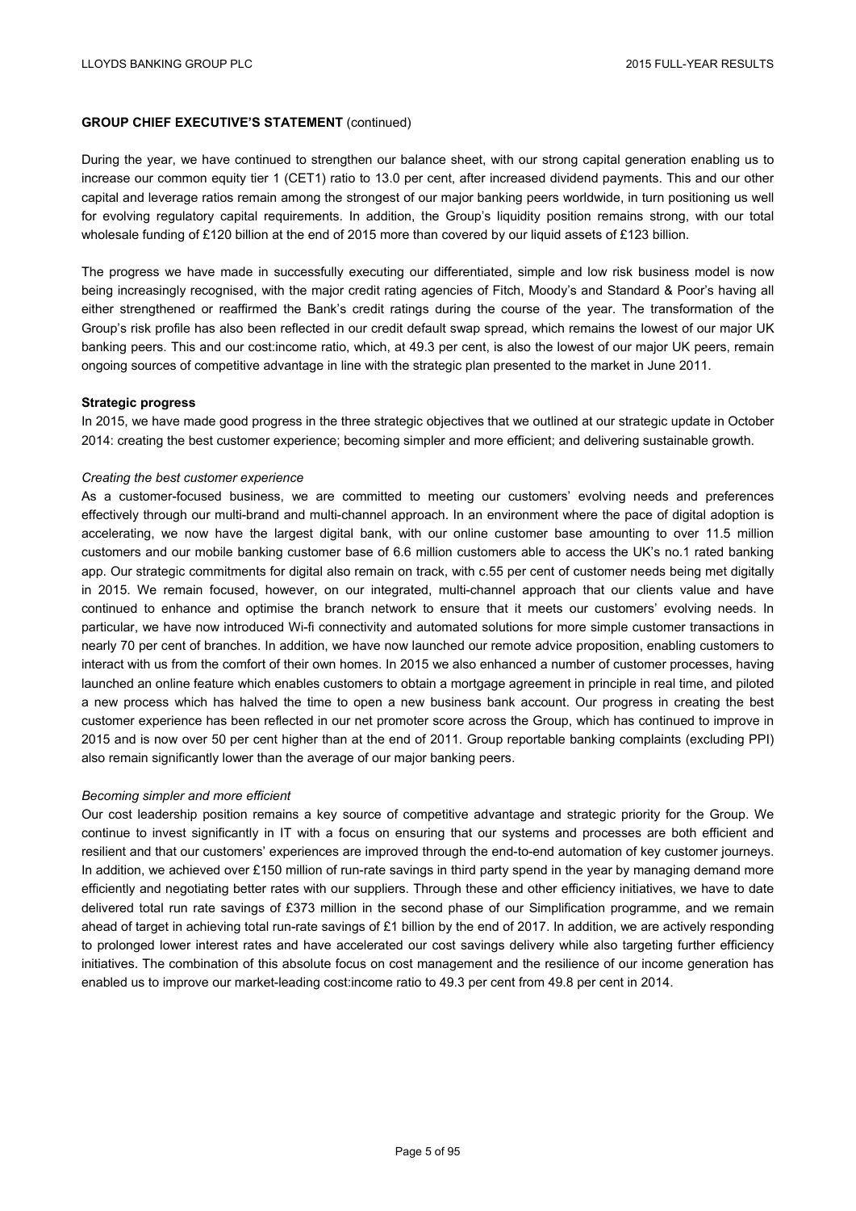## GROUP CHIEF EXECUTIVE'S STATEMENT (continued)

During the year, we have continued to strengthen our balance sheet, with our strong capital generation enabling us to increase our common equity tier 1 (CET1) ratio to 13.0 per cent, after increased dividend payments. This and our other capital and leverage ratios remain among the strongest of our major banking peers worldwide, in turn positioning us well for evolving regulatory capital requirements. In addition, the Group's liquidity position remains strong, with our total wholesale funding of £120 billion at the end of 2015 more than covered by our liquid assets of £123 billion.

The progress we have made in successfully executing our differentiated, simple and low risk business model is now being increasingly recognised, with the major credit rating agencies of Fitch, Moody's and Standard & Poor's having all either strengthened or reaffirmed the Bank's credit ratings during the course of the year. The transformation of the Group's risk profile has also been reflected in our credit default swap spread, which remains the lowest of our major UK banking peers. This and our cost:income ratio, which, at 49.3 per cent, is also the lowest of our major UK peers, remain ongoing sources of competitive advantage in line with the strategic plan presented to the market in June 2011.

### Strategic progress

In 2015, we have made good progress in the three strategic objectives that we outlined at our strategic update in October 2014: creating the best customer experience; becoming simpler and more efficient; and delivering sustainable growth.

*Creating the best customer experience*

As a customer-focused business, we are committed to meeting our customers' evolving needs and preferences effectively through our multi-brand and multi-channel approach. In an environment where the pace of digital adoption is accelerating, we now have the largest digital bank, with our online customer base amounting to over 11.5 million customers and our mobile banking customer base of 6.6 million customers able to access the UK's no.1 rated banking app. Our strategic commitments for digital also remain on track, with c.55 per cent of customer needs being met digitally in 2015. We remain focused, however, on our integrated, multi-channel approach that our clients value and have continued to enhance and optimise the branch network to ensure that it meets our customers' evolving needs. In particular, we have now introduced Wi-fi connectivity and automated solutions for more simple customer transactions in nearly 70 per cent of branches. In addition, we have now launched our remote advice proposition, enabling customers to interact with us from the comfort of their own homes. In 2015 we also enhanced a number of customer processes, having launched an online feature which enables customers to obtain a mortgage agreement in principle in real time, and piloted a new process which has halved the time to open a new business bank account. Our progress in creating the best customer experience has been reflected in our net promoter score across the Group, which has continued to improve in 2015 and is now over 50 per cent higher than at the end of 2011. Group reportable banking complaints (excluding PPI) also remain significantly lower than the average of our major banking peers.

*Becoming simpler and more efficient*

Our cost leadership position remains a key source of competitive advantage and strategic priority for the Group. We continue to invest significantly in IT with a focus on ensuring that our systems and processes are both efficient and resilient and that our customers' experiences are improved through the end-to-end automation of key customer journeys. In addition, we achieved over £150 million of run-rate savings in third party spend in the year by managing demand more efficiently and negotiating better rates with our suppliers. Through these and other efficiency initiatives, we have to date delivered total run rate savings of £373 million in the second phase of our Simplification programme, and we remain ahead of target in achieving total run-rate savings of £1 billion by the end of 2017. In addition, we are actively responding to prolonged lower interest rates and have accelerated our cost savings delivery while also targeting further efficiency initiatives. The combination of this absolute focus on cost management and the resilience of our income generation has enabled us to improve our market-leading cost:income ratio to 49.3 per cent from 49.8 per cent in 2014.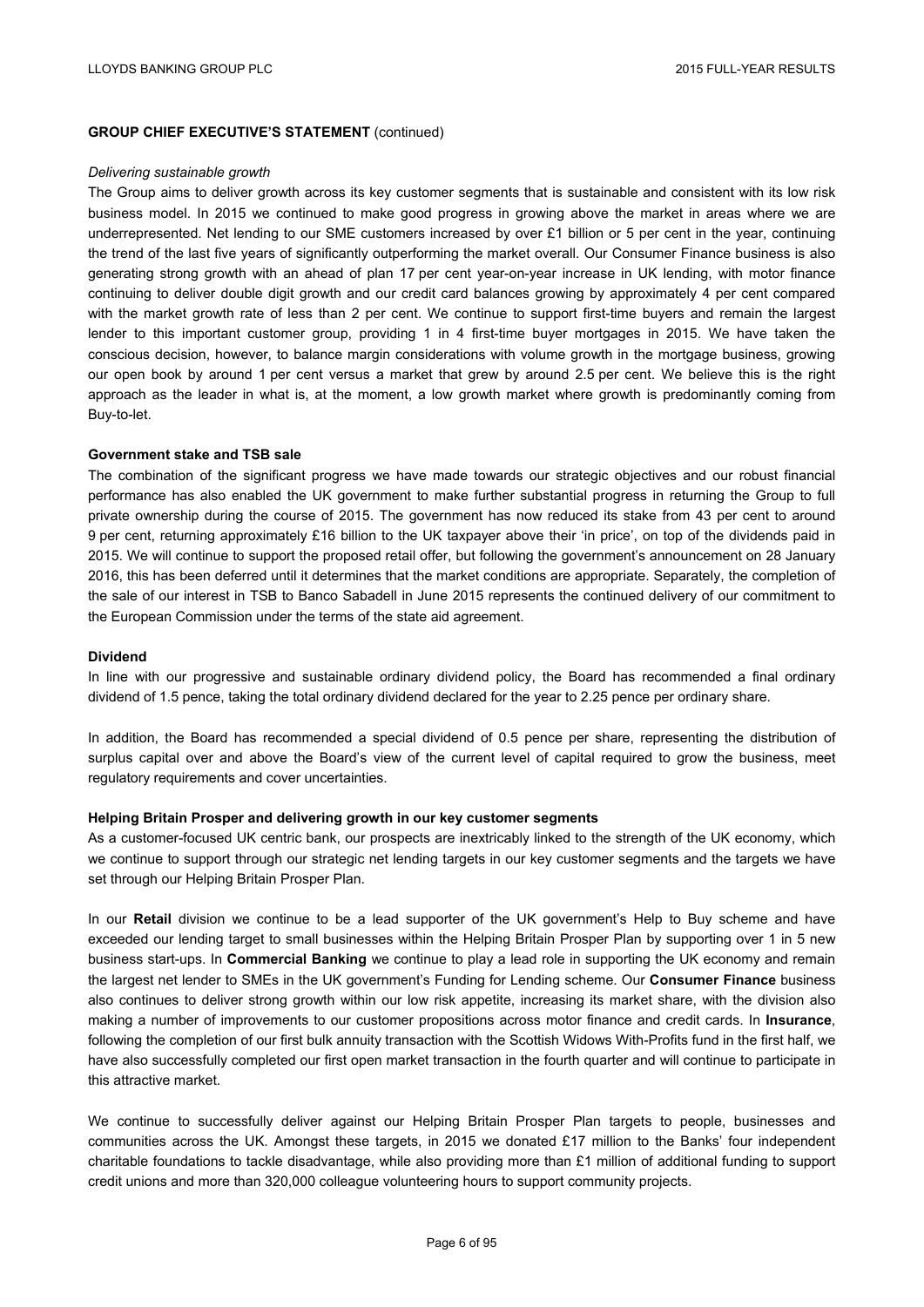**GROUP CHIEF EXECUTIVE'S STATEMENT** (continued)

*Delivering sustainable growth*

The Group aims to deliver growth across its key customer segments that is sustainable and consistent with its low risk business model. In 2015 we continued to make good progress in growing above the market in areas where we are underrepresented. Net lending to our SME customers increased by over £1 billion or 5 per cent in the year, continuing the trend of the last five years of significantly outperforming the market overall. Our Consumer Finance business is also generating strong growth with an ahead of plan 17 per cent year-on-year increase in UK lending, with motor finance continuing to deliver double digit growth and our credit card balances growing by approximately 4 per cent compared with the market growth rate of less than 2 per cent. We continue to support first-time buyers and remain the largest lender to this important customer group, providing 1 in 4 first-time buyer mortgages in 2015. We have taken the conscious decision, however, to balance margin considerations with volume growth in the mortgage business, growing our open book by around 1 per cent versus a market that grew by around 2.5 per cent. We believe this is the right approach as the leader in what is, at the moment, a low growth market where growth is predominantly coming from Buy-to-let.

**Government stake and TSB sale**

The combination of the significant progress we have made towards our strategic objectives and our robust financial performance has also enabled the UK government to make further substantial progress in returning the Group to full private ownership during the course of 2015. The government has now reduced its stake from 43 per cent to around 9 per cent, returning approximately £16 billion to the UK taxpayer above their 'in price', on top of the dividends paid in 2015. We will continue to support the proposed retail offer, but following the government's announcement on 28 January 2016, this has been deferred until it determines that the market conditions are appropriate. Separately, the completion of the sale of our interest in TSB to Banco Sabadell in June 2015 represents the continued delivery of our commitment to the European Commission under the terms of the state aid agreement.

**Dividend**

In line with our progressive and sustainable ordinary dividend policy, the Board has recommended a final ordinary dividend of 1.5 pence, taking the total ordinary dividend declared for the year to 2.25 pence per ordinary share.

In addition, the Board has recommended a special dividend of 0.5 pence per share, representing the distribution of surplus capital over and above the Board's view of the current level of capital required to grow the business, meet regulatory requirements and cover uncertainties.

**Helping Britain Prosper and delivering growth in our key customer segments**

As a customer-focused UK centric bank, our prospects are inextricably linked to the strength of the UK economy, which we continue to support through our strategic net lending targets in our key customer segments and the targets we have set through our Helping Britain Prosper Plan.

In our **Retail** division we continue to be a lead supporter of the UK government's Help to Buy scheme and have exceeded our lending target to small businesses within the Helping Britain Prosper Plan by supporting over 1 in 5 new business start-ups. In **Commercial Banking** we continue to play a lead role in supporting the UK economy and remain the largest net lender to SMEs in the UK government's Funding for Lending scheme. Our **Consumer Finance** business also continues to deliver strong growth within our low risk appetite, increasing its market share, with the division also making a number of improvements to our customer propositions across motor finance and credit cards. In **Insurance**, following the completion of our first bulk annuity transaction with the Scottish Widows With-Profits fund in the first half, we have also successfully completed our first open market transaction in the fourth quarter and will continue to participate in this attractive market.

We continue to successfully deliver against our Helping Britain Prosper Plan targets to people, businesses and communities across the UK. Amongst these targets, in 2015 we donated £17 million to the Banks' four independent charitable foundations to tackle disadvantage, while also providing more than £1 million of additional funding to support credit unions and more than 320,000 colleague volunteering hours to support community projects.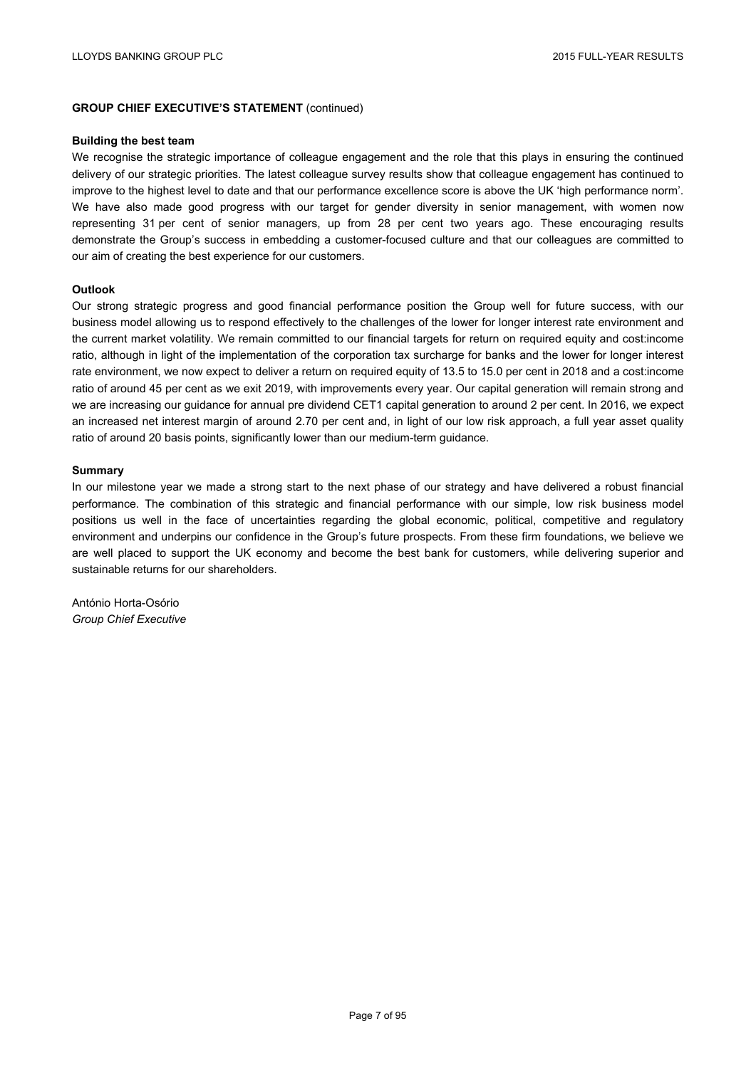**GROUP CHIEF EXECUTIVE'S STATEMENT** (continued)

**Building the best team**

We recognise the strategic importance of colleague engagement and the role that this plays in ensuring the continued delivery of our strategic priorities. The latest colleague survey results show that colleague engagement has continued to improve to the highest level to date and that our performance excellence score is above the UK 'high performance norm'. We have also made good progress with our target for gender diversity in senior management, with women now representing 31 per cent of senior managers, up from 28 per cent two years ago. These encouraging results demonstrate the Group's success in embedding a customer-focused culture and that our colleagues are committed to our aim of creating the best experience for our customers.

**Outlook**

Our strong strategic progress and good financial performance position the Group well for future success, with our business model allowing us to respond effectively to the challenges of the lower for longer interest rate environment and the current market volatility. We remain committed to our financial targets for return on required equity and cost:income ratio, although in light of the implementation of the corporation tax surcharge for banks and the lower for longer interest rate environment, we now expect to deliver a return on required equity of 13.5 to 15.0 per cent in 2018 and a cost:income ratio of around 45 per cent as we exit 2019, with improvements every year. Our capital generation will remain strong and we are increasing our guidance for annual pre dividend CET1 capital generation to around 2 per cent. In 2016, we expect an increased net interest margin of around 2.70 per cent and, in light of our low risk approach, a full year asset quality ratio of around 20 basis points, significantly lower than our medium-term guidance.

**Summary**

In our milestone year we made a strong start to the next phase of our strategy and have delivered a robust financial performance. The combination of this strategic and financial performance with our simple, low risk business model positions us well in the face of uncertainties regarding the global economic, political, competitive and regulatory environment and underpins our confidence in the Group's future prospects. From these firm foundations, we believe we are well placed to support the UK economy and become the best bank for customers, while delivering superior and sustainable returns for our shareholders.

António Horta-Osório
*Group Chief Executive*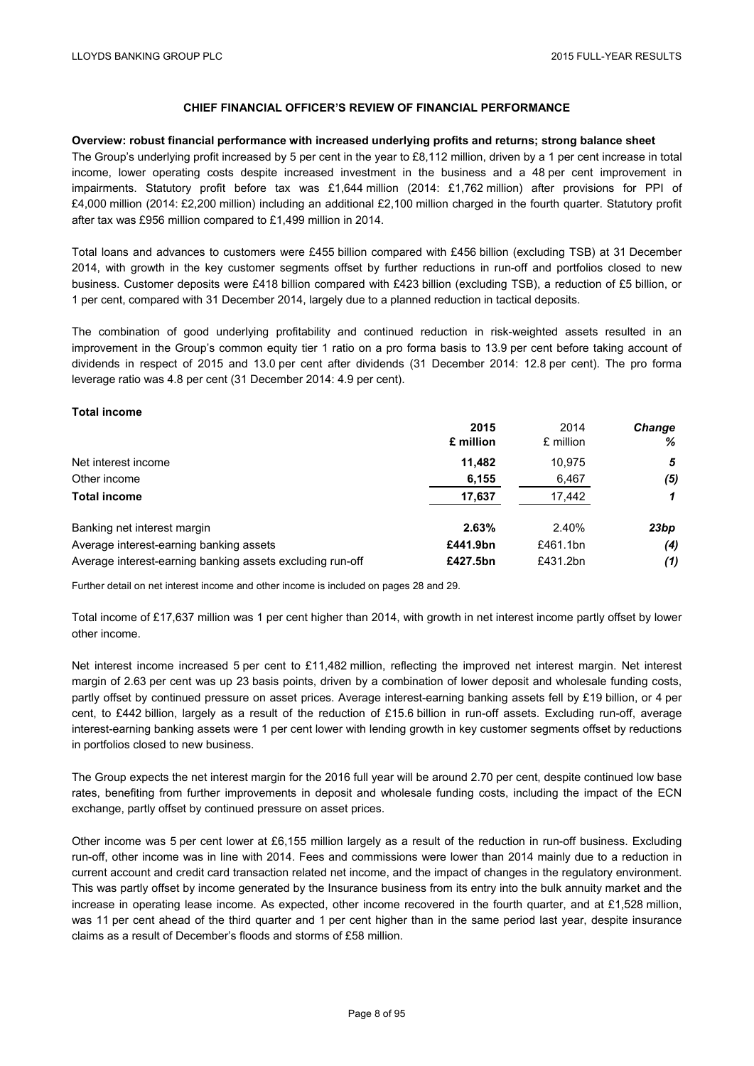## CHIEF FINANCIAL OFFICER'S REVIEW OF FINANCIAL PERFORMANCE

**Overview: robust financial performance with increased underlying profits and returns; strong balance sheet**

The Group's underlying profit increased by 5 per cent in the year to £8,112 million, driven by a 1 per cent increase in total income, lower operating costs despite increased investment in the business and a 48 per cent improvement in impairments. Statutory profit before tax was £1,644 million (2014: £1,762 million) after provisions for PPI of £4,000 million (2014: £2,200 million) including an additional £2,100 million charged in the fourth quarter. Statutory profit after tax was £956 million compared to £1,499 million in 2014.

Total loans and advances to customers were £455 billion compared with £456 billion (excluding TSB) at 31 December 2014, with growth in the key customer segments offset by further reductions in run-off and portfolios closed to new business. Customer deposits were £418 billion compared with £423 billion (excluding TSB), a reduction of £5 billion, or 1 per cent, compared with 31 December 2014, largely due to a planned reduction in tactical deposits.

The combination of good underlying profitability and continued reduction in risk-weighted assets resulted in an improvement in the Group's common equity tier 1 ratio on a pro forma basis to 13.9 per cent before taking account of dividends in respect of 2015 and 13.0 per cent after dividends (31 December 2014: 12.8 per cent). The pro forma leverage ratio was 4.8 per cent (31 December 2014: 4.9 per cent).

**Total income**

| | **2015** | 2014 | ***Change*** |
|---|---|---|---|
| | **£ million** | £ million | ***%*** |
| Net interest income | **11,482** | 10,975 | ***5*** |
| Other income | **6,155** | 6,467 | ***(5)*** |
| **Total income** | **17,637** | 17,442 | ***1*** |
| | | | |
| Banking net interest margin | **2.63%** | 2.40% | ***23bp*** |
| Average interest-earning banking assets | **£441.9bn** | £461.1bn | ***(4)*** |
| Average interest-earning banking assets excluding run-off | **£427.5bn** | £431.2bn | ***(1)*** |

Further detail on net interest income and other income is included on pages 28 and 29.

Total income of £17,637 million was 1 per cent higher than 2014, with growth in net interest income partly offset by lower other income.

Net interest income increased 5 per cent to £11,482 million, reflecting the improved net interest margin. Net interest margin of 2.63 per cent was up 23 basis points, driven by a combination of lower deposit and wholesale funding costs, partly offset by continued pressure on asset prices. Average interest-earning banking assets fell by £19 billion, or 4 per cent, to £442 billion, largely as a result of the reduction of £15.6 billion in run-off assets. Excluding run-off, average interest-earning banking assets were 1 per cent lower with lending growth in key customer segments offset by reductions in portfolios closed to new business.

The Group expects the net interest margin for the 2016 full year will be around 2.70 per cent, despite continued low base rates, benefiting from further improvements in deposit and wholesale funding costs, including the impact of the ECN exchange, partly offset by continued pressure on asset prices.

Other income was 5 per cent lower at £6,155 million largely as a result of the reduction in run-off business. Excluding run-off, other income was in line with 2014. Fees and commissions were lower than 2014 mainly due to a reduction in current account and credit card transaction related net income, and the impact of changes in the regulatory environment. This was partly offset by income generated by the Insurance business from its entry into the bulk annuity market and the increase in operating lease income. As expected, other income recovered in the fourth quarter, and at £1,528 million, was 11 per cent ahead of the third quarter and 1 per cent higher than in the same period last year, despite insurance claims as a result of December's floods and storms of £58 million.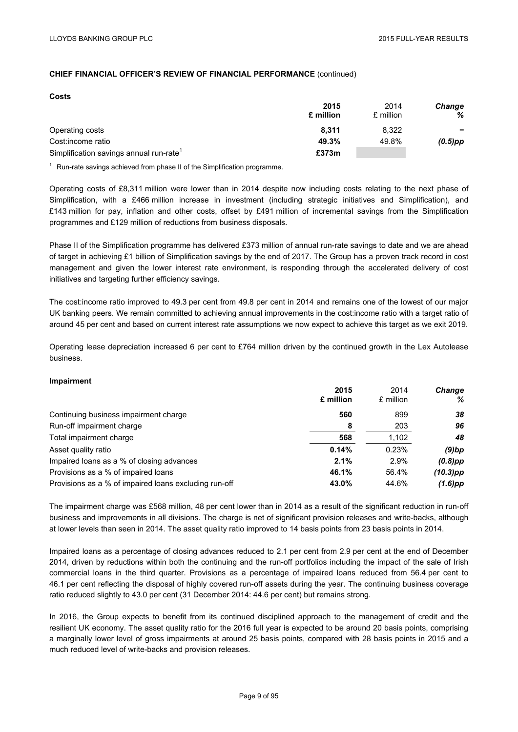**CHIEF FINANCIAL OFFICER'S REVIEW OF FINANCIAL PERFORMANCE** (continued)

**Costs**

| | **2015 £ million** | 2014 £ million | ***Change %*** |
|---|---|---|---|
| Operating costs | **8,311** | 8,322 | **–** |
| Cost:income ratio | **49.3%** | 49.8% | ***(0.5)pp*** |
| Simplification savings annual run-rate[1] | **£373m** | | |

[1] Run-rate savings achieved from phase II of the Simplification programme.

Operating costs of £8,311 million were lower than in 2014 despite now including costs relating to the next phase of Simplification, with a £466 million increase in investment (including strategic initiatives and Simplification), and £143 million for pay, inflation and other costs, offset by £491 million of incremental savings from the Simplification programmes and £129 million of reductions from business disposals.

Phase II of the Simplification programme has delivered £373 million of annual run-rate savings to date and we are ahead of target in achieving £1 billion of Simplification savings by the end of 2017. The Group has a proven track record in cost management and given the lower interest rate environment, is responding through the accelerated delivery of cost initiatives and targeting further efficiency savings.

The cost:income ratio improved to 49.3 per cent from 49.8 per cent in 2014 and remains one of the lowest of our major UK banking peers. We remain committed to achieving annual improvements in the cost:income ratio with a target ratio of around 45 per cent and based on current interest rate assumptions we now expect to achieve this target as we exit 2019.

Operating lease depreciation increased 6 per cent to £764 million driven by the continued growth in the Lex Autolease business.

**Impairment**

| | **2015 £ million** | 2014 £ million | ***Change %*** |
|---|---|---|---|
| Continuing business impairment charge | **560** | 899 | ***38*** |
| Run-off impairment charge | **8** | 203 | ***96*** |
| Total impairment charge | **568** | 1,102 | ***48*** |
| Asset quality ratio | **0.14%** | 0.23% | ***(9)bp*** |
| Impaired loans as a % of closing advances | **2.1%** | 2.9% | ***(0.8)pp*** |
| Provisions as a % of impaired loans | **46.1%** | 56.4% | ***(10.3)pp*** |
| Provisions as a % of impaired loans excluding run-off | **43.0%** | 44.6% | ***(1.6)pp*** |

The impairment charge was £568 million, 48 per cent lower than in 2014 as a result of the significant reduction in run-off business and improvements in all divisions. The charge is net of significant provision releases and write-backs, although at lower levels than seen in 2014. The asset quality ratio improved to 14 basis points from 23 basis points in 2014.

Impaired loans as a percentage of closing advances reduced to 2.1 per cent from 2.9 per cent at the end of December 2014, driven by reductions within both the continuing and the run-off portfolios including the impact of the sale of Irish commercial loans in the third quarter. Provisions as a percentage of impaired loans reduced from 56.4 per cent to 46.1 per cent reflecting the disposal of highly covered run-off assets during the year. The continuing business coverage ratio reduced slightly to 43.0 per cent (31 December 2014: 44.6 per cent) but remains strong.

In 2016, the Group expects to benefit from its continued disciplined approach to the management of credit and the resilient UK economy. The asset quality ratio for the 2016 full year is expected to be around 20 basis points, comprising a marginally lower level of gross impairments at around 25 basis points, compared with 28 basis points in 2015 and a much reduced level of write-backs and provision releases.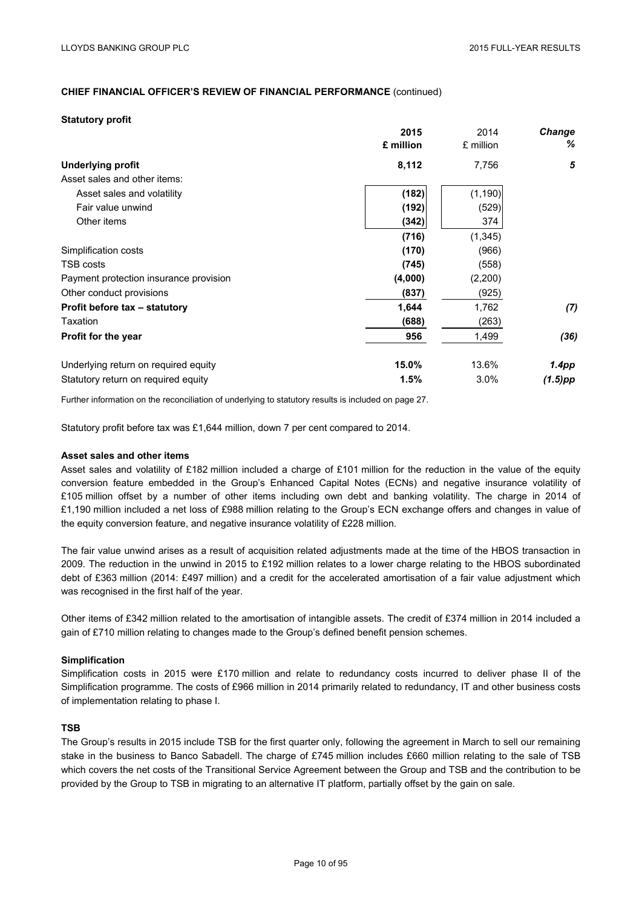**CHIEF FINANCIAL OFFICER'S REVIEW OF FINANCIAL PERFORMANCE** (continued)

**Statutory profit**

| | **2015 £ million** | 2014 £ million | *Change %* |
|---|---|---|---|
| **Underlying profit** | **8,112** | 7,756 | ***5*** |
| Asset sales and other items: | | | |
| Asset sales and volatility | **(182)** | (1,190) | |
| Fair value unwind | **(192)** | (529) | |
| Other items | **(342)** | 374 | |
| | **(716)** | (1,345) | |
| Simplification costs | **(170)** | (966) | |
| TSB costs | **(745)** | (558) | |
| Payment protection insurance provision | **(4,000)** | (2,200) | |
| Other conduct provisions | **(837)** | (925) | |
| **Profit before tax – statutory** | **1,644** | 1,762 | ***(7)*** |
| Taxation | **(688)** | (263) | |
| **Profit for the year** | **956** | 1,499 | ***(36)*** |
| | | | |
| Underlying return on required equity | **15.0%** | 13.6% | ***1.4pp*** |
| Statutory return on required equity | **1.5%** | 3.0% | ***(1.5)pp*** |

Further information on the reconciliation of underlying to statutory results is included on page 27.

Statutory profit before tax was £1,644 million, down 7 per cent compared to 2014.

**Asset sales and other items**

Asset sales and volatility of £182 million included a charge of £101 million for the reduction in the value of the equity conversion feature embedded in the Group's Enhanced Capital Notes (ECNs) and negative insurance volatility of £105 million offset by a number of other items including own debt and banking volatility. The charge in 2014 of £1,190 million included a net loss of £988 million relating to the Group's ECN exchange offers and changes in value of the equity conversion feature, and negative insurance volatility of £228 million.

The fair value unwind arises as a result of acquisition related adjustments made at the time of the HBOS transaction in 2009. The reduction in the unwind in 2015 to £192 million relates to a lower charge relating to the HBOS subordinated debt of £363 million (2014: £497 million) and a credit for the accelerated amortisation of a fair value adjustment which was recognised in the first half of the year.

Other items of £342 million related to the amortisation of intangible assets. The credit of £374 million in 2014 included a gain of £710 million relating to changes made to the Group's defined benefit pension schemes.

**Simplification**

Simplification costs in 2015 were £170 million and relate to redundancy costs incurred to deliver phase II of the Simplification programme. The costs of £966 million in 2014 primarily related to redundancy, IT and other business costs of implementation relating to phase I.

**TSB**

The Group's results in 2015 include TSB for the first quarter only, following the agreement in March to sell our remaining stake in the business to Banco Sabadell. The charge of £745 million includes £660 million relating to the sale of TSB which covers the net costs of the Transitional Service Agreement between the Group and TSB and the contribution to be provided by the Group to TSB in migrating to an alternative IT platform, partially offset by the gain on sale.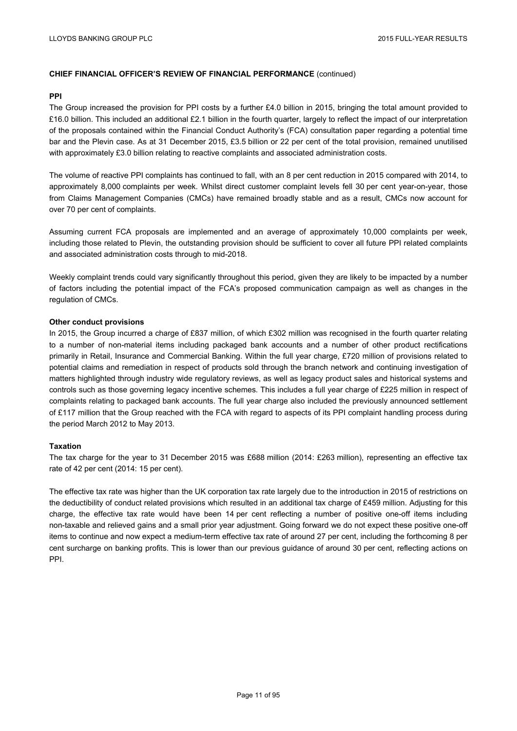**CHIEF FINANCIAL OFFICER'S REVIEW OF FINANCIAL PERFORMANCE** (continued)

**PPI**

The Group increased the provision for PPI costs by a further £4.0 billion in 2015, bringing the total amount provided to £16.0 billion. This included an additional £2.1 billion in the fourth quarter, largely to reflect the impact of our interpretation of the proposals contained within the Financial Conduct Authority's (FCA) consultation paper regarding a potential time bar and the Plevin case. As at 31 December 2015, £3.5 billion or 22 per cent of the total provision, remained unutilised with approximately £3.0 billion relating to reactive complaints and associated administration costs.

The volume of reactive PPI complaints has continued to fall, with an 8 per cent reduction in 2015 compared with 2014, to approximately 8,000 complaints per week. Whilst direct customer complaint levels fell 30 per cent year-on-year, those from Claims Management Companies (CMCs) have remained broadly stable and as a result, CMCs now account for over 70 per cent of complaints.

Assuming current FCA proposals are implemented and an average of approximately 10,000 complaints per week, including those related to Plevin, the outstanding provision should be sufficient to cover all future PPI related complaints and associated administration costs through to mid-2018.

Weekly complaint trends could vary significantly throughout this period, given they are likely to be impacted by a number of factors including the potential impact of the FCA's proposed communication campaign as well as changes in the regulation of CMCs.

**Other conduct provisions**

In 2015, the Group incurred a charge of £837 million, of which £302 million was recognised in the fourth quarter relating to a number of non-material items including packaged bank accounts and a number of other product rectifications primarily in Retail, Insurance and Commercial Banking. Within the full year charge, £720 million of provisions related to potential claims and remediation in respect of products sold through the branch network and continuing investigation of matters highlighted through industry wide regulatory reviews, as well as legacy product sales and historical systems and controls such as those governing legacy incentive schemes. This includes a full year charge of £225 million in respect of complaints relating to packaged bank accounts. The full year charge also included the previously announced settlement of £117 million that the Group reached with the FCA with regard to aspects of its PPI complaint handling process during the period March 2012 to May 2013.

**Taxation**

The tax charge for the year to 31 December 2015 was £688 million (2014: £263 million), representing an effective tax rate of 42 per cent (2014: 15 per cent).

The effective tax rate was higher than the UK corporation tax rate largely due to the introduction in 2015 of restrictions on the deductibility of conduct related provisions which resulted in an additional tax charge of £459 million. Adjusting for this charge, the effective tax rate would have been 14 per cent reflecting a number of positive one-off items including non-taxable and relieved gains and a small prior year adjustment. Going forward we do not expect these positive one-off items to continue and now expect a medium-term effective tax rate of around 27 per cent, including the forthcoming 8 per cent surcharge on banking profits. This is lower than our previous guidance of around 30 per cent, reflecting actions on PPI.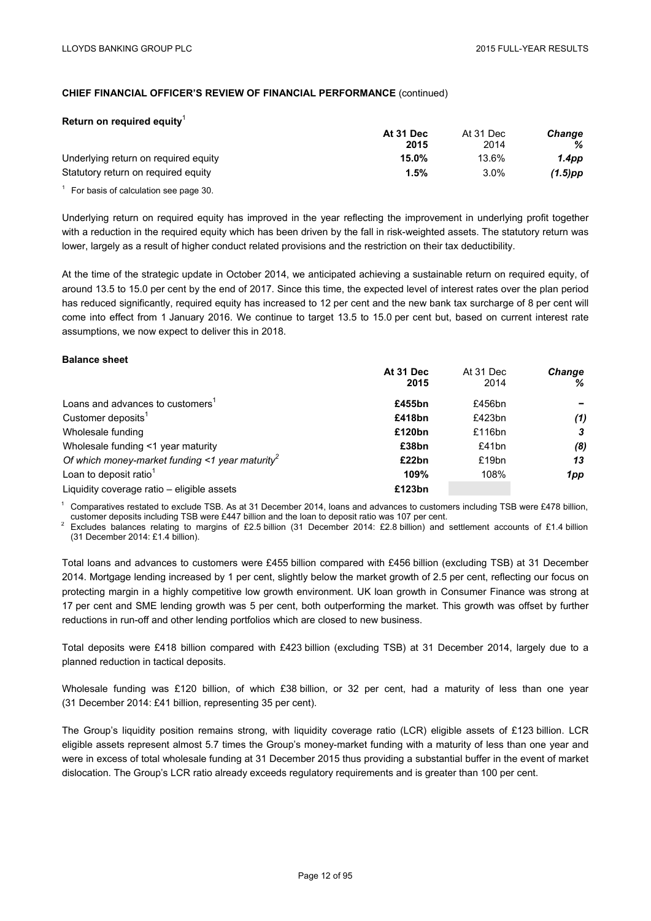## CHIEF FINANCIAL OFFICER'S REVIEW OF FINANCIAL PERFORMANCE (continued)

### Return on required equity[1]

| | At 31 Dec 2015 | At 31 Dec 2014 | Change % |
|---|---|---|---|
| Underlying return on required equity | **15.0%** | 13.6% | ***1.4pp*** |
| Statutory return on required equity | **1.5%** | 3.0% | ***(1.5)pp*** |

[1] For basis of calculation see page 30.

Underlying return on required equity has improved in the year reflecting the improvement in underlying profit together with a reduction in the required equity which has been driven by the fall in risk-weighted assets. The statutory return was lower, largely as a result of higher conduct related provisions and the restriction on their tax deductibility.

At the time of the strategic update in October 2014, we anticipated achieving a sustainable return on required equity, of around 13.5 to 15.0 per cent by the end of 2017. Since this time, the expected level of interest rates over the plan period has reduced significantly, required equity has increased to 12 per cent and the new bank tax surcharge of 8 per cent will come into effect from 1 January 2016. We continue to target 13.5 to 15.0 per cent but, based on current interest rate assumptions, we now expect to deliver this in 2018.

### Balance sheet

| | At 31 Dec 2015 | At 31 Dec 2014 | Change % |
|---|---|---|---|
| Loans and advances to customers[1] | **£455bn** | £456bn | **–** |
| Customer deposits[1] | **£418bn** | £423bn | ***(1)*** |
| Wholesale funding | **£120bn** | £116bn | ***3*** |
| Wholesale funding <1 year maturity | **£38bn** | £41bn | ***(8)*** |
| *Of which money-market funding <1 year maturity*[2] | **£22bn** | £19bn | ***13*** |
| Loan to deposit ratio[1] | **109%** | 108% | ***1pp*** |
| Liquidity coverage ratio – eligible assets | **£123bn** | | |

[1] Comparatives restated to exclude TSB. As at 31 December 2014, loans and advances to customers including TSB were £478 billion, customer deposits including TSB were £447 billion and the loan to deposit ratio was 107 per cent.

[2] Excludes balances relating to margins of £2.5 billion (31 December 2014: £2.8 billion) and settlement accounts of £1.4 billion (31 December 2014: £1.4 billion).

Total loans and advances to customers were £455 billion compared with £456 billion (excluding TSB) at 31 December 2014. Mortgage lending increased by 1 per cent, slightly below the market growth of 2.5 per cent, reflecting our focus on protecting margin in a highly competitive low growth environment. UK loan growth in Consumer Finance was strong at 17 per cent and SME lending growth was 5 per cent, both outperforming the market. This growth was offset by further reductions in run-off and other lending portfolios which are closed to new business.

Total deposits were £418 billion compared with £423 billion (excluding TSB) at 31 December 2014, largely due to a planned reduction in tactical deposits.

Wholesale funding was £120 billion, of which £38 billion, or 32 per cent, had a maturity of less than one year (31 December 2014: £41 billion, representing 35 per cent).

The Group's liquidity position remains strong, with liquidity coverage ratio (LCR) eligible assets of £123 billion. LCR eligible assets represent almost 5.7 times the Group's money-market funding with a maturity of less than one year and were in excess of total wholesale funding at 31 December 2015 thus providing a substantial buffer in the event of market dislocation. The Group's LCR ratio already exceeds regulatory requirements and is greater than 100 per cent.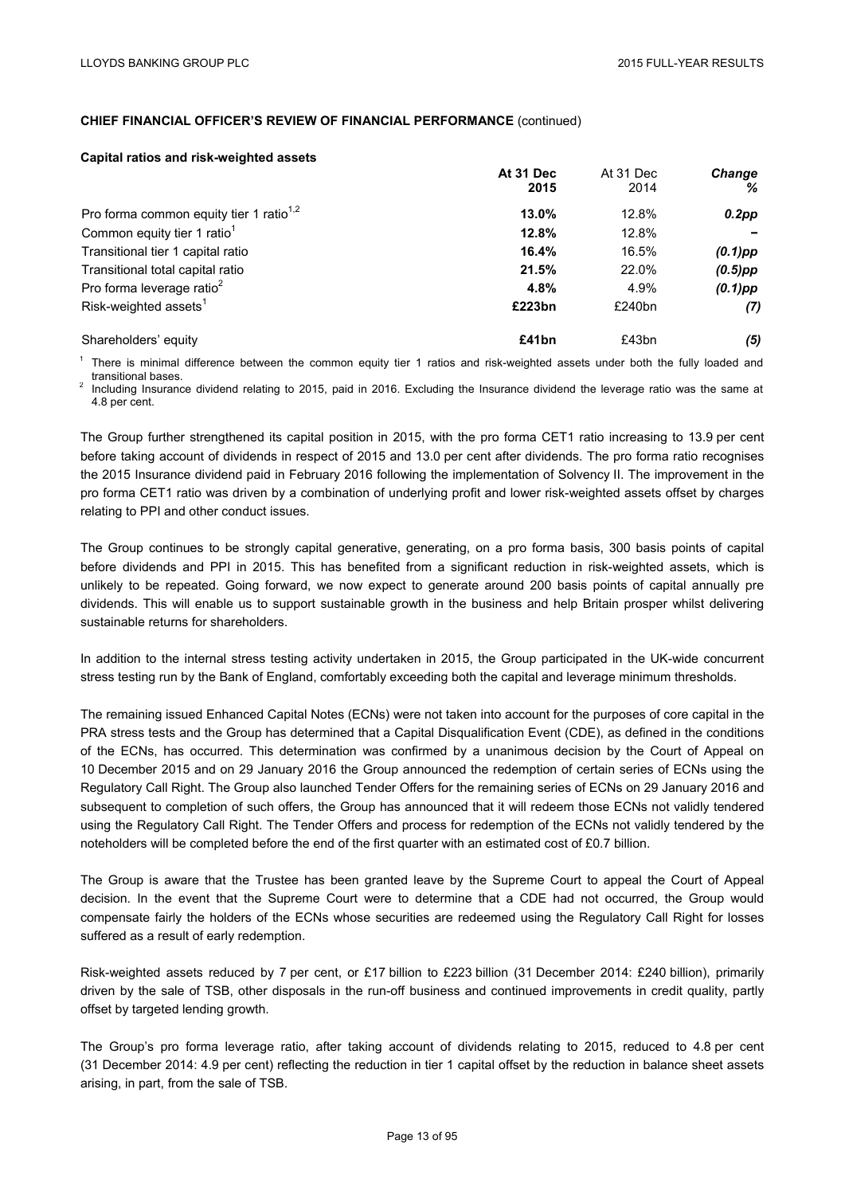**CHIEF FINANCIAL OFFICER'S REVIEW OF FINANCIAL PERFORMANCE** (continued)

**Capital ratios and risk-weighted assets**

| | **At 31 Dec 2015** | At 31 Dec 2014 | ***Change %*** |
|---|---|---|---|
| Pro forma common equity tier 1 ratio[1,2] | **13.0%** | 12.8% | ***0.2pp*** |
| Common equity tier 1 ratio[1] | **12.8%** | 12.8% | ***–*** |
| Transitional tier 1 capital ratio | **16.4%** | 16.5% | ***(0.1)pp*** |
| Transitional total capital ratio | **21.5%** | 22.0% | ***(0.5)pp*** |
| Pro forma leverage ratio[2] | **4.8%** | 4.9% | ***(0.1)pp*** |
| Risk-weighted assets[1] | **£223bn** | £240bn | ***(7)*** |
| Shareholders' equity | **£41bn** | £43bn | ***(5)*** |

[1] There is minimal difference between the common equity tier 1 ratios and risk-weighted assets under both the fully loaded and transitional bases.
[2] Including Insurance dividend relating to 2015, paid in 2016. Excluding the Insurance dividend the leverage ratio was the same at 4.8 per cent.

The Group further strengthened its capital position in 2015, with the pro forma CET1 ratio increasing to 13.9 per cent before taking account of dividends in respect of 2015 and 13.0 per cent after dividends. The pro forma ratio recognises the 2015 Insurance dividend paid in February 2016 following the implementation of Solvency II. The improvement in the pro forma CET1 ratio was driven by a combination of underlying profit and lower risk-weighted assets offset by charges relating to PPI and other conduct issues.

The Group continues to be strongly capital generative, generating, on a pro forma basis, 300 basis points of capital before dividends and PPI in 2015. This has benefited from a significant reduction in risk-weighted assets, which is unlikely to be repeated. Going forward, we now expect to generate around 200 basis points of capital annually pre dividends. This will enable us to support sustainable growth in the business and help Britain prosper whilst delivering sustainable returns for shareholders.

In addition to the internal stress testing activity undertaken in 2015, the Group participated in the UK-wide concurrent stress testing run by the Bank of England, comfortably exceeding both the capital and leverage minimum thresholds.

The remaining issued Enhanced Capital Notes (ECNs) were not taken into account for the purposes of core capital in the PRA stress tests and the Group has determined that a Capital Disqualification Event (CDE), as defined in the conditions of the ECNs, has occurred. This determination was confirmed by a unanimous decision by the Court of Appeal on 10 December 2015 and on 29 January 2016 the Group announced the redemption of certain series of ECNs using the Regulatory Call Right. The Group also launched Tender Offers for the remaining series of ECNs on 29 January 2016 and subsequent to completion of such offers, the Group has announced that it will redeem those ECNs not validly tendered using the Regulatory Call Right. The Tender Offers and process for redemption of the ECNs not validly tendered by the noteholders will be completed before the end of the first quarter with an estimated cost of £0.7 billion.

The Group is aware that the Trustee has been granted leave by the Supreme Court to appeal the Court of Appeal decision. In the event that the Supreme Court were to determine that a CDE had not occurred, the Group would compensate fairly the holders of the ECNs whose securities are redeemed using the Regulatory Call Right for losses suffered as a result of early redemption.

Risk-weighted assets reduced by 7 per cent, or £17 billion to £223 billion (31 December 2014: £240 billion), primarily driven by the sale of TSB, other disposals in the run-off business and continued improvements in credit quality, partly offset by targeted lending growth.

The Group's pro forma leverage ratio, after taking account of dividends relating to 2015, reduced to 4.8 per cent (31 December 2014: 4.9 per cent) reflecting the reduction in tier 1 capital offset by the reduction in balance sheet assets arising, in part, from the sale of TSB.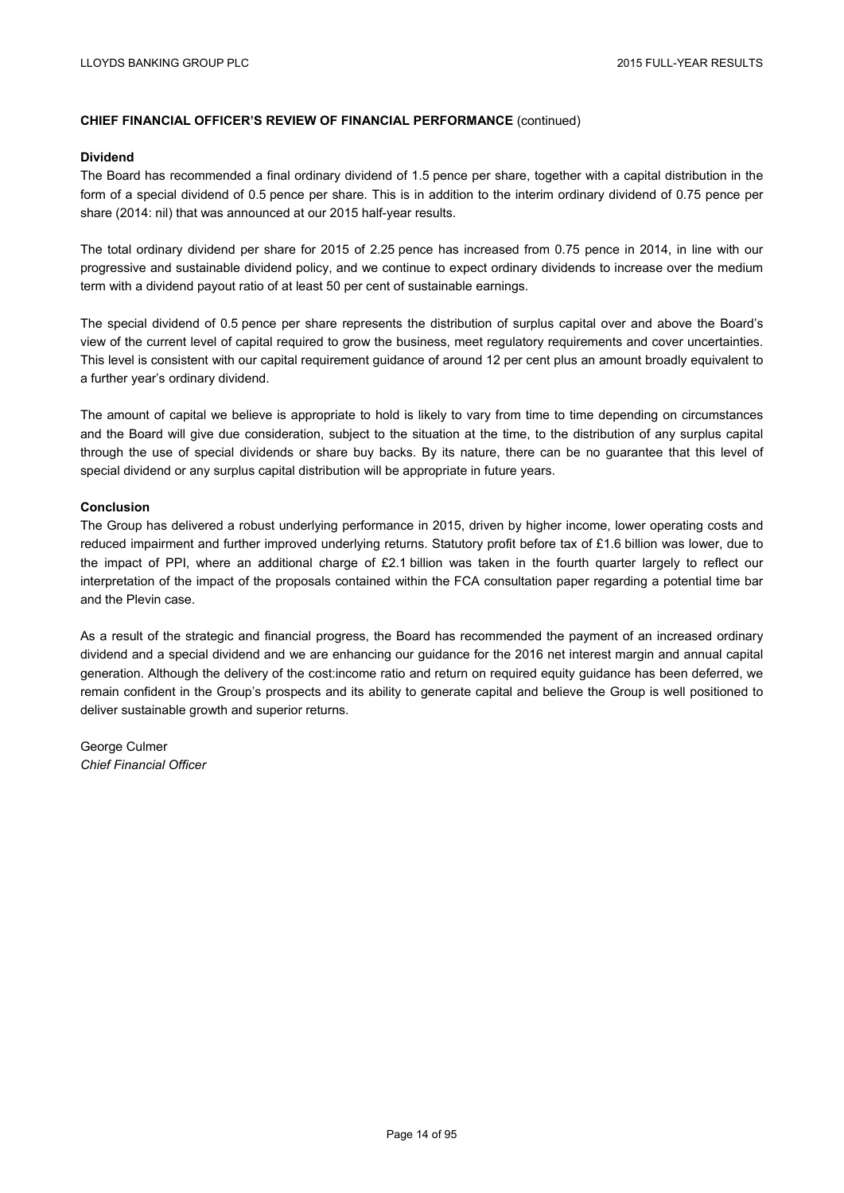**CHIEF FINANCIAL OFFICER'S REVIEW OF FINANCIAL PERFORMANCE** (continued)

**Dividend**

The Board has recommended a final ordinary dividend of 1.5 pence per share, together with a capital distribution in the form of a special dividend of 0.5 pence per share. This is in addition to the interim ordinary dividend of 0.75 pence per share (2014: nil) that was announced at our 2015 half-year results.

The total ordinary dividend per share for 2015 of 2.25 pence has increased from 0.75 pence in 2014, in line with our progressive and sustainable dividend policy, and we continue to expect ordinary dividends to increase over the medium term with a dividend payout ratio of at least 50 per cent of sustainable earnings.

The special dividend of 0.5 pence per share represents the distribution of surplus capital over and above the Board's view of the current level of capital required to grow the business, meet regulatory requirements and cover uncertainties. This level is consistent with our capital requirement guidance of around 12 per cent plus an amount broadly equivalent to a further year's ordinary dividend.

The amount of capital we believe is appropriate to hold is likely to vary from time to time depending on circumstances and the Board will give due consideration, subject to the situation at the time, to the distribution of any surplus capital through the use of special dividends or share buy backs. By its nature, there can be no guarantee that this level of special dividend or any surplus capital distribution will be appropriate in future years.

**Conclusion**

The Group has delivered a robust underlying performance in 2015, driven by higher income, lower operating costs and reduced impairment and further improved underlying returns. Statutory profit before tax of £1.6 billion was lower, due to the impact of PPI, where an additional charge of £2.1 billion was taken in the fourth quarter largely to reflect our interpretation of the impact of the proposals contained within the FCA consultation paper regarding a potential time bar and the Plevin case.

As a result of the strategic and financial progress, the Board has recommended the payment of an increased ordinary dividend and a special dividend and we are enhancing our guidance for the 2016 net interest margin and annual capital generation. Although the delivery of the cost:income ratio and return on required equity guidance has been deferred, we remain confident in the Group's prospects and its ability to generate capital and believe the Group is well positioned to deliver sustainable growth and superior returns.

George Culmer
*Chief Financial Officer*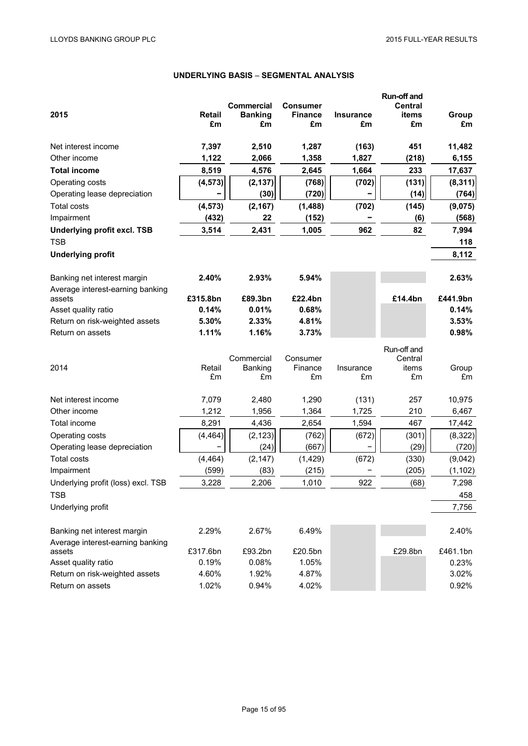## UNDERLYING BASIS – SEGMENTAL ANALYSIS

| **2015** | **Retail £m** | **Commercial Banking £m** | **Consumer Finance £m** | **Insurance £m** | **Run-off and Central items £m** | **Group £m** |
|---|---|---|---|---|---|---|
| Net interest income | **7,397** | **2,510** | **1,287** | **(163)** | **451** | **11,482** |
| Other income | **1,122** | **2,066** | **1,358** | **1,827** | **(218)** | **6,155** |
| **Total income** | **8,519** | **4,576** | **2,645** | **1,664** | **233** | **17,637** |
| Operating costs | **(4,573)** | **(2,137)** | **(768)** | **(702)** | **(131)** | **(8,311)** |
| Operating lease depreciation | **–** | **(30)** | **(720)** | **–** | **(14)** | **(764)** |
| Total costs | **(4,573)** | **(2,167)** | **(1,488)** | **(702)** | **(145)** | **(9,075)** |
| Impairment | **(432)** | **22** | **(152)** | **–** | **(6)** | **(568)** |
| **Underlying profit excl. TSB** | **3,514** | **2,431** | **1,005** | **962** | **82** | **7,994** |
| TSB | | | | | | **118** |
| **Underlying profit** | | | | | | **8,112** |
| | | | | | | |
| Banking net interest margin | **2.40%** | **2.93%** | **5.94%** | | | **2.63%** |
| Average interest-earning banking assets | **£315.8bn** | **£89.3bn** | **£22.4bn** | | **£14.4bn** | **£441.9bn** |
| Asset quality ratio | **0.14%** | **0.01%** | **0.68%** | | | **0.14%** |
| Return on risk-weighted assets | **5.30%** | **2.33%** | **4.81%** | | | **3.53%** |
| Return on assets | **1.11%** | **1.16%** | **3.73%** | | | **0.98%** |

| 2014 | Retail £m | Commercial Banking £m | Consumer Finance £m | Insurance £m | Run-off and Central items £m | Group £m |
|---|---|---|---|---|---|---|
| Net interest income | 7,079 | 2,480 | 1,290 | (131) | 257 | 10,975 |
| Other income | 1,212 | 1,956 | 1,364 | 1,725 | 210 | 6,467 |
| Total income | 8,291 | 4,436 | 2,654 | 1,594 | 467 | 17,442 |
| Operating costs | (4,464) | (2,123) | (762) | (672) | (301) | (8,322) |
| Operating lease depreciation | – | (24) | (667) | – | (29) | (720) |
| Total costs | (4,464) | (2,147) | (1,429) | (672) | (330) | (9,042) |
| Impairment | (599) | (83) | (215) | – | (205) | (1,102) |
| Underlying profit (loss) excl. TSB | 3,228 | 2,206 | 1,010 | 922 | (68) | 7,298 |
| TSB | | | | | | 458 |
| Underlying profit | | | | | | 7,756 |
| | | | | | | |
| Banking net interest margin | 2.29% | 2.67% | 6.49% | | | 2.40% |
| Average interest-earning banking assets | £317.6bn | £93.2bn | £20.5bn | | £29.8bn | £461.1bn |
| Asset quality ratio | 0.19% | 0.08% | 1.05% | | | 0.23% |
| Return on risk-weighted assets | 4.60% | 1.92% | 4.87% | | | 3.02% |
| Return on assets | 1.02% | 0.94% | 4.02% | | | 0.92% |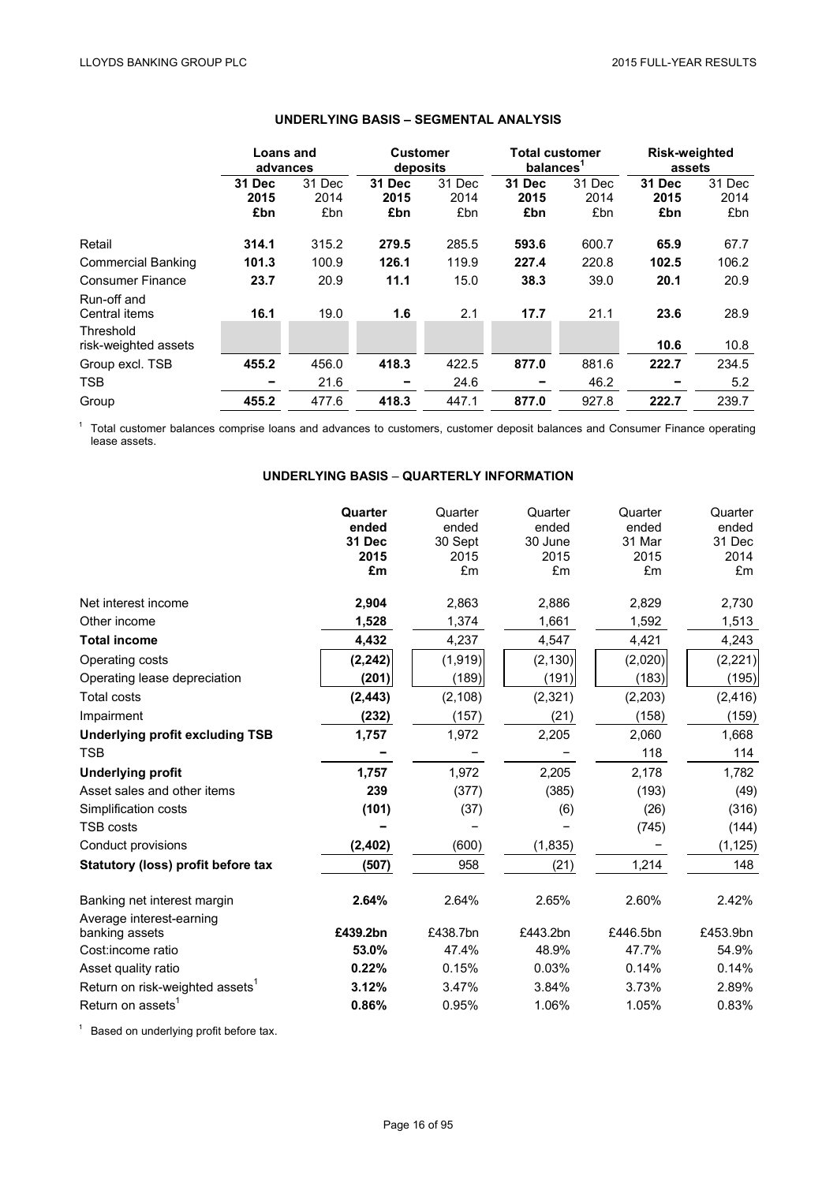## UNDERLYING BASIS – SEGMENTAL ANALYSIS

| | Loans and advances | | Customer deposits | | Total customer balances[1] | | Risk-weighted assets | |
|---|---|---|---|---|---|---|---|---|
| | **31 Dec 2015 £bn** | 31 Dec 2014 £bn | **31 Dec 2015 £bn** | 31 Dec 2014 £bn | **31 Dec 2015 £bn** | 31 Dec 2014 £bn | **31 Dec 2015 £bn** | 31 Dec 2014 £bn |
| Retail | **314.1** | 315.2 | **279.5** | 285.5 | **593.6** | 600.7 | **65.9** | 67.7 |
| Commercial Banking | **101.3** | 100.9 | **126.1** | 119.9 | **227.4** | 220.8 | **102.5** | 106.2 |
| Consumer Finance | **23.7** | 20.9 | **11.1** | 15.0 | **38.3** | 39.0 | **20.1** | 20.9 |
| Run-off and Central items | **16.1** | 19.0 | **1.6** | 2.1 | **17.7** | 21.1 | **23.6** | 28.9 |
| Threshold risk-weighted assets | | | | | | | **10.6** | 10.8 |
| Group excl. TSB | **455.2** | 456.0 | **418.3** | 422.5 | **877.0** | 881.6 | **222.7** | 234.5 |
| TSB | **–** | 21.6 | **–** | 24.6 | **–** | 46.2 | **–** | 5.2 |
| Group | **455.2** | 477.6 | **418.3** | 447.1 | **877.0** | 927.8 | **222.7** | 239.7 |

[1] Total customer balances comprise loans and advances to customers, customer deposit balances and Consumer Finance operating lease assets.

## UNDERLYING BASIS – QUARTERLY INFORMATION

| | **Quarter ended 31 Dec 2015 £m** | Quarter ended 30 Sept 2015 £m | Quarter ended 30 June 2015 £m | Quarter ended 31 Mar 2015 £m | Quarter ended 31 Dec 2014 £m |
|---|---|---|---|---|---|
| Net interest income | **2,904** | 2,863 | 2,886 | 2,829 | 2,730 |
| Other income | **1,528** | 1,374 | 1,661 | 1,592 | 1,513 |
| **Total income** | **4,432** | 4,237 | 4,547 | 4,421 | 4,243 |
| Operating costs | **(2,242)** | (1,919) | (2,130) | (2,020) | (2,221) |
| Operating lease depreciation | **(201)** | (189) | (191) | (183) | (195) |
| Total costs | **(2,443)** | (2,108) | (2,321) | (2,203) | (2,416) |
| Impairment | **(232)** | (157) | (21) | (158) | (159) |
| **Underlying profit excluding TSB** | **1,757** | 1,972 | 2,205 | 2,060 | 1,668 |
| TSB | **–** | – | – | 118 | 114 |
| **Underlying profit** | **1,757** | 1,972 | 2,205 | 2,178 | 1,782 |
| Asset sales and other items | **239** | (377) | (385) | (193) | (49) |
| Simplification costs | **(101)** | (37) | (6) | (26) | (316) |
| TSB costs | **–** | – | – | (745) | (144) |
| Conduct provisions | **(2,402)** | (600) | (1,835) | – | (1,125) |
| **Statutory (loss) profit before tax** | **(507)** | 958 | (21) | 1,214 | 148 |
| | | | | | |
| Banking net interest margin | **2.64%** | 2.64% | 2.65% | 2.60% | 2.42% |
| Average interest-earning banking assets | **£439.2bn** | £438.7bn | £443.2bn | £446.5bn | £453.9bn |
| Cost:income ratio | **53.0%** | 47.4% | 48.9% | 47.7% | 54.9% |
| Asset quality ratio | **0.22%** | 0.15% | 0.03% | 0.14% | 0.14% |
| Return on risk-weighted assets[1] | **3.12%** | 3.47% | 3.84% | 3.73% | 2.89% |
| Return on assets[1] | **0.86%** | 0.95% | 1.06% | 1.05% | 0.83% |

[1] Based on underlying profit before tax.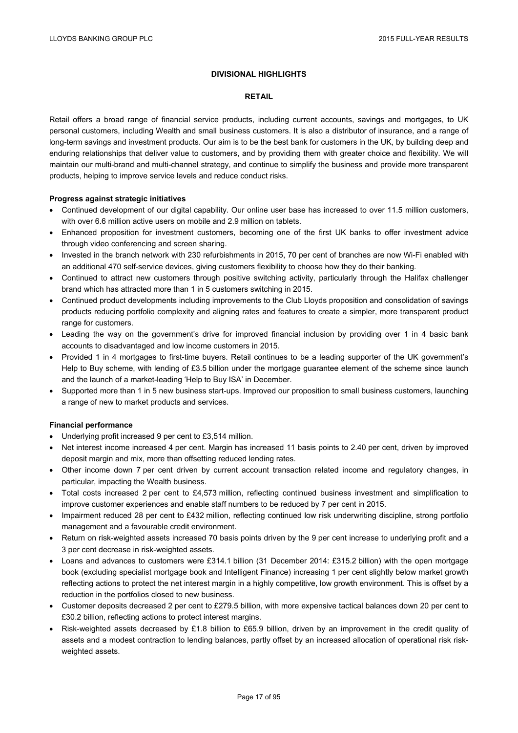## DIVISIONAL HIGHLIGHTS

### RETAIL

Retail offers a broad range of financial service products, including current accounts, savings and mortgages, to UK personal customers, including Wealth and small business customers. It is also a distributor of insurance, and a range of long-term savings and investment products. Our aim is to be the best bank for customers in the UK, by building deep and enduring relationships that deliver value to customers, and by providing them with greater choice and flexibility. We will maintain our multi-brand and multi-channel strategy, and continue to simplify the business and provide more transparent products, helping to improve service levels and reduce conduct risks.

**Progress against strategic initiatives**

- Continued development of our digital capability. Our online user base has increased to over 11.5 million customers, with over 6.6 million active users on mobile and 2.9 million on tablets.
- Enhanced proposition for investment customers, becoming one of the first UK banks to offer investment advice through video conferencing and screen sharing.
- Invested in the branch network with 230 refurbishments in 2015, 70 per cent of branches are now Wi-Fi enabled with an additional 470 self-service devices, giving customers flexibility to choose how they do their banking.
- Continued to attract new customers through positive switching activity, particularly through the Halifax challenger brand which has attracted more than 1 in 5 customers switching in 2015.
- Continued product developments including improvements to the Club Lloyds proposition and consolidation of savings products reducing portfolio complexity and aligning rates and features to create a simpler, more transparent product range for customers.
- Leading the way on the government's drive for improved financial inclusion by providing over 1 in 4 basic bank accounts to disadvantaged and low income customers in 2015.
- Provided 1 in 4 mortgages to first-time buyers. Retail continues to be a leading supporter of the UK government's Help to Buy scheme, with lending of £3.5 billion under the mortgage guarantee element of the scheme since launch and the launch of a market-leading 'Help to Buy ISA' in December.
- Supported more than 1 in 5 new business start-ups. Improved our proposition to small business customers, launching a range of new to market products and services.

**Financial performance**

- Underlying profit increased 9 per cent to £3,514 million.
- Net interest income increased 4 per cent. Margin has increased 11 basis points to 2.40 per cent, driven by improved deposit margin and mix, more than offsetting reduced lending rates.
- Other income down 7 per cent driven by current account transaction related income and regulatory changes, in particular, impacting the Wealth business.
- Total costs increased 2 per cent to £4,573 million, reflecting continued business investment and simplification to improve customer experiences and enable staff numbers to be reduced by 7 per cent in 2015.
- Impairment reduced 28 per cent to £432 million, reflecting continued low risk underwriting discipline, strong portfolio management and a favourable credit environment.
- Return on risk-weighted assets increased 70 basis points driven by the 9 per cent increase to underlying profit and a 3 per cent decrease in risk-weighted assets.
- Loans and advances to customers were £314.1 billion (31 December 2014: £315.2 billion) with the open mortgage book (excluding specialist mortgage book and Intelligent Finance) increasing 1 per cent slightly below market growth reflecting actions to protect the net interest margin in a highly competitive, low growth environment. This is offset by a reduction in the portfolios closed to new business.
- Customer deposits decreased 2 per cent to £279.5 billion, with more expensive tactical balances down 20 per cent to £30.2 billion, reflecting actions to protect interest margins.
- Risk-weighted assets decreased by £1.8 billion to £65.9 billion, driven by an improvement in the credit quality of assets and a modest contraction to lending balances, partly offset by an increased allocation of operational risk risk-weighted assets.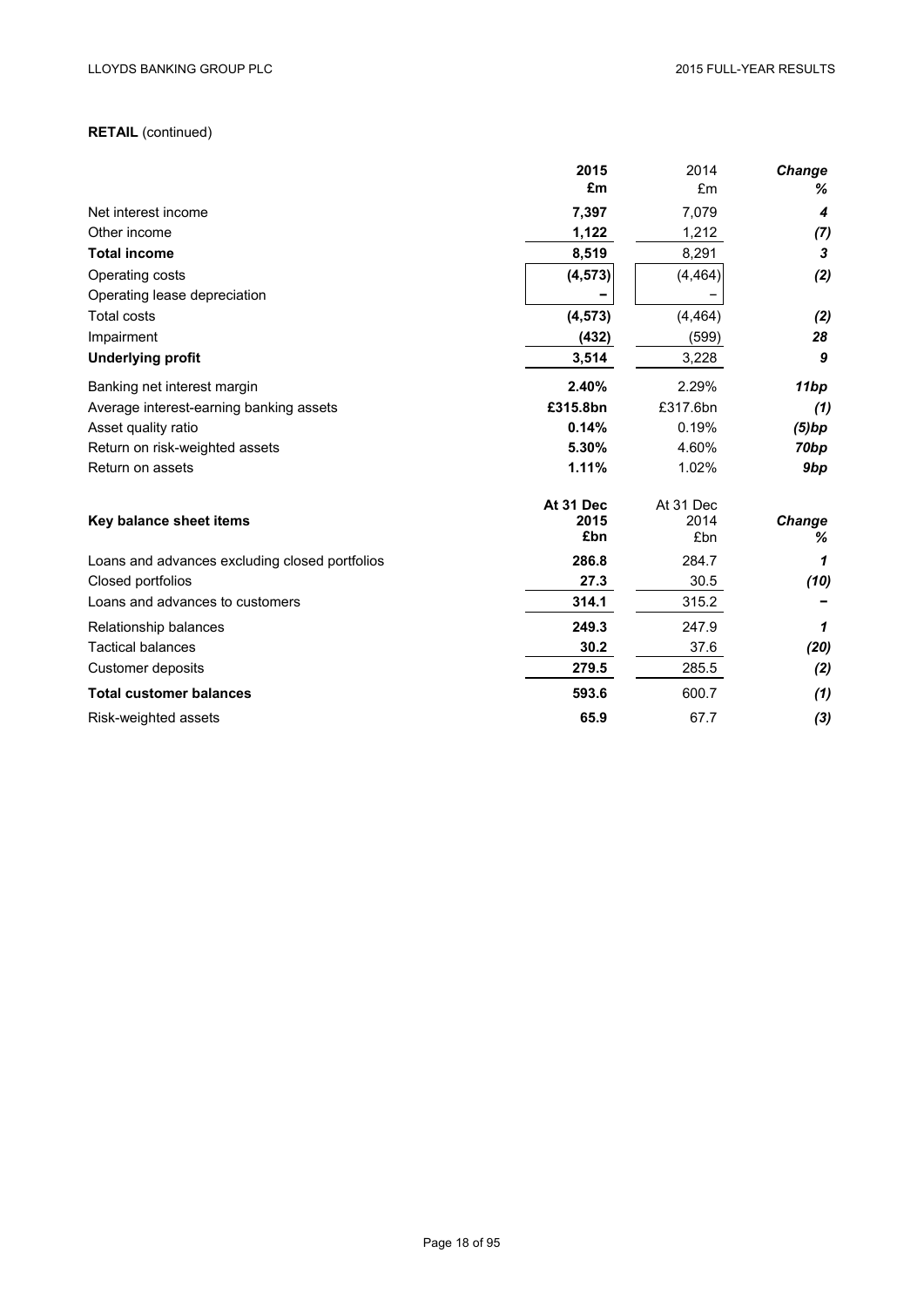**RETAIL** (continued)

| | 2015 £m | 2014 £m | *Change %* |
|---|---|---|---|
| Net interest income | **7,397** | 7,079 | ***4*** |
| Other income | **1,122** | 1,212 | ***(7)*** |
| **Total income** | **8,519** | 8,291 | ***3*** |
| Operating costs | **(4,573)** | (4,464) | ***(2)*** |
| Operating lease depreciation | **–** | – | |
| Total costs | **(4,573)** | (4,464) | ***(2)*** |
| Impairment | **(432)** | (599) | ***28*** |
| **Underlying profit** | **3,514** | 3,228 | ***9*** |
| Banking net interest margin | **2.40%** | 2.29% | ***11bp*** |
| Average interest-earning banking assets | **£315.8bn** | £317.6bn | ***(1)*** |
| Asset quality ratio | **0.14%** | 0.19% | ***(5)bp*** |
| Return on risk-weighted assets | **5.30%** | 4.60% | ***70bp*** |
| Return on assets | **1.11%** | 1.02% | ***9bp*** |

| **Key balance sheet items** | **At 31 Dec 2015 £bn** | At 31 Dec 2014 £bn | ***Change %*** |
|---|---|---|---|
| Loans and advances excluding closed portfolios | **286.8** | 284.7 | ***1*** |
| Closed portfolios | **27.3** | 30.5 | ***(10)*** |
| Loans and advances to customers | **314.1** | 315.2 | ***–*** |
| Relationship balances | **249.3** | 247.9 | ***1*** |
| Tactical balances | **30.2** | 37.6 | ***(20)*** |
| Customer deposits | **279.5** | 285.5 | ***(2)*** |
| **Total customer balances** | **593.6** | 600.7 | ***(1)*** |
| Risk-weighted assets | **65.9** | 67.7 | ***(3)*** |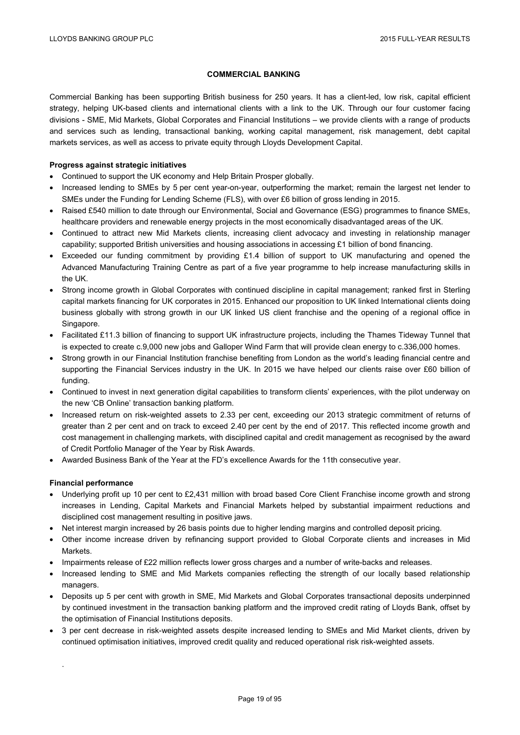## COMMERCIAL BANKING

Commercial Banking has been supporting British business for 250 years. It has a client-led, low risk, capital efficient strategy, helping UK-based clients and international clients with a link to the UK. Through our four customer facing divisions - SME, Mid Markets, Global Corporates and Financial Institutions – we provide clients with a range of products and services such as lending, transactional banking, working capital management, risk management, debt capital markets services, as well as access to private equity through Lloyds Development Capital.

**Progress against strategic initiatives**

- Continued to support the UK economy and Help Britain Prosper globally.
- Increased lending to SMEs by 5 per cent year-on-year, outperforming the market; remain the largest net lender to SMEs under the Funding for Lending Scheme (FLS), with over £6 billion of gross lending in 2015.
- Raised £540 million to date through our Environmental, Social and Governance (ESG) programmes to finance SMEs, healthcare providers and renewable energy projects in the most economically disadvantaged areas of the UK.
- Continued to attract new Mid Markets clients, increasing client advocacy and investing in relationship manager capability; supported British universities and housing associations in accessing £1 billion of bond financing.
- Exceeded our funding commitment by providing £1.4 billion of support to UK manufacturing and opened the Advanced Manufacturing Training Centre as part of a five year programme to help increase manufacturing skills in the UK.
- Strong income growth in Global Corporates with continued discipline in capital management; ranked first in Sterling capital markets financing for UK corporates in 2015. Enhanced our proposition to UK linked International clients doing business globally with strong growth in our UK linked US client franchise and the opening of a regional office in Singapore.
- Facilitated £11.3 billion of financing to support UK infrastructure projects, including the Thames Tideway Tunnel that is expected to create c.9,000 new jobs and Galloper Wind Farm that will provide clean energy to c.336,000 homes.
- Strong growth in our Financial Institution franchise benefiting from London as the world's leading financial centre and supporting the Financial Services industry in the UK. In 2015 we have helped our clients raise over £60 billion of funding.
- Continued to invest in next generation digital capabilities to transform clients' experiences, with the pilot underway on the new 'CB Online' transaction banking platform.
- Increased return on risk-weighted assets to 2.33 per cent, exceeding our 2013 strategic commitment of returns of greater than 2 per cent and on track to exceed 2.40 per cent by the end of 2017. This reflected income growth and cost management in challenging markets, with disciplined capital and credit management as recognised by the award of Credit Portfolio Manager of the Year by Risk Awards.
- Awarded Business Bank of the Year at the FD's excellence Awards for the 11th consecutive year.

**Financial performance**

- Underlying profit up 10 per cent to £2,431 million with broad based Core Client Franchise income growth and strong increases in Lending, Capital Markets and Financial Markets helped by substantial impairment reductions and disciplined cost management resulting in positive jaws.
- Net interest margin increased by 26 basis points due to higher lending margins and controlled deposit pricing.
- Other income increase driven by refinancing support provided to Global Corporate clients and increases in Mid Markets.
- Impairments release of £22 million reflects lower gross charges and a number of write-backs and releases.
- Increased lending to SME and Mid Markets companies reflecting the strength of our locally based relationship managers.
- Deposits up 5 per cent with growth in SME, Mid Markets and Global Corporates transactional deposits underpinned by continued investment in the transaction banking platform and the improved credit rating of Lloyds Bank, offset by the optimisation of Financial Institutions deposits.
- 3 per cent decrease in risk-weighted assets despite increased lending to SMEs and Mid Market clients, driven by continued optimisation initiatives, improved credit quality and reduced operational risk risk-weighted assets.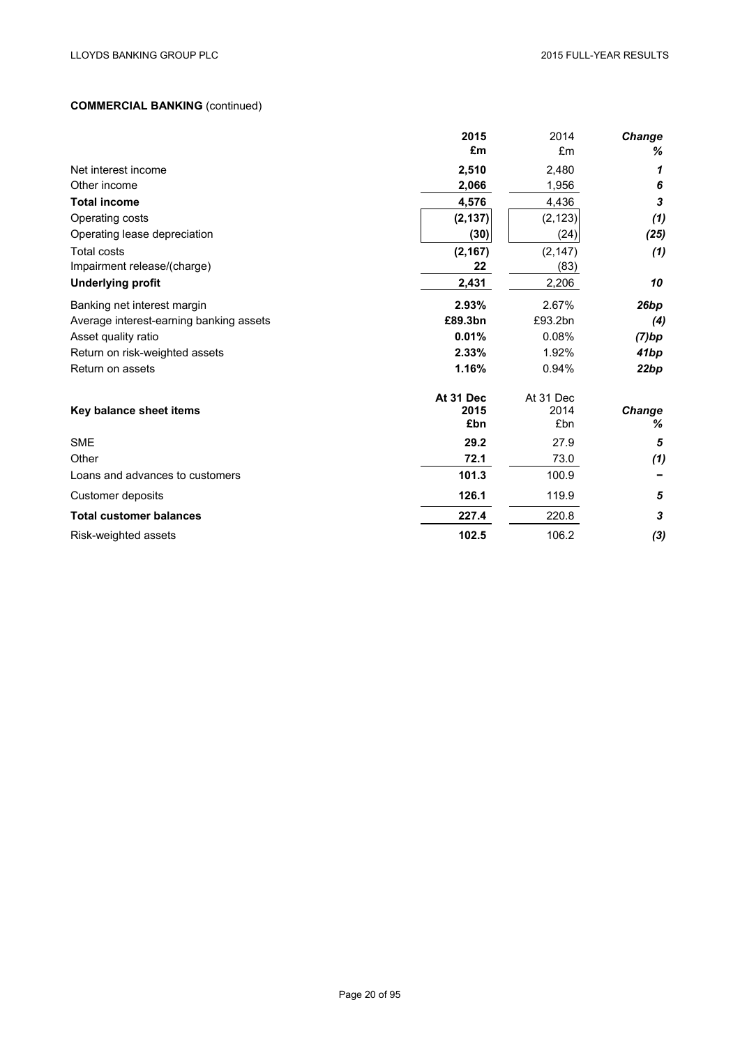**COMMERCIAL BANKING** (continued)

| | **2015** | 2014 | ***Change*** |
|---|---|---|---|
| | **£m** | £m | ***%*** |
| Net interest income | **2,510** | 2,480 | ***1*** |
| Other income | **2,066** | 1,956 | ***6*** |
| **Total income** | **4,576** | 4,436 | ***3*** |
| Operating costs | **(2,137)** | (2,123) | ***(1)*** |
| Operating lease depreciation | **(30)** | (24) | ***(25)*** |
| Total costs | **(2,167)** | (2,147) | ***(1)*** |
| Impairment release/(charge) | **22** | (83) | |
| **Underlying profit** | **2,431** | 2,206 | ***10*** |
| Banking net interest margin | **2.93%** | 2.67% | ***26bp*** |
| Average interest-earning banking assets | **£89.3bn** | £93.2bn | ***(4)*** |
| Asset quality ratio | **0.01%** | 0.08% | ***(7)bp*** |
| Return on risk-weighted assets | **2.33%** | 1.92% | ***41bp*** |
| Return on assets | **1.16%** | 0.94% | ***22bp*** |

| **Key balance sheet items** | **At 31 Dec 2015** | At 31 Dec 2014 | ***Change*** |
|---|---|---|---|
| | **£bn** | £bn | ***%*** |
| SME | **29.2** | 27.9 | ***5*** |
| Other | **72.1** | 73.0 | ***(1)*** |
| Loans and advances to customers | **101.3** | 100.9 | ***–*** |
| Customer deposits | **126.1** | 119.9 | ***5*** |
| **Total customer balances** | **227.4** | 220.8 | ***3*** |
| Risk-weighted assets | **102.5** | 106.2 | ***(3)*** |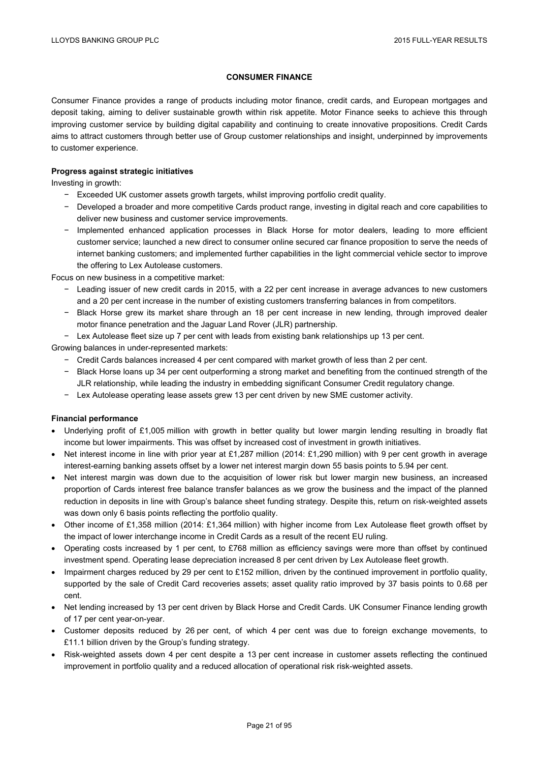## CONSUMER FINANCE

Consumer Finance provides a range of products including motor finance, credit cards, and European mortgages and deposit taking, aiming to deliver sustainable growth within risk appetite. Motor Finance seeks to achieve this through improving customer service by building digital capability and continuing to create innovative propositions. Credit Cards aims to attract customers through better use of Group customer relationships and insight, underpinned by improvements to customer experience.

**Progress against strategic initiatives**

Investing in growth:

- Exceeded UK customer assets growth targets, whilst improving portfolio credit quality.
- Developed a broader and more competitive Cards product range, investing in digital reach and core capabilities to deliver new business and customer service improvements.
- Implemented enhanced application processes in Black Horse for motor dealers, leading to more efficient customer service; launched a new direct to consumer online secured car finance proposition to serve the needs of internet banking customers; and implemented further capabilities in the light commercial vehicle sector to improve the offering to Lex Autolease customers.

Focus on new business in a competitive market:

- Leading issuer of new credit cards in 2015, with a 22 per cent increase in average advances to new customers and a 20 per cent increase in the number of existing customers transferring balances in from competitors.
- Black Horse grew its market share through an 18 per cent increase in new lending, through improved dealer motor finance penetration and the Jaguar Land Rover (JLR) partnership.
- Lex Autolease fleet size up 7 per cent with leads from existing bank relationships up 13 per cent.

Growing balances in under-represented markets:

- Credit Cards balances increased 4 per cent compared with market growth of less than 2 per cent.
- Black Horse loans up 34 per cent outperforming a strong market and benefiting from the continued strength of the JLR relationship, while leading the industry in embedding significant Consumer Credit regulatory change.
- Lex Autolease operating lease assets grew 13 per cent driven by new SME customer activity.

**Financial performance**

- Underlying profit of £1,005 million with growth in better quality but lower margin lending resulting in broadly flat income but lower impairments. This was offset by increased cost of investment in growth initiatives.
- Net interest income in line with prior year at £1,287 million (2014: £1,290 million) with 9 per cent growth in average interest-earning banking assets offset by a lower net interest margin down 55 basis points to 5.94 per cent.
- Net interest margin was down due to the acquisition of lower risk but lower margin new business, an increased proportion of Cards interest free balance transfer balances as we grow the business and the impact of the planned reduction in deposits in line with Group's balance sheet funding strategy. Despite this, return on risk-weighted assets was down only 6 basis points reflecting the portfolio quality.
- Other income of £1,358 million (2014: £1,364 million) with higher income from Lex Autolease fleet growth offset by the impact of lower interchange income in Credit Cards as a result of the recent EU ruling.
- Operating costs increased by 1 per cent, to £768 million as efficiency savings were more than offset by continued investment spend. Operating lease depreciation increased 8 per cent driven by Lex Autolease fleet growth.
- Impairment charges reduced by 29 per cent to £152 million, driven by the continued improvement in portfolio quality, supported by the sale of Credit Card recoveries assets; asset quality ratio improved by 37 basis points to 0.68 per cent.
- Net lending increased by 13 per cent driven by Black Horse and Credit Cards. UK Consumer Finance lending growth of 17 per cent year-on-year.
- Customer deposits reduced by 26 per cent, of which 4 per cent was due to foreign exchange movements, to £11.1 billion driven by the Group's funding strategy.
- Risk-weighted assets down 4 per cent despite a 13 per cent increase in customer assets reflecting the continued improvement in portfolio quality and a reduced allocation of operational risk risk-weighted assets.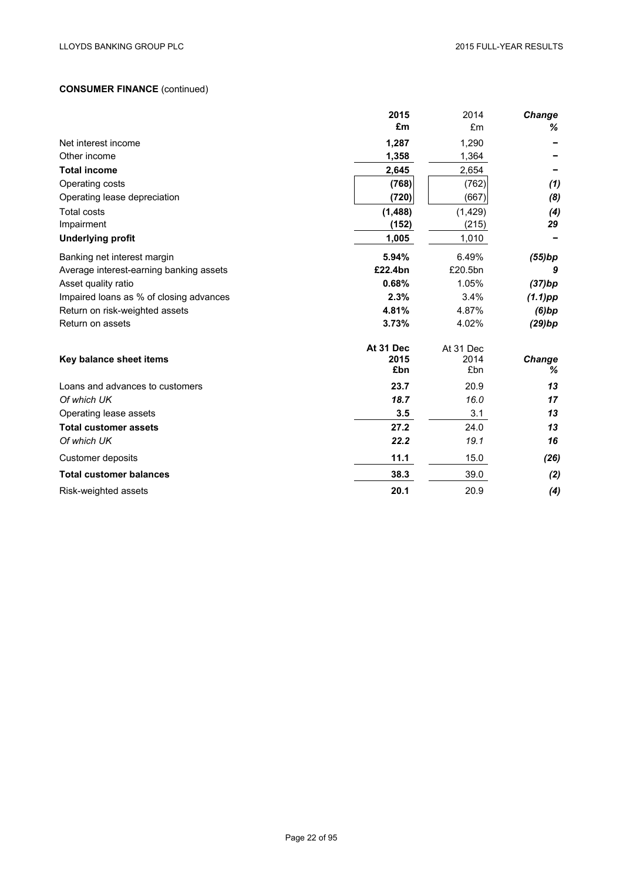**CONSUMER FINANCE** (continued)

| | **2015** | 2014 | ***Change*** |
|---|---|---|---|
| | **£m** | £m | ***%*** |
| Net interest income | **1,287** | 1,290 | **–** |
| Other income | **1,358** | 1,364 | **–** |
| **Total income** | **2,645** | 2,654 | **–** |
| Operating costs | **(768)** | (762) | ***(1)*** |
| Operating lease depreciation | **(720)** | (667) | ***(8)*** |
| Total costs | **(1,488)** | (1,429) | ***(4)*** |
| Impairment | **(152)** | (215) | ***29*** |
| **Underlying profit** | **1,005** | 1,010 | **–** |
| Banking net interest margin | **5.94%** | 6.49% | ***(55)bp*** |
| Average interest-earning banking assets | **£22.4bn** | £20.5bn | ***9*** |
| Asset quality ratio | **0.68%** | 1.05% | ***(37)bp*** |
| Impaired loans as % of closing advances | **2.3%** | 3.4% | ***(1.1)pp*** |
| Return on risk-weighted assets | **4.81%** | 4.87% | ***(6)bp*** |
| Return on assets | **3.73%** | 4.02% | ***(29)bp*** |

| **Key balance sheet items** | **At 31 Dec 2015 £bn** | At 31 Dec 2014 £bn | ***Change %*** |
|---|---|---|---|
| Loans and advances to customers | **23.7** | 20.9 | ***13*** |
| *Of which UK* | ***18.7*** | *16.0* | ***17*** |
| Operating lease assets | **3.5** | 3.1 | ***13*** |
| **Total customer assets** | **27.2** | 24.0 | ***13*** |
| *Of which UK* | ***22.2*** | *19.1* | ***16*** |
| Customer deposits | **11.1** | 15.0 | ***(26)*** |
| **Total customer balances** | **38.3** | 39.0 | ***(2)*** |
| Risk-weighted assets | **20.1** | 20.9 | ***(4)*** |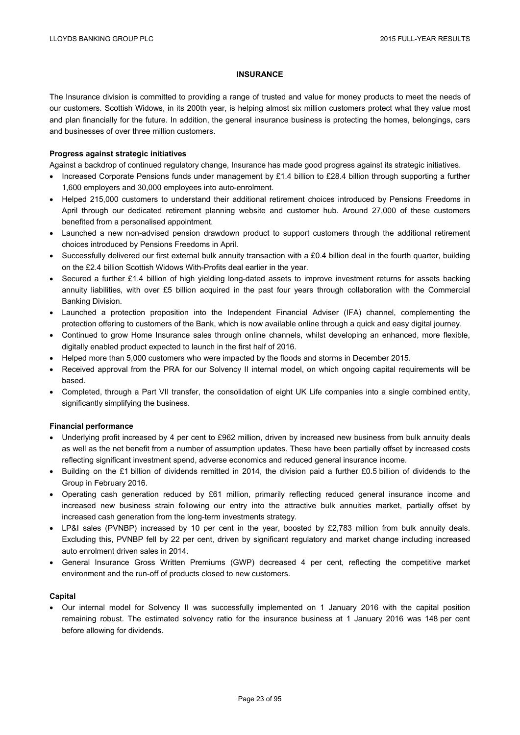## INSURANCE

The Insurance division is committed to providing a range of trusted and value for money products to meet the needs of our customers. Scottish Widows, in its 200th year, is helping almost six million customers protect what they value most and plan financially for the future. In addition, the general insurance business is protecting the homes, belongings, cars and businesses of over three million customers.

### Progress against strategic initiatives

Against a backdrop of continued regulatory change, Insurance has made good progress against its strategic initiatives.

- Increased Corporate Pensions funds under management by £1.4 billion to £28.4 billion through supporting a further 1,600 employers and 30,000 employees into auto-enrolment.
- Helped 215,000 customers to understand their additional retirement choices introduced by Pensions Freedoms in April through our dedicated retirement planning website and customer hub. Around 27,000 of these customers benefited from a personalised appointment.
- Launched a new non-advised pension drawdown product to support customers through the additional retirement choices introduced by Pensions Freedoms in April.
- Successfully delivered our first external bulk annuity transaction with a £0.4 billion deal in the fourth quarter, building on the £2.4 billion Scottish Widows With-Profits deal earlier in the year.
- Secured a further £1.4 billion of high yielding long-dated assets to improve investment returns for assets backing annuity liabilities, with over £5 billion acquired in the past four years through collaboration with the Commercial Banking Division.
- Launched a protection proposition into the Independent Financial Adviser (IFA) channel, complementing the protection offering to customers of the Bank, which is now available online through a quick and easy digital journey.
- Continued to grow Home Insurance sales through online channels, whilst developing an enhanced, more flexible, digitally enabled product expected to launch in the first half of 2016.
- Helped more than 5,000 customers who were impacted by the floods and storms in December 2015.
- Received approval from the PRA for our Solvency II internal model, on which ongoing capital requirements will be based.
- Completed, through a Part VII transfer, the consolidation of eight UK Life companies into a single combined entity, significantly simplifying the business.

### Financial performance

- Underlying profit increased by 4 per cent to £962 million, driven by increased new business from bulk annuity deals as well as the net benefit from a number of assumption updates. These have been partially offset by increased costs reflecting significant investment spend, adverse economics and reduced general insurance income.
- Building on the £1 billion of dividends remitted in 2014, the division paid a further £0.5 billion of dividends to the Group in February 2016.
- Operating cash generation reduced by £61 million, primarily reflecting reduced general insurance income and increased new business strain following our entry into the attractive bulk annuities market, partially offset by increased cash generation from the long-term investments strategy.
- LP&I sales (PVNBP) increased by 10 per cent in the year, boosted by £2,783 million from bulk annuity deals. Excluding this, PVNBP fell by 22 per cent, driven by significant regulatory and market change including increased auto enrolment driven sales in 2014.
- General Insurance Gross Written Premiums (GWP) decreased 4 per cent, reflecting the competitive market environment and the run-off of products closed to new customers.

### Capital

- Our internal model for Solvency II was successfully implemented on 1 January 2016 with the capital position remaining robust. The estimated solvency ratio for the insurance business at 1 January 2016 was 148 per cent before allowing for dividends.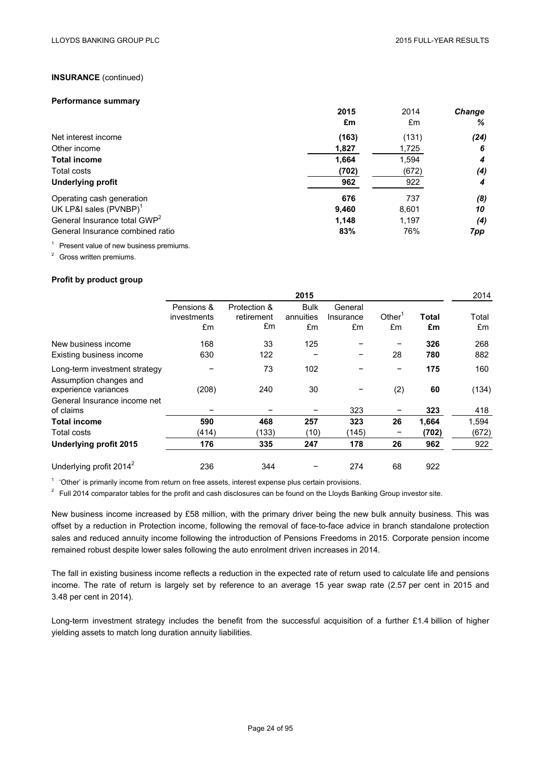**INSURANCE** (continued)

**Performance summary**

| | **2015** | 2014 | ***Change*** |
|---|---|---|---|
| | **£m** | £m | ***%*** |
| Net interest income | **(163)** | (131) | ***(24)*** |
| Other income | **1,827** | 1,725 | ***6*** |
| **Total income** | **1,664** | 1,594 | ***4*** |
| Total costs | **(702)** | (672) | ***(4)*** |
| **Underlying profit** | **962** | 922 | ***4*** |
| Operating cash generation | **676** | 737 | ***(8)*** |
| UK LP&I sales (PVNBP)[1] | **9,460** | 8,601 | ***10*** |
| General Insurance total GWP[2] | **1,148** | 1,197 | ***(4)*** |
| General Insurance combined ratio | **83%** | 76% | ***7pp*** |

[1] Present value of new business premiums.

[2] Gross written premiums.

**Profit by product group**

| | 2015 | | | | | | 2014 |
|---|---|---|---|---|---|---|---|
| | Pensions & investments £m | Protection & retirement £m | Bulk annuities £m | General Insurance £m | Other[1] £m | **Total £m** | Total £m |
| New business income | 168 | 33 | 125 | – | – | **326** | 268 |
| Existing business income | 630 | 122 | – | – | 28 | **780** | 882 |
| Long-term investment strategy | – | 73 | 102 | – | – | **175** | 160 |
| Assumption changes and experience variances | (208) | 240 | 30 | – | (2) | **60** | (134) |
| General Insurance income net of claims | – | – | – | 323 | – | **323** | 418 |
| **Total income** | **590** | **468** | **257** | **323** | **26** | **1,664** | 1,594 |
| Total costs | (414) | (133) | (10) | (145) | – | **(702)** | (672) |
| **Underlying profit 2015** | **176** | **335** | **247** | **178** | **26** | **962** | 922 |
| Underlying profit 2014[2] | 236 | 344 | – | 274 | 68 | 922 | |

[1] 'Other' is primarily income from return on free assets, interest expense plus certain provisions.

[2] Full 2014 comparator tables for the profit and cash disclosures can be found on the Lloyds Banking Group investor site.

New business income increased by £58 million, with the primary driver being the new bulk annuity business. This was offset by a reduction in Protection income, following the removal of face-to-face advice in branch standalone protection sales and reduced annuity income following the introduction of Pensions Freedoms in 2015. Corporate pension income remained robust despite lower sales following the auto enrolment driven increases in 2014.

The fall in existing business income reflects a reduction in the expected rate of return used to calculate life and pensions income. The rate of return is largely set by reference to an average 15 year swap rate (2.57 per cent in 2015 and 3.48 per cent in 2014).

Long-term investment strategy includes the benefit from the successful acquisition of a further £1.4 billion of higher yielding assets to match long duration annuity liabilities.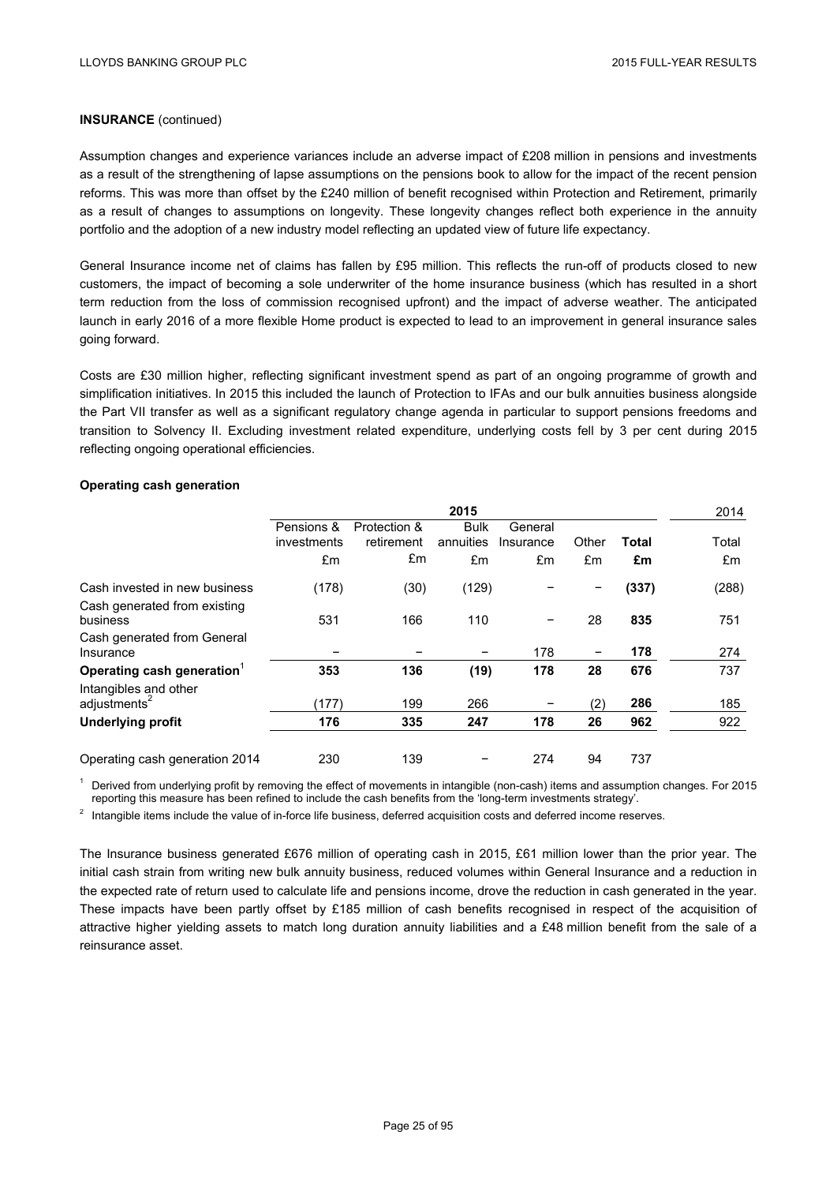**INSURANCE** (continued)

Assumption changes and experience variances include an adverse impact of £208 million in pensions and investments as a result of the strengthening of lapse assumptions on the pensions book to allow for the impact of the recent pension reforms. This was more than offset by the £240 million of benefit recognised within Protection and Retirement, primarily as a result of changes to assumptions on longevity. These longevity changes reflect both experience in the annuity portfolio and the adoption of a new industry model reflecting an updated view of future life expectancy.

General Insurance income net of claims has fallen by £95 million. This reflects the run-off of products closed to new customers, the impact of becoming a sole underwriter of the home insurance business (which has resulted in a short term reduction from the loss of commission recognised upfront) and the impact of adverse weather. The anticipated launch in early 2016 of a more flexible Home product is expected to lead to an improvement in general insurance sales going forward.

Costs are £30 million higher, reflecting significant investment spend as part of an ongoing programme of growth and simplification initiatives. In 2015 this included the launch of Protection to IFAs and our bulk annuities business alongside the Part VII transfer as well as a significant regulatory change agenda in particular to support pensions freedoms and transition to Solvency II. Excluding investment related expenditure, underlying costs fell by 3 per cent during 2015 reflecting ongoing operational efficiencies.

**Operating cash generation**

| | 2015 | | | | | | 2014 |
|---|---|---|---|---|---|---|---|
| | Pensions & investments £m | Protection & retirement £m | Bulk annuities £m | General Insurance £m | Other £m | **Total £m** | Total £m |
| Cash invested in new business | (178) | (30) | (129) | – | – | **(337)** | (288) |
| Cash generated from existing business | 531 | 166 | 110 | – | 28 | **835** | 751 |
| Cash generated from General Insurance | – | – | – | 178 | – | **178** | 274 |
| **Operating cash generation**[1] | **353** | **136** | **(19)** | **178** | **28** | **676** | 737 |
| Intangibles and other adjustments[2] | (177) | 199 | 266 | – | (2) | **286** | 185 |
| **Underlying profit** | **176** | **335** | **247** | **178** | **26** | **962** | 922 |
| Operating cash generation 2014 | 230 | 139 | – | 274 | 94 | 737 | |

[1] Derived from underlying profit by removing the effect of movements in intangible (non-cash) items and assumption changes. For 2015 reporting this measure has been refined to include the cash benefits from the 'long-term investments strategy'.

[2] Intangible items include the value of in-force life business, deferred acquisition costs and deferred income reserves.

The Insurance business generated £676 million of operating cash in 2015, £61 million lower than the prior year. The initial cash strain from writing new bulk annuity business, reduced volumes within General Insurance and a reduction in the expected rate of return used to calculate life and pensions income, drove the reduction in cash generated in the year. These impacts have been partly offset by £185 million of cash benefits recognised in respect of the acquisition of attractive higher yielding assets to match long duration annuity liabilities and a £48 million benefit from the sale of a reinsurance asset.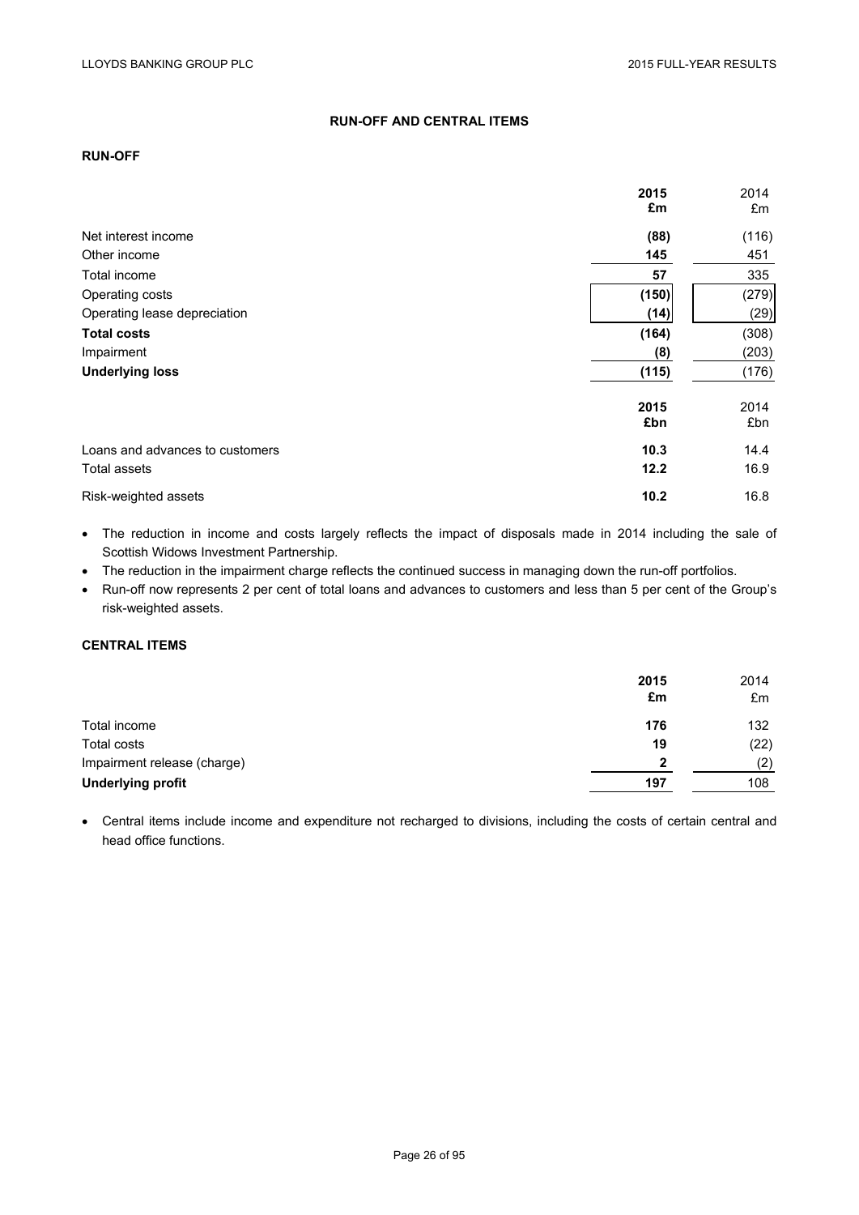## RUN-OFF AND CENTRAL ITEMS

### RUN-OFF

| | 2015 £m | 2014 £m |
|---|---|---|
| Net interest income | (88) | (116) |
| Other income | 145 | 451 |
| Total income | 57 | 335 |
| Operating costs | (150) | (279) |
| Operating lease depreciation | (14) | (29) |
| **Total costs** | (164) | (308) |
| Impairment | (8) | (203) |
| **Underlying loss** | (115) | (176) |

| | 2015 £bn | 2014 £bn |
|---|---|---|
| Loans and advances to customers | 10.3 | 14.4 |
| Total assets | 12.2 | 16.9 |
| Risk-weighted assets | 10.2 | 16.8 |

- The reduction in income and costs largely reflects the impact of disposals made in 2014 including the sale of Scottish Widows Investment Partnership.
- The reduction in the impairment charge reflects the continued success in managing down the run-off portfolios.
- Run-off now represents 2 per cent of total loans and advances to customers and less than 5 per cent of the Group's risk-weighted assets.

### CENTRAL ITEMS

| | 2015 £m | 2014 £m |
|---|---|---|
| Total income | 176 | 132 |
| Total costs | 19 | (22) |
| Impairment release (charge) | 2 | (2) |
| **Underlying profit** | 197 | 108 |

- Central items include income and expenditure not recharged to divisions, including the costs of certain central and head office functions.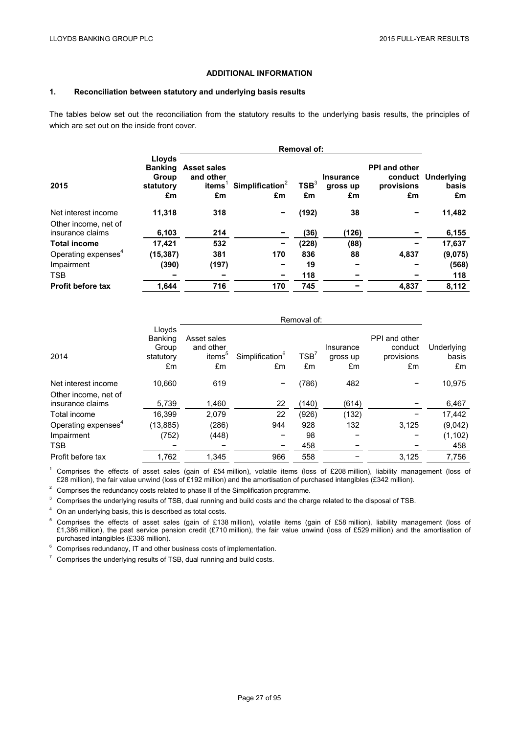## ADDITIONAL INFORMATION

### 1. Reconciliation between statutory and underlying basis results

The tables below set out the reconciliation from the statutory results to the underlying basis results, the principles of which are set out on the inside front cover.

| 2015 | Lloyds Banking Group statutory £m | Removal of: Asset sales and other items[1] £m | Simplification[2] £m | TSB[3] £m | Insurance gross up £m | PPI and other conduct provisions £m | Underlying basis £m |
|---|---|---|---|---|---|---|---|
| Net interest income | **11,318** | **318** | **–** | **(192)** | **38** | **–** | **11,482** |
| Other income, net of insurance claims | **6,103** | **214** | **–** | **(36)** | **(126)** | **–** | **6,155** |
| **Total income** | **17,421** | **532** | **–** | **(228)** | **(88)** | **–** | **17,637** |
| Operating expenses[4] | **(15,387)** | **381** | **170** | **836** | **88** | **4,837** | **(9,075)** |
| Impairment | **(390)** | **(197)** | **–** | **19** | **–** | **–** | **(568)** |
| TSB | **–** | **–** | **–** | **118** | **–** | **–** | **118** |
| **Profit before tax** | **1,644** | **716** | **170** | **745** | **–** | **4,837** | **8,112** |

| 2014 | Lloyds Banking Group statutory £m | Removal of: Asset sales and other items[5] £m | Simplification[6] £m | TSB[7] £m | Insurance gross up £m | PPI and other conduct provisions £m | Underlying basis £m |
|---|---|---|---|---|---|---|---|
| Net interest income | 10,660 | 619 | – | (786) | 482 | – | 10,975 |
| Other income, net of insurance claims | 5,739 | 1,460 | 22 | (140) | (614) | – | 6,467 |
| Total income | 16,399 | 2,079 | 22 | (926) | (132) | – | 17,442 |
| Operating expenses[4] | (13,885) | (286) | 944 | 928 | 132 | 3,125 | (9,042) |
| Impairment | (752) | (448) | – | 98 | – | – | (1,102) |
| TSB | – | – | – | 458 | – | – | 458 |
| Profit before tax | 1,762 | 1,345 | 966 | 558 | – | 3,125 | 7,756 |

[1] Comprises the effects of asset sales (gain of £54 million), volatile items (loss of £208 million), liability management (loss of £28 million), the fair value unwind (loss of £192 million) and the amortisation of purchased intangibles (£342 million).

[2] Comprises the redundancy costs related to phase II of the Simplification programme.

[3] Comprises the underlying results of TSB, dual running and build costs and the charge related to the disposal of TSB.

[4] On an underlying basis, this is described as total costs.

[5] Comprises the effects of asset sales (gain of £138 million), volatile items (gain of £58 million), liability management (loss of £1,386 million), the past service pension credit (£710 million), the fair value unwind (loss of £529 million) and the amortisation of purchased intangibles (£336 million).

[6] Comprises redundancy, IT and other business costs of implementation.

[7] Comprises the underlying results of TSB, dual running and build costs.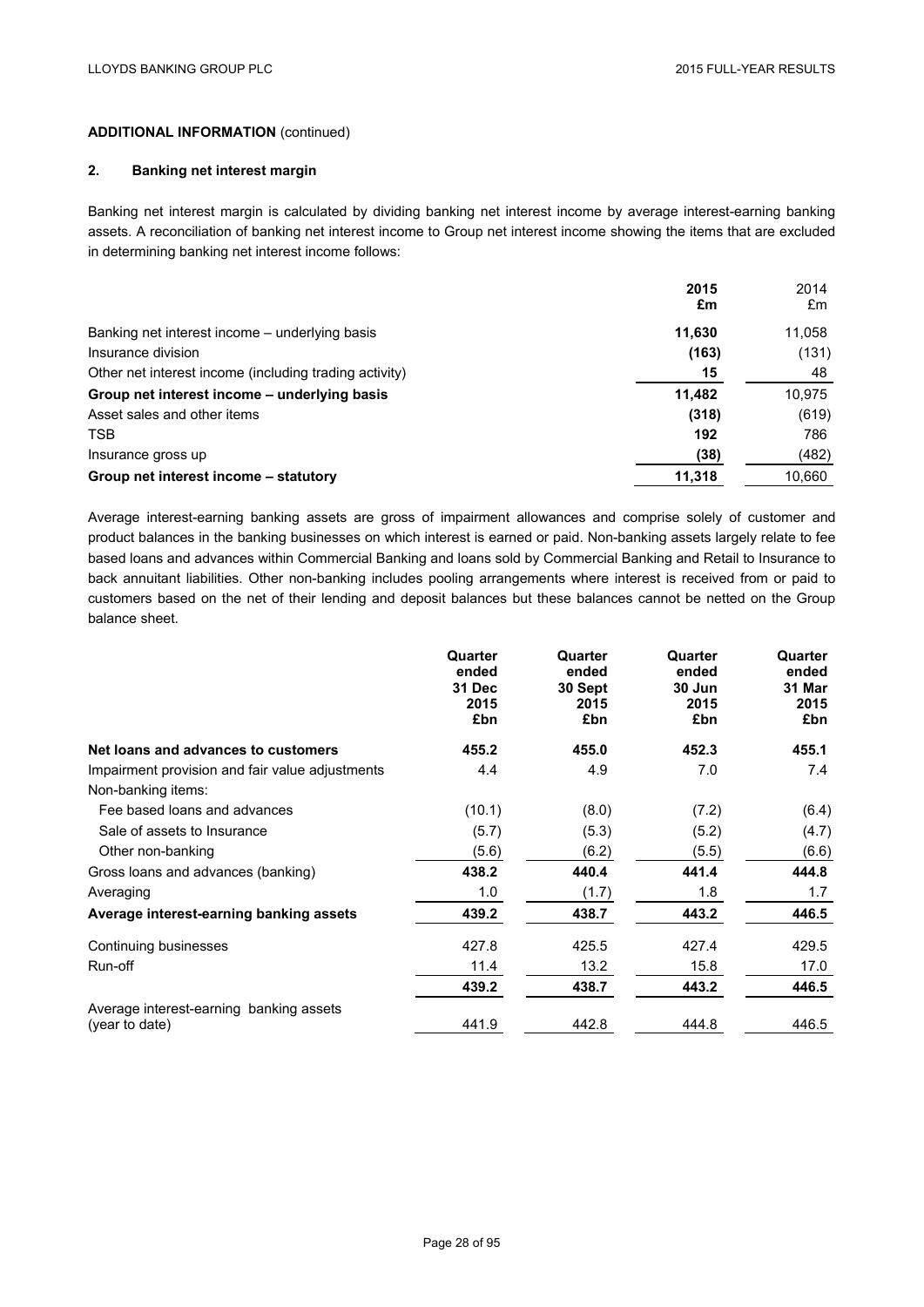**ADDITIONAL INFORMATION** (continued)

## 2. Banking net interest margin

Banking net interest margin is calculated by dividing banking net interest income by average interest-earning banking assets. A reconciliation of banking net interest income to Group net interest income showing the items that are excluded in determining banking net interest income follows:

| | 2015 £m | 2014 £m |
|---|---|---|
| Banking net interest income – underlying basis | **11,630** | 11,058 |
| Insurance division | **(163)** | (131) |
| Other net interest income (including trading activity) | **15** | 48 |
| **Group net interest income – underlying basis** | **11,482** | 10,975 |
| Asset sales and other items | **(318)** | (619) |
| TSB | **192** | 786 |
| Insurance gross up | **(38)** | (482) |
| **Group net interest income – statutory** | **11,318** | 10,660 |

Average interest-earning banking assets are gross of impairment allowances and comprise solely of customer and product balances in the banking businesses on which interest is earned or paid. Non-banking assets largely relate to fee based loans and advances within Commercial Banking and loans sold by Commercial Banking and Retail to Insurance to back annuitant liabilities. Other non-banking includes pooling arrangements where interest is received from or paid to customers based on the net of their lending and deposit balances but these balances cannot be netted on the Group balance sheet.

| | Quarter ended 31 Dec 2015 £bn | Quarter ended 30 Sept 2015 £bn | Quarter ended 30 Jun 2015 £bn | Quarter ended 31 Mar 2015 £bn |
|---|---|---|---|---|
| **Net loans and advances to customers** | **455.2** | **455.0** | **452.3** | **455.1** |
| Impairment provision and fair value adjustments | 4.4 | 4.9 | 7.0 | 7.4 |
| Non-banking items: | | | | |
| Fee based loans and advances | (10.1) | (8.0) | (7.2) | (6.4) |
| Sale of assets to Insurance | (5.7) | (5.3) | (5.2) | (4.7) |
| Other non-banking | (5.6) | (6.2) | (5.5) | (6.6) |
| Gross loans and advances (banking) | **438.2** | **440.4** | **441.4** | **444.8** |
| Averaging | 1.0 | (1.7) | 1.8 | 1.7 |
| **Average interest-earning banking assets** | **439.2** | **438.7** | **443.2** | **446.5** |
| Continuing businesses | 427.8 | 425.5 | 427.4 | 429.5 |
| Run-off | 11.4 | 13.2 | 15.8 | 17.0 |
| | **439.2** | **438.7** | **443.2** | **446.5** |
| Average interest-earning banking assets (year to date) | 441.9 | 442.8 | 444.8 | 446.5 |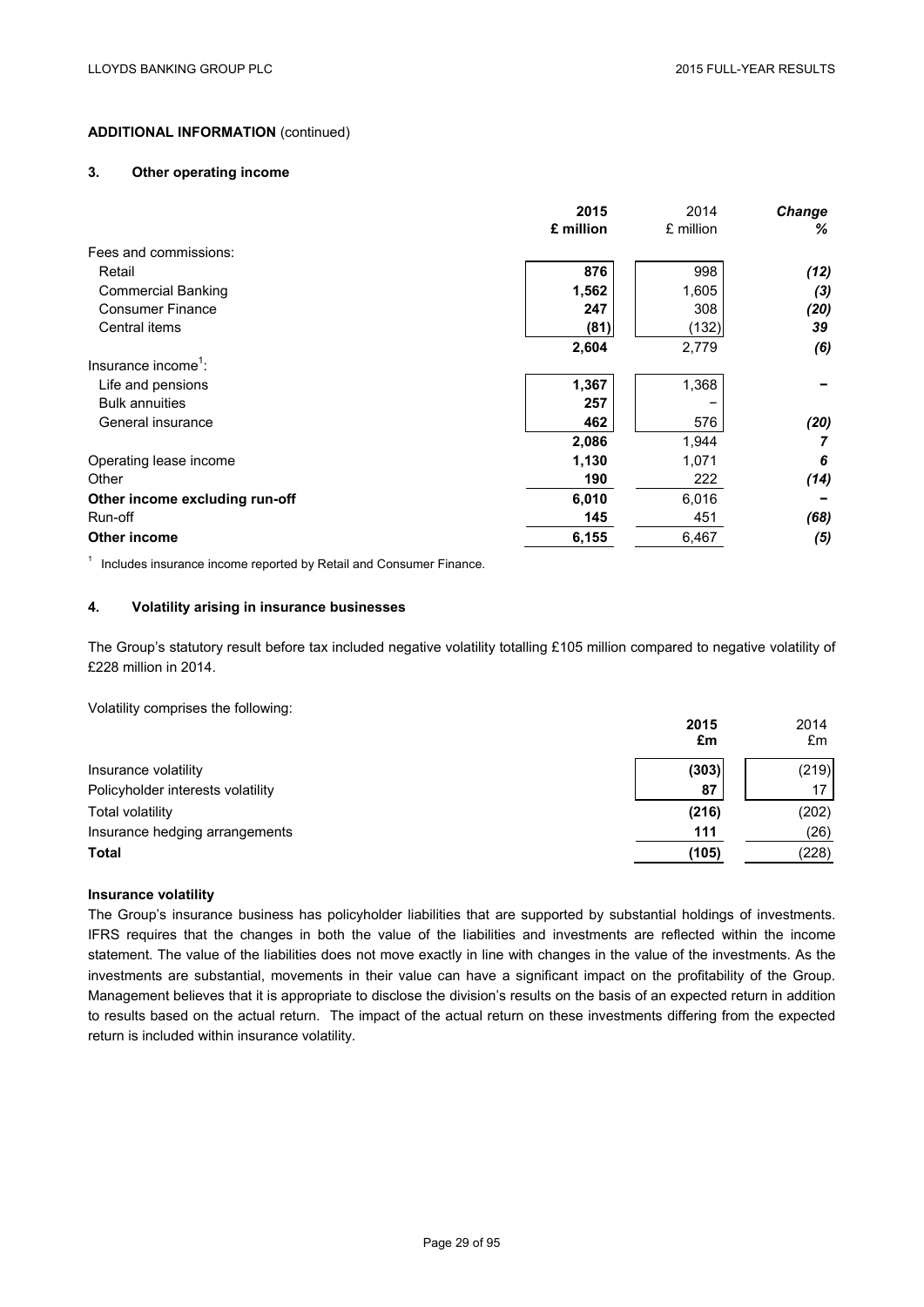**ADDITIONAL INFORMATION** (continued)

### 3. Other operating income

| | **2015 £ million** | 2014 £ million | ***Change %*** |
|---|---|---|---|
| Fees and commissions: | | | |
| Retail | **876** | 998 | ***(12)*** |
| Commercial Banking | **1,562** | 1,605 | ***(3)*** |
| Consumer Finance | **247** | 308 | ***(20)*** |
| Central items | **(81)** | (132) | ***39*** |
| | **2,604** | 2,779 | ***(6)*** |
| Insurance income[1]: | | | |
| Life and pensions | **1,367** | 1,368 | **–** |
| Bulk annuities | **257** | – | |
| General insurance | **462** | 576 | ***(20)*** |
| | **2,086** | 1,944 | ***7*** |
| Operating lease income | **1,130** | 1,071 | ***6*** |
| Other | **190** | 222 | ***(14)*** |
| **Other income excluding run-off** | **6,010** | 6,016 | **–** |
| Run-off | **145** | 451 | ***(68)*** |
| **Other income** | **6,155** | 6,467 | ***(5)*** |

[1] Includes insurance income reported by Retail and Consumer Finance.

### 4. Volatility arising in insurance businesses

The Group's statutory result before tax included negative volatility totalling £105 million compared to negative volatility of £228 million in 2014.

Volatility comprises the following:

| | **2015 £m** | 2014 £m |
|---|---|---|
| Insurance volatility | **(303)** | (219) |
| Policyholder interests volatility | **87** | 17 |
| Total volatility | **(216)** | (202) |
| Insurance hedging arrangements | **111** | (26) |
| **Total** | **(105)** | (228) |

**Insurance volatility**

The Group's insurance business has policyholder liabilities that are supported by substantial holdings of investments. IFRS requires that the changes in both the value of the liabilities and investments are reflected within the income statement. The value of the liabilities does not move exactly in line with changes in the value of the investments. As the investments are substantial, movements in their value can have a significant impact on the profitability of the Group. Management believes that it is appropriate to disclose the division's results on the basis of an expected return in addition to results based on the actual return. The impact of the actual return on these investments differing from the expected return is included within insurance volatility.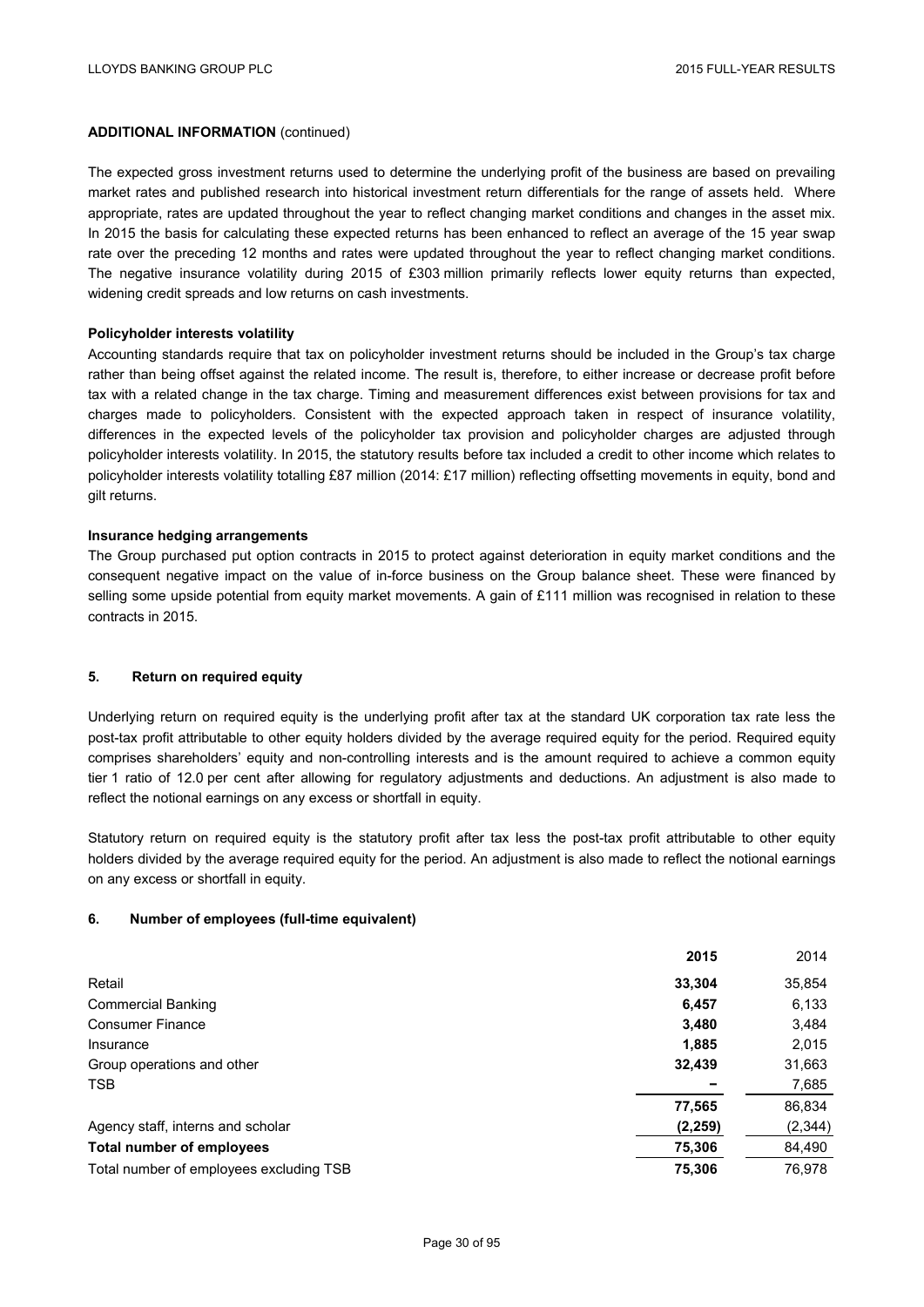**ADDITIONAL INFORMATION** (continued)

The expected gross investment returns used to determine the underlying profit of the business are based on prevailing market rates and published research into historical investment return differentials for the range of assets held. Where appropriate, rates are updated throughout the year to reflect changing market conditions and changes in the asset mix. In 2015 the basis for calculating these expected returns has been enhanced to reflect an average of the 15 year swap rate over the preceding 12 months and rates were updated throughout the year to reflect changing market conditions. The negative insurance volatility during 2015 of £303 million primarily reflects lower equity returns than expected, widening credit spreads and low returns on cash investments.

**Policyholder interests volatility**

Accounting standards require that tax on policyholder investment returns should be included in the Group's tax charge rather than being offset against the related income. The result is, therefore, to either increase or decrease profit before tax with a related change in the tax charge. Timing and measurement differences exist between provisions for tax and charges made to policyholders. Consistent with the expected approach taken in respect of insurance volatility, differences in the expected levels of the policyholder tax provision and policyholder charges are adjusted through policyholder interests volatility. In 2015, the statutory results before tax included a credit to other income which relates to policyholder interests volatility totalling £87 million (2014: £17 million) reflecting offsetting movements in equity, bond and gilt returns.

**Insurance hedging arrangements**

The Group purchased put option contracts in 2015 to protect against deterioration in equity market conditions and the consequent negative impact on the value of in-force business on the Group balance sheet. These were financed by selling some upside potential from equity market movements. A gain of £111 million was recognised in relation to these contracts in 2015.

## 5. Return on required equity

Underlying return on required equity is the underlying profit after tax at the standard UK corporation tax rate less the post-tax profit attributable to other equity holders divided by the average required equity for the period. Required equity comprises shareholders' equity and non-controlling interests and is the amount required to achieve a common equity tier 1 ratio of 12.0 per cent after allowing for regulatory adjustments and deductions. An adjustment is also made to reflect the notional earnings on any excess or shortfall in equity.

Statutory return on required equity is the statutory profit after tax less the post-tax profit attributable to other equity holders divided by the average required equity for the period. An adjustment is also made to reflect the notional earnings on any excess or shortfall in equity.

## 6. Number of employees (full-time equivalent)

| | **2015** | 2014 |
|---|---|---|
| Retail | **33,304** | 35,854 |
| Commercial Banking | **6,457** | 6,133 |
| Consumer Finance | **3,480** | 3,484 |
| Insurance | **1,885** | 2,015 |
| Group operations and other | **32,439** | 31,663 |
| TSB | **–** | 7,685 |
| | **77,565** | 86,834 |
| Agency staff, interns and scholar | **(2,259)** | (2,344) |
| **Total number of employees** | **75,306** | 84,490 |
| Total number of employees excluding TSB | **75,306** | 76,978 |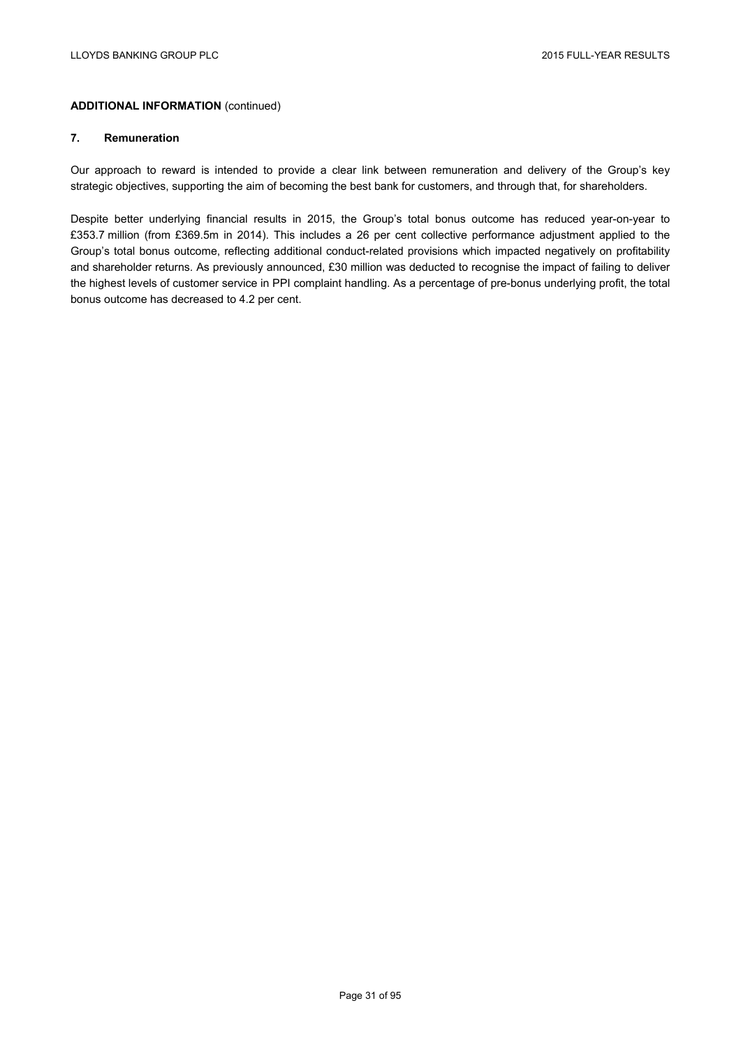**ADDITIONAL INFORMATION** (continued)

## 7. Remuneration

Our approach to reward is intended to provide a clear link between remuneration and delivery of the Group's key strategic objectives, supporting the aim of becoming the best bank for customers, and through that, for shareholders.

Despite better underlying financial results in 2015, the Group's total bonus outcome has reduced year-on-year to £353.7 million (from £369.5m in 2014). This includes a 26 per cent collective performance adjustment applied to the Group's total bonus outcome, reflecting additional conduct-related provisions which impacted negatively on profitability and shareholder returns. As previously announced, £30 million was deducted to recognise the impact of failing to deliver the highest levels of customer service in PPI complaint handling. As a percentage of pre-bonus underlying profit, the total bonus outcome has decreased to 4.2 per cent.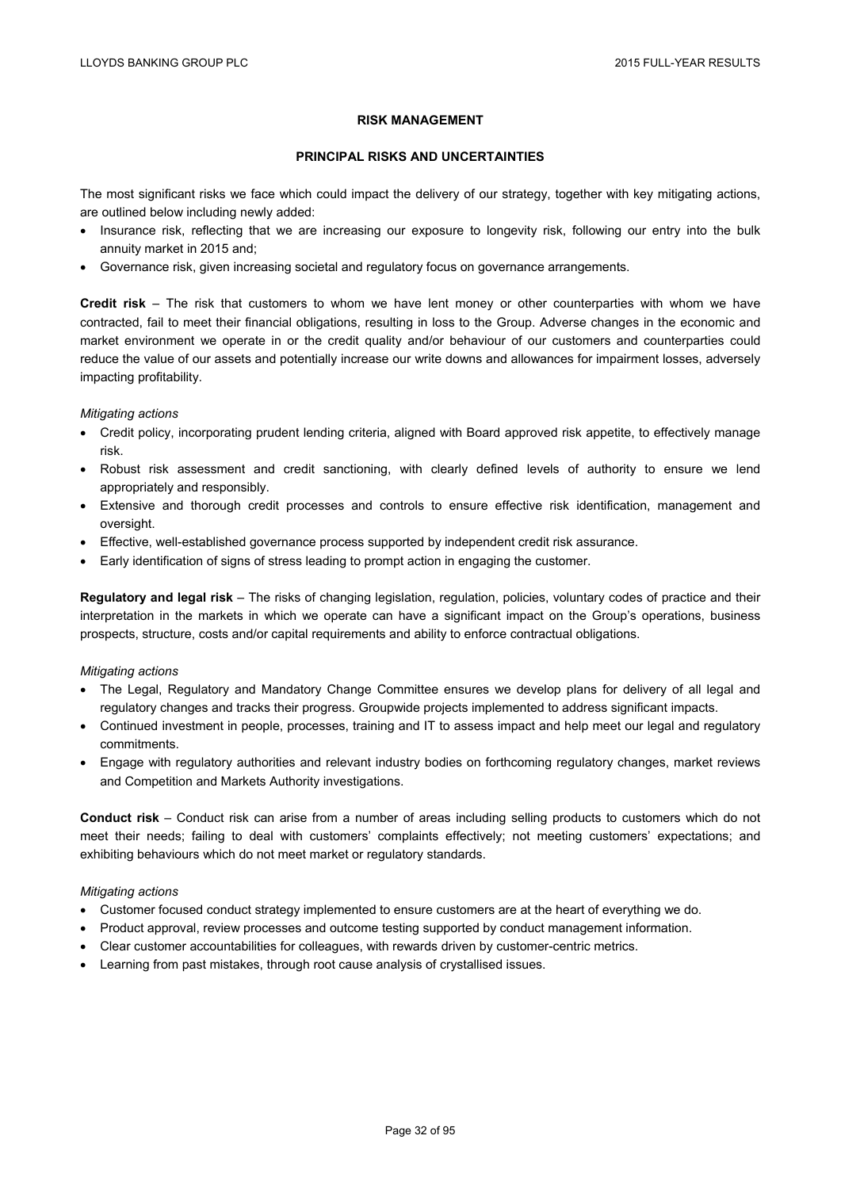## RISK MANAGEMENT

### PRINCIPAL RISKS AND UNCERTAINTIES

The most significant risks we face which could impact the delivery of our strategy, together with key mitigating actions, are outlined below including newly added:

- Insurance risk, reflecting that we are increasing our exposure to longevity risk, following our entry into the bulk annuity market in 2015 and;
- Governance risk, given increasing societal and regulatory focus on governance arrangements.

**Credit risk** – The risk that customers to whom we have lent money or other counterparties with whom we have contracted, fail to meet their financial obligations, resulting in loss to the Group. Adverse changes in the economic and market environment we operate in or the credit quality and/or behaviour of our customers and counterparties could reduce the value of our assets and potentially increase our write downs and allowances for impairment losses, adversely impacting profitability.

*Mitigating actions*

- Credit policy, incorporating prudent lending criteria, aligned with Board approved risk appetite, to effectively manage risk.
- Robust risk assessment and credit sanctioning, with clearly defined levels of authority to ensure we lend appropriately and responsibly.
- Extensive and thorough credit processes and controls to ensure effective risk identification, management and oversight.
- Effective, well-established governance process supported by independent credit risk assurance.
- Early identification of signs of stress leading to prompt action in engaging the customer.

**Regulatory and legal risk** – The risks of changing legislation, regulation, policies, voluntary codes of practice and their interpretation in the markets in which we operate can have a significant impact on the Group's operations, business prospects, structure, costs and/or capital requirements and ability to enforce contractual obligations.

*Mitigating actions*

- The Legal, Regulatory and Mandatory Change Committee ensures we develop plans for delivery of all legal and regulatory changes and tracks their progress. Groupwide projects implemented to address significant impacts.
- Continued investment in people, processes, training and IT to assess impact and help meet our legal and regulatory commitments.
- Engage with regulatory authorities and relevant industry bodies on forthcoming regulatory changes, market reviews and Competition and Markets Authority investigations.

**Conduct risk** – Conduct risk can arise from a number of areas including selling products to customers which do not meet their needs; failing to deal with customers' complaints effectively; not meeting customers' expectations; and exhibiting behaviours which do not meet market or regulatory standards.

*Mitigating actions*

- Customer focused conduct strategy implemented to ensure customers are at the heart of everything we do.
- Product approval, review processes and outcome testing supported by conduct management information.
- Clear customer accountabilities for colleagues, with rewards driven by customer-centric metrics.
- Learning from past mistakes, through root cause analysis of crystallised issues.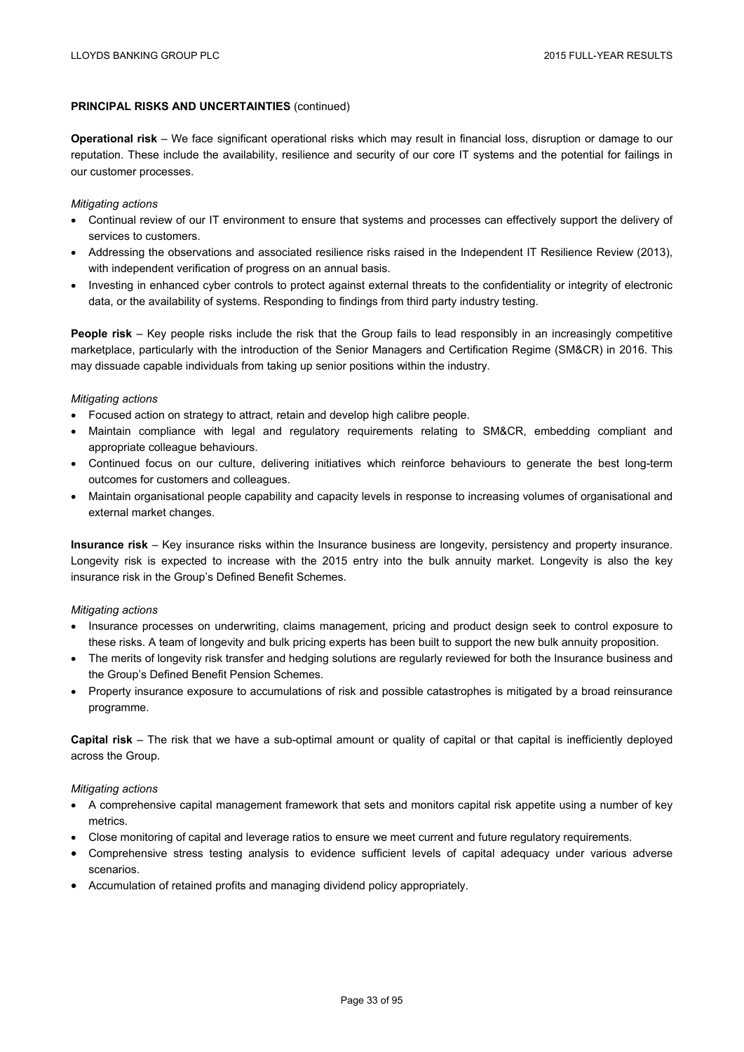**PRINCIPAL RISKS AND UNCERTAINTIES** (continued)

**Operational risk** – We face significant operational risks which may result in financial loss, disruption or damage to our reputation. These include the availability, resilience and security of our core IT systems and the potential for failings in our customer processes.

*Mitigating actions*

- Continual review of our IT environment to ensure that systems and processes can effectively support the delivery of services to customers.
- Addressing the observations and associated resilience risks raised in the Independent IT Resilience Review (2013), with independent verification of progress on an annual basis.
- Investing in enhanced cyber controls to protect against external threats to the confidentiality or integrity of electronic data, or the availability of systems. Responding to findings from third party industry testing.

**People risk** – Key people risks include the risk that the Group fails to lead responsibly in an increasingly competitive marketplace, particularly with the introduction of the Senior Managers and Certification Regime (SM&CR) in 2016. This may dissuade capable individuals from taking up senior positions within the industry.

*Mitigating actions*

- Focused action on strategy to attract, retain and develop high calibre people.
- Maintain compliance with legal and regulatory requirements relating to SM&CR, embedding compliant and appropriate colleague behaviours.
- Continued focus on our culture, delivering initiatives which reinforce behaviours to generate the best long-term outcomes for customers and colleagues.
- Maintain organisational people capability and capacity levels in response to increasing volumes of organisational and external market changes.

**Insurance risk** – Key insurance risks within the Insurance business are longevity, persistency and property insurance. Longevity risk is expected to increase with the 2015 entry into the bulk annuity market. Longevity is also the key insurance risk in the Group's Defined Benefit Schemes.

*Mitigating actions*

- Insurance processes on underwriting, claims management, pricing and product design seek to control exposure to these risks. A team of longevity and bulk pricing experts has been built to support the new bulk annuity proposition.
- The merits of longevity risk transfer and hedging solutions are regularly reviewed for both the Insurance business and the Group's Defined Benefit Pension Schemes.
- Property insurance exposure to accumulations of risk and possible catastrophes is mitigated by a broad reinsurance programme.

**Capital risk** – The risk that we have a sub-optimal amount or quality of capital or that capital is inefficiently deployed across the Group.

*Mitigating actions*

- A comprehensive capital management framework that sets and monitors capital risk appetite using a number of key metrics.
- Close monitoring of capital and leverage ratios to ensure we meet current and future regulatory requirements.
- Comprehensive stress testing analysis to evidence sufficient levels of capital adequacy under various adverse scenarios.
- Accumulation of retained profits and managing dividend policy appropriately.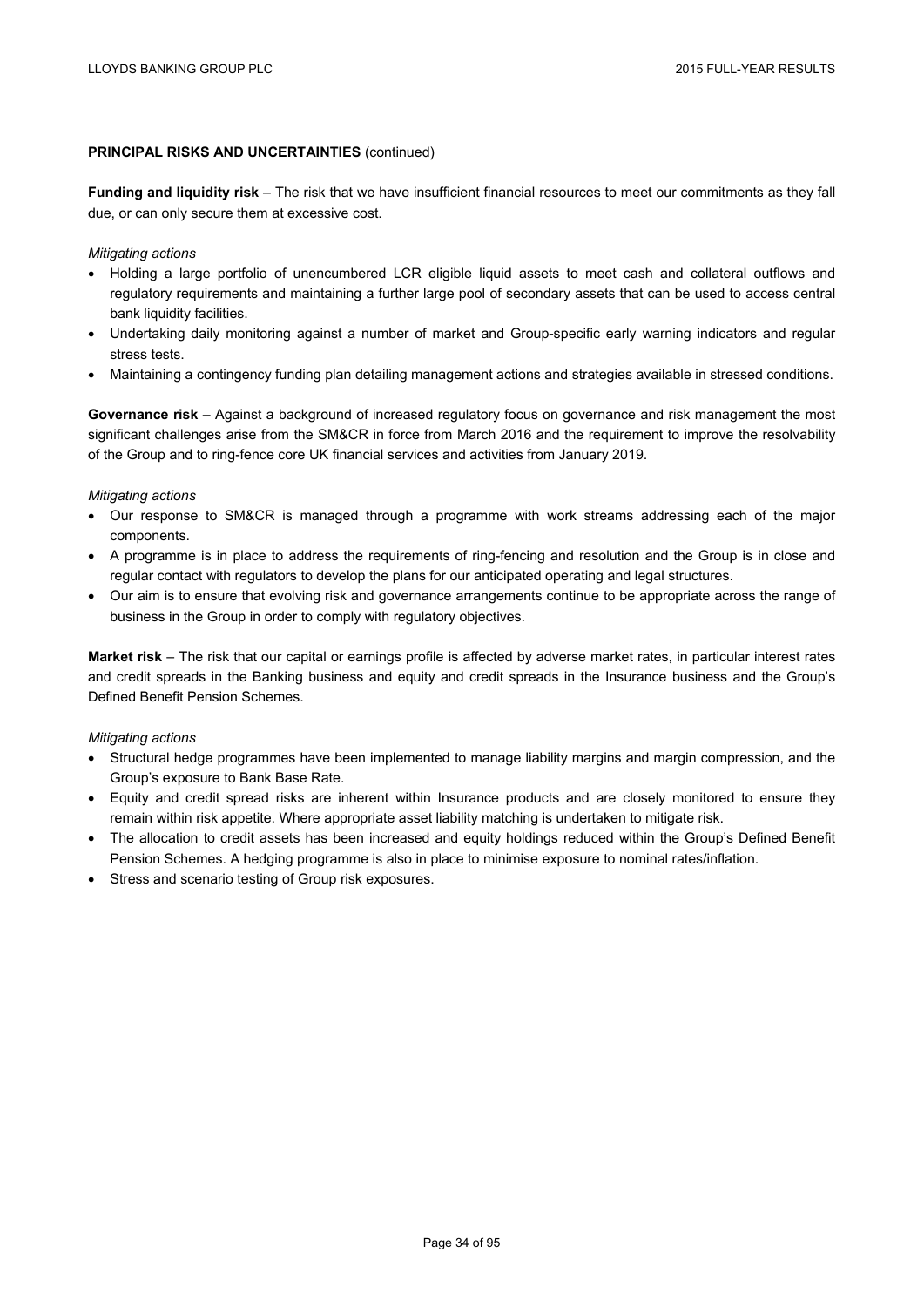**PRINCIPAL RISKS AND UNCERTAINTIES** (continued)

**Funding and liquidity risk** – The risk that we have insufficient financial resources to meet our commitments as they fall due, or can only secure them at excessive cost.

*Mitigating actions*

- Holding a large portfolio of unencumbered LCR eligible liquid assets to meet cash and collateral outflows and regulatory requirements and maintaining a further large pool of secondary assets that can be used to access central bank liquidity facilities.
- Undertaking daily monitoring against a number of market and Group-specific early warning indicators and regular stress tests.
- Maintaining a contingency funding plan detailing management actions and strategies available in stressed conditions.

**Governance risk** – Against a background of increased regulatory focus on governance and risk management the most significant challenges arise from the SM&CR in force from March 2016 and the requirement to improve the resolvability of the Group and to ring-fence core UK financial services and activities from January 2019.

*Mitigating actions*

- Our response to SM&CR is managed through a programme with work streams addressing each of the major components.
- A programme is in place to address the requirements of ring-fencing and resolution and the Group is in close and regular contact with regulators to develop the plans for our anticipated operating and legal structures.
- Our aim is to ensure that evolving risk and governance arrangements continue to be appropriate across the range of business in the Group in order to comply with regulatory objectives.

**Market risk** – The risk that our capital or earnings profile is affected by adverse market rates, in particular interest rates and credit spreads in the Banking business and equity and credit spreads in the Insurance business and the Group's Defined Benefit Pension Schemes.

*Mitigating actions*

- Structural hedge programmes have been implemented to manage liability margins and margin compression, and the Group's exposure to Bank Base Rate.
- Equity and credit spread risks are inherent within Insurance products and are closely monitored to ensure they remain within risk appetite. Where appropriate asset liability matching is undertaken to mitigate risk.
- The allocation to credit assets has been increased and equity holdings reduced within the Group's Defined Benefit Pension Schemes. A hedging programme is also in place to minimise exposure to nominal rates/inflation.
- Stress and scenario testing of Group risk exposures.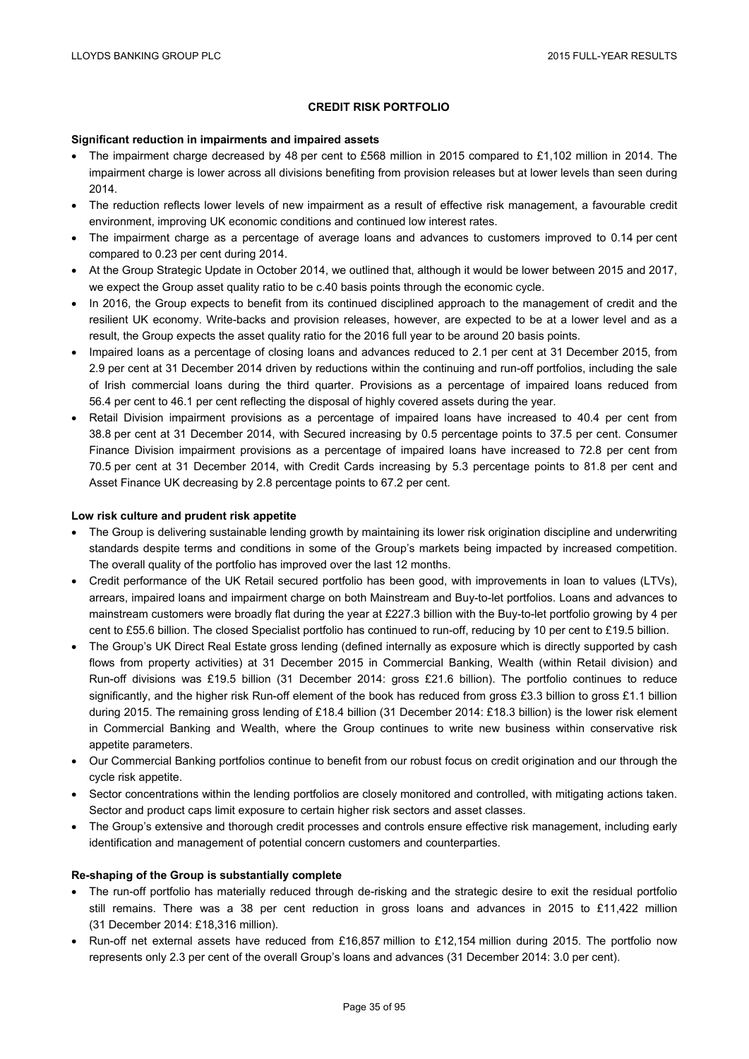## CREDIT RISK PORTFOLIO

**Significant reduction in impairments and impaired assets**

- The impairment charge decreased by 48 per cent to £568 million in 2015 compared to £1,102 million in 2014. The impairment charge is lower across all divisions benefiting from provision releases but at lower levels than seen during 2014.
- The reduction reflects lower levels of new impairment as a result of effective risk management, a favourable credit environment, improving UK economic conditions and continued low interest rates.
- The impairment charge as a percentage of average loans and advances to customers improved to 0.14 per cent compared to 0.23 per cent during 2014.
- At the Group Strategic Update in October 2014, we outlined that, although it would be lower between 2015 and 2017, we expect the Group asset quality ratio to be c.40 basis points through the economic cycle.
- In 2016, the Group expects to benefit from its continued disciplined approach to the management of credit and the resilient UK economy. Write-backs and provision releases, however, are expected to be at a lower level and as a result, the Group expects the asset quality ratio for the 2016 full year to be around 20 basis points.
- Impaired loans as a percentage of closing loans and advances reduced to 2.1 per cent at 31 December 2015, from 2.9 per cent at 31 December 2014 driven by reductions within the continuing and run-off portfolios, including the sale of Irish commercial loans during the third quarter. Provisions as a percentage of impaired loans reduced from 56.4 per cent to 46.1 per cent reflecting the disposal of highly covered assets during the year.
- Retail Division impairment provisions as a percentage of impaired loans have increased to 40.4 per cent from 38.8 per cent at 31 December 2014, with Secured increasing by 0.5 percentage points to 37.5 per cent. Consumer Finance Division impairment provisions as a percentage of impaired loans have increased to 72.8 per cent from 70.5 per cent at 31 December 2014, with Credit Cards increasing by 5.3 percentage points to 81.8 per cent and Asset Finance UK decreasing by 2.8 percentage points to 67.2 per cent.

**Low risk culture and prudent risk appetite**

- The Group is delivering sustainable lending growth by maintaining its lower risk origination discipline and underwriting standards despite terms and conditions in some of the Group's markets being impacted by increased competition. The overall quality of the portfolio has improved over the last 12 months.
- Credit performance of the UK Retail secured portfolio has been good, with improvements in loan to values (LTVs), arrears, impaired loans and impairment charge on both Mainstream and Buy-to-let portfolios. Loans and advances to mainstream customers were broadly flat during the year at £227.3 billion with the Buy-to-let portfolio growing by 4 per cent to £55.6 billion. The closed Specialist portfolio has continued to run-off, reducing by 10 per cent to £19.5 billion.
- The Group's UK Direct Real Estate gross lending (defined internally as exposure which is directly supported by cash flows from property activities) at 31 December 2015 in Commercial Banking, Wealth (within Retail division) and Run-off divisions was £19.5 billion (31 December 2014: gross £21.6 billion). The portfolio continues to reduce significantly, and the higher risk Run-off element of the book has reduced from gross £3.3 billion to gross £1.1 billion during 2015. The remaining gross lending of £18.4 billion (31 December 2014: £18.3 billion) is the lower risk element in Commercial Banking and Wealth, where the Group continues to write new business within conservative risk appetite parameters.
- Our Commercial Banking portfolios continue to benefit from our robust focus on credit origination and our through the cycle risk appetite.
- Sector concentrations within the lending portfolios are closely monitored and controlled, with mitigating actions taken. Sector and product caps limit exposure to certain higher risk sectors and asset classes.
- The Group's extensive and thorough credit processes and controls ensure effective risk management, including early identification and management of potential concern customers and counterparties.

**Re-shaping of the Group is substantially complete**

- The run-off portfolio has materially reduced through de-risking and the strategic desire to exit the residual portfolio still remains. There was a 38 per cent reduction in gross loans and advances in 2015 to £11,422 million (31 December 2014: £18,316 million).
- Run-off net external assets have reduced from £16,857 million to £12,154 million during 2015. The portfolio now represents only 2.3 per cent of the overall Group's loans and advances (31 December 2014: 3.0 per cent).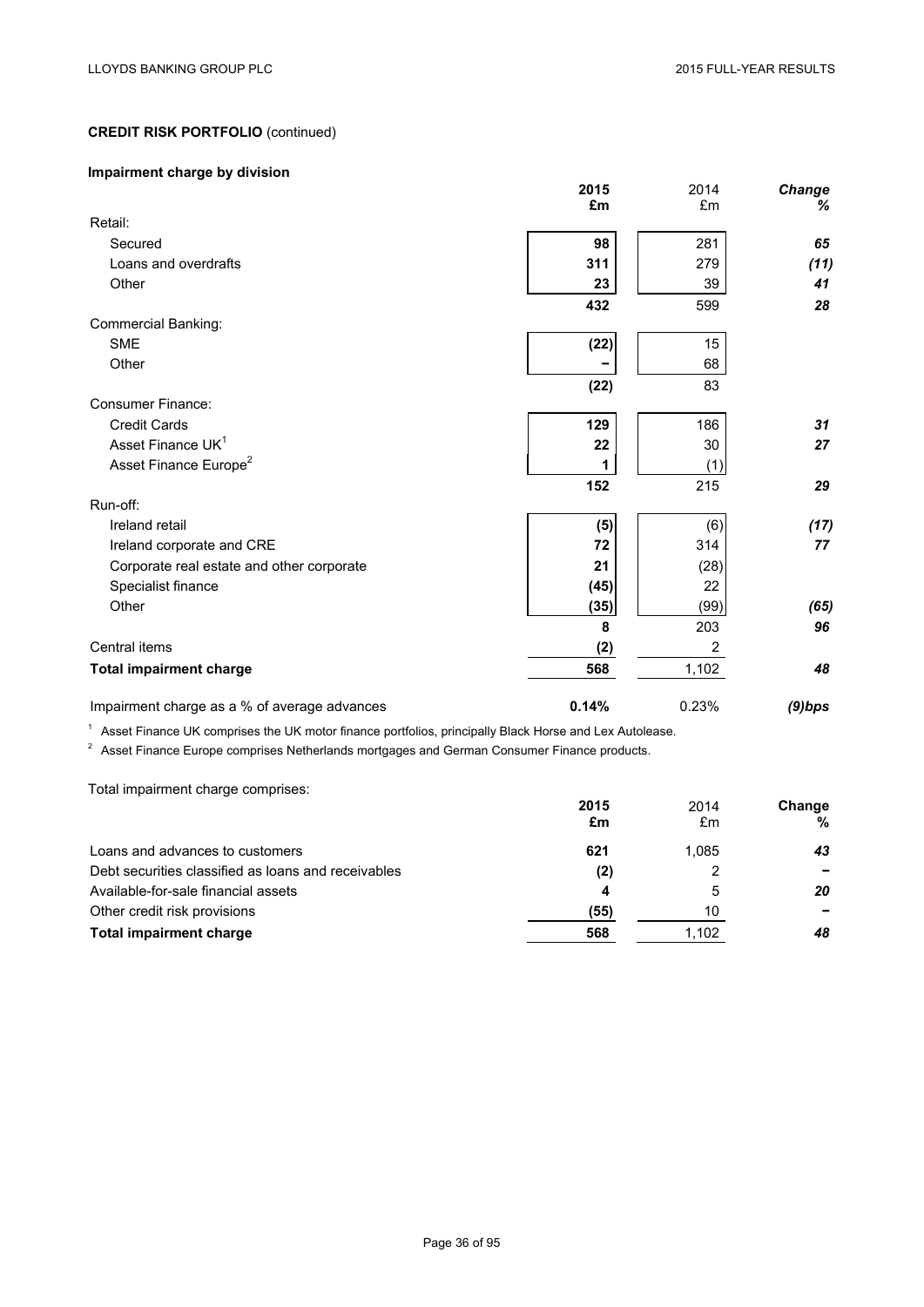**CREDIT RISK PORTFOLIO** (continued)

**Impairment charge by division**

| | 2015 £m | 2014 £m | Change % |
|---|---|---|---|
| Retail: | | | |
| Secured | **98** | 281 | ***65*** |
| Loans and overdrafts | **311** | 279 | ***(11)*** |
| Other | **23** | 39 | ***41*** |
| | **432** | 599 | ***28*** |
| Commercial Banking: | | | |
| SME | **(22)** | 15 | |
| Other | **–** | 68 | |
| | **(22)** | 83 | |
| Consumer Finance: | | | |
| Credit Cards | **129** | 186 | ***31*** |
| Asset Finance UK[1] | **22** | 30 | ***27*** |
| Asset Finance Europe[2] | **1** | (1) | |
| | **152** | 215 | ***29*** |
| Run-off: | | | |
| Ireland retail | **(5)** | (6) | ***(17)*** |
| Ireland corporate and CRE | **72** | 314 | ***77*** |
| Corporate real estate and other corporate | **21** | (28) | |
| Specialist finance | **(45)** | 22 | |
| Other | **(35)** | (99) | ***(65)*** |
| | **8** | 203 | ***96*** |
| Central items | **(2)** | 2 | |
| **Total impairment charge** | **568** | 1,102 | ***48*** |
| Impairment charge as a % of average advances | **0.14%** | 0.23% | ***(9)bps*** |

[1] Asset Finance UK comprises the UK motor finance portfolios, principally Black Horse and Lex Autolease.

[2] Asset Finance Europe comprises Netherlands mortgages and German Consumer Finance products.

Total impairment charge comprises:

| | 2015 £m | 2014 £m | Change % |
|---|---|---|---|
| Loans and advances to customers | **621** | 1,085 | ***43*** |
| Debt securities classified as loans and receivables | **(2)** | 2 | ***–*** |
| Available-for-sale financial assets | **4** | 5 | ***20*** |
| Other credit risk provisions | **(55)** | 10 | ***–*** |
| **Total impairment charge** | **568** | 1,102 | ***48*** |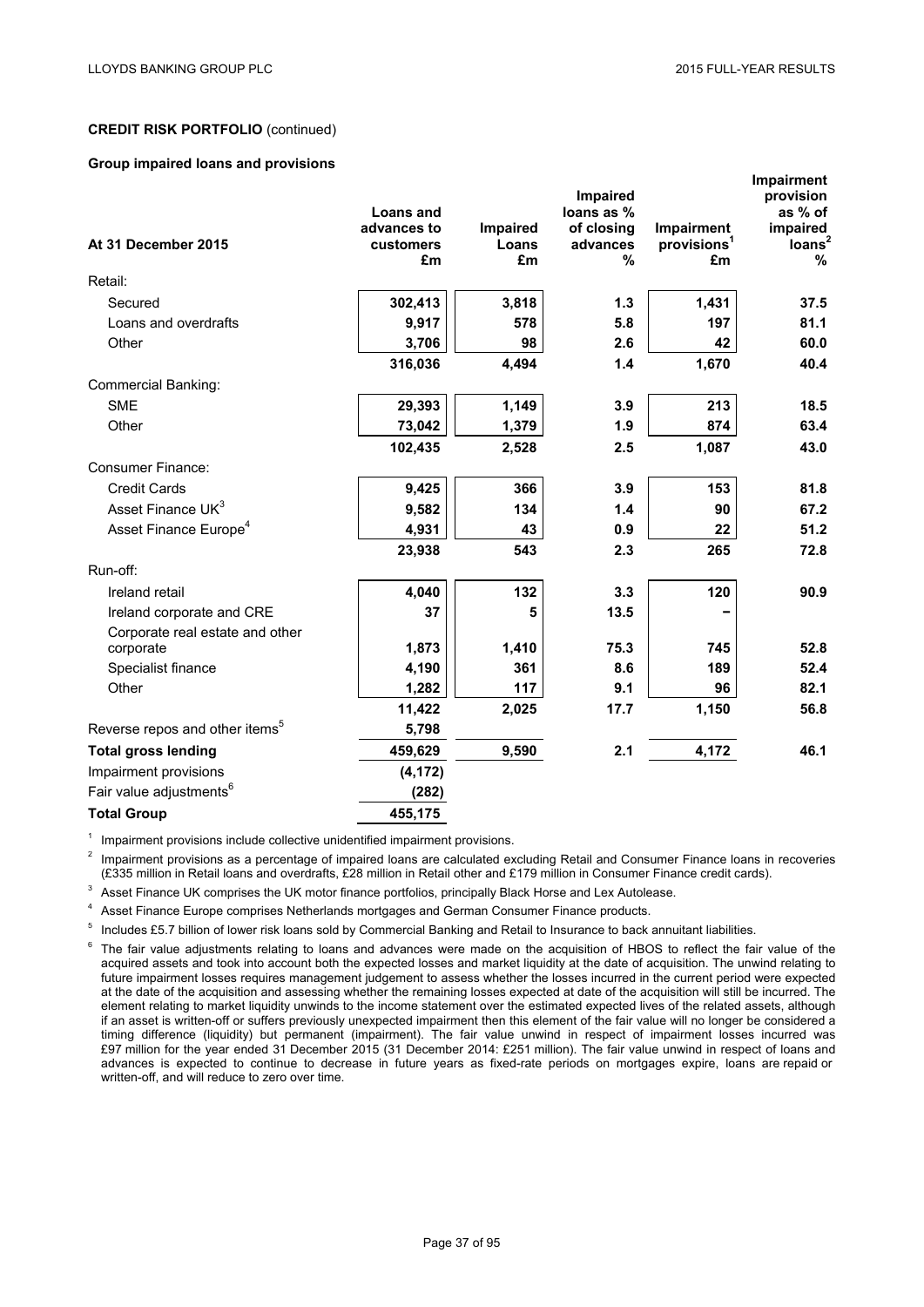**CREDIT RISK PORTFOLIO** (continued)

**Group impaired loans and provisions**

| At 31 December 2015 | Loans and advances to customers £m | Impaired Loans £m | Impaired loans as % of closing advances % | Impairment provisions[1] £m | Impairment provision as % of impaired loans[2] % |
|---|---|---|---|---|---|
| Retail: | | | | | |
| Secured | 302,413 | 3,818 | 1.3 | 1,431 | 37.5 |
| Loans and overdrafts | 9,917 | 578 | 5.8 | 197 | 81.1 |
| Other | 3,706 | 98 | 2.6 | 42 | 60.0 |
| | 316,036 | 4,494 | 1.4 | 1,670 | 40.4 |
| Commercial Banking: | | | | | |
| SME | 29,393 | 1,149 | 3.9 | 213 | 18.5 |
| Other | 73,042 | 1,379 | 1.9 | 874 | 63.4 |
| | 102,435 | 2,528 | 2.5 | 1,087 | 43.0 |
| Consumer Finance: | | | | | |
| Credit Cards | 9,425 | 366 | 3.9 | 153 | 81.8 |
| Asset Finance UK[3] | 9,582 | 134 | 1.4 | 90 | 67.2 |
| Asset Finance Europe[4] | 4,931 | 43 | 0.9 | 22 | 51.2 |
| | 23,938 | 543 | 2.3 | 265 | 72.8 |
| Run-off: | | | | | |
| Ireland retail | 4,040 | 132 | 3.3 | 120 | 90.9 |
| Ireland corporate and CRE | 37 | 5 | 13.5 | – | |
| Corporate real estate and other corporate | 1,873 | 1,410 | 75.3 | 745 | 52.8 |
| Specialist finance | 4,190 | 361 | 8.6 | 189 | 52.4 |
| Other | 1,282 | 117 | 9.1 | 96 | 82.1 |
| | 11,422 | 2,025 | 17.7 | 1,150 | 56.8 |
| Reverse repos and other items[5] | 5,798 | | | | |
| **Total gross lending** | 459,629 | 9,590 | 2.1 | 4,172 | 46.1 |
| Impairment provisions | (4,172) | | | | |
| Fair value adjustments[6] | (282) | | | | |
| **Total Group** | 455,175 | | | | |

[1] Impairment provisions include collective unidentified impairment provisions.

[2] Impairment provisions as a percentage of impaired loans are calculated excluding Retail and Consumer Finance loans in recoveries (£335 million in Retail loans and overdrafts, £28 million in Retail other and £179 million in Consumer Finance credit cards).

[3] Asset Finance UK comprises the UK motor finance portfolios, principally Black Horse and Lex Autolease.

[4] Asset Finance Europe comprises Netherlands mortgages and German Consumer Finance products.

[5] Includes £5.7 billion of lower risk loans sold by Commercial Banking and Retail to Insurance to back annuitant liabilities.

[6] The fair value adjustments relating to loans and advances were made on the acquisition of HBOS to reflect the fair value of the acquired assets and took into account both the expected losses and market liquidity at the date of acquisition. The unwind relating to future impairment losses requires management judgement to assess whether the losses incurred in the current period were expected at the date of the acquisition and assessing whether the remaining losses expected at date of the acquisition will still be incurred. The element relating to market liquidity unwinds to the income statement over the estimated expected lives of the related assets, although if an asset is written-off or suffers previously unexpected impairment then this element of the fair value will no longer be considered a timing difference (liquidity) but permanent (impairment). The fair value unwind in respect of impairment losses incurred was £97 million for the year ended 31 December 2015 (31 December 2014: £251 million). The fair value unwind in respect of loans and advances is expected to continue to decrease in future years as fixed-rate periods on mortgages expire, loans are repaid or written-off, and will reduce to zero over time.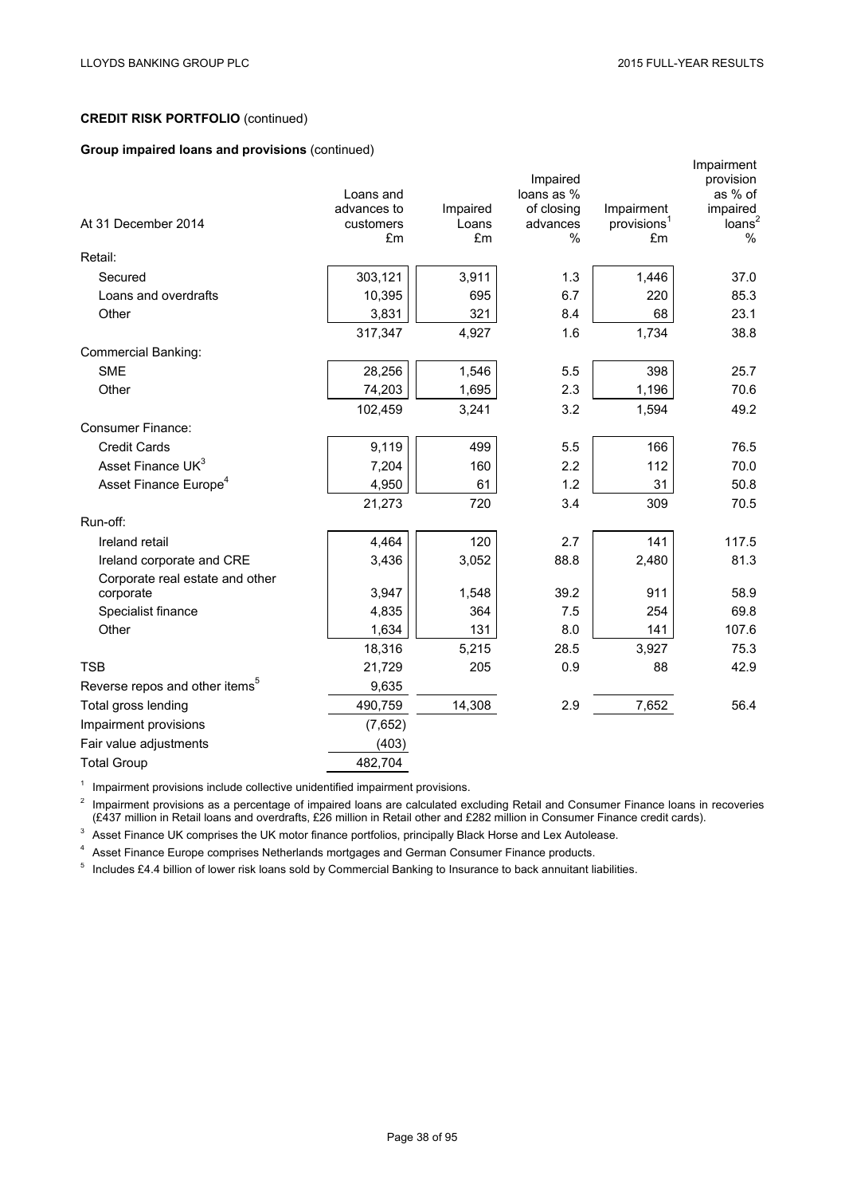**CREDIT RISK PORTFOLIO** (continued)

**Group impaired loans and provisions** (continued)

| At 31 December 2014 | Loans and advances to customers £m | Impaired Loans £m | Impaired loans as % of closing advances % | Impairment provisions[1] £m | Impairment provision as % of impaired loans[2] % |
|---|---|---|---|---|---|
| Retail: | | | | | |
| Secured | 303,121 | 3,911 | 1.3 | 1,446 | 37.0 |
| Loans and overdrafts | 10,395 | 695 | 6.7 | 220 | 85.3 |
| Other | 3,831 | 321 | 8.4 | 68 | 23.1 |
| | 317,347 | 4,927 | 1.6 | 1,734 | 38.8 |
| Commercial Banking: | | | | | |
| SME | 28,256 | 1,546 | 5.5 | 398 | 25.7 |
| Other | 74,203 | 1,695 | 2.3 | 1,196 | 70.6 |
| | 102,459 | 3,241 | 3.2 | 1,594 | 49.2 |
| Consumer Finance: | | | | | |
| Credit Cards | 9,119 | 499 | 5.5 | 166 | 76.5 |
| Asset Finance UK[3] | 7,204 | 160 | 2.2 | 112 | 70.0 |
| Asset Finance Europe[4] | 4,950 | 61 | 1.2 | 31 | 50.8 |
| | 21,273 | 720 | 3.4 | 309 | 70.5 |
| Run-off: | | | | | |
| Ireland retail | 4,464 | 120 | 2.7 | 141 | 117.5 |
| Ireland corporate and CRE | 3,436 | 3,052 | 88.8 | 2,480 | 81.3 |
| Corporate real estate and other corporate | 3,947 | 1,548 | 39.2 | 911 | 58.9 |
| Specialist finance | 4,835 | 364 | 7.5 | 254 | 69.8 |
| Other | 1,634 | 131 | 8.0 | 141 | 107.6 |
| | 18,316 | 5,215 | 28.5 | 3,927 | 75.3 |
| TSB | 21,729 | 205 | 0.9 | 88 | 42.9 |
| Reverse repos and other items[5] | 9,635 | | | | |
| Total gross lending | 490,759 | 14,308 | 2.9 | 7,652 | 56.4 |
| Impairment provisions | (7,652) | | | | |
| Fair value adjustments | (403) | | | | |
| Total Group | 482,704 | | | | |

[1] Impairment provisions include collective unidentified impairment provisions.

[2] Impairment provisions as a percentage of impaired loans are calculated excluding Retail and Consumer Finance loans in recoveries (£437 million in Retail loans and overdrafts, £26 million in Retail other and £282 million in Consumer Finance credit cards).

[3] Asset Finance UK comprises the UK motor finance portfolios, principally Black Horse and Lex Autolease.

[4] Asset Finance Europe comprises Netherlands mortgages and German Consumer Finance products.

[5] Includes £4.4 billion of lower risk loans sold by Commercial Banking to Insurance to back annuitant liabilities.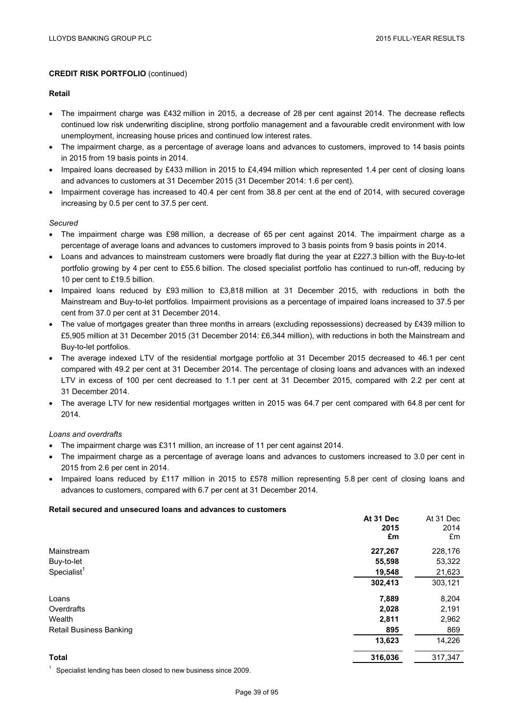**CREDIT RISK PORTFOLIO** (continued)

**Retail**

- The impairment charge was £432 million in 2015, a decrease of 28 per cent against 2014. The decrease reflects continued low risk underwriting discipline, strong portfolio management and a favourable credit environment with low unemployment, increasing house prices and continued low interest rates.
- The impairment charge, as a percentage of average loans and advances to customers, improved to 14 basis points in 2015 from 19 basis points in 2014.
- Impaired loans decreased by £433 million in 2015 to £4,494 million which represented 1.4 per cent of closing loans and advances to customers at 31 December 2015 (31 December 2014: 1.6 per cent).
- Impairment coverage has increased to 40.4 per cent from 38.8 per cent at the end of 2014, with secured coverage increasing by 0.5 per cent to 37.5 per cent.

*Secured*

- The impairment charge was £98 million, a decrease of 65 per cent against 2014. The impairment charge as a percentage of average loans and advances to customers improved to 3 basis points from 9 basis points in 2014.
- Loans and advances to mainstream customers were broadly flat during the year at £227.3 billion with the Buy-to-let portfolio growing by 4 per cent to £55.6 billion. The closed specialist portfolio has continued to run-off, reducing by 10 per cent to £19.5 billion.
- Impaired loans reduced by £93 million to £3,818 million at 31 December 2015, with reductions in both the Mainstream and Buy-to-let portfolios. Impairment provisions as a percentage of impaired loans increased to 37.5 per cent from 37.0 per cent at 31 December 2014.
- The value of mortgages greater than three months in arrears (excluding repossessions) decreased by £439 million to £5,905 million at 31 December 2015 (31 December 2014: £6,344 million), with reductions in both the Mainstream and Buy-to-let portfolios.
- The average indexed LTV of the residential mortgage portfolio at 31 December 2015 decreased to 46.1 per cent compared with 49.2 per cent at 31 December 2014. The percentage of closing loans and advances with an indexed LTV in excess of 100 per cent decreased to 1.1 per cent at 31 December 2015, compared with 2.2 per cent at 31 December 2014.
- The average LTV for new residential mortgages written in 2015 was 64.7 per cent compared with 64.8 per cent for 2014.

*Loans and overdrafts*

- The impairment charge was £311 million, an increase of 11 per cent against 2014.
- The impairment charge as a percentage of average loans and advances to customers increased to 3.0 per cent in 2015 from 2.6 per cent in 2014.
- Impaired loans reduced by £117 million in 2015 to £578 million representing 5.8 per cent of closing loans and advances to customers, compared with 6.7 per cent at 31 December 2014.

**Retail secured and unsecured loans and advances to customers**

| | **At 31 Dec 2015 £m** | At 31 Dec 2014 £m |
|---|---|---|
| Mainstream | **227,267** | 228,176 |
| Buy-to-let | **55,598** | 53,322 |
| Specialist[1] | **19,548** | 21,623 |
| | **302,413** | 303,121 |
| Loans | **7,889** | 8,204 |
| Overdrafts | **2,028** | 2,191 |
| Wealth | **2,811** | 2,962 |
| Retail Business Banking | **895** | 869 |
| | **13,623** | 14,226 |
| **Total** | **316,036** | 317,347 |

[1] Specialist lending has been closed to new business since 2009.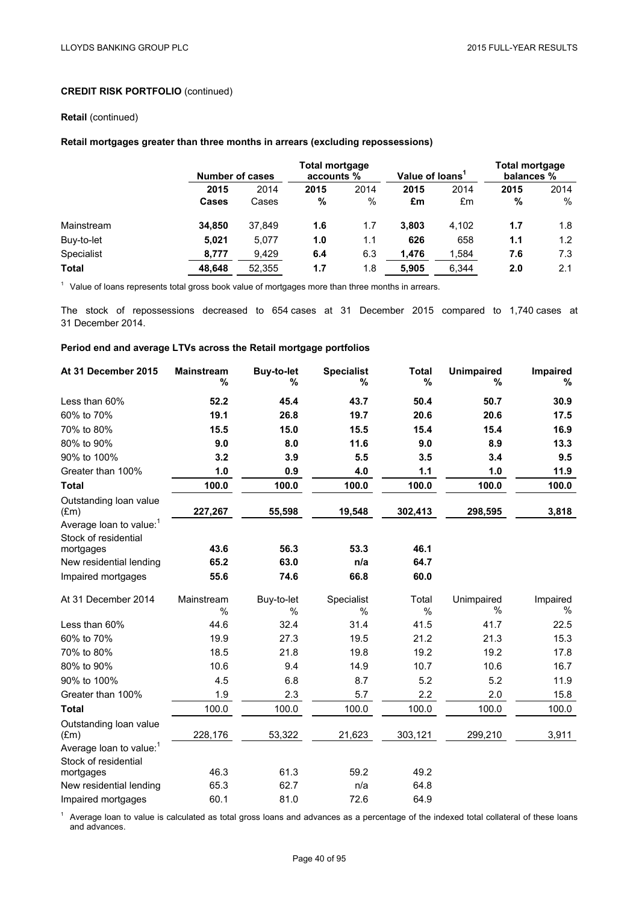**CREDIT RISK PORTFOLIO** (continued)

**Retail** (continued)

**Retail mortgages greater than three months in arrears (excluding repossessions)**

| | Number of cases | | Total mortgage accounts % | | Value of loans[1] | | Total mortgage balances % | |
|---|---|---|---|---|---|---|---|---|
| | **2015** | 2014 | **2015** | 2014 | **2015** | 2014 | **2015** | 2014 |
| | **Cases** | Cases | **%** | % | **£m** | £m | **%** | % |
| Mainstream | **34,850** | 37,849 | **1.6** | 1.7 | **3,803** | 4,102 | **1.7** | 1.8 |
| Buy-to-let | **5,021** | 5,077 | **1.0** | 1.1 | **626** | 658 | **1.1** | 1.2 |
| Specialist | **8,777** | 9,429 | **6.4** | 6.3 | **1,476** | 1,584 | **7.6** | 7.3 |
| **Total** | **48,648** | 52,355 | **1.7** | 1.8 | **5,905** | 6,344 | **2.0** | 2.1 |

[1] Value of loans represents total gross book value of mortgages more than three months in arrears.

The stock of repossessions decreased to 654 cases at 31 December 2015 compared to 1,740 cases at 31 December 2014.

**Period end and average LTVs across the Retail mortgage portfolios**

| **At 31 December 2015** | **Mainstream %** | **Buy-to-let %** | **Specialist %** | **Total %** | **Unimpaired %** | **Impaired %** |
|---|---|---|---|---|---|---|
| Less than 60% | **52.2** | **45.4** | **43.7** | **50.4** | **50.7** | **30.9** |
| 60% to 70% | **19.1** | **26.8** | **19.7** | **20.6** | **20.6** | **17.5** |
| 70% to 80% | **15.5** | **15.0** | **15.5** | **15.4** | **15.4** | **16.9** |
| 80% to 90% | **9.0** | **8.0** | **11.6** | **9.0** | **8.9** | **13.3** |
| 90% to 100% | **3.2** | **3.9** | **5.5** | **3.5** | **3.4** | **9.5** |
| Greater than 100% | **1.0** | **0.9** | **4.0** | **1.1** | **1.0** | **11.9** |
| **Total** | **100.0** | **100.0** | **100.0** | **100.0** | **100.0** | **100.0** |
| Outstanding loan value (£m) | **227,267** | **55,598** | **19,548** | **302,413** | **298,595** | **3,818** |
| Average loan to value:[1] | | | | | | |
| Stock of residential mortgages | **43.6** | **56.3** | **53.3** | **46.1** | | |
| New residential lending | **65.2** | **63.0** | **n/a** | **64.7** | | |
| Impaired mortgages | **55.6** | **74.6** | **66.8** | **60.0** | | |

| At 31 December 2014 | Mainstream % | Buy-to-let % | Specialist % | Total % | Unimpaired % | Impaired % |
|---|---|---|---|---|---|---|
| Less than 60% | 44.6 | 32.4 | 31.4 | 41.5 | 41.7 | 22.5 |
| 60% to 70% | 19.9 | 27.3 | 19.5 | 21.2 | 21.3 | 15.3 |
| 70% to 80% | 18.5 | 21.8 | 19.8 | 19.2 | 19.2 | 17.8 |
| 80% to 90% | 10.6 | 9.4 | 14.9 | 10.7 | 10.6 | 16.7 |
| 90% to 100% | 4.5 | 6.8 | 8.7 | 5.2 | 5.2 | 11.9 |
| Greater than 100% | 1.9 | 2.3 | 5.7 | 2.2 | 2.0 | 15.8 |
| **Total** | 100.0 | 100.0 | 100.0 | 100.0 | 100.0 | 100.0 |
| Outstanding loan value (£m) | 228,176 | 53,322 | 21,623 | 303,121 | 299,210 | 3,911 |
| Average loan to value:[1] | | | | | | |
| Stock of residential mortgages | 46.3 | 61.3 | 59.2 | 49.2 | | |
| New residential lending | 65.3 | 62.7 | n/a | 64.8 | | |
| Impaired mortgages | 60.1 | 81.0 | 72.6 | 64.9 | | |

[1] Average loan to value is calculated as total gross loans and advances as a percentage of the indexed total collateral of these loans and advances.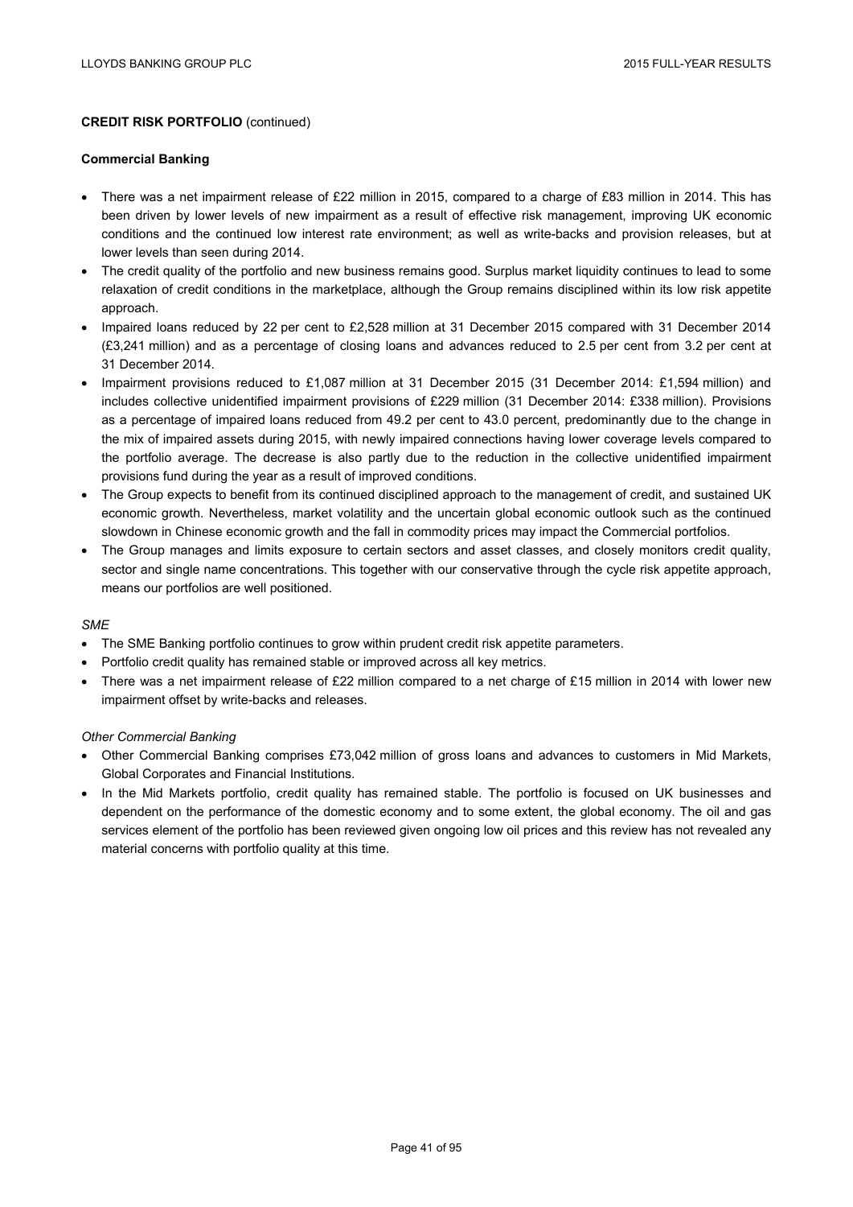**CREDIT RISK PORTFOLIO** (continued)

**Commercial Banking**

- There was a net impairment release of £22 million in 2015, compared to a charge of £83 million in 2014. This has been driven by lower levels of new impairment as a result of effective risk management, improving UK economic conditions and the continued low interest rate environment; as well as write-backs and provision releases, but at lower levels than seen during 2014.
- The credit quality of the portfolio and new business remains good. Surplus market liquidity continues to lead to some relaxation of credit conditions in the marketplace, although the Group remains disciplined within its low risk appetite approach.
- Impaired loans reduced by 22 per cent to £2,528 million at 31 December 2015 compared with 31 December 2014 (£3,241 million) and as a percentage of closing loans and advances reduced to 2.5 per cent from 3.2 per cent at 31 December 2014.
- Impairment provisions reduced to £1,087 million at 31 December 2015 (31 December 2014: £1,594 million) and includes collective unidentified impairment provisions of £229 million (31 December 2014: £338 million). Provisions as a percentage of impaired loans reduced from 49.2 per cent to 43.0 percent, predominantly due to the change in the mix of impaired assets during 2015, with newly impaired connections having lower coverage levels compared to the portfolio average. The decrease is also partly due to the reduction in the collective unidentified impairment provisions fund during the year as a result of improved conditions.
- The Group expects to benefit from its continued disciplined approach to the management of credit, and sustained UK economic growth. Nevertheless, market volatility and the uncertain global economic outlook such as the continued slowdown in Chinese economic growth and the fall in commodity prices may impact the Commercial portfolios.
- The Group manages and limits exposure to certain sectors and asset classes, and closely monitors credit quality, sector and single name concentrations. This together with our conservative through the cycle risk appetite approach, means our portfolios are well positioned.

*SME*

- The SME Banking portfolio continues to grow within prudent credit risk appetite parameters.
- Portfolio credit quality has remained stable or improved across all key metrics.
- There was a net impairment release of £22 million compared to a net charge of £15 million in 2014 with lower new impairment offset by write-backs and releases.

*Other Commercial Banking*

- Other Commercial Banking comprises £73,042 million of gross loans and advances to customers in Mid Markets, Global Corporates and Financial Institutions.
- In the Mid Markets portfolio, credit quality has remained stable. The portfolio is focused on UK businesses and dependent on the performance of the domestic economy and to some extent, the global economy. The oil and gas services element of the portfolio has been reviewed given ongoing low oil prices and this review has not revealed any material concerns with portfolio quality at this time.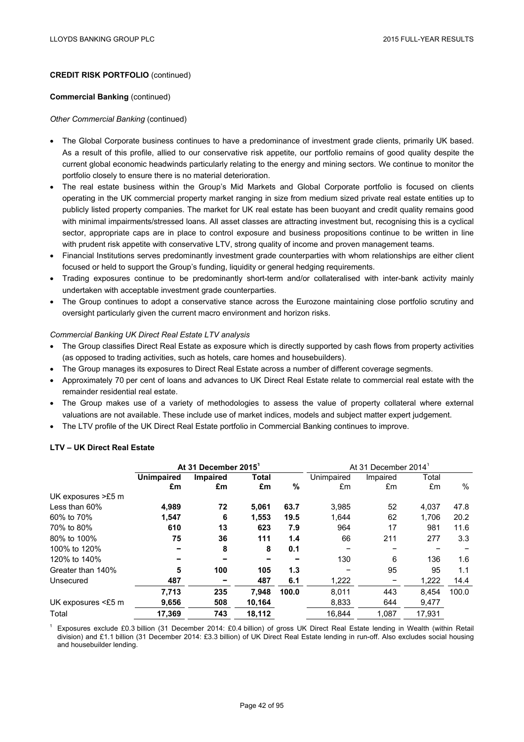**CREDIT RISK PORTFOLIO** (continued)

**Commercial Banking** (continued)

*Other Commercial Banking* (continued)

- The Global Corporate business continues to have a predominance of investment grade clients, primarily UK based. As a result of this profile, allied to our conservative risk appetite, our portfolio remains of good quality despite the current global economic headwinds particularly relating to the energy and mining sectors. We continue to monitor the portfolio closely to ensure there is no material deterioration.
- The real estate business within the Group's Mid Markets and Global Corporate portfolio is focused on clients operating in the UK commercial property market ranging in size from medium sized private real estate entities up to publicly listed property companies. The market for UK real estate has been buoyant and credit quality remains good with minimal impairments/stressed loans. All asset classes are attracting investment but, recognising this is a cyclical sector, appropriate caps are in place to control exposure and business propositions continue to be written in line with prudent risk appetite with conservative LTV, strong quality of income and proven management teams.
- Financial Institutions serves predominantly investment grade counterparties with whom relationships are either client focused or held to support the Group's funding, liquidity or general hedging requirements.
- Trading exposures continue to be predominantly short-term and/or collateralised with inter-bank activity mainly undertaken with acceptable investment grade counterparties.
- The Group continues to adopt a conservative stance across the Eurozone maintaining close portfolio scrutiny and oversight particularly given the current macro environment and horizon risks.

*Commercial Banking UK Direct Real Estate LTV analysis*

- The Group classifies Direct Real Estate as exposure which is directly supported by cash flows from property activities (as opposed to trading activities, such as hotels, care homes and housebuilders).
- The Group manages its exposures to Direct Real Estate across a number of different coverage segments.
- Approximately 70 per cent of loans and advances to UK Direct Real Estate relate to commercial real estate with the remainder residential real estate.
- The Group makes use of a variety of methodologies to assess the value of property collateral where external valuations are not available. These include use of market indices, models and subject matter expert judgement.
- The LTV profile of the UK Direct Real Estate portfolio in Commercial Banking continues to improve.

**LTV – UK Direct Real Estate**

| | **At 31 December 2015[1]** | | | | At 31 December 2014[1] | | | |
|---|---|---|---|---|---|---|---|---|
| | **Unimpaired £m** | **Impaired £m** | **Total £m** | **%** | Unimpaired £m | Impaired £m | Total £m | % |
| UK exposures >£5 m | | | | | | | | |
| Less than 60% | **4,989** | **72** | **5,061** | **63.7** | 3,985 | 52 | 4,037 | 47.8 |
| 60% to 70% | **1,547** | **6** | **1,553** | **19.5** | 1,644 | 62 | 1,706 | 20.2 |
| 70% to 80% | **610** | **13** | **623** | **7.9** | 964 | 17 | 981 | 11.6 |
| 80% to 100% | **75** | **36** | **111** | **1.4** | 66 | 211 | 277 | 3.3 |
| 100% to 120% | **–** | **8** | **8** | **0.1** | – | – | – | – |
| 120% to 140% | **–** | **–** | **–** | **–** | 130 | 6 | 136 | 1.6 |
| Greater than 140% | **5** | **100** | **105** | **1.3** | – | 95 | 95 | 1.1 |
| Unsecured | **487** | **–** | **487** | **6.1** | 1,222 | – | 1,222 | 14.4 |
| | **7,713** | **235** | **7,948** | **100.0** | 8,011 | 443 | 8,454 | 100.0 |
| UK exposures <£5 m | **9,656** | **508** | **10,164** | | 8,833 | 644 | 9,477 | |
| Total | **17,369** | **743** | **18,112** | | 16,844 | 1,087 | 17,931 | |

[1] Exposures exclude £0.3 billion (31 December 2014: £0.4 billion) of gross UK Direct Real Estate lending in Wealth (within Retail division) and £1.1 billion (31 December 2014: £3.3 billion) of UK Direct Real Estate lending in run-off. Also excludes social housing and housebuilder lending.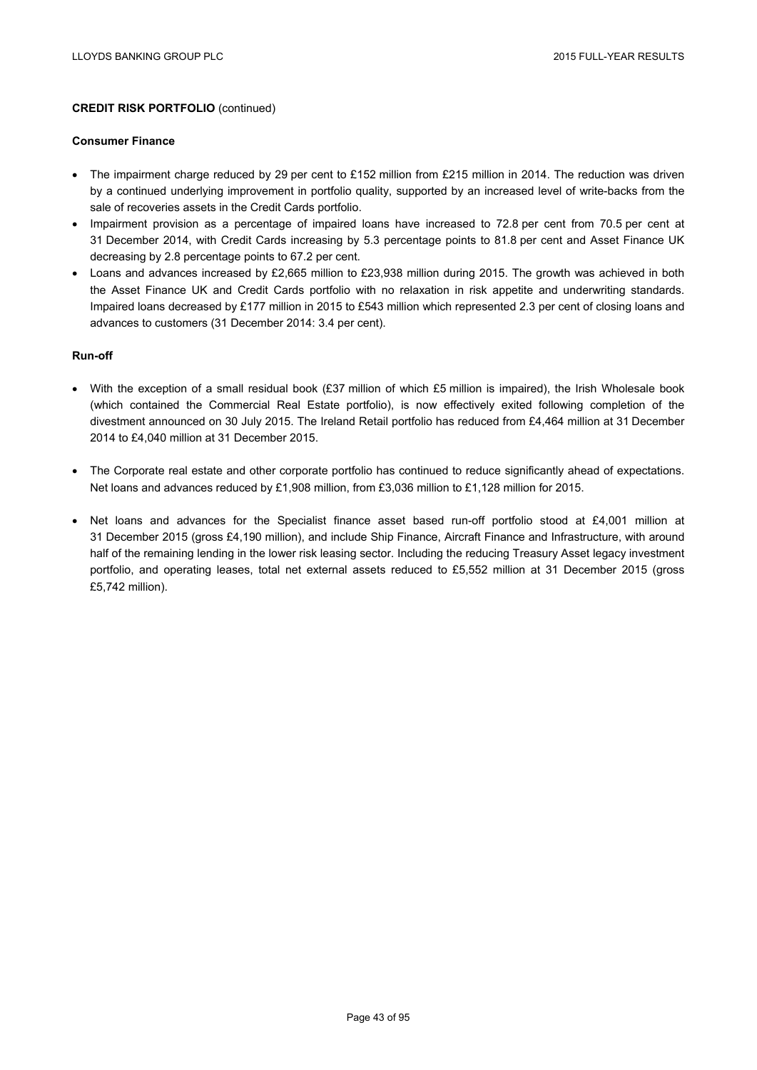**CREDIT RISK PORTFOLIO** (continued)

**Consumer Finance**

- The impairment charge reduced by 29 per cent to £152 million from £215 million in 2014. The reduction was driven by a continued underlying improvement in portfolio quality, supported by an increased level of write-backs from the sale of recoveries assets in the Credit Cards portfolio.
- Impairment provision as a percentage of impaired loans have increased to 72.8 per cent from 70.5 per cent at 31 December 2014, with Credit Cards increasing by 5.3 percentage points to 81.8 per cent and Asset Finance UK decreasing by 2.8 percentage points to 67.2 per cent.
- Loans and advances increased by £2,665 million to £23,938 million during 2015. The growth was achieved in both the Asset Finance UK and Credit Cards portfolio with no relaxation in risk appetite and underwriting standards. Impaired loans decreased by £177 million in 2015 to £543 million which represented 2.3 per cent of closing loans and advances to customers (31 December 2014: 3.4 per cent).

**Run-off**

- With the exception of a small residual book (£37 million of which £5 million is impaired), the Irish Wholesale book (which contained the Commercial Real Estate portfolio), is now effectively exited following completion of the divestment announced on 30 July 2015. The Ireland Retail portfolio has reduced from £4,464 million at 31 December 2014 to £4,040 million at 31 December 2015.

- The Corporate real estate and other corporate portfolio has continued to reduce significantly ahead of expectations. Net loans and advances reduced by £1,908 million, from £3,036 million to £1,128 million for 2015.

- Net loans and advances for the Specialist finance asset based run-off portfolio stood at £4,001 million at 31 December 2015 (gross £4,190 million), and include Ship Finance, Aircraft Finance and Infrastructure, with around half of the remaining lending in the lower risk leasing sector. Including the reducing Treasury Asset legacy investment portfolio, and operating leases, total net external assets reduced to £5,552 million at 31 December 2015 (gross £5,742 million).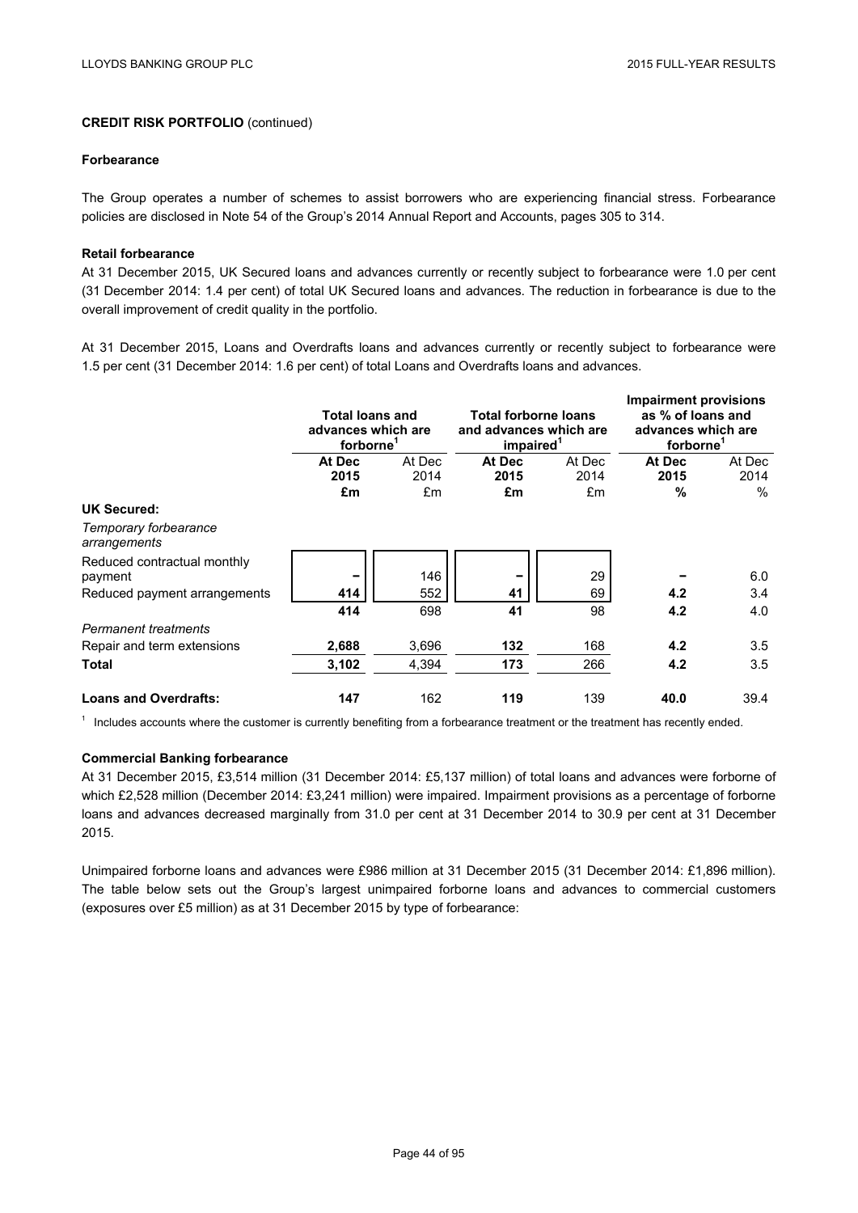**CREDIT RISK PORTFOLIO** (continued)

**Forbearance**

The Group operates a number of schemes to assist borrowers who are experiencing financial stress. Forbearance policies are disclosed in Note 54 of the Group's 2014 Annual Report and Accounts, pages 305 to 314.

**Retail forbearance**

At 31 December 2015, UK Secured loans and advances currently or recently subject to forbearance were 1.0 per cent (31 December 2014: 1.4 per cent) of total UK Secured loans and advances. The reduction in forbearance is due to the overall improvement of credit quality in the portfolio.

At 31 December 2015, Loans and Overdrafts loans and advances currently or recently subject to forbearance were 1.5 per cent (31 December 2014: 1.6 per cent) of total Loans and Overdrafts loans and advances.

| | Total loans and advances which are forborne[1] | | Total forborne loans and advances which are impaired[1] | | Impairment provisions as % of loans and advances which are forborne[1] | |
|---|---|---|---|---|---|---|
| | **At Dec 2015** | At Dec 2014 | **At Dec 2015** | At Dec 2014 | **At Dec 2015** | At Dec 2014 |
| | **£m** | £m | **£m** | £m | **%** | % |
| **UK Secured:** | | | | | | |
| *Temporary forbearance arrangements* | | | | | | |
| Reduced contractual monthly payment | **–** | 146 | **–** | 29 | **–** | 6.0 |
| Reduced payment arrangements | **414** | 552 | **41** | 69 | **4.2** | 3.4 |
| | **414** | 698 | **41** | 98 | **4.2** | 4.0 |
| *Permanent treatments* | | | | | | |
| Repair and term extensions | **2,688** | 3,696 | **132** | 168 | **4.2** | 3.5 |
| **Total** | **3,102** | 4,394 | **173** | 266 | **4.2** | 3.5 |
| **Loans and Overdrafts:** | **147** | 162 | **119** | 139 | **40.0** | 39.4 |

[1] Includes accounts where the customer is currently benefiting from a forbearance treatment or the treatment has recently ended.

**Commercial Banking forbearance**

At 31 December 2015, £3,514 million (31 December 2014: £5,137 million) of total loans and advances were forborne of which £2,528 million (December 2014: £3,241 million) were impaired. Impairment provisions as a percentage of forborne loans and advances decreased marginally from 31.0 per cent at 31 December 2014 to 30.9 per cent at 31 December 2015.

Unimpaired forborne loans and advances were £986 million at 31 December 2015 (31 December 2014: £1,896 million). The table below sets out the Group's largest unimpaired forborne loans and advances to commercial customers (exposures over £5 million) as at 31 December 2015 by type of forbearance: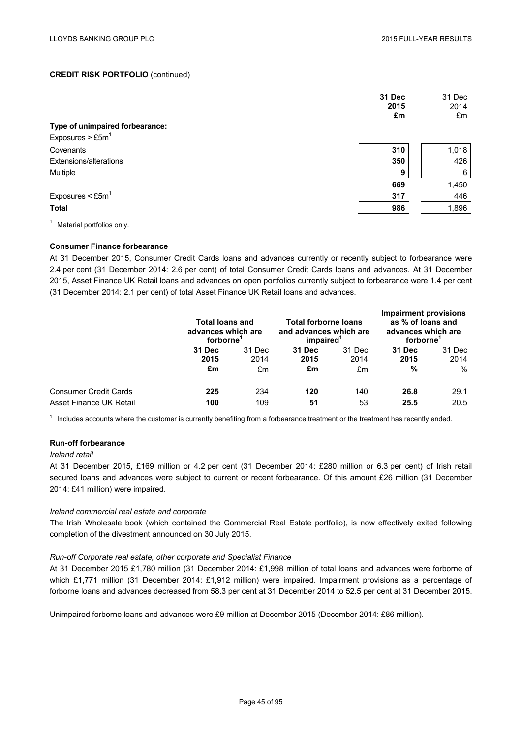**CREDIT RISK PORTFOLIO** (continued)

| | 31 Dec 2015 £m | 31 Dec 2014 £m |
|---|---|---|
| **Type of unimpaired forbearance:** | | |
| Exposures > £5m[1] | | |
| Covenants | **310** | 1,018 |
| Extensions/alterations | **350** | 426 |
| Multiple | **9** | 6 |
| | **669** | 1,450 |
| Exposures < £5m[1] | **317** | 446 |
| **Total** | **986** | 1,896 |

[1] Material portfolios only.

**Consumer Finance forbearance**

At 31 December 2015, Consumer Credit Cards loans and advances currently or recently subject to forbearance were 2.4 per cent (31 December 2014: 2.6 per cent) of total Consumer Credit Cards loans and advances. At 31 December 2015, Asset Finance UK Retail loans and advances on open portfolios currently subject to forbearance were 1.4 per cent (31 December 2014: 2.1 per cent) of total Asset Finance UK Retail loans and advances.

| | Total loans and advances which are forborne[1] | | Total forborne loans and advances which are impaired[1] | | Impairment provisions as % of loans and advances which are forborne[1] | |
|---|---|---|---|---|---|---|
| | **31 Dec 2015 £m** | 31 Dec 2014 £m | **31 Dec 2015 £m** | 31 Dec 2014 £m | **31 Dec 2015 %** | 31 Dec 2014 % |
| Consumer Credit Cards | **225** | 234 | **120** | 140 | **26.8** | 29.1 |
| Asset Finance UK Retail | **100** | 109 | **51** | 53 | **25.5** | 20.5 |

[1] Includes accounts where the customer is currently benefiting from a forbearance treatment or the treatment has recently ended.

**Run-off forbearance**

*Ireland retail*

At 31 December 2015, £169 million or 4.2 per cent (31 December 2014: £280 million or 6.3 per cent) of Irish retail secured loans and advances were subject to current or recent forbearance. Of this amount £26 million (31 December 2014: £41 million) were impaired.

*Ireland commercial real estate and corporate*

The Irish Wholesale book (which contained the Commercial Real Estate portfolio), is now effectively exited following completion of the divestment announced on 30 July 2015.

*Run-off Corporate real estate, other corporate and Specialist Finance*

At 31 December 2015 £1,780 million (31 December 2014: £1,998 million of total loans and advances were forborne of which £1,771 million (31 December 2014: £1,912 million) were impaired. Impairment provisions as a percentage of forborne loans and advances decreased from 58.3 per cent at 31 December 2014 to 52.5 per cent at 31 December 2015.

Unimpaired forborne loans and advances were £9 million at December 2015 (December 2014: £86 million).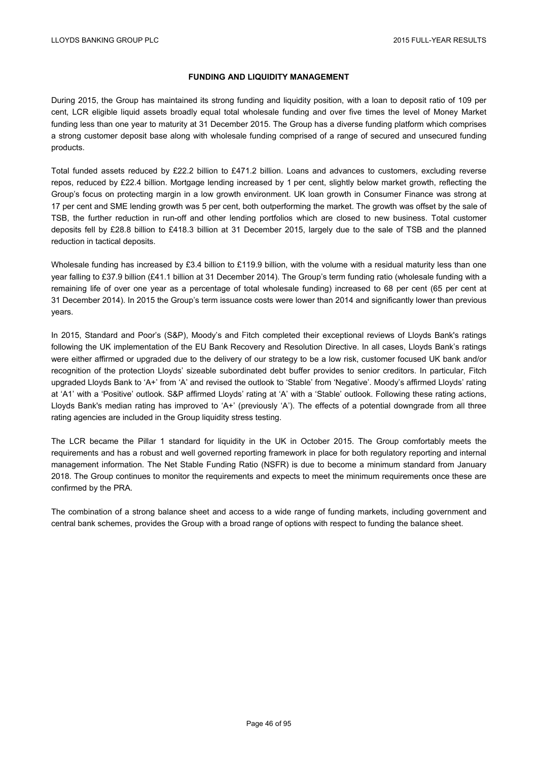## FUNDING AND LIQUIDITY MANAGEMENT

During 2015, the Group has maintained its strong funding and liquidity position, with a loan to deposit ratio of 109 per cent, LCR eligible liquid assets broadly equal total wholesale funding and over five times the level of Money Market funding less than one year to maturity at 31 December 2015. The Group has a diverse funding platform which comprises a strong customer deposit base along with wholesale funding comprised of a range of secured and unsecured funding products.

Total funded assets reduced by £22.2 billion to £471.2 billion. Loans and advances to customers, excluding reverse repos, reduced by £22.4 billion. Mortgage lending increased by 1 per cent, slightly below market growth, reflecting the Group's focus on protecting margin in a low growth environment. UK loan growth in Consumer Finance was strong at 17 per cent and SME lending growth was 5 per cent, both outperforming the market. The growth was offset by the sale of TSB, the further reduction in run-off and other lending portfolios which are closed to new business. Total customer deposits fell by £28.8 billion to £418.3 billion at 31 December 2015, largely due to the sale of TSB and the planned reduction in tactical deposits.

Wholesale funding has increased by £3.4 billion to £119.9 billion, with the volume with a residual maturity less than one year falling to £37.9 billion (£41.1 billion at 31 December 2014). The Group's term funding ratio (wholesale funding with a remaining life of over one year as a percentage of total wholesale funding) increased to 68 per cent (65 per cent at 31 December 2014). In 2015 the Group's term issuance costs were lower than 2014 and significantly lower than previous years.

In 2015, Standard and Poor's (S&P), Moody's and Fitch completed their exceptional reviews of Lloyds Bank's ratings following the UK implementation of the EU Bank Recovery and Resolution Directive. In all cases, Lloyds Bank's ratings were either affirmed or upgraded due to the delivery of our strategy to be a low risk, customer focused UK bank and/or recognition of the protection Lloyds' sizeable subordinated debt buffer provides to senior creditors. In particular, Fitch upgraded Lloyds Bank to 'A+' from 'A' and revised the outlook to 'Stable' from 'Negative'. Moody's affirmed Lloyds' rating at 'A1' with a 'Positive' outlook. S&P affirmed Lloyds' rating at 'A' with a 'Stable' outlook. Following these rating actions, Lloyds Bank's median rating has improved to 'A+' (previously 'A'). The effects of a potential downgrade from all three rating agencies are included in the Group liquidity stress testing.

The LCR became the Pillar 1 standard for liquidity in the UK in October 2015. The Group comfortably meets the requirements and has a robust and well governed reporting framework in place for both regulatory reporting and internal management information. The Net Stable Funding Ratio (NSFR) is due to become a minimum standard from January 2018. The Group continues to monitor the requirements and expects to meet the minimum requirements once these are confirmed by the PRA.

The combination of a strong balance sheet and access to a wide range of funding markets, including government and central bank schemes, provides the Group with a broad range of options with respect to funding the balance sheet.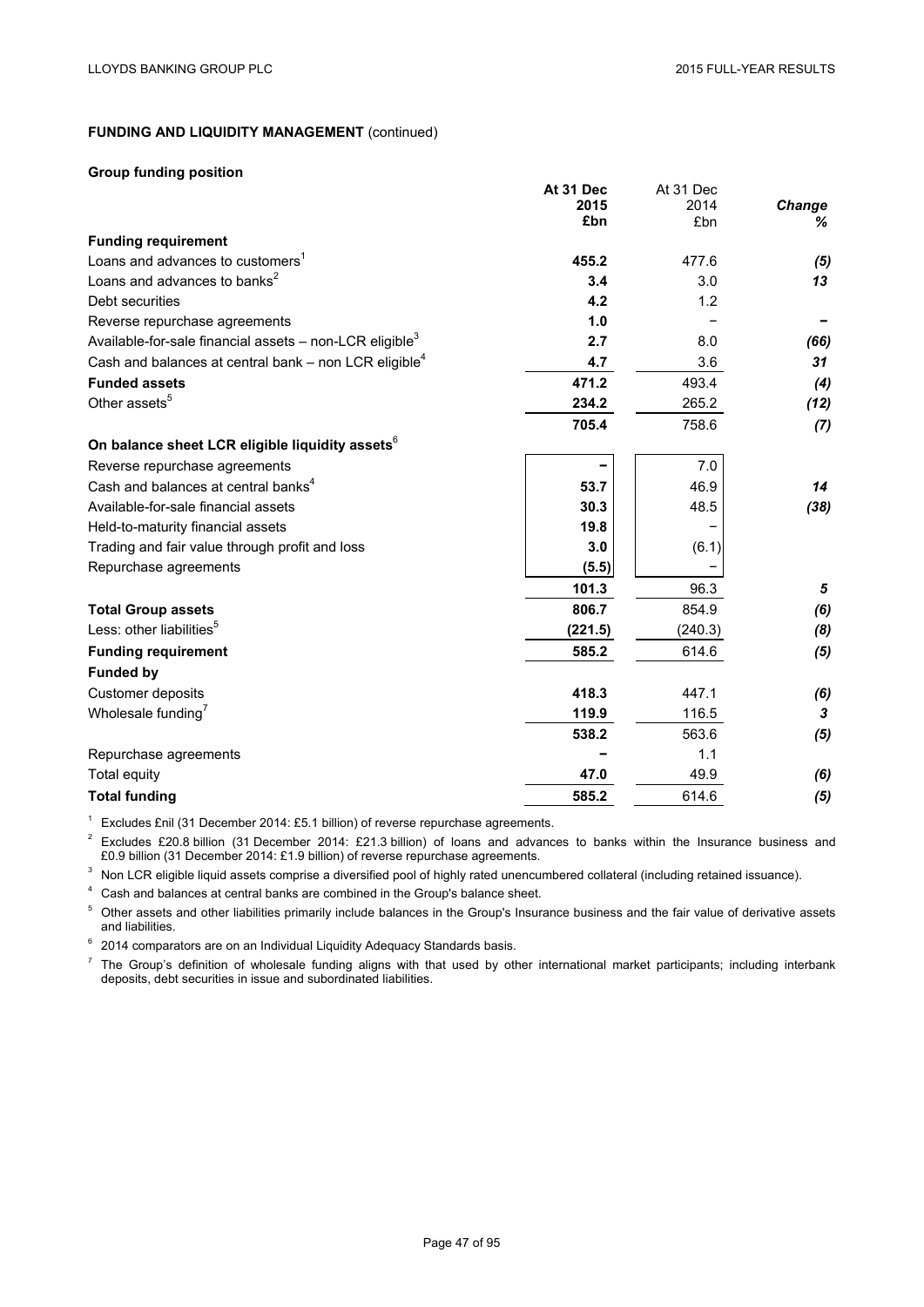**FUNDING AND LIQUIDITY MANAGEMENT** (continued)

**Group funding position**

| | At 31 Dec 2015 £bn | At 31 Dec 2014 £bn | Change % |
|---|---|---|---|
| **Funding requirement** | | | |
| Loans and advances to customers[1] | **455.2** | 477.6 | *(5)* |
| Loans and advances to banks[2] | **3.4** | 3.0 | *13* |
| Debt securities | **4.2** | 1.2 | |
| Reverse repurchase agreements | **1.0** | – | **–** |
| Available-for-sale financial assets – non-LCR eligible[3] | **2.7** | 8.0 | *(66)* |
| Cash and balances at central bank – non LCR eligible[4] | **4.7** | 3.6 | *31* |
| **Funded assets** | **471.2** | 493.4 | *(4)* |
| Other assets[5] | **234.2** | 265.2 | *(12)* |
| | **705.4** | 758.6 | *(7)* |
| **On balance sheet LCR eligible liquidity assets**[6] | | | |
| Reverse repurchase agreements | **–** | 7.0 | |
| Cash and balances at central banks[4] | **53.7** | 46.9 | *14* |
| Available-for-sale financial assets | **30.3** | 48.5 | *(38)* |
| Held-to-maturity financial assets | **19.8** | – | |
| Trading and fair value through profit and loss | **3.0** | (6.1) | |
| Repurchase agreements | **(5.5)** | – | |
| | **101.3** | 96.3 | *5* |
| **Total Group assets** | **806.7** | 854.9 | *(6)* |
| Less: other liabilities[5] | **(221.5)** | (240.3) | *(8)* |
| **Funding requirement** | **585.2** | 614.6 | *(5)* |
| **Funded by** | | | |
| Customer deposits | **418.3** | 447.1 | *(6)* |
| Wholesale funding[7] | **119.9** | 116.5 | *3* |
| | **538.2** | 563.6 | *(5)* |
| Repurchase agreements | **–** | 1.1 | |
| Total equity | **47.0** | 49.9 | *(6)* |
| **Total funding** | **585.2** | 614.6 | *(5)* |

[1] Excludes £nil (31 December 2014: £5.1 billion) of reverse repurchase agreements.

[2] Excludes £20.8 billion (31 December 2014: £21.3 billion) of loans and advances to banks within the Insurance business and £0.9 billion (31 December 2014: £1.9 billion) of reverse repurchase agreements.

[3] Non LCR eligible liquid assets comprise a diversified pool of highly rated unencumbered collateral (including retained issuance).

[4] Cash and balances at central banks are combined in the Group's balance sheet.

[5] Other assets and other liabilities primarily include balances in the Group's Insurance business and the fair value of derivative assets and liabilities.

[6] 2014 comparators are on an Individual Liquidity Adequacy Standards basis.

[7] The Group's definition of wholesale funding aligns with that used by other international market participants; including interbank deposits, debt securities in issue and subordinated liabilities.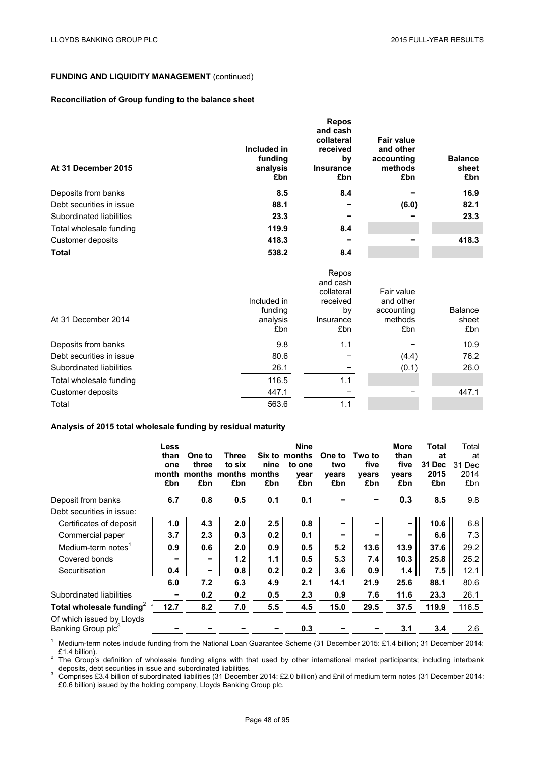**FUNDING AND LIQUIDITY MANAGEMENT** (continued)

**Reconciliation of Group funding to the balance sheet**

| **At 31 December 2015** | **Included in funding analysis £bn** | **Repos and cash collateral received by Insurance £bn** | **Fair value and other accounting methods £bn** | **Balance sheet £bn** |
|---|---|---|---|---|
| Deposits from banks | **8.5** | **8.4** | **–** | **16.9** |
| Debt securities in issue | **88.1** | **–** | **(6.0)** | **82.1** |
| Subordinated liabilities | **23.3** | **–** | **–** | **23.3** |
| Total wholesale funding | **119.9** | **8.4** | | |
| Customer deposits | **418.3** | **–** | **–** | **418.3** |
| **Total** | **538.2** | **8.4** | | |

| At 31 December 2014 | Included in funding analysis £bn | Repos and cash collateral received by Insurance £bn | Fair value and other accounting methods £bn | Balance sheet £bn |
|---|---|---|---|---|
| Deposits from banks | 9.8 | 1.1 | – | 10.9 |
| Debt securities in issue | 80.6 | – | (4.4) | 76.2 |
| Subordinated liabilities | 26.1 | – | (0.1) | 26.0 |
| Total wholesale funding | 116.5 | 1.1 | | |
| Customer deposits | 447.1 | – | – | 447.1 |
| Total | 563.6 | 1.1 | | |

**Analysis of 2015 total wholesale funding by residual maturity**

| | **Less than one month £bn** | **One to three months £bn** | **Three to six months £bn** | **Six to nine months £bn** | **Nine months to one year £bn** | **One to two years £bn** | **Two to five years £bn** | **More than five years £bn** | **Total at 31 Dec 2015 £bn** | Total at 31 Dec 2014 £bn |
|---|---|---|---|---|---|---|---|---|---|---|
| Deposit from banks | **6.7** | **0.8** | **0.5** | **0.1** | **0.1** | **–** | **–** | **0.3** | **8.5** | 9.8 |
| Debt securities in issue: | | | | | | | | | | |
| Certificates of deposit | **1.0** | **4.3** | **2.0** | **2.5** | **0.8** | **–** | **–** | **–** | **10.6** | 6.8 |
| Commercial paper | **3.7** | **2.3** | **0.3** | **0.2** | **0.1** | **–** | **–** | **–** | **6.6** | 7.3 |
| Medium-term notes[1] | **0.9** | **0.6** | **2.0** | **0.9** | **0.5** | **5.2** | **13.6** | **13.9** | **37.6** | 29.2 |
| Covered bonds | **–** | **–** | **1.2** | **1.1** | **0.5** | **5.3** | **7.4** | **10.3** | **25.8** | 25.2 |
| Securitisation | **0.4** | **–** | **0.8** | **0.2** | **0.2** | **3.6** | **0.9** | **1.4** | **7.5** | 12.1 |
| | **6.0** | **7.2** | **6.3** | **4.9** | **2.1** | **14.1** | **21.9** | **25.6** | **88.1** | 80.6 |
| Subordinated liabilities | **–** | **0.2** | **0.2** | **0.5** | **2.3** | **0.9** | **7.6** | **11.6** | **23.3** | 26.1 |
| **Total wholesale funding[2]** | **12.7** | **8.2** | **7.0** | **5.5** | **4.5** | **15.0** | **29.5** | **37.5** | **119.9** | 116.5 |
| Of which issued by Lloyds Banking Group plc[3] | **–** | **–** | **–** | **–** | **0.3** | **–** | **–** | **3.1** | **3.4** | 2.6 |

[1] Medium-term notes include funding from the National Loan Guarantee Scheme (31 December 2015: £1.4 billion; 31 December 2014: £1.4 billion).

[2] The Group's definition of wholesale funding aligns with that used by other international market participants; including interbank deposits, debt securities in issue and subordinated liabilities.

[3] Comprises £3.4 billion of subordinated liabilities (31 December 2014: £2.0 billion) and £nil of medium term notes (31 December 2014: £0.6 billion) issued by the holding company, Lloyds Banking Group plc.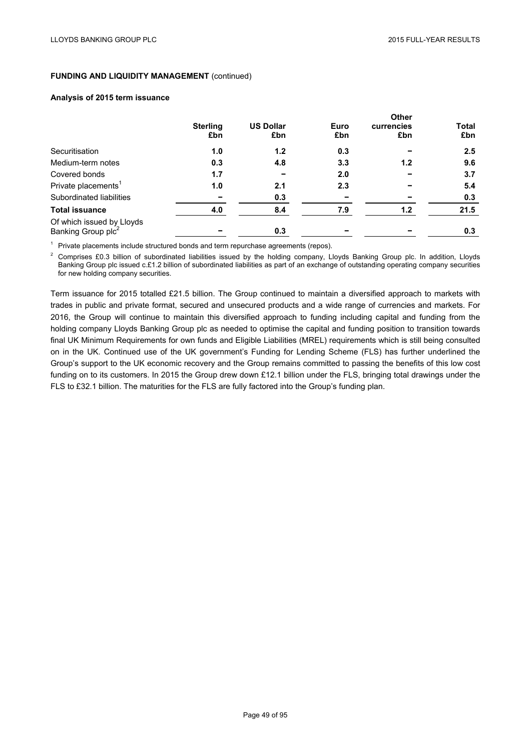**FUNDING AND LIQUIDITY MANAGEMENT** (continued)

**Analysis of 2015 term issuance**

| | Sterling £bn | US Dollar £bn | Euro £bn | Other currencies £bn | Total £bn |
|---|---|---|---|---|---|
| Securitisation | **1.0** | **1.2** | **0.3** | **–** | **2.5** |
| Medium-term notes | **0.3** | **4.8** | **3.3** | **1.2** | **9.6** |
| Covered bonds | **1.7** | **–** | **2.0** | **–** | **3.7** |
| Private placements[1] | **1.0** | **2.1** | **2.3** | **–** | **5.4** |
| Subordinated liabilities | **–** | **0.3** | **–** | **–** | **0.3** |
| **Total issuance** | **4.0** | **8.4** | **7.9** | **1.2** | **21.5** |
| Of which issued by Lloyds Banking Group plc[2] | **–** | **0.3** | **–** | **–** | **0.3** |

[1] Private placements include structured bonds and term repurchase agreements (repos).

[2] Comprises £0.3 billion of subordinated liabilities issued by the holding company, Lloyds Banking Group plc. In addition, Lloyds Banking Group plc issued c.£1.2 billion of subordinated liabilities as part of an exchange of outstanding operating company securities for new holding company securities.

Term issuance for 2015 totalled £21.5 billion. The Group continued to maintain a diversified approach to markets with trades in public and private format, secured and unsecured products and a wide range of currencies and markets. For 2016, the Group will continue to maintain this diversified approach to funding including capital and funding from the holding company Lloyds Banking Group plc as needed to optimise the capital and funding position to transition towards final UK Minimum Requirements for own funds and Eligible Liabilities (MREL) requirements which is still being consulted on in the UK. Continued use of the UK government's Funding for Lending Scheme (FLS) has further underlined the Group's support to the UK economic recovery and the Group remains committed to passing the benefits of this low cost funding on to its customers. In 2015 the Group drew down £12.1 billion under the FLS, bringing total drawings under the FLS to £32.1 billion. The maturities for the FLS are fully factored into the Group's funding plan.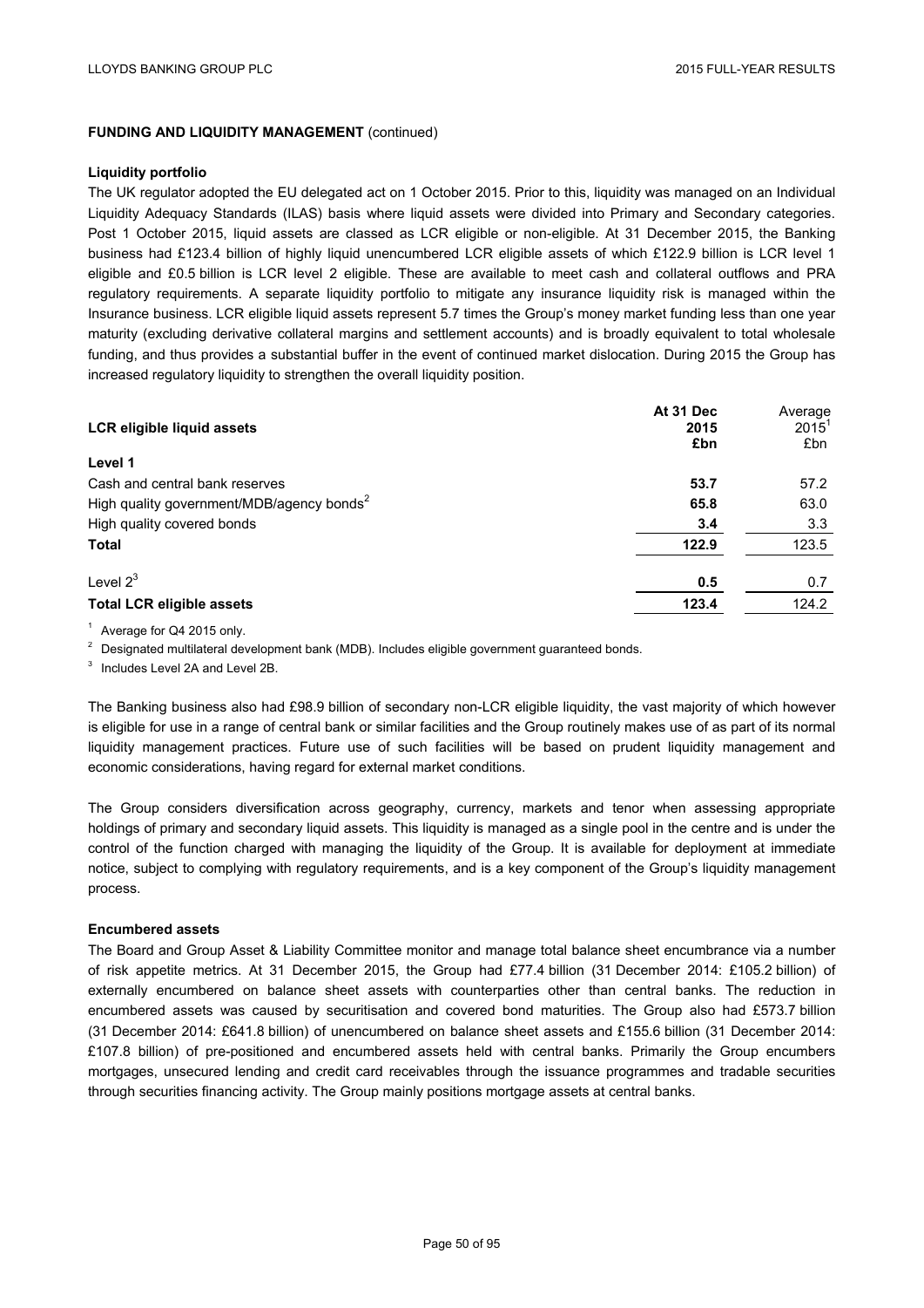**FUNDING AND LIQUIDITY MANAGEMENT** (continued)

**Liquidity portfolio**

The UK regulator adopted the EU delegated act on 1 October 2015. Prior to this, liquidity was managed on an Individual Liquidity Adequacy Standards (ILAS) basis where liquid assets were divided into Primary and Secondary categories. Post 1 October 2015, liquid assets are classed as LCR eligible or non-eligible. At 31 December 2015, the Banking business had £123.4 billion of highly liquid unencumbered LCR eligible assets of which £122.9 billion is LCR level 1 eligible and £0.5 billion is LCR level 2 eligible. These are available to meet cash and collateral outflows and PRA regulatory requirements. A separate liquidity portfolio to mitigate any insurance liquidity risk is managed within the Insurance business. LCR eligible liquid assets represent 5.7 times the Group's money market funding less than one year maturity (excluding derivative collateral margins and settlement accounts) and is broadly equivalent to total wholesale funding, and thus provides a substantial buffer in the event of continued market dislocation. During 2015 the Group has increased regulatory liquidity to strengthen the overall liquidity position.

| **LCR eligible liquid assets** | **At 31 Dec 2015 £bn** | Average 2015[1] £bn |
|---|---|---|
| **Level 1** | | |
| Cash and central bank reserves | **53.7** | 57.2 |
| High quality government/MDB/agency bonds[2] | **65.8** | 63.0 |
| High quality covered bonds | **3.4** | 3.3 |
| **Total** | **122.9** | 123.5 |
| Level 2[3] | **0.5** | 0.7 |
| **Total LCR eligible assets** | **123.4** | 124.2 |

[1] Average for Q4 2015 only.

[2] Designated multilateral development bank (MDB). Includes eligible government guaranteed bonds.

[3] Includes Level 2A and Level 2B.

The Banking business also had £98.9 billion of secondary non-LCR eligible liquidity, the vast majority of which however is eligible for use in a range of central bank or similar facilities and the Group routinely makes use of as part of its normal liquidity management practices. Future use of such facilities will be based on prudent liquidity management and economic considerations, having regard for external market conditions.

The Group considers diversification across geography, currency, markets and tenor when assessing appropriate holdings of primary and secondary liquid assets. This liquidity is managed as a single pool in the centre and is under the control of the function charged with managing the liquidity of the Group. It is available for deployment at immediate notice, subject to complying with regulatory requirements, and is a key component of the Group's liquidity management process.

**Encumbered assets**

The Board and Group Asset & Liability Committee monitor and manage total balance sheet encumbrance via a number of risk appetite metrics. At 31 December 2015, the Group had £77.4 billion (31 December 2014: £105.2 billion) of externally encumbered on balance sheet assets with counterparties other than central banks. The reduction in encumbered assets was caused by securitisation and covered bond maturities. The Group also had £573.7 billion (31 December 2014: £641.8 billion) of unencumbered on balance sheet assets and £155.6 billion (31 December 2014: £107.8 billion) of pre-positioned and encumbered assets held with central banks. Primarily the Group encumbers mortgages, unsecured lending and credit card receivables through the issuance programmes and tradable securities through securities financing activity. The Group mainly positions mortgage assets at central banks.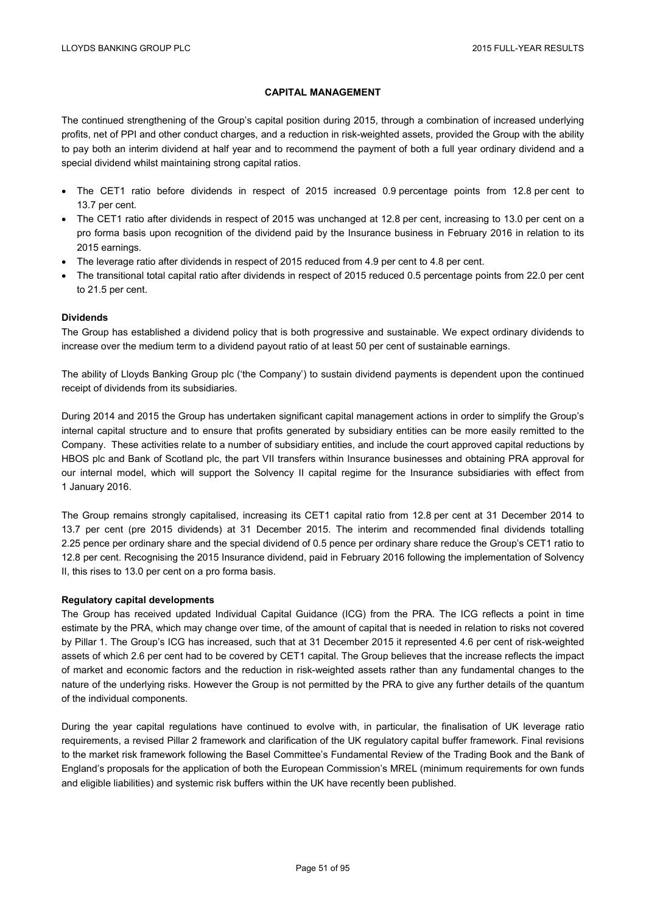## CAPITAL MANAGEMENT

The continued strengthening of the Group's capital position during 2015, through a combination of increased underlying profits, net of PPI and other conduct charges, and a reduction in risk-weighted assets, provided the Group with the ability to pay both an interim dividend at half year and to recommend the payment of both a full year ordinary dividend and a special dividend whilst maintaining strong capital ratios.

- The CET1 ratio before dividends in respect of 2015 increased 0.9 percentage points from 12.8 per cent to 13.7 per cent.
- The CET1 ratio after dividends in respect of 2015 was unchanged at 12.8 per cent, increasing to 13.0 per cent on a pro forma basis upon recognition of the dividend paid by the Insurance business in February 2016 in relation to its 2015 earnings.
- The leverage ratio after dividends in respect of 2015 reduced from 4.9 per cent to 4.8 per cent.
- The transitional total capital ratio after dividends in respect of 2015 reduced 0.5 percentage points from 22.0 per cent to 21.5 per cent.

**Dividends**

The Group has established a dividend policy that is both progressive and sustainable. We expect ordinary dividends to increase over the medium term to a dividend payout ratio of at least 50 per cent of sustainable earnings.

The ability of Lloyds Banking Group plc ('the Company') to sustain dividend payments is dependent upon the continued receipt of dividends from its subsidiaries.

During 2014 and 2015 the Group has undertaken significant capital management actions in order to simplify the Group's internal capital structure and to ensure that profits generated by subsidiary entities can be more easily remitted to the Company. These activities relate to a number of subsidiary entities, and include the court approved capital reductions by HBOS plc and Bank of Scotland plc, the part VII transfers within Insurance businesses and obtaining PRA approval for our internal model, which will support the Solvency II capital regime for the Insurance subsidiaries with effect from 1 January 2016.

The Group remains strongly capitalised, increasing its CET1 capital ratio from 12.8 per cent at 31 December 2014 to 13.7 per cent (pre 2015 dividends) at 31 December 2015. The interim and recommended final dividends totalling 2.25 pence per ordinary share and the special dividend of 0.5 pence per ordinary share reduce the Group's CET1 ratio to 12.8 per cent. Recognising the 2015 Insurance dividend, paid in February 2016 following the implementation of Solvency II, this rises to 13.0 per cent on a pro forma basis.

**Regulatory capital developments**

The Group has received updated Individual Capital Guidance (ICG) from the PRA. The ICG reflects a point in time estimate by the PRA, which may change over time, of the amount of capital that is needed in relation to risks not covered by Pillar 1. The Group's ICG has increased, such that at 31 December 2015 it represented 4.6 per cent of risk-weighted assets of which 2.6 per cent had to be covered by CET1 capital. The Group believes that the increase reflects the impact of market and economic factors and the reduction in risk-weighted assets rather than any fundamental changes to the nature of the underlying risks. However the Group is not permitted by the PRA to give any further details of the quantum of the individual components.

During the year capital regulations have continued to evolve with, in particular, the finalisation of UK leverage ratio requirements, a revised Pillar 2 framework and clarification of the UK regulatory capital buffer framework. Final revisions to the market risk framework following the Basel Committee's Fundamental Review of the Trading Book and the Bank of England's proposals for the application of both the European Commission's MREL (minimum requirements for own funds and eligible liabilities) and systemic risk buffers within the UK have recently been published.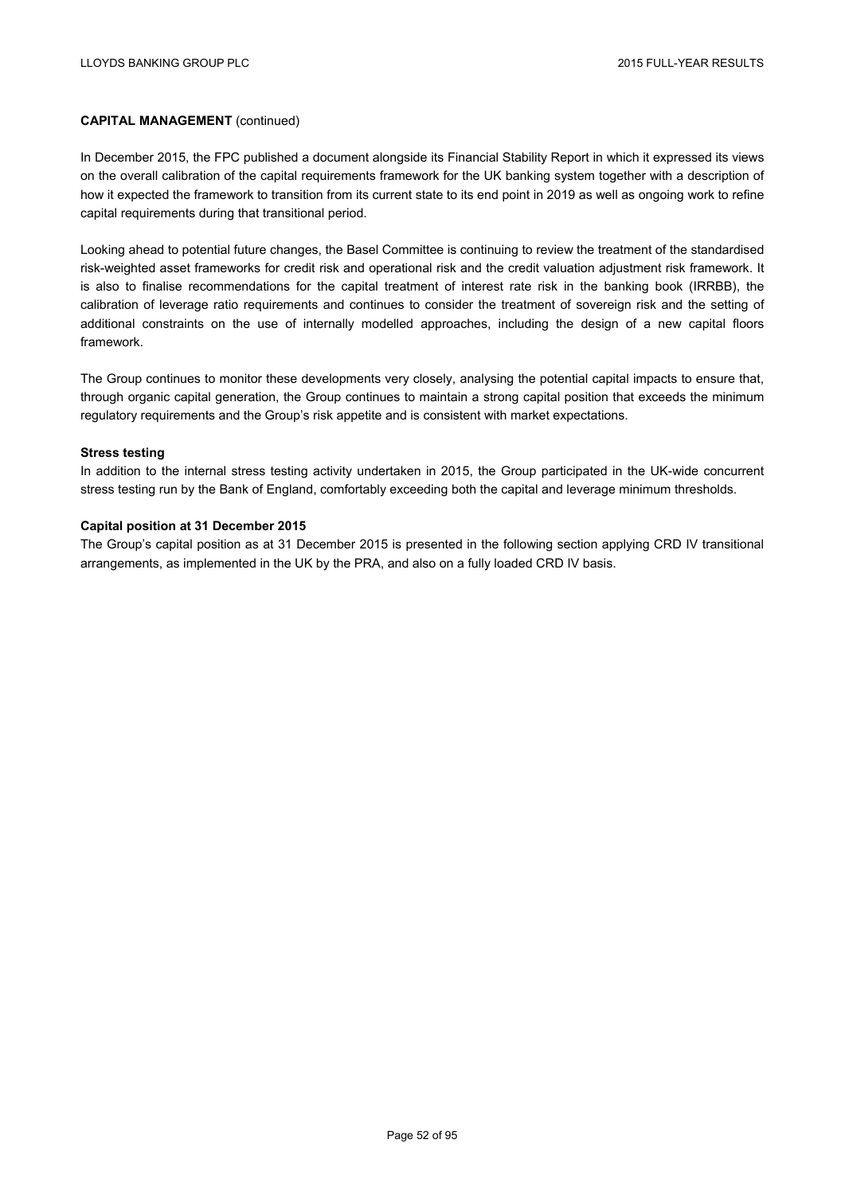**CAPITAL MANAGEMENT** (continued)

In December 2015, the FPC published a document alongside its Financial Stability Report in which it expressed its views on the overall calibration of the capital requirements framework for the UK banking system together with a description of how it expected the framework to transition from its current state to its end point in 2019 as well as ongoing work to refine capital requirements during that transitional period.

Looking ahead to potential future changes, the Basel Committee is continuing to review the treatment of the standardised risk-weighted asset frameworks for credit risk and operational risk and the credit valuation adjustment risk framework. It is also to finalise recommendations for the capital treatment of interest rate risk in the banking book (IRRBB), the calibration of leverage ratio requirements and continues to consider the treatment of sovereign risk and the setting of additional constraints on the use of internally modelled approaches, including the design of a new capital floors framework.

The Group continues to monitor these developments very closely, analysing the potential capital impacts to ensure that, through organic capital generation, the Group continues to maintain a strong capital position that exceeds the minimum regulatory requirements and the Group's risk appetite and is consistent with market expectations.

**Stress testing**

In addition to the internal stress testing activity undertaken in 2015, the Group participated in the UK-wide concurrent stress testing run by the Bank of England, comfortably exceeding both the capital and leverage minimum thresholds.

**Capital position at 31 December 2015**

The Group's capital position as at 31 December 2015 is presented in the following section applying CRD IV transitional arrangements, as implemented in the UK by the PRA, and also on a fully loaded CRD IV basis.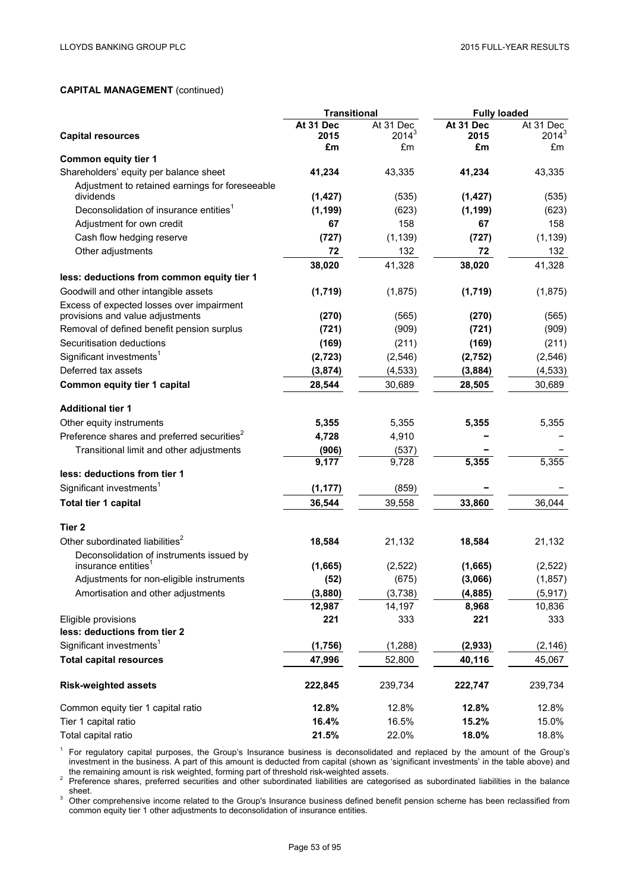**CAPITAL MANAGEMENT** (continued)

| Capital resources | Transitional | | Fully loaded | |
|---|---|---|---|---|
| | **At 31 Dec 2015** | At 31 Dec 2014[3] | **At 31 Dec 2015** | At 31 Dec 2014[3] |
| | **£m** | £m | **£m** | £m |
| **Common equity tier 1** | | | | |
| Shareholders' equity per balance sheet | **41,234** | 43,335 | **41,234** | 43,335 |
| Adjustment to retained earnings for foreseeable dividends | **(1,427)** | (535) | **(1,427)** | (535) |
| Deconsolidation of insurance entities[1] | **(1,199)** | (623) | **(1,199)** | (623) |
| Adjustment for own credit | **67** | 158 | **67** | 158 |
| Cash flow hedging reserve | **(727)** | (1,139) | **(727)** | (1,139) |
| Other adjustments | **72** | 132 | **72** | 132 |
| | **38,020** | 41,328 | **38,020** | 41,328 |
| **less: deductions from common equity tier 1** | | | | |
| Goodwill and other intangible assets | **(1,719)** | (1,875) | **(1,719)** | (1,875) |
| Excess of expected losses over impairment provisions and value adjustments | **(270)** | (565) | **(270)** | (565) |
| Removal of defined benefit pension surplus | **(721)** | (909) | **(721)** | (909) |
| Securitisation deductions | **(169)** | (211) | **(169)** | (211) |
| Significant investments[1] | **(2,723)** | (2,546) | **(2,752)** | (2,546) |
| Deferred tax assets | **(3,874)** | (4,533) | **(3,884)** | (4,533) |
| **Common equity tier 1 capital** | **28,544** | 30,689 | **28,505** | 30,689 |
| **Additional tier 1** | | | | |
| Other equity instruments | **5,355** | 5,355 | **5,355** | 5,355 |
| Preference shares and preferred securities[2] | **4,728** | 4,910 | **–** | – |
| Transitional limit and other adjustments | **(906)** | (537) | **–** | – |
| | **9,177** | 9,728 | **5,355** | 5,355 |
| **less: deductions from tier 1** | | | | |
| Significant investments[1] | **(1,177)** | (859) | **–** | – |
| **Total tier 1 capital** | **36,544** | 39,558 | **33,860** | 36,044 |
| **Tier 2** | | | | |
| Other subordinated liabilities[2] | **18,584** | 21,132 | **18,584** | 21,132 |
| Deconsolidation of instruments issued by insurance entities[1] | **(1,665)** | (2,522) | **(1,665)** | (2,522) |
| Adjustments for non-eligible instruments | **(52)** | (675) | **(3,066)** | (1,857) |
| Amortisation and other adjustments | **(3,880)** | (3,738) | **(4,885)** | (5,917) |
| | **12,987** | 14,197 | **8,968** | 10,836 |
| Eligible provisions | **221** | 333 | **221** | 333 |
| **less: deductions from tier 2** | | | | |
| Significant investments[1] | **(1,756)** | (1,288) | **(2,933)** | (2,146) |
| **Total capital resources** | **47,996** | 52,800 | **40,116** | 45,067 |
| **Risk-weighted assets** | **222,845** | 239,734 | **222,747** | 239,734 |
| Common equity tier 1 capital ratio | **12.8%** | 12.8% | **12.8%** | 12.8% |
| Tier 1 capital ratio | **16.4%** | 16.5% | **15.2%** | 15.0% |
| Total capital ratio | **21.5%** | 22.0% | **18.0%** | 18.8% |

[1] For regulatory capital purposes, the Group's Insurance business is deconsolidated and replaced by the amount of the Group's investment in the business. A part of this amount is deducted from capital (shown as 'significant investments' in the table above) and the remaining amount is risk weighted, forming part of threshold risk-weighted assets.

[2] Preference shares, preferred securities and other subordinated liabilities are categorised as subordinated liabilities in the balance sheet.

[3] Other comprehensive income related to the Group's Insurance business defined benefit pension scheme has been reclassified from common equity tier 1 other adjustments to deconsolidation of insurance entities.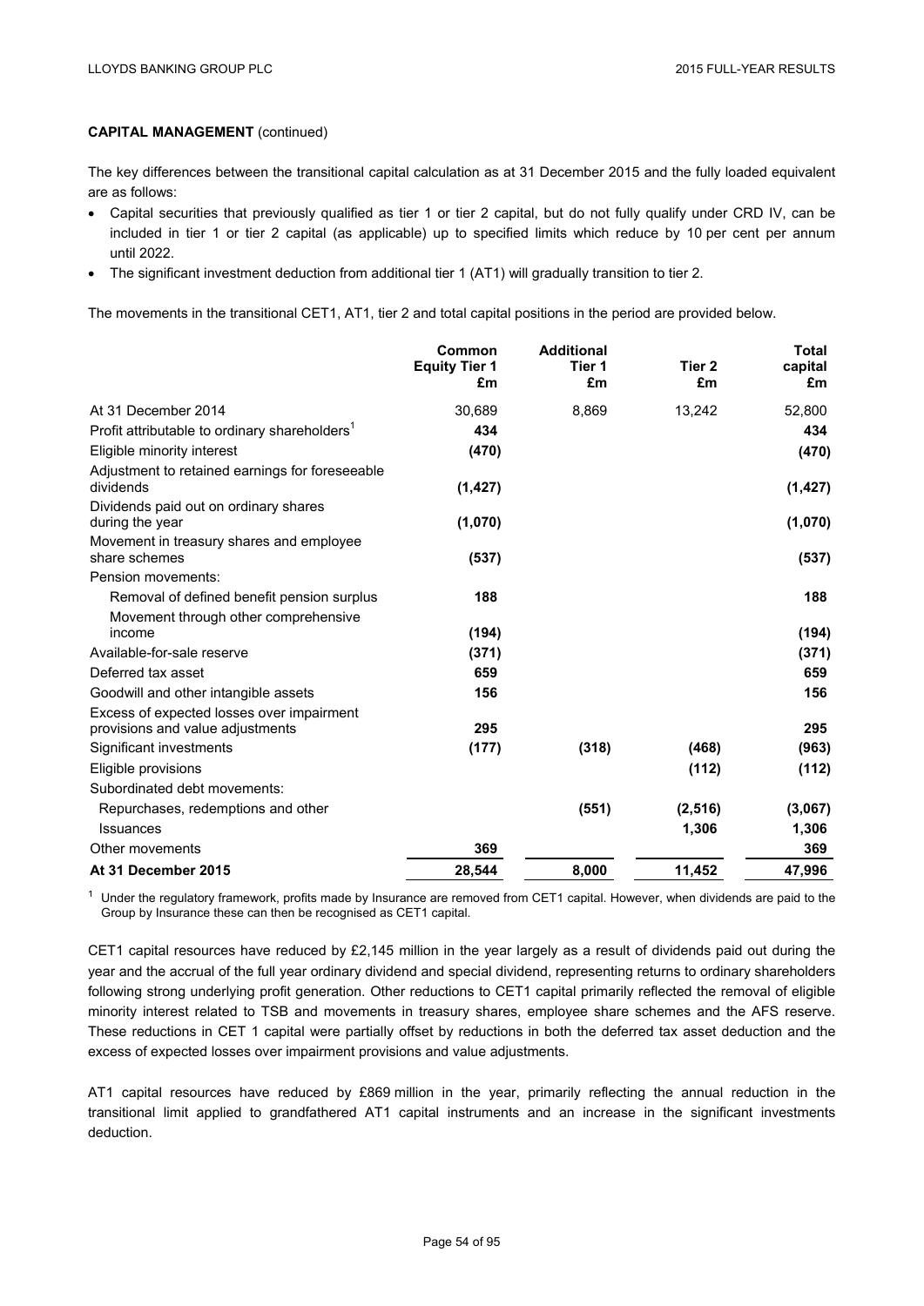**CAPITAL MANAGEMENT** (continued)

The key differences between the transitional capital calculation as at 31 December 2015 and the fully loaded equivalent are as follows:

- Capital securities that previously qualified as tier 1 or tier 2 capital, but do not fully qualify under CRD IV, can be included in tier 1 or tier 2 capital (as applicable) up to specified limits which reduce by 10 per cent per annum until 2022.
- The significant investment deduction from additional tier 1 (AT1) will gradually transition to tier 2.

The movements in the transitional CET1, AT1, tier 2 and total capital positions in the period are provided below.

| | Common Equity Tier 1 £m | Additional Tier 1 £m | Tier 2 £m | Total capital £m |
|---|---|---|---|---|
| At 31 December 2014 | 30,689 | 8,869 | 13,242 | 52,800 |
| Profit attributable to ordinary shareholders[1] | **434** | | | **434** |
| Eligible minority interest | **(470)** | | | **(470)** |
| Adjustment to retained earnings for foreseeable dividends | **(1,427)** | | | **(1,427)** |
| Dividends paid out on ordinary shares during the year | **(1,070)** | | | **(1,070)** |
| Movement in treasury shares and employee share schemes | **(537)** | | | **(537)** |
| Pension movements: | | | | |
| Removal of defined benefit pension surplus | **188** | | | **188** |
| Movement through other comprehensive income | **(194)** | | | **(194)** |
| Available-for-sale reserve | **(371)** | | | **(371)** |
| Deferred tax asset | **659** | | | **659** |
| Goodwill and other intangible assets | **156** | | | **156** |
| Excess of expected losses over impairment provisions and value adjustments | **295** | | | **295** |
| Significant investments | **(177)** | **(318)** | **(468)** | **(963)** |
| Eligible provisions | | | **(112)** | **(112)** |
| Subordinated debt movements: | | | | |
| Repurchases, redemptions and other | | **(551)** | **(2,516)** | **(3,067)** |
| Issuances | | | **1,306** | **1,306** |
| Other movements | **369** | | | **369** |
| **At 31 December 2015** | **28,544** | **8,000** | **11,452** | **47,996** |

[1] Under the regulatory framework, profits made by Insurance are removed from CET1 capital. However, when dividends are paid to the Group by Insurance these can then be recognised as CET1 capital.

CET1 capital resources have reduced by £2,145 million in the year largely as a result of dividends paid out during the year and the accrual of the full year ordinary dividend and special dividend, representing returns to ordinary shareholders following strong underlying profit generation. Other reductions to CET1 capital primarily reflected the removal of eligible minority interest related to TSB and movements in treasury shares, employee share schemes and the AFS reserve. These reductions in CET 1 capital were partially offset by reductions in both the deferred tax asset deduction and the excess of expected losses over impairment provisions and value adjustments.

AT1 capital resources have reduced by £869 million in the year, primarily reflecting the annual reduction in the transitional limit applied to grandfathered AT1 capital instruments and an increase in the significant investments deduction.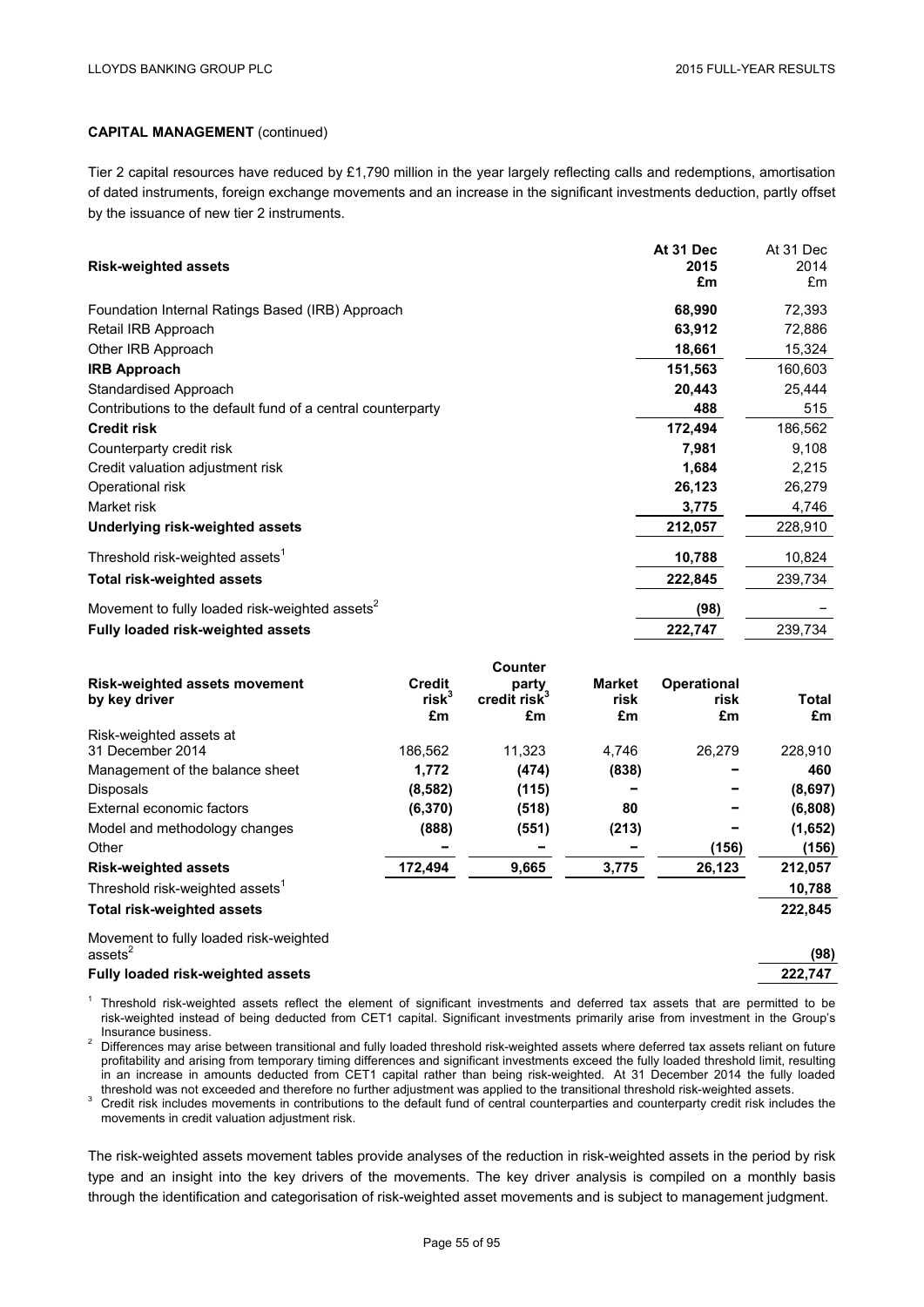**CAPITAL MANAGEMENT** (continued)

Tier 2 capital resources have reduced by £1,790 million in the year largely reflecting calls and redemptions, amortisation of dated instruments, foreign exchange movements and an increase in the significant investments deduction, partly offset by the issuance of new tier 2 instruments.

| **Risk-weighted assets** | **At 31 Dec 2015 £m** | At 31 Dec 2014 £m |
|---|---|---|
| Foundation Internal Ratings Based (IRB) Approach | **68,990** | 72,393 |
| Retail IRB Approach | **63,912** | 72,886 |
| Other IRB Approach | **18,661** | 15,324 |
| **IRB Approach** | **151,563** | 160,603 |
| Standardised Approach | **20,443** | 25,444 |
| Contributions to the default fund of a central counterparty | **488** | 515 |
| **Credit risk** | **172,494** | 186,562 |
| Counterparty credit risk | **7,981** | 9,108 |
| Credit valuation adjustment risk | **1,684** | 2,215 |
| Operational risk | **26,123** | 26,279 |
| Market risk | **3,775** | 4,746 |
| **Underlying risk-weighted assets** | **212,057** | 228,910 |
| Threshold risk-weighted assets[1] | **10,788** | 10,824 |
| **Total risk-weighted assets** | **222,845** | 239,734 |
| Movement to fully loaded risk-weighted assets[2] | **(98)** | – |
| **Fully loaded risk-weighted assets** | **222,747** | 239,734 |

| **Risk-weighted assets movement by key driver** | **Credit risk[3] £m** | **Counter party credit risk[3] £m** | **Market risk £m** | **Operational risk £m** | **Total £m** |
|---|---|---|---|---|---|
| Risk-weighted assets at 31 December 2014 | 186,562 | 11,323 | 4,746 | 26,279 | 228,910 |
| Management of the balance sheet | **1,772** | **(474)** | **(838)** | **–** | **460** |
| Disposals | **(8,582)** | **(115)** | **–** | **–** | **(8,697)** |
| External economic factors | **(6,370)** | **(518)** | **80** | **–** | **(6,808)** |
| Model and methodology changes | **(888)** | **(551)** | **(213)** | **–** | **(1,652)** |
| Other | **–** | **–** | **–** | **(156)** | **(156)** |
| **Risk-weighted assets** | **172,494** | **9,665** | **3,775** | **26,123** | **212,057** |
| Threshold risk-weighted assets[1] | | | | | **10,788** |
| **Total risk-weighted assets** | | | | | **222,845** |
| Movement to fully loaded risk-weighted assets[2] | | | | | **(98)** |
| **Fully loaded risk-weighted assets** | | | | | **222,747** |

[1] Threshold risk-weighted assets reflect the element of significant investments and deferred tax assets that are permitted to be risk-weighted instead of being deducted from CET1 capital. Significant investments primarily arise from investment in the Group's Insurance business.

[2] Differences may arise between transitional and fully loaded threshold risk-weighted assets where deferred tax assets reliant on future profitability and arising from temporary timing differences and significant investments exceed the fully loaded threshold limit, resulting in an increase in amounts deducted from CET1 capital rather than being risk-weighted. At 31 December 2014 the fully loaded threshold was not exceeded and therefore no further adjustment was applied to the transitional threshold risk-weighted assets.

[3] Credit risk includes movements in contributions to the default fund of central counterparties and counterparty credit risk includes the movements in credit valuation adjustment risk.

The risk-weighted assets movement tables provide analyses of the reduction in risk-weighted assets in the period by risk type and an insight into the key drivers of the movements. The key driver analysis is compiled on a monthly basis through the identification and categorisation of risk-weighted asset movements and is subject to management judgment.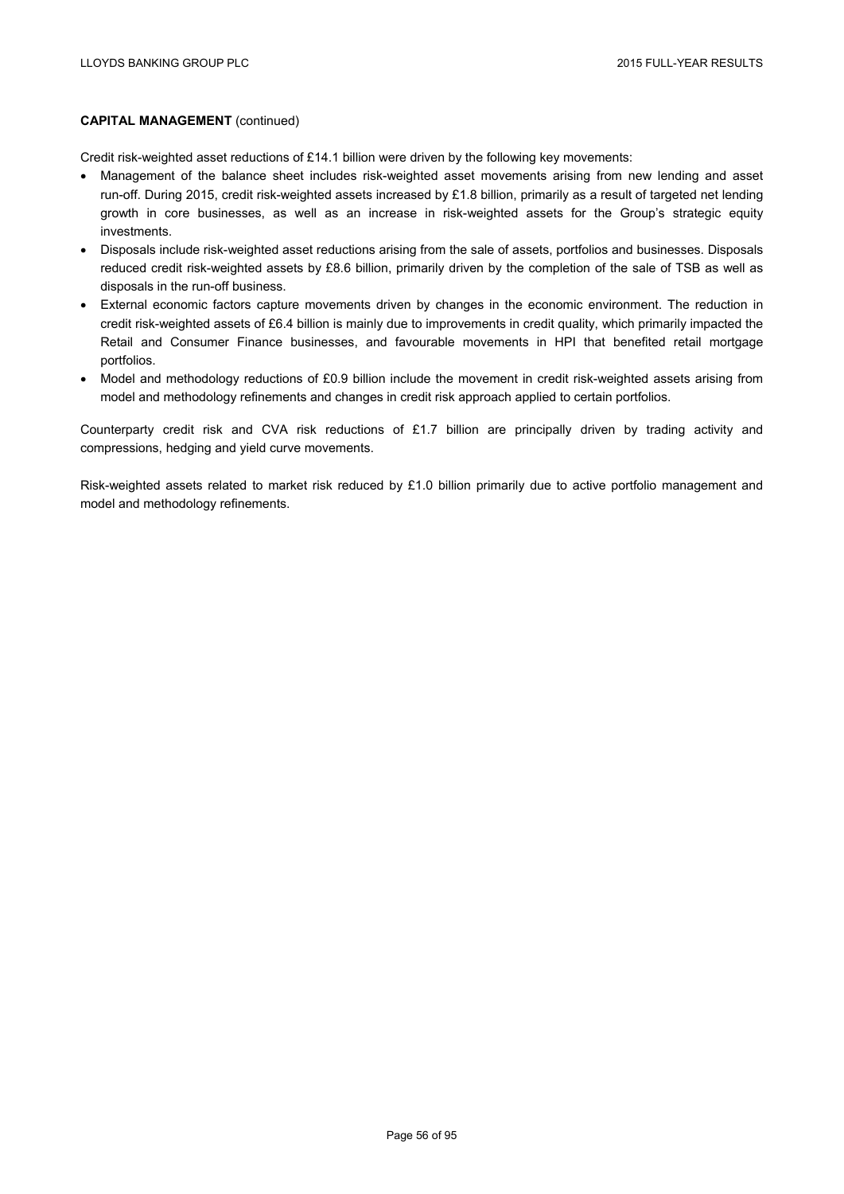**CAPITAL MANAGEMENT** (continued)

Credit risk-weighted asset reductions of £14.1 billion were driven by the following key movements:

- Management of the balance sheet includes risk-weighted asset movements arising from new lending and asset run-off. During 2015, credit risk-weighted assets increased by £1.8 billion, primarily as a result of targeted net lending growth in core businesses, as well as an increase in risk-weighted assets for the Group's strategic equity investments.
- Disposals include risk-weighted asset reductions arising from the sale of assets, portfolios and businesses. Disposals reduced credit risk-weighted assets by £8.6 billion, primarily driven by the completion of the sale of TSB as well as disposals in the run-off business.
- External economic factors capture movements driven by changes in the economic environment. The reduction in credit risk-weighted assets of £6.4 billion is mainly due to improvements in credit quality, which primarily impacted the Retail and Consumer Finance businesses, and favourable movements in HPI that benefited retail mortgage portfolios.
- Model and methodology reductions of £0.9 billion include the movement in credit risk-weighted assets arising from model and methodology refinements and changes in credit risk approach applied to certain portfolios.

Counterparty credit risk and CVA risk reductions of £1.7 billion are principally driven by trading activity and compressions, hedging and yield curve movements.

Risk-weighted assets related to market risk reduced by £1.0 billion primarily due to active portfolio management and model and methodology refinements.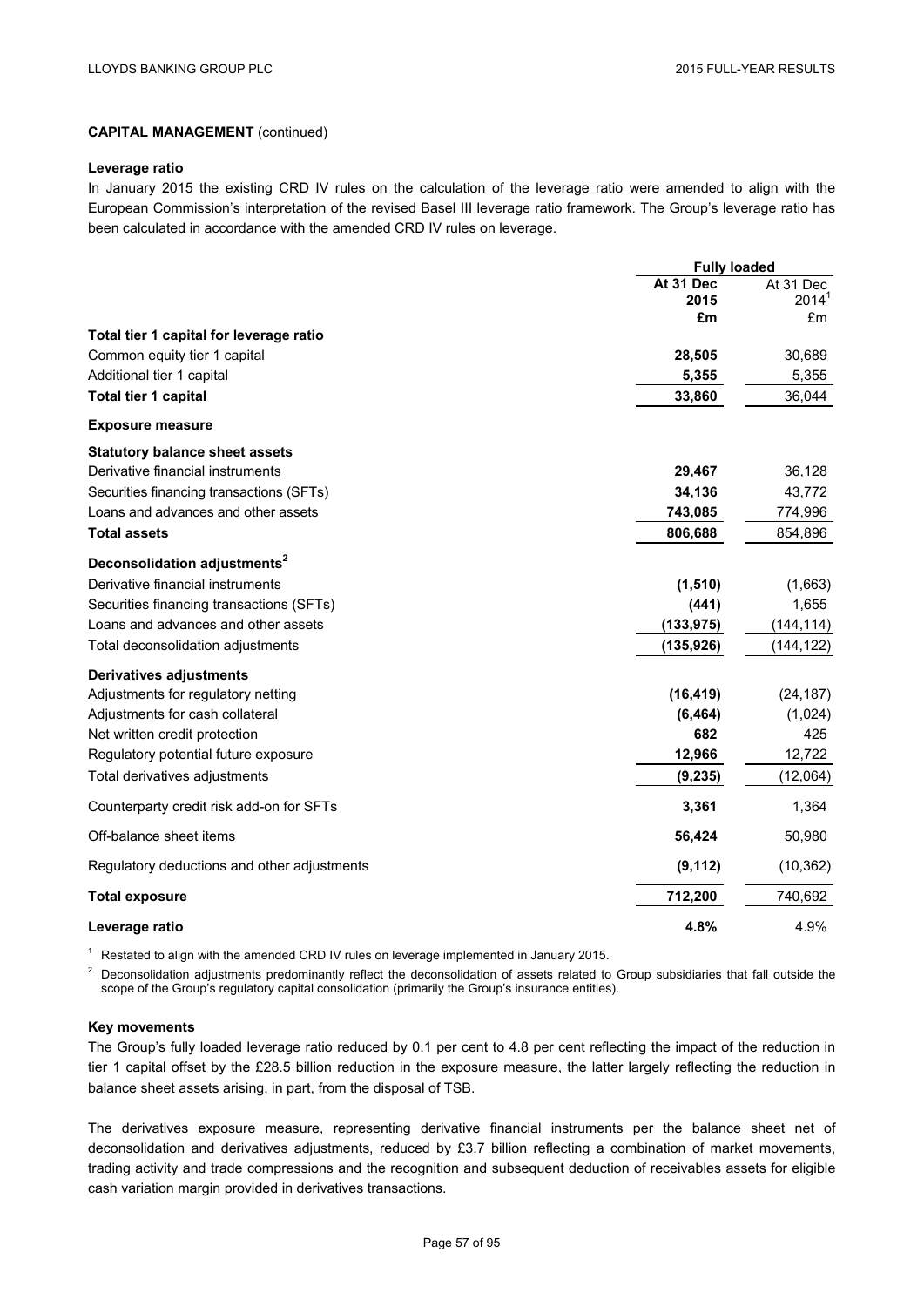**CAPITAL MANAGEMENT** (continued)

**Leverage ratio**

In January 2015 the existing CRD IV rules on the calculation of the leverage ratio were amended to align with the European Commission's interpretation of the revised Basel III leverage ratio framework. The Group's leverage ratio has been calculated in accordance with the amended CRD IV rules on leverage.

| | Fully loaded | |
|---|---|---|
| | **At 31 Dec 2015 £m** | At 31 Dec 2014[1] £m |
| **Total tier 1 capital for leverage ratio** | | |
| Common equity tier 1 capital | **28,505** | 30,689 |
| Additional tier 1 capital | **5,355** | 5,355 |
| **Total tier 1 capital** | **33,860** | 36,044 |
| **Exposure measure** | | |
| **Statutory balance sheet assets** | | |
| Derivative financial instruments | **29,467** | 36,128 |
| Securities financing transactions (SFTs) | **34,136** | 43,772 |
| Loans and advances and other assets | **743,085** | 774,996 |
| **Total assets** | **806,688** | 854,896 |
| **Deconsolidation adjustments[2]** | | |
| Derivative financial instruments | **(1,510)** | (1,663) |
| Securities financing transactions (SFTs) | **(441)** | 1,655 |
| Loans and advances and other assets | **(133,975)** | (144,114) |
| Total deconsolidation adjustments | **(135,926)** | (144,122) |
| **Derivatives adjustments** | | |
| Adjustments for regulatory netting | **(16,419)** | (24,187) |
| Adjustments for cash collateral | **(6,464)** | (1,024) |
| Net written credit protection | **682** | 425 |
| Regulatory potential future exposure | **12,966** | 12,722 |
| Total derivatives adjustments | **(9,235)** | (12,064) |
| Counterparty credit risk add-on for SFTs | **3,361** | 1,364 |
| Off-balance sheet items | **56,424** | 50,980 |
| Regulatory deductions and other adjustments | **(9,112)** | (10,362) |
| **Total exposure** | **712,200** | 740,692 |
| **Leverage ratio** | **4.8%** | 4.9% |

[1] Restated to align with the amended CRD IV rules on leverage implemented in January 2015.

[2] Deconsolidation adjustments predominantly reflect the deconsolidation of assets related to Group subsidiaries that fall outside the scope of the Group's regulatory capital consolidation (primarily the Group's insurance entities).

**Key movements**

The Group's fully loaded leverage ratio reduced by 0.1 per cent to 4.8 per cent reflecting the impact of the reduction in tier 1 capital offset by the £28.5 billion reduction in the exposure measure, the latter largely reflecting the reduction in balance sheet assets arising, in part, from the disposal of TSB.

The derivatives exposure measure, representing derivative financial instruments per the balance sheet net of deconsolidation and derivatives adjustments, reduced by £3.7 billion reflecting a combination of market movements, trading activity and trade compressions and the recognition and subsequent deduction of receivables assets for eligible cash variation margin provided in derivatives transactions.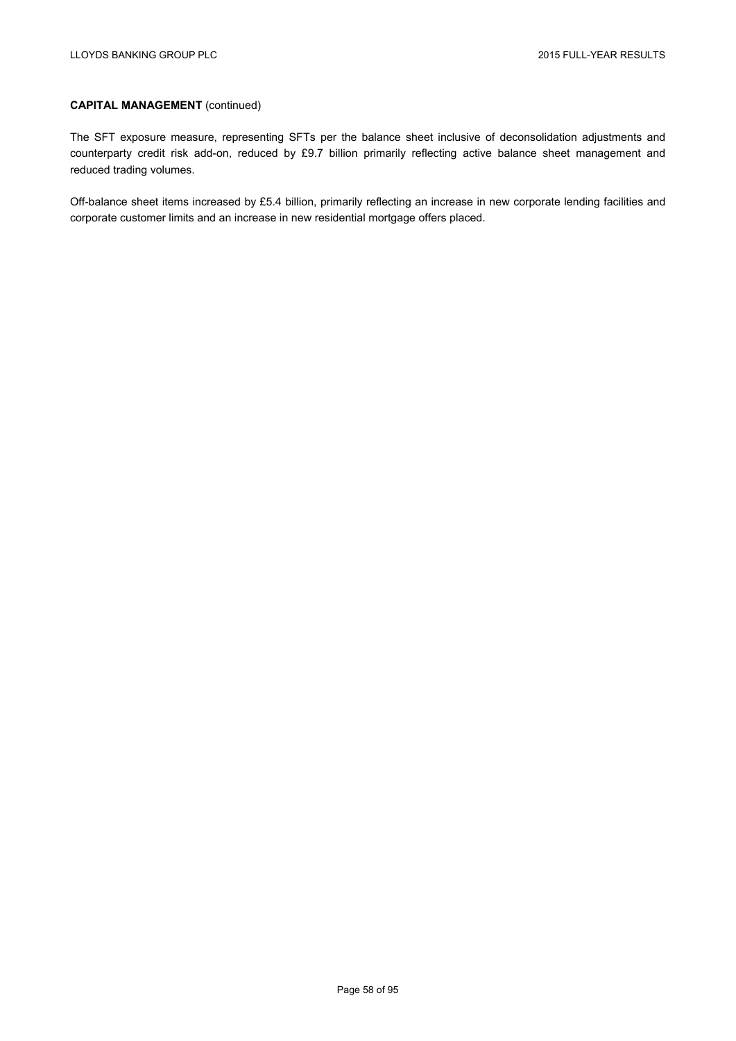**CAPITAL MANAGEMENT** (continued)

The SFT exposure measure, representing SFTs per the balance sheet inclusive of deconsolidation adjustments and counterparty credit risk add-on, reduced by £9.7 billion primarily reflecting active balance sheet management and reduced trading volumes.

Off-balance sheet items increased by £5.4 billion, primarily reflecting an increase in new corporate lending facilities and corporate customer limits and an increase in new residential mortgage offers placed.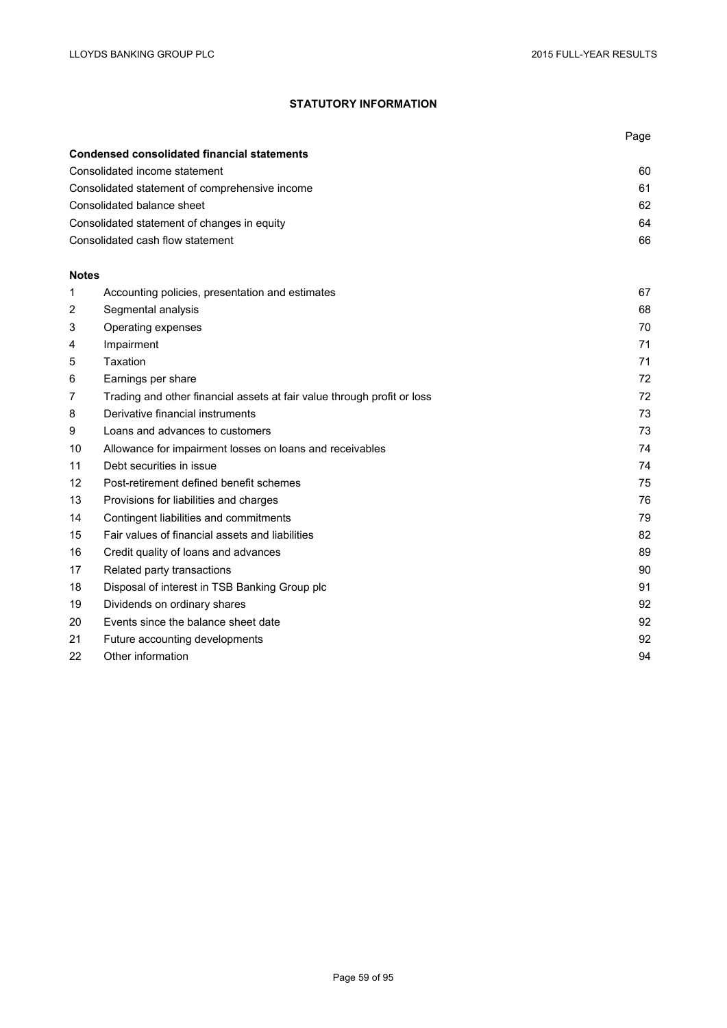# STATUTORY INFORMATION

| | | Page |
|---|---|---|
| **Condensed consolidated financial statements** | | |
| Consolidated income statement | | 60 |
| Consolidated statement of comprehensive income | | 61 |
| Consolidated balance sheet | | 62 |
| Consolidated statement of changes in equity | | 64 |
| Consolidated cash flow statement | | 66 |
| | | |
| **Notes** | | |
| 1 | Accounting policies, presentation and estimates | 67 |
| 2 | Segmental analysis | 68 |
| 3 | Operating expenses | 70 |
| 4 | Impairment | 71 |
| 5 | Taxation | 71 |
| 6 | Earnings per share | 72 |
| 7 | Trading and other financial assets at fair value through profit or loss | 72 |
| 8 | Derivative financial instruments | 73 |
| 9 | Loans and advances to customers | 73 |
| 10 | Allowance for impairment losses on loans and receivables | 74 |
| 11 | Debt securities in issue | 74 |
| 12 | Post-retirement defined benefit schemes | 75 |
| 13 | Provisions for liabilities and charges | 76 |
| 14 | Contingent liabilities and commitments | 79 |
| 15 | Fair values of financial assets and liabilities | 82 |
| 16 | Credit quality of loans and advances | 89 |
| 17 | Related party transactions | 90 |
| 18 | Disposal of interest in TSB Banking Group plc | 91 |
| 19 | Dividends on ordinary shares | 92 |
| 20 | Events since the balance sheet date | 92 |
| 21 | Future accounting developments | 92 |
| 22 | Other information | 94 |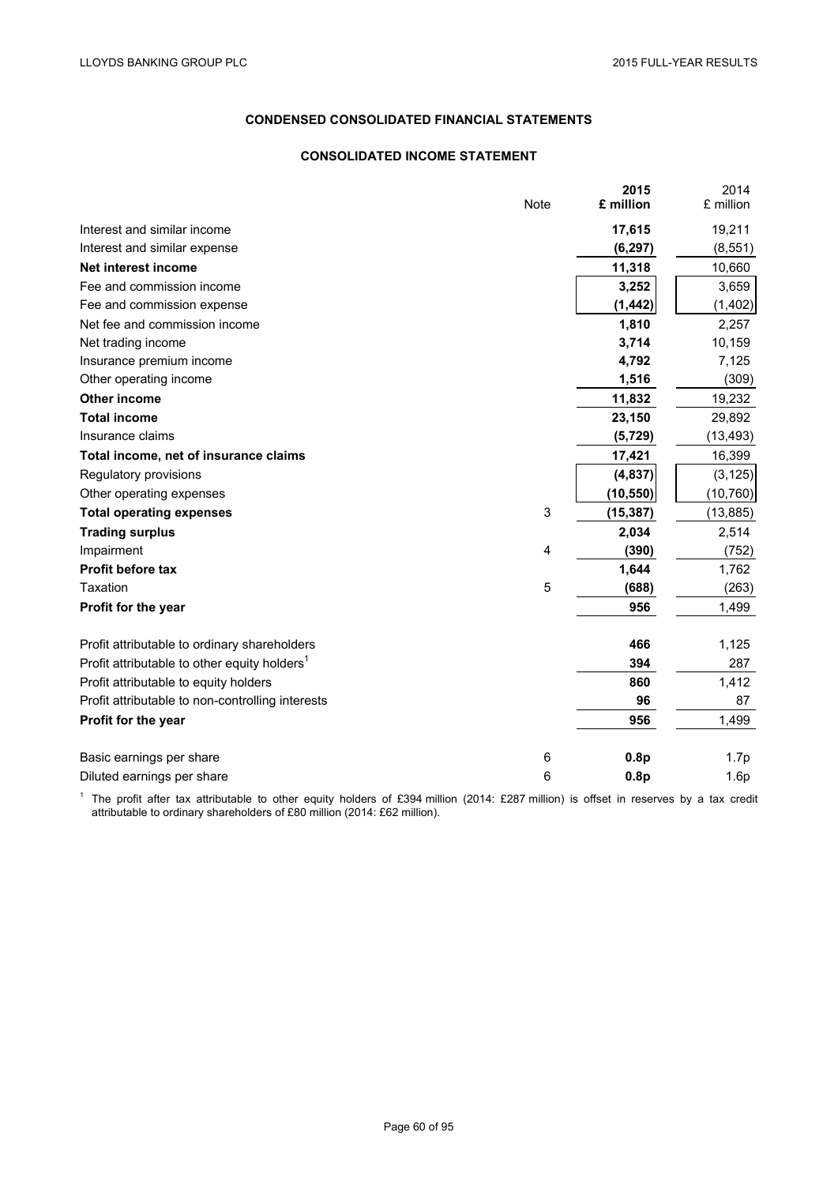## CONDENSED CONSOLIDATED FINANCIAL STATEMENTS

### CONSOLIDATED INCOME STATEMENT

| | Note | **2015 £ million** | 2014 £ million |
|---|---|---|---|
| Interest and similar income | | **17,615** | 19,211 |
| Interest and similar expense | | **(6,297)** | (8,551) |
| **Net interest income** | | **11,318** | 10,660 |
| Fee and commission income | | **3,252** | 3,659 |
| Fee and commission expense | | **(1,442)** | (1,402) |
| Net fee and commission income | | **1,810** | 2,257 |
| Net trading income | | **3,714** | 10,159 |
| Insurance premium income | | **4,792** | 7,125 |
| Other operating income | | **1,516** | (309) |
| **Other income** | | **11,832** | 19,232 |
| **Total income** | | **23,150** | 29,892 |
| Insurance claims | | **(5,729)** | (13,493) |
| **Total income, net of insurance claims** | | **17,421** | 16,399 |
| Regulatory provisions | | **(4,837)** | (3,125) |
| Other operating expenses | | **(10,550)** | (10,760) |
| **Total operating expenses** | 3 | **(15,387)** | (13,885) |
| **Trading surplus** | | **2,034** | 2,514 |
| Impairment | 4 | **(390)** | (752) |
| **Profit before tax** | | **1,644** | 1,762 |
| Taxation | 5 | **(688)** | (263) |
| **Profit for the year** | | **956** | 1,499 |
| | | | |
| Profit attributable to ordinary shareholders | | **466** | 1,125 |
| Profit attributable to other equity holders[1] | | **394** | 287 |
| Profit attributable to equity holders | | **860** | 1,412 |
| Profit attributable to non-controlling interests | | **96** | 87 |
| **Profit for the year** | | **956** | 1,499 |
| | | | |
| Basic earnings per share | 6 | **0.8p** | 1.7p |
| Diluted earnings per share | 6 | **0.8p** | 1.6p |

[1] The profit after tax attributable to other equity holders of £394 million (2014: £287 million) is offset in reserves by a tax credit attributable to ordinary shareholders of £80 million (2014: £62 million).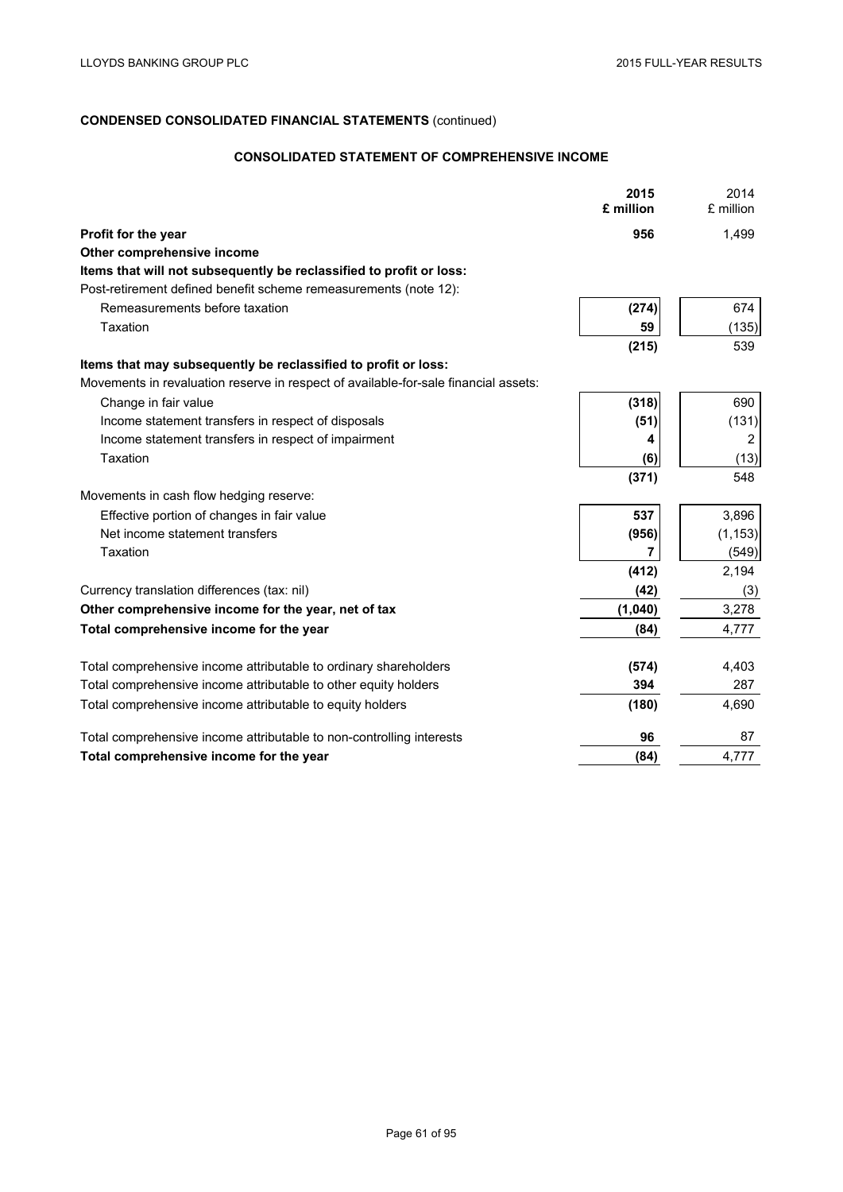**CONDENSED CONSOLIDATED FINANCIAL STATEMENTS** (continued)

**CONSOLIDATED STATEMENT OF COMPREHENSIVE INCOME**

| | **2015 £ million** | 2014 £ million |
|---|---|---|
| **Profit for the year** | **956** | 1,499 |
| **Other comprehensive income** | | |
| **Items that will not subsequently be reclassified to profit or loss:** | | |
| Post-retirement defined benefit scheme remeasurements (note 12): | | |
| Remeasurements before taxation | **(274)** | 674 |
| Taxation | **59** | (135) |
| | **(215)** | 539 |
| **Items that may subsequently be reclassified to profit or loss:** | | |
| Movements in revaluation reserve in respect of available-for-sale financial assets: | | |
| Change in fair value | **(318)** | 690 |
| Income statement transfers in respect of disposals | **(51)** | (131) |
| Income statement transfers in respect of impairment | **4** | 2 |
| Taxation | **(6)** | (13) |
| | **(371)** | 548 |
| Movements in cash flow hedging reserve: | | |
| Effective portion of changes in fair value | **537** | 3,896 |
| Net income statement transfers | **(956)** | (1,153) |
| Taxation | **7** | (549) |
| | **(412)** | 2,194 |
| Currency translation differences (tax: nil) | **(42)** | (3) |
| **Other comprehensive income for the year, net of tax** | **(1,040)** | 3,278 |
| **Total comprehensive income for the year** | **(84)** | 4,777 |
| | | |
| Total comprehensive income attributable to ordinary shareholders | **(574)** | 4,403 |
| Total comprehensive income attributable to other equity holders | **394** | 287 |
| Total comprehensive income attributable to equity holders | **(180)** | 4,690 |
| | | |
| Total comprehensive income attributable to non-controlling interests | **96** | 87 |
| **Total comprehensive income for the year** | **(84)** | 4,777 |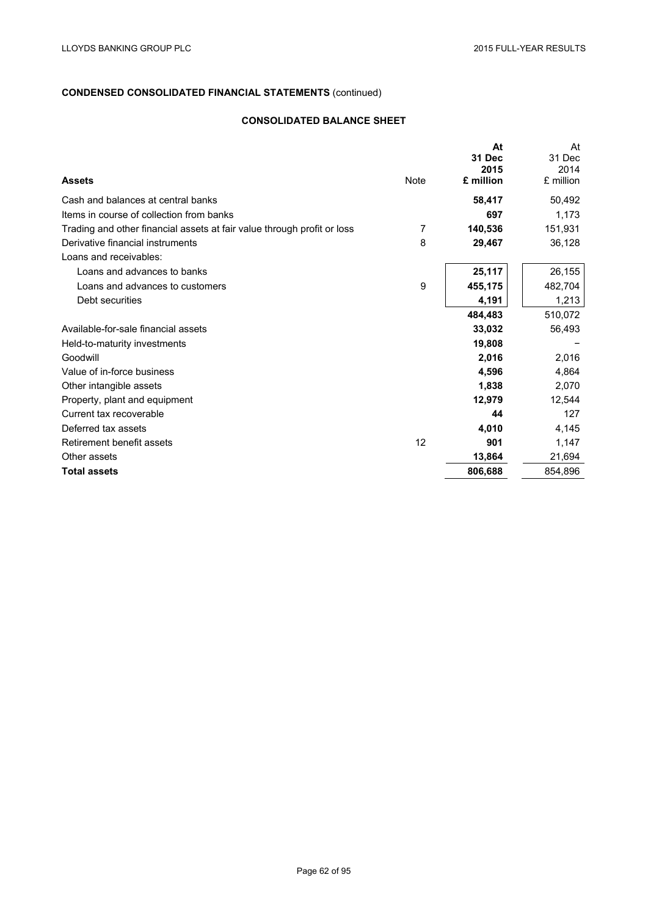**CONDENSED CONSOLIDATED FINANCIAL STATEMENTS** (continued)

**CONSOLIDATED BALANCE SHEET**

| **Assets** | Note | **At 31 Dec 2015 £ million** | At 31 Dec 2014 £ million |
|---|---|---|---|
| Cash and balances at central banks | | **58,417** | 50,492 |
| Items in course of collection from banks | | **697** | 1,173 |
| Trading and other financial assets at fair value through profit or loss | 7 | **140,536** | 151,931 |
| Derivative financial instruments | 8 | **29,467** | 36,128 |
| Loans and receivables: | | | |
| Loans and advances to banks | | **25,117** | 26,155 |
| Loans and advances to customers | 9 | **455,175** | 482,704 |
| Debt securities | | **4,191** | 1,213 |
| | | **484,483** | 510,072 |
| Available-for-sale financial assets | | **33,032** | 56,493 |
| Held-to-maturity investments | | **19,808** | – |
| Goodwill | | **2,016** | 2,016 |
| Value of in-force business | | **4,596** | 4,864 |
| Other intangible assets | | **1,838** | 2,070 |
| Property, plant and equipment | | **12,979** | 12,544 |
| Current tax recoverable | | **44** | 127 |
| Deferred tax assets | | **4,010** | 4,145 |
| Retirement benefit assets | 12 | **901** | 1,147 |
| Other assets | | **13,864** | 21,694 |
| **Total assets** | | **806,688** | 854,896 |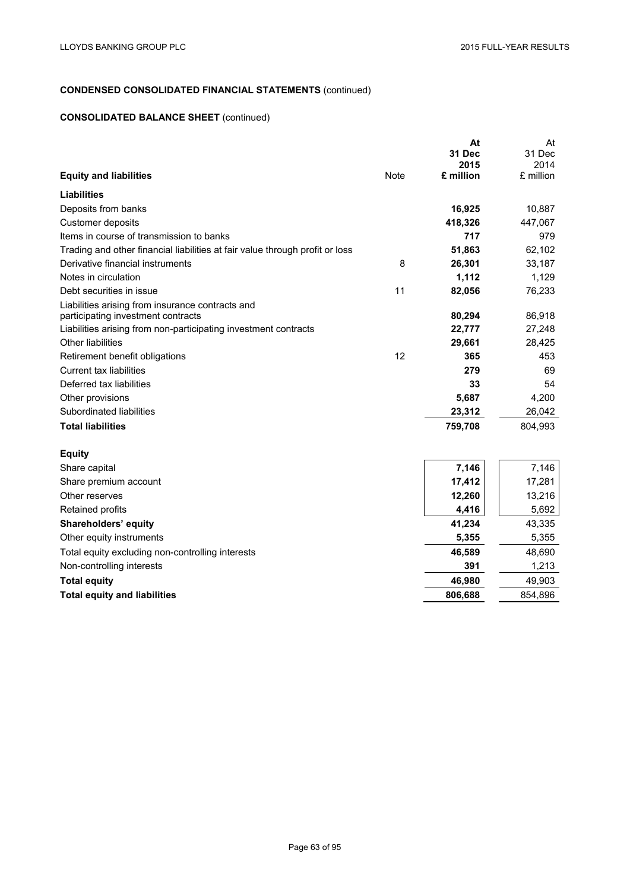## CONDENSED CONSOLIDATED FINANCIAL STATEMENTS (continued)

### CONSOLIDATED BALANCE SHEET (continued)

| Equity and liabilities | Note | At 31 Dec 2015 £ million | At 31 Dec 2014 £ million |
|---|---|---|---|
| **Liabilities** | | | |
| Deposits from banks | | **16,925** | 10,887 |
| Customer deposits | | **418,326** | 447,067 |
| Items in course of transmission to banks | | **717** | 979 |
| Trading and other financial liabilities at fair value through profit or loss | | **51,863** | 62,102 |
| Derivative financial instruments | 8 | **26,301** | 33,187 |
| Notes in circulation | | **1,112** | 1,129 |
| Debt securities in issue | 11 | **82,056** | 76,233 |
| Liabilities arising from insurance contracts and participating investment contracts | | **80,294** | 86,918 |
| Liabilities arising from non-participating investment contracts | | **22,777** | 27,248 |
| Other liabilities | | **29,661** | 28,425 |
| Retirement benefit obligations | 12 | **365** | 453 |
| Current tax liabilities | | **279** | 69 |
| Deferred tax liabilities | | **33** | 54 |
| Other provisions | | **5,687** | 4,200 |
| Subordinated liabilities | | **23,312** | 26,042 |
| **Total liabilities** | | **759,708** | 804,993 |
| **Equity** | | | |
| Share capital | | **7,146** | 7,146 |
| Share premium account | | **17,412** | 17,281 |
| Other reserves | | **12,260** | 13,216 |
| Retained profits | | **4,416** | 5,692 |
| **Shareholders' equity** | | **41,234** | 43,335 |
| Other equity instruments | | **5,355** | 5,355 |
| Total equity excluding non-controlling interests | | **46,589** | 48,690 |
| Non-controlling interests | | **391** | 1,213 |
| **Total equity** | | **46,980** | 49,903 |
| **Total equity and liabilities** | | **806,688** | 854,896 |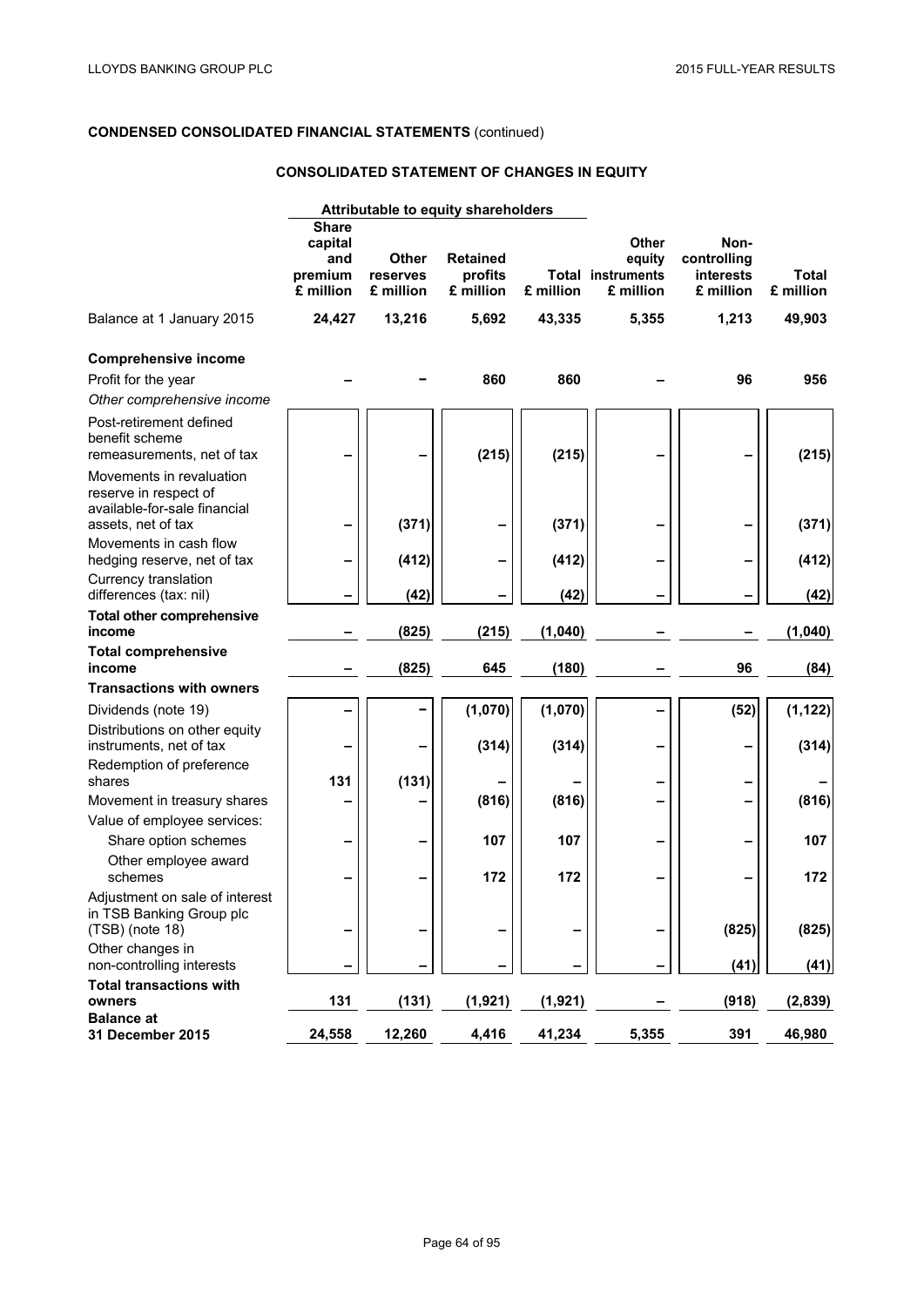**CONDENSED CONSOLIDATED FINANCIAL STATEMENTS** (continued)

## CONSOLIDATED STATEMENT OF CHANGES IN EQUITY

| | Attributable to equity shareholders | | | | | | |
|---|---|---|---|---|---|---|---|
| | Share capital and premium £ million | Other reserves £ million | Retained profits £ million | Total £ million | Other equity instruments £ million | Non-controlling interests £ million | Total £ million |
| Balance at 1 January 2015 | **24,427** | **13,216** | **5,692** | **43,335** | **5,355** | **1,213** | **49,903** |
| **Comprehensive income** | | | | | | | |
| Profit for the year | – | – | 860 | 860 | – | 96 | 956 |
| *Other comprehensive income* | | | | | | | |
| Post-retirement defined benefit scheme remeasurements, net of tax | – | – | (215) | (215) | – | – | (215) |
| Movements in revaluation reserve in respect of available-for-sale financial assets, net of tax | – | (371) | – | (371) | – | – | (371) |
| Movements in cash flow hedging reserve, net of tax | – | (412) | – | (412) | – | – | (412) |
| Currency translation differences (tax: nil) | – | (42) | – | (42) | – | – | (42) |
| **Total other comprehensive income** | – | (825) | (215) | (1,040) | – | – | (1,040) |
| **Total comprehensive income** | – | (825) | 645 | (180) | – | 96 | (84) |
| **Transactions with owners** | | | | | | | |
| Dividends (note 19) | – | – | (1,070) | (1,070) | – | (52) | (1,122) |
| Distributions on other equity instruments, net of tax | – | – | (314) | (314) | – | – | (314) |
| Redemption of preference shares | 131 | (131) | – | – | – | – | – |
| Movement in treasury shares | – | – | (816) | (816) | – | – | (816) |
| Value of employee services: | | | | | | | |
| Share option schemes | – | – | 107 | 107 | – | – | 107 |
| Other employee award schemes | – | – | 172 | 172 | – | – | 172 |
| Adjustment on sale of interest in TSB Banking Group plc (TSB) (note 18) | – | – | – | – | – | (825) | (825) |
| Other changes in non-controlling interests | – | – | – | – | – | (41) | (41) |
| **Total transactions with owners** | 131 | (131) | (1,921) | (1,921) | – | (918) | (2,839) |
| **Balance at 31 December 2015** | **24,558** | **12,260** | **4,416** | **41,234** | **5,355** | **391** | **46,980** |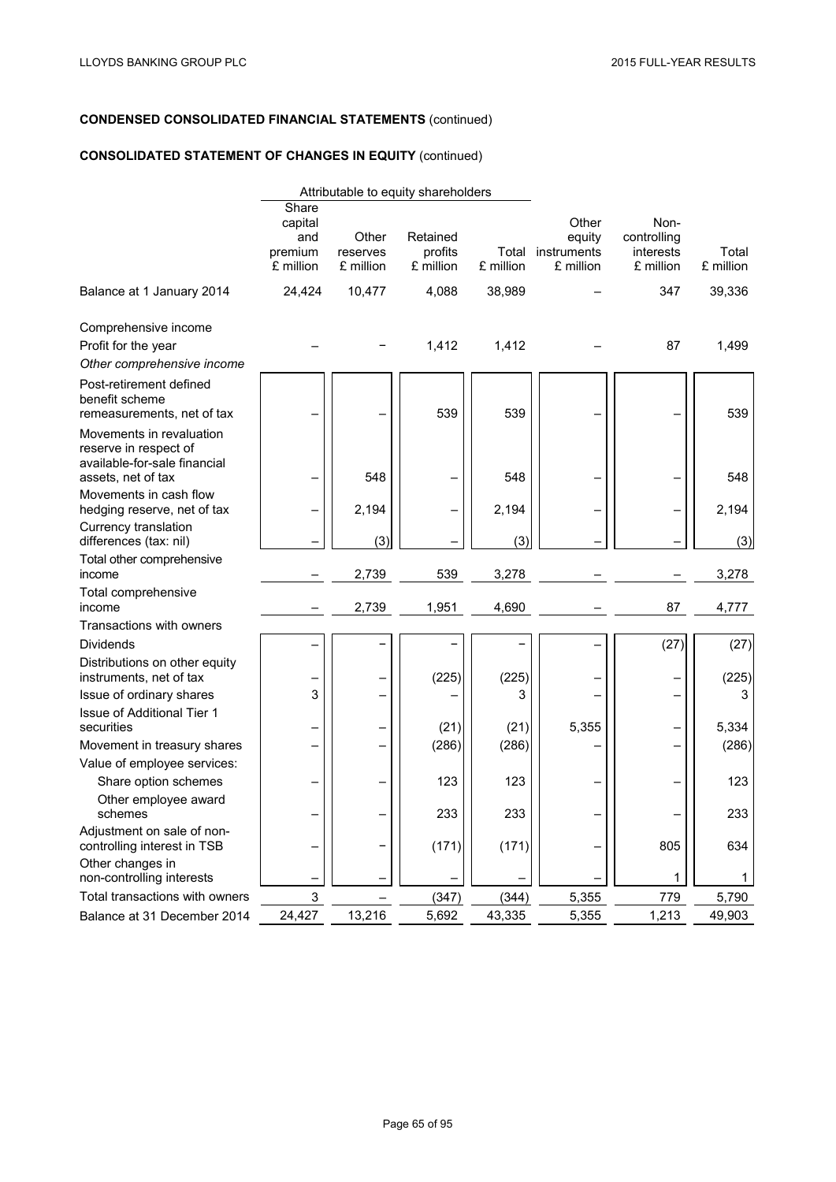## CONDENSED CONSOLIDATED FINANCIAL STATEMENTS (continued)

## CONSOLIDATED STATEMENT OF CHANGES IN EQUITY (continued)

| | Attributable to equity shareholders | | | | | | |
|---|---|---|---|---|---|---|---|
| | Share capital and premium £ million | Other reserves £ million | Retained profits £ million | Total £ million | Other equity instruments £ million | Non-controlling interests £ million | Total £ million |
| Balance at 1 January 2014 | 24,424 | 10,477 | 4,088 | 38,989 | – | 347 | 39,336 |
| Comprehensive income | | | | | | | |
| Profit for the year | – | – | 1,412 | 1,412 | – | 87 | 1,499 |
| *Other comprehensive income* | | | | | | | |
| Post-retirement defined benefit scheme remeasurements, net of tax | – | – | 539 | 539 | – | – | 539 |
| Movements in revaluation reserve in respect of available-for-sale financial assets, net of tax | – | 548 | – | 548 | – | – | 548 |
| Movements in cash flow hedging reserve, net of tax | – | 2,194 | – | 2,194 | – | – | 2,194 |
| Currency translation differences (tax: nil) | – | (3) | – | (3) | – | – | (3) |
| Total other comprehensive income | – | 2,739 | 539 | 3,278 | – | – | 3,278 |
| Total comprehensive income | – | 2,739 | 1,951 | 4,690 | – | 87 | 4,777 |
| Transactions with owners | | | | | | | |
| Dividends | – | – | – | – | – | (27) | (27) |
| Distributions on other equity instruments, net of tax | – | – | (225) | (225) | – | – | (225) |
| Issue of ordinary shares | 3 | – | – | 3 | – | – | 3 |
| Issue of Additional Tier 1 securities | – | – | (21) | (21) | 5,355 | – | 5,334 |
| Movement in treasury shares | – | – | (286) | (286) | – | – | (286) |
| Value of employee services: | | | | | | | |
| Share option schemes | – | – | 123 | 123 | – | – | 123 |
| Other employee award schemes | – | – | 233 | 233 | – | – | 233 |
| Adjustment on sale of non-controlling interest in TSB | – | – | (171) | (171) | – | 805 | 634 |
| Other changes in non-controlling interests | – | – | – | – | – | 1 | 1 |
| Total transactions with owners | 3 | – | (347) | (344) | 5,355 | 779 | 5,790 |
| Balance at 31 December 2014 | 24,427 | 13,216 | 5,692 | 43,335 | 5,355 | 1,213 | 49,903 |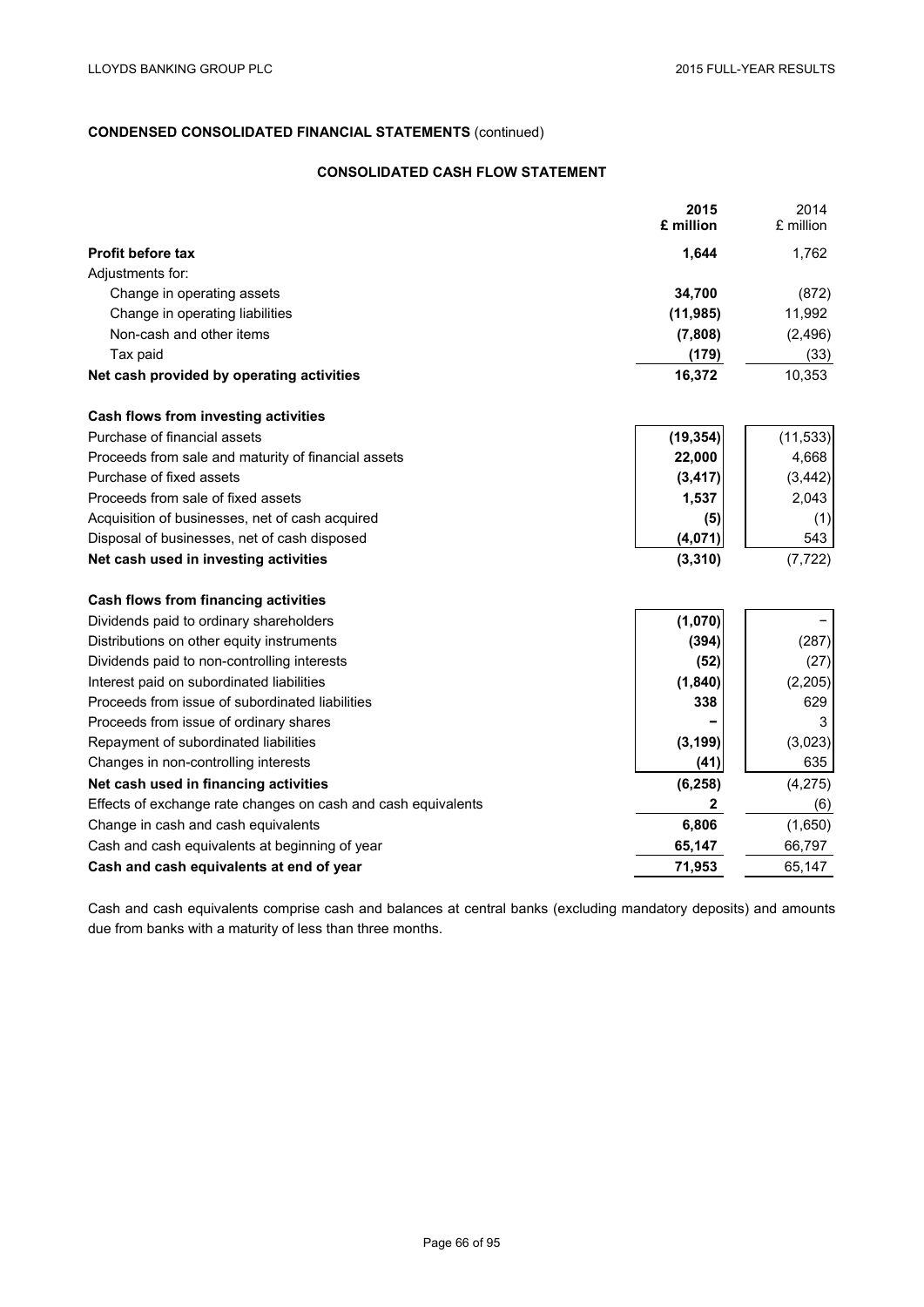**CONDENSED CONSOLIDATED FINANCIAL STATEMENTS** (continued)

**CONSOLIDATED CASH FLOW STATEMENT**

| | **2015 £ million** | 2014 £ million |
|---|---|---|
| **Profit before tax** | **1,644** | 1,762 |
| Adjustments for: | | |
| Change in operating assets | **34,700** | (872) |
| Change in operating liabilities | **(11,985)** | 11,992 |
| Non-cash and other items | **(7,808)** | (2,496) |
| Tax paid | **(179)** | (33) |
| **Net cash provided by operating activities** | **16,372** | 10,353 |
| | | |
| **Cash flows from investing activities** | | |
| Purchase of financial assets | **(19,354)** | (11,533) |
| Proceeds from sale and maturity of financial assets | **22,000** | 4,668 |
| Purchase of fixed assets | **(3,417)** | (3,442) |
| Proceeds from sale of fixed assets | **1,537** | 2,043 |
| Acquisition of businesses, net of cash acquired | **(5)** | (1) |
| Disposal of businesses, net of cash disposed | **(4,071)** | 543 |
| **Net cash used in investing activities** | **(3,310)** | (7,722) |
| | | |
| **Cash flows from financing activities** | | |
| Dividends paid to ordinary shareholders | **(1,070)** | – |
| Distributions on other equity instruments | **(394)** | (287) |
| Dividends paid to non-controlling interests | **(52)** | (27) |
| Interest paid on subordinated liabilities | **(1,840)** | (2,205) |
| Proceeds from issue of subordinated liabilities | **338** | 629 |
| Proceeds from issue of ordinary shares | **–** | 3 |
| Repayment of subordinated liabilities | **(3,199)** | (3,023) |
| Changes in non-controlling interests | **(41)** | 635 |
| **Net cash used in financing activities** | **(6,258)** | (4,275) |
| Effects of exchange rate changes on cash and cash equivalents | **2** | (6) |
| Change in cash and cash equivalents | **6,806** | (1,650) |
| Cash and cash equivalents at beginning of year | **65,147** | 66,797 |
| **Cash and cash equivalents at end of year** | **71,953** | 65,147 |

Cash and cash equivalents comprise cash and balances at central banks (excluding mandatory deposits) and amounts due from banks with a maturity of less than three months.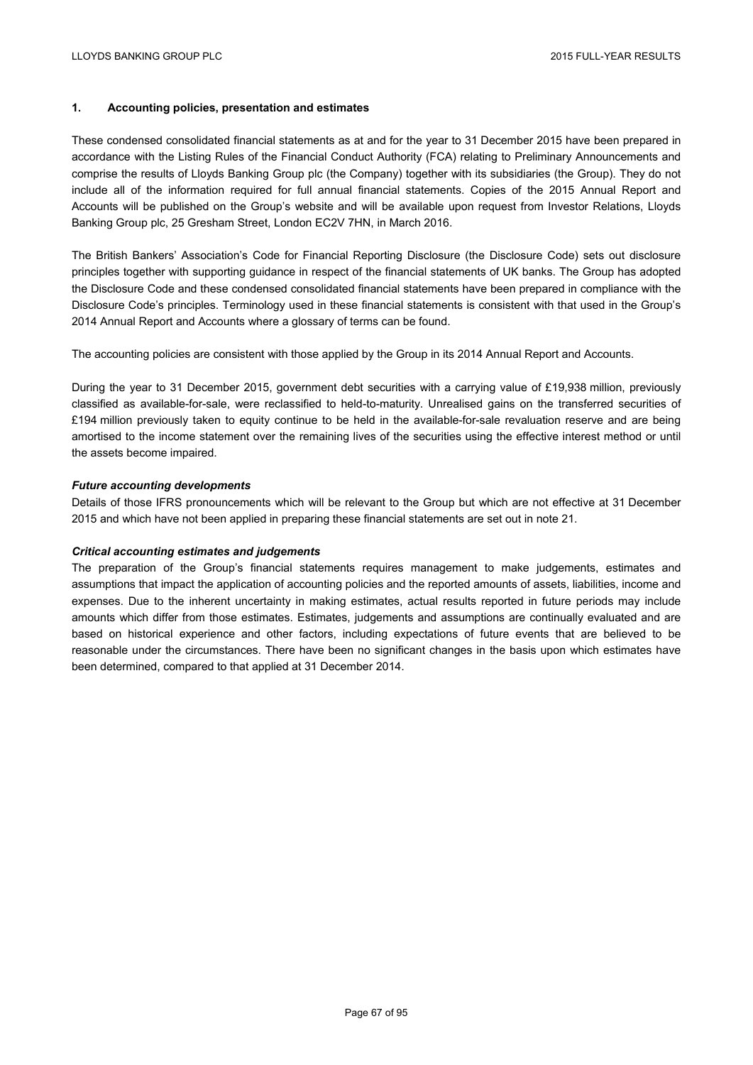## 1. Accounting policies, presentation and estimates

These condensed consolidated financial statements as at and for the year to 31 December 2015 have been prepared in accordance with the Listing Rules of the Financial Conduct Authority (FCA) relating to Preliminary Announcements and comprise the results of Lloyds Banking Group plc (the Company) together with its subsidiaries (the Group). They do not include all of the information required for full annual financial statements. Copies of the 2015 Annual Report and Accounts will be published on the Group's website and will be available upon request from Investor Relations, Lloyds Banking Group plc, 25 Gresham Street, London EC2V 7HN, in March 2016.

The British Bankers' Association's Code for Financial Reporting Disclosure (the Disclosure Code) sets out disclosure principles together with supporting guidance in respect of the financial statements of UK banks. The Group has adopted the Disclosure Code and these condensed consolidated financial statements have been prepared in compliance with the Disclosure Code's principles. Terminology used in these financial statements is consistent with that used in the Group's 2014 Annual Report and Accounts where a glossary of terms can be found.

The accounting policies are consistent with those applied by the Group in its 2014 Annual Report and Accounts.

During the year to 31 December 2015, government debt securities with a carrying value of £19,938 million, previously classified as available-for-sale, were reclassified to held-to-maturity. Unrealised gains on the transferred securities of £194 million previously taken to equity continue to be held in the available-for-sale revaluation reserve and are being amortised to the income statement over the remaining lives of the securities using the effective interest method or until the assets become impaired.

***Future accounting developments***

Details of those IFRS pronouncements which will be relevant to the Group but which are not effective at 31 December 2015 and which have not been applied in preparing these financial statements are set out in note 21.

***Critical accounting estimates and judgements***

The preparation of the Group's financial statements requires management to make judgements, estimates and assumptions that impact the application of accounting policies and the reported amounts of assets, liabilities, income and expenses. Due to the inherent uncertainty in making estimates, actual results reported in future periods may include amounts which differ from those estimates. Estimates, judgements and assumptions are continually evaluated and are based on historical experience and other factors, including expectations of future events that are believed to be reasonable under the circumstances. There have been no significant changes in the basis upon which estimates have been determined, compared to that applied at 31 December 2014.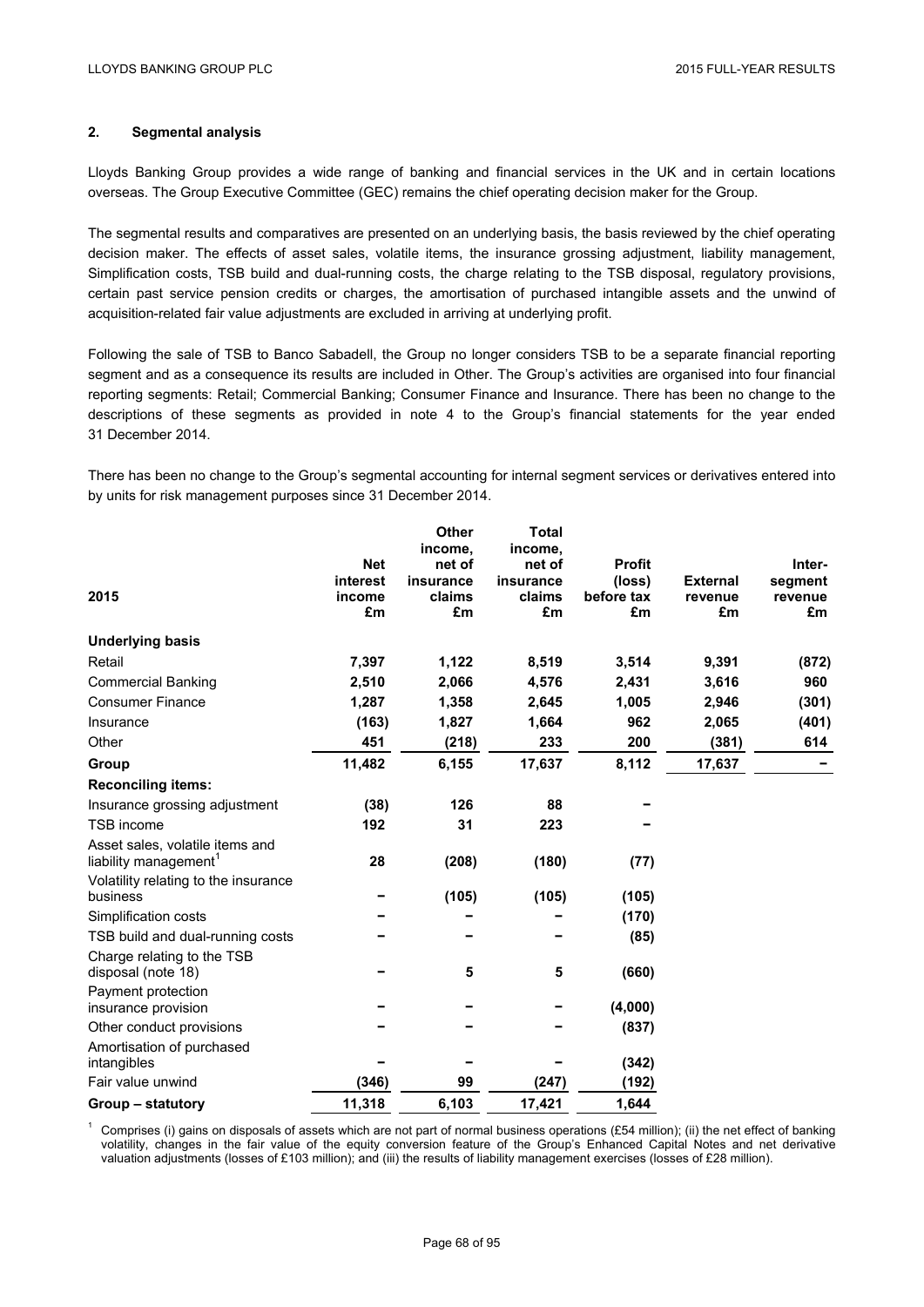## 2. Segmental analysis

Lloyds Banking Group provides a wide range of banking and financial services in the UK and in certain locations overseas. The Group Executive Committee (GEC) remains the chief operating decision maker for the Group.

The segmental results and comparatives are presented on an underlying basis, the basis reviewed by the chief operating decision maker. The effects of asset sales, volatile items, the insurance grossing adjustment, liability management, Simplification costs, TSB build and dual-running costs, the charge relating to the TSB disposal, regulatory provisions, certain past service pension credits or charges, the amortisation of purchased intangible assets and the unwind of acquisition-related fair value adjustments are excluded in arriving at underlying profit.

Following the sale of TSB to Banco Sabadell, the Group no longer considers TSB to be a separate financial reporting segment and as a consequence its results are included in Other. The Group's activities are organised into four financial reporting segments: Retail; Commercial Banking; Consumer Finance and Insurance. There has been no change to the descriptions of these segments as provided in note 4 to the Group's financial statements for the year ended 31 December 2014.

There has been no change to the Group's segmental accounting for internal segment services or derivatives entered into by units for risk management purposes since 31 December 2014.

| 2015 | Net interest income £m | Other income, net of insurance claims £m | Total income, net of insurance claims £m | Profit (loss) before tax £m | External revenue £m | Inter-segment revenue £m |
|---|---|---|---|---|---|---|
| **Underlying basis** | | | | | | |
| Retail | **7,397** | **1,122** | **8,519** | **3,514** | **9,391** | **(872)** |
| Commercial Banking | **2,510** | **2,066** | **4,576** | **2,431** | **3,616** | **960** |
| Consumer Finance | **1,287** | **1,358** | **2,645** | **1,005** | **2,946** | **(301)** |
| Insurance | **(163)** | **1,827** | **1,664** | **962** | **2,065** | **(401)** |
| Other | **451** | **(218)** | **233** | **200** | **(381)** | **614** |
| **Group** | **11,482** | **6,155** | **17,637** | **8,112** | **17,637** | **–** |
| **Reconciling items:** | | | | | | |
| Insurance grossing adjustment | **(38)** | **126** | **88** | **–** | | |
| TSB income | **192** | **31** | **223** | **–** | | |
| Asset sales, volatile items and liability management[1] | **28** | **(208)** | **(180)** | **(77)** | | |
| Volatility relating to the insurance business | **–** | **(105)** | **(105)** | **(105)** | | |
| Simplification costs | **–** | **–** | **–** | **(170)** | | |
| TSB build and dual-running costs | **–** | **–** | **–** | **(85)** | | |
| Charge relating to the TSB disposal (note 18) | **–** | **5** | **5** | **(660)** | | |
| Payment protection insurance provision | **–** | **–** | **–** | **(4,000)** | | |
| Other conduct provisions | **–** | **–** | **–** | **(837)** | | |
| Amortisation of purchased intangibles | **–** | **–** | **–** | **(342)** | | |
| Fair value unwind | **(346)** | **99** | **(247)** | **(192)** | | |
| **Group – statutory** | **11,318** | **6,103** | **17,421** | **1,644** | | |

[1] Comprises (i) gains on disposals of assets which are not part of normal business operations (£54 million); (ii) the net effect of banking volatility, changes in the fair value of the equity conversion feature of the Group's Enhanced Capital Notes and net derivative valuation adjustments (losses of £103 million); and (iii) the results of liability management exercises (losses of £28 million).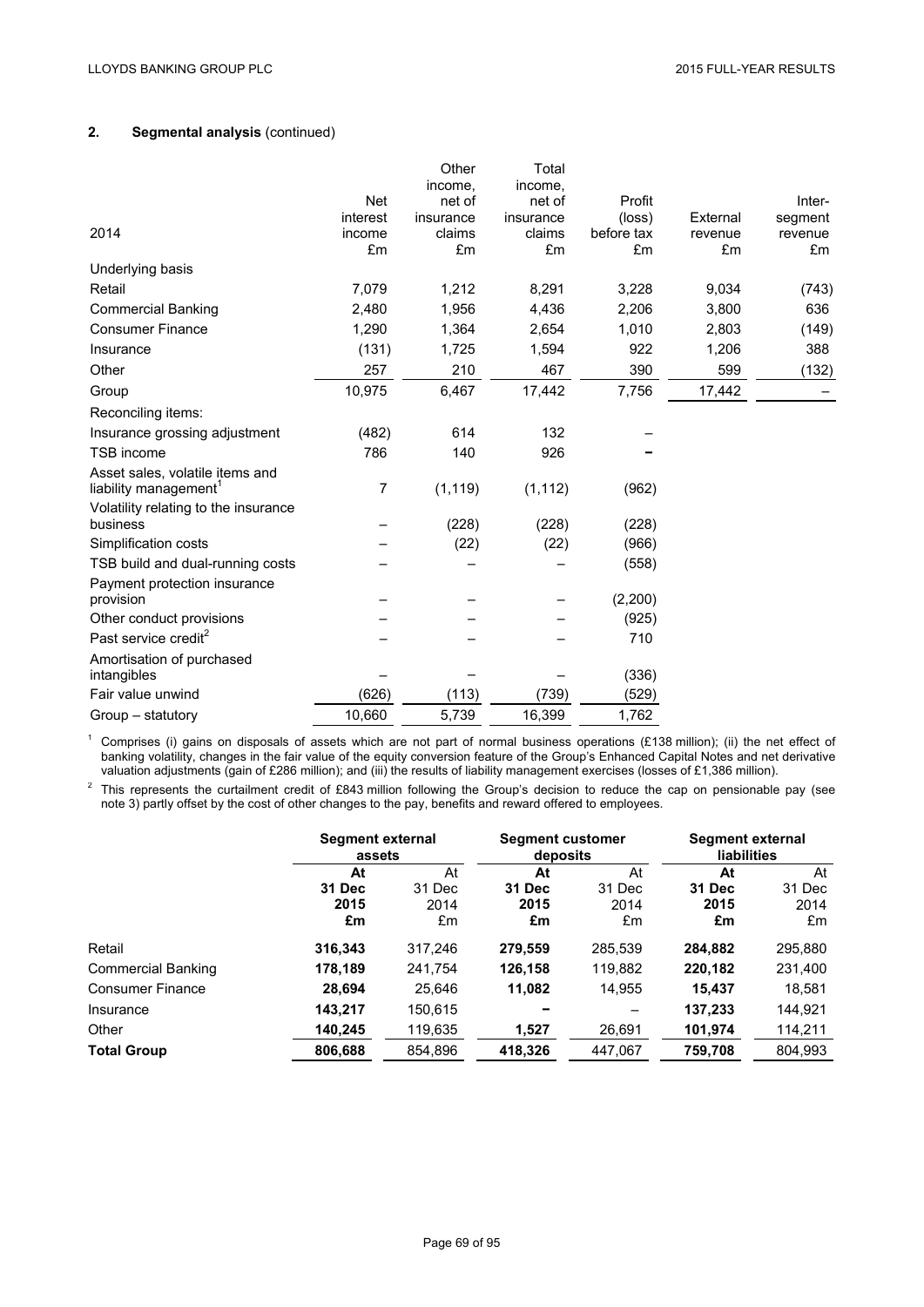## 2. Segmental analysis (continued)

| 2014 | Net interest income £m | Other income, net of insurance claims £m | Total income, net of insurance claims £m | Profit (loss) before tax £m | External revenue £m | Inter-segment revenue £m |
|---|---|---|---|---|---|---|
| Underlying basis | | | | | | |
| Retail | 7,079 | 1,212 | 8,291 | 3,228 | 9,034 | (743) |
| Commercial Banking | 2,480 | 1,956 | 4,436 | 2,206 | 3,800 | 636 |
| Consumer Finance | 1,290 | 1,364 | 2,654 | 1,010 | 2,803 | (149) |
| Insurance | (131) | 1,725 | 1,594 | 922 | 1,206 | 388 |
| Other | 257 | 210 | 467 | 390 | 599 | (132) |
| Group | 10,975 | 6,467 | 17,442 | 7,756 | 17,442 | – |
| Reconciling items: | | | | | | |
| Insurance grossing adjustment | (482) | 614 | 132 | – | | |
| TSB income | 786 | 140 | 926 | – | | |
| Asset sales, volatile items and liability management[1] | 7 | (1,119) | (1,112) | (962) | | |
| Volatility relating to the insurance business | – | (228) | (228) | (228) | | |
| Simplification costs | – | (22) | (22) | (966) | | |
| TSB build and dual-running costs | – | – | – | (558) | | |
| Payment protection insurance provision | – | – | – | (2,200) | | |
| Other conduct provisions | – | – | – | (925) | | |
| Past service credit[2] | – | – | – | 710 | | |
| Amortisation of purchased intangibles | – | – | – | (336) | | |
| Fair value unwind | (626) | (113) | (739) | (529) | | |
| Group – statutory | 10,660 | 5,739 | 16,399 | 1,762 | | |

[1] Comprises (i) gains on disposals of assets which are not part of normal business operations (£138 million); (ii) the net effect of banking volatility, changes in the fair value of the equity conversion feature of the Group's Enhanced Capital Notes and net derivative valuation adjustments (gain of £286 million); and (iii) the results of liability management exercises (losses of £1,386 million).

[2] This represents the curtailment credit of £843 million following the Group's decision to reduce the cap on pensionable pay (see note 3) partly offset by the cost of other changes to the pay, benefits and reward offered to employees.

| | Segment external assets | | Segment customer deposits | | Segment external liabilities | |
|---|---|---|---|---|---|---|
| | **At 31 Dec 2015 £m** | At 31 Dec 2014 £m | **At 31 Dec 2015 £m** | At 31 Dec 2014 £m | **At 31 Dec 2015 £m** | At 31 Dec 2014 £m |
| Retail | **316,343** | 317,246 | **279,559** | 285,539 | **284,882** | 295,880 |
| Commercial Banking | **178,189** | 241,754 | **126,158** | 119,882 | **220,182** | 231,400 |
| Consumer Finance | **28,694** | 25,646 | **11,082** | 14,955 | **15,437** | 18,581 |
| Insurance | **143,217** | 150,615 | **–** | – | **137,233** | 144,921 |
| Other | **140,245** | 119,635 | **1,527** | 26,691 | **101,974** | 114,211 |
| **Total Group** | **806,688** | 854,896 | **418,326** | 447,067 | **759,708** | 804,993 |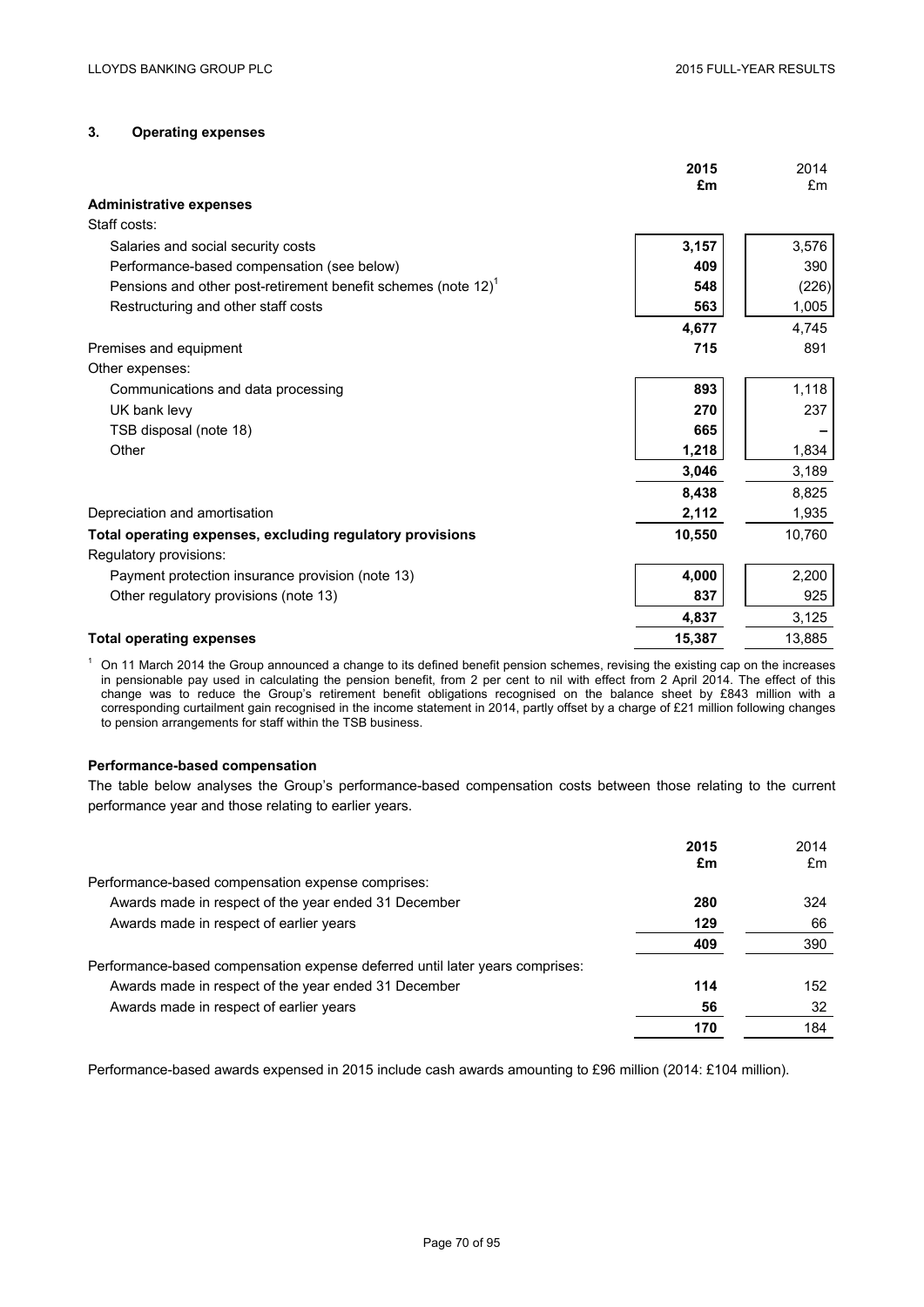## 3. Operating expenses

| | 2015 £m | 2014 £m |
|---|---|---|
| **Administrative expenses** | | |
| Staff costs: | | |
| Salaries and social security costs | **3,157** | 3,576 |
| Performance-based compensation (see below) | **409** | 390 |
| Pensions and other post-retirement benefit schemes (note 12)[1] | **548** | (226) |
| Restructuring and other staff costs | **563** | 1,005 |
| | **4,677** | 4,745 |
| Premises and equipment | **715** | 891 |
| Other expenses: | | |
| Communications and data processing | **893** | 1,118 |
| UK bank levy | **270** | 237 |
| TSB disposal (note 18) | **665** | – |
| Other | **1,218** | 1,834 |
| | **3,046** | 3,189 |
| | **8,438** | 8,825 |
| Depreciation and amortisation | **2,112** | 1,935 |
| **Total operating expenses, excluding regulatory provisions** | **10,550** | 10,760 |
| Regulatory provisions: | | |
| Payment protection insurance provision (note 13) | **4,000** | 2,200 |
| Other regulatory provisions (note 13) | **837** | 925 |
| | **4,837** | 3,125 |
| **Total operating expenses** | **15,387** | 13,885 |

[1] On 11 March 2014 the Group announced a change to its defined benefit pension schemes, revising the existing cap on the increases in pensionable pay used in calculating the pension benefit, from 2 per cent to nil with effect from 2 April 2014. The effect of this change was to reduce the Group's retirement benefit obligations recognised on the balance sheet by £843 million with a corresponding curtailment gain recognised in the income statement in 2014, partly offset by a charge of £21 million following changes to pension arrangements for staff within the TSB business.

### Performance-based compensation

The table below analyses the Group's performance-based compensation costs between those relating to the current performance year and those relating to earlier years.

| | 2015 £m | 2014 £m |
|---|---|---|
| Performance-based compensation expense comprises: | | |
| Awards made in respect of the year ended 31 December | **280** | 324 |
| Awards made in respect of earlier years | **129** | 66 |
| | **409** | 390 |
| Performance-based compensation expense deferred until later years comprises: | | |
| Awards made in respect of the year ended 31 December | **114** | 152 |
| Awards made in respect of earlier years | **56** | 32 |
| | **170** | 184 |

Performance-based awards expensed in 2015 include cash awards amounting to £96 million (2014: £104 million).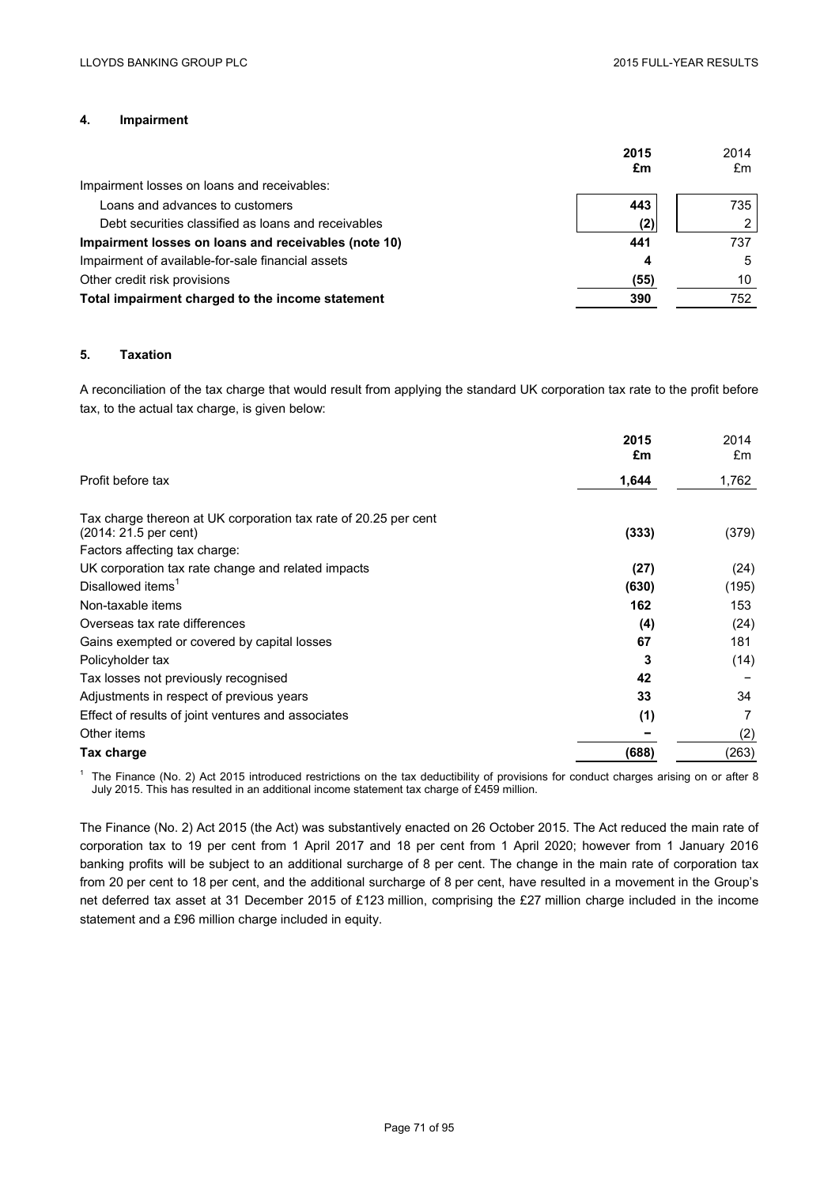## 4. Impairment

| | 2015 £m | 2014 £m |
|---|---|---|
| Impairment losses on loans and receivables: | | |
| Loans and advances to customers | 443 | 735 |
| Debt securities classified as loans and receivables | (2) | 2 |
| **Impairment losses on loans and receivables (note 10)** | **441** | 737 |
| Impairment of available-for-sale financial assets | 4 | 5 |
| Other credit risk provisions | (55) | 10 |
| **Total impairment charged to the income statement** | **390** | 752 |

## 5. Taxation

A reconciliation of the tax charge that would result from applying the standard UK corporation tax rate to the profit before tax, to the actual tax charge, is given below:

| | 2015 £m | 2014 £m |
|---|---|---|
| Profit before tax | 1,644 | 1,762 |
| Tax charge thereon at UK corporation tax rate of 20.25 per cent (2014: 21.5 per cent) | (333) | (379) |
| Factors affecting tax charge: | | |
| UK corporation tax rate change and related impacts | (27) | (24) |
| Disallowed items[1] | (630) | (195) |
| Non-taxable items | 162 | 153 |
| Overseas tax rate differences | (4) | (24) |
| Gains exempted or covered by capital losses | 67 | 181 |
| Policyholder tax | 3 | (14) |
| Tax losses not previously recognised | 42 | − |
| Adjustments in respect of previous years | 33 | 34 |
| Effect of results of joint ventures and associates | (1) | 7 |
| Other items | − | (2) |
| **Tax charge** | **(688)** | (263) |

[1] The Finance (No. 2) Act 2015 introduced restrictions on the tax deductibility of provisions for conduct charges arising on or after 8 July 2015. This has resulted in an additional income statement tax charge of £459 million.

The Finance (No. 2) Act 2015 (the Act) was substantively enacted on 26 October 2015. The Act reduced the main rate of corporation tax to 19 per cent from 1 April 2017 and 18 per cent from 1 April 2020; however from 1 January 2016 banking profits will be subject to an additional surcharge of 8 per cent. The change in the main rate of corporation tax from 20 per cent to 18 per cent, and the additional surcharge of 8 per cent, have resulted in a movement in the Group's net deferred tax asset at 31 December 2015 of £123 million, comprising the £27 million charge included in the income statement and a £96 million charge included in equity.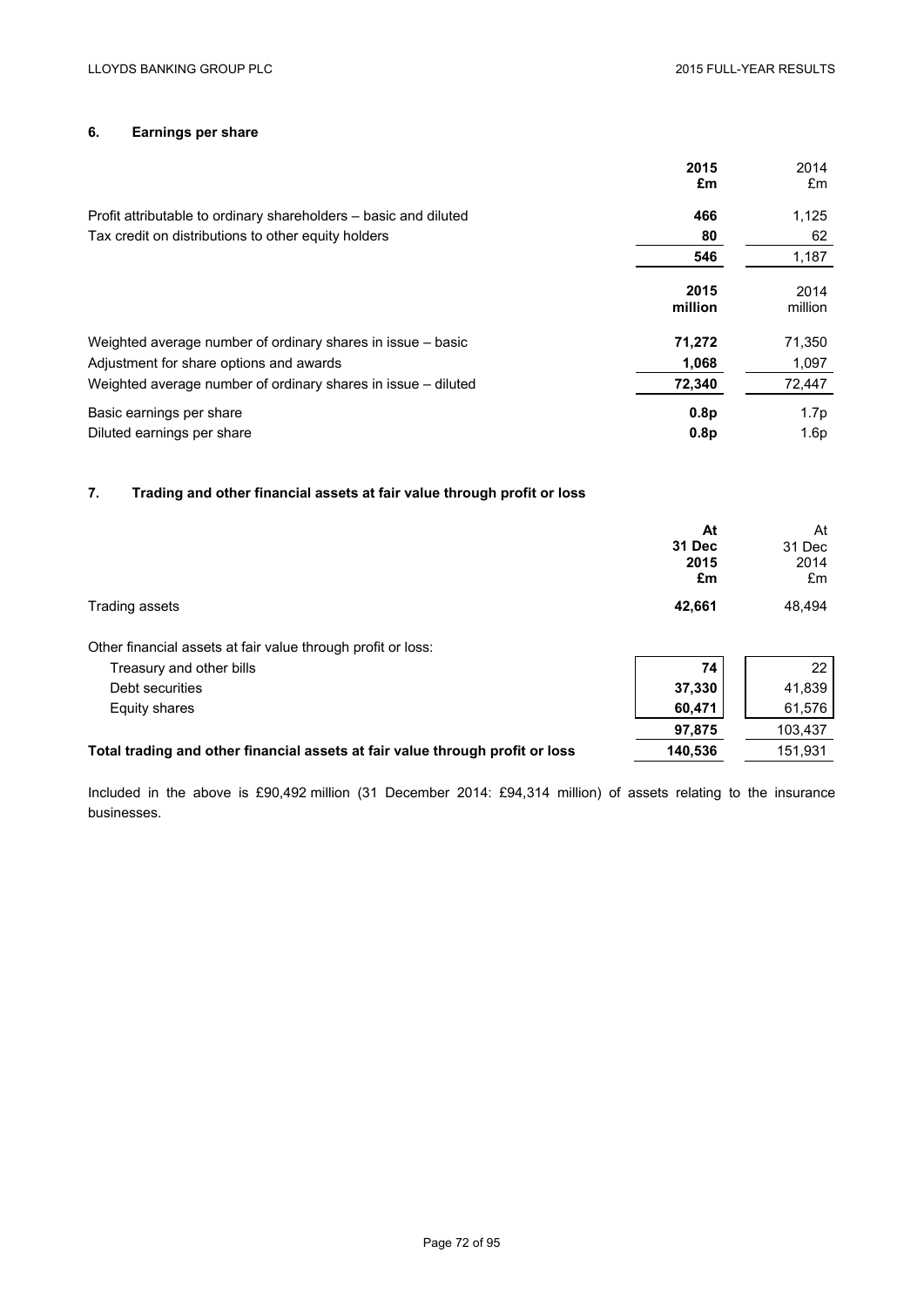## 6. Earnings per share

| | **2015 £m** | 2014 £m |
|---|---|---|
| Profit attributable to ordinary shareholders – basic and diluted | **466** | 1,125 |
| Tax credit on distributions to other equity holders | **80** | 62 |
| | **546** | 1,187 |

| | **2015 million** | 2014 million |
|---|---|---|
| Weighted average number of ordinary shares in issue – basic | **71,272** | 71,350 |
| Adjustment for share options and awards | **1,068** | 1,097 |
| Weighted average number of ordinary shares in issue – diluted | **72,340** | 72,447 |
| Basic earnings per share | **0.8p** | 1.7p |
| Diluted earnings per share | **0.8p** | 1.6p |

## 7. Trading and other financial assets at fair value through profit or loss

| | **At 31 Dec 2015 £m** | At 31 Dec 2014 £m |
|---|---|---|
| Trading assets | **42,661** | 48,494 |
| Other financial assets at fair value through profit or loss: | | |
| Treasury and other bills | **74** | 22 |
| Debt securities | **37,330** | 41,839 |
| Equity shares | **60,471** | 61,576 |
| | **97,875** | 103,437 |
| **Total trading and other financial assets at fair value through profit or loss** | **140,536** | 151,931 |

Included in the above is £90,492 million (31 December 2014: £94,314 million) of assets relating to the insurance businesses.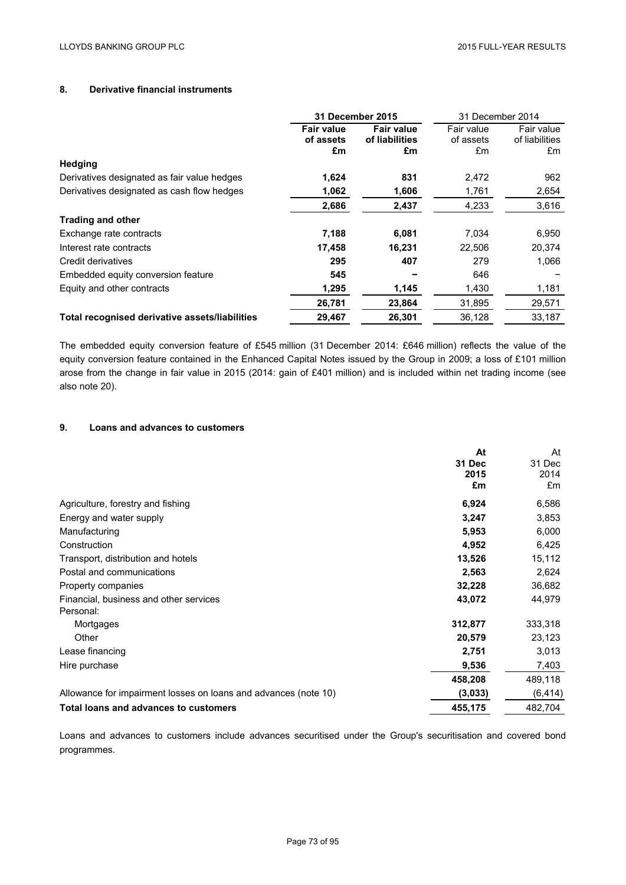## 8. Derivative financial instruments

| | 31 December 2015 | | 31 December 2014 | |
|---|---|---|---|---|
| | **Fair value of assets £m** | **Fair value of liabilities £m** | Fair value of assets £m | Fair value of liabilities £m |
| **Hedging** | | | | |
| Derivatives designated as fair value hedges | **1,624** | **831** | 2,472 | 962 |
| Derivatives designated as cash flow hedges | **1,062** | **1,606** | 1,761 | 2,654 |
| | **2,686** | **2,437** | 4,233 | 3,616 |
| **Trading and other** | | | | |
| Exchange rate contracts | **7,188** | **6,081** | 7,034 | 6,950 |
| Interest rate contracts | **17,458** | **16,231** | 22,506 | 20,374 |
| Credit derivatives | **295** | **407** | 279 | 1,066 |
| Embedded equity conversion feature | **545** | **–** | 646 | – |
| Equity and other contracts | **1,295** | **1,145** | 1,430 | 1,181 |
| | **26,781** | **23,864** | 31,895 | 29,571 |
| **Total recognised derivative assets/liabilities** | **29,467** | **26,301** | 36,128 | 33,187 |

The embedded equity conversion feature of £545 million (31 December 2014: £646 million) reflects the value of the equity conversion feature contained in the Enhanced Capital Notes issued by the Group in 2009; a loss of £101 million arose from the change in fair value in 2015 (2014: gain of £401 million) and is included within net trading income (see also note 20).

## 9. Loans and advances to customers

| | **At 31 Dec 2015 £m** | At 31 Dec 2014 £m |
|---|---|---|
| Agriculture, forestry and fishing | **6,924** | 6,586 |
| Energy and water supply | **3,247** | 3,853 |
| Manufacturing | **5,953** | 6,000 |
| Construction | **4,952** | 6,425 |
| Transport, distribution and hotels | **13,526** | 15,112 |
| Postal and communications | **2,563** | 2,624 |
| Property companies | **32,228** | 36,682 |
| Financial, business and other services | **43,072** | 44,979 |
| Personal: | | |
| Mortgages | **312,877** | 333,318 |
| Other | **20,579** | 23,123 |
| Lease financing | **2,751** | 3,013 |
| Hire purchase | **9,536** | 7,403 |
| | **458,208** | 489,118 |
| Allowance for impairment losses on loans and advances (note 10) | **(3,033)** | (6,414) |
| **Total loans and advances to customers** | **455,175** | 482,704 |

Loans and advances to customers include advances securitised under the Group's securitisation and covered bond programmes.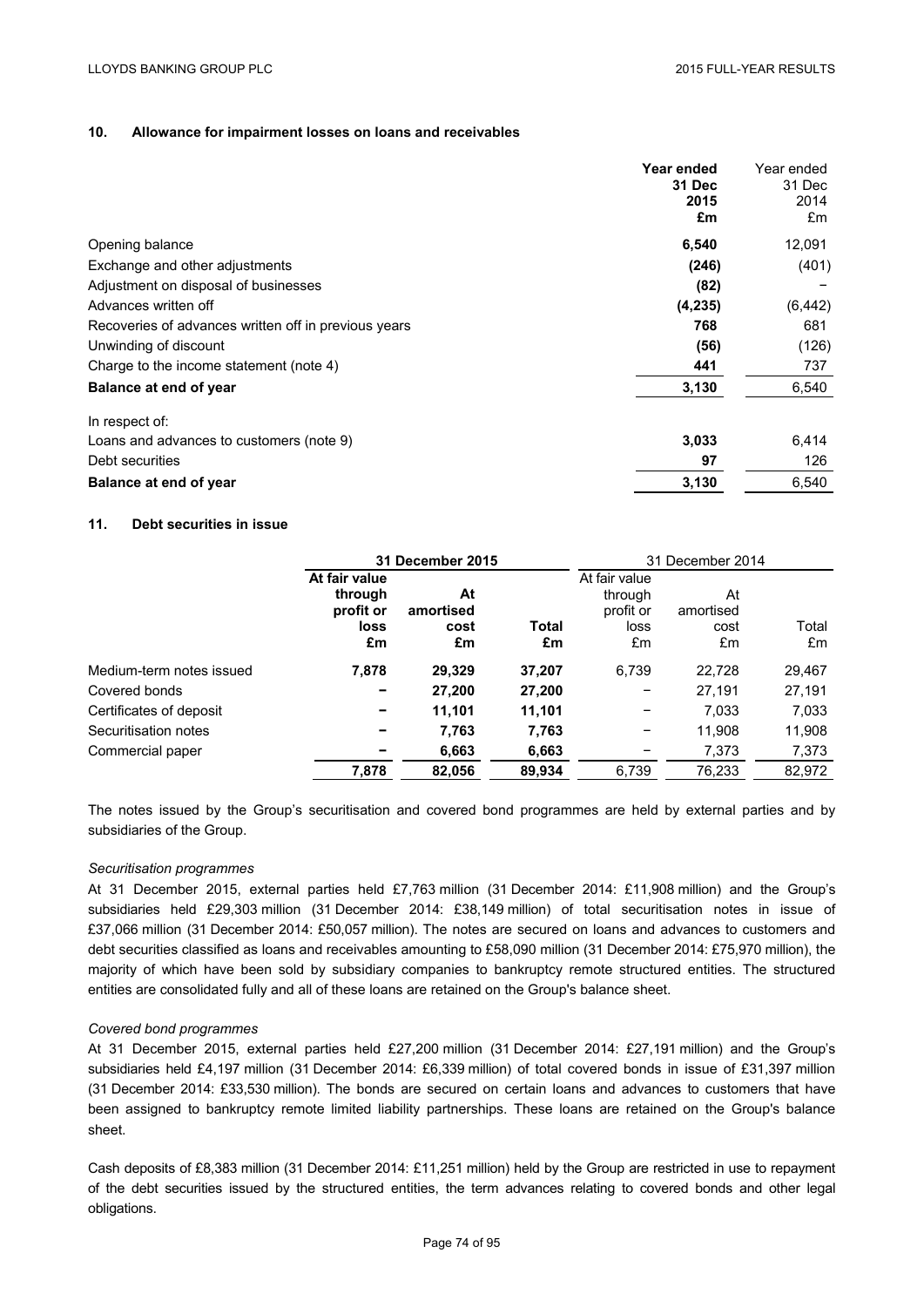## 10. Allowance for impairment losses on loans and receivables

| | **Year ended 31 Dec 2015 £m** | Year ended 31 Dec 2014 £m |
|---|---|---|
| Opening balance | **6,540** | 12,091 |
| Exchange and other adjustments | **(246)** | (401) |
| Adjustment on disposal of businesses | **(82)** | – |
| Advances written off | **(4,235)** | (6,442) |
| Recoveries of advances written off in previous years | **768** | 681 |
| Unwinding of discount | **(56)** | (126) |
| Charge to the income statement (note 4) | **441** | 737 |
| **Balance at end of year** | **3,130** | 6,540 |
| In respect of: | | |
| Loans and advances to customers (note 9) | **3,033** | 6,414 |
| Debt securities | **97** | 126 |
| **Balance at end of year** | **3,130** | 6,540 |

## 11. Debt securities in issue

| | **31 December 2015** | | | 31 December 2014 | | |
|---|---|---|---|---|---|---|
| | **At fair value through profit or loss £m** | **At amortised cost £m** | **Total £m** | At fair value through profit or loss £m | At amortised cost £m | Total £m |
| Medium-term notes issued | **7,878** | **29,329** | **37,207** | 6,739 | 22,728 | 29,467 |
| Covered bonds | **–** | **27,200** | **27,200** | – | 27,191 | 27,191 |
| Certificates of deposit | **–** | **11,101** | **11,101** | – | 7,033 | 7,033 |
| Securitisation notes | **–** | **7,763** | **7,763** | – | 11,908 | 11,908 |
| Commercial paper | **–** | **6,663** | **6,663** | – | 7,373 | 7,373 |
| | **7,878** | **82,056** | **89,934** | 6,739 | 76,233 | 82,972 |

The notes issued by the Group's securitisation and covered bond programmes are held by external parties and by subsidiaries of the Group.

*Securitisation programmes*

At 31 December 2015, external parties held £7,763 million (31 December 2014: £11,908 million) and the Group's subsidiaries held £29,303 million (31 December 2014: £38,149 million) of total securitisation notes in issue of £37,066 million (31 December 2014: £50,057 million). The notes are secured on loans and advances to customers and debt securities classified as loans and receivables amounting to £58,090 million (31 December 2014: £75,970 million), the majority of which have been sold by subsidiary companies to bankruptcy remote structured entities. The structured entities are consolidated fully and all of these loans are retained on the Group's balance sheet.

*Covered bond programmes*

At 31 December 2015, external parties held £27,200 million (31 December 2014: £27,191 million) and the Group's subsidiaries held £4,197 million (31 December 2014: £6,339 million) of total covered bonds in issue of £31,397 million (31 December 2014: £33,530 million). The bonds are secured on certain loans and advances to customers that have been assigned to bankruptcy remote limited liability partnerships. These loans are retained on the Group's balance sheet.

Cash deposits of £8,383 million (31 December 2014: £11,251 million) held by the Group are restricted in use to repayment of the debt securities issued by the structured entities, the term advances relating to covered bonds and other legal obligations.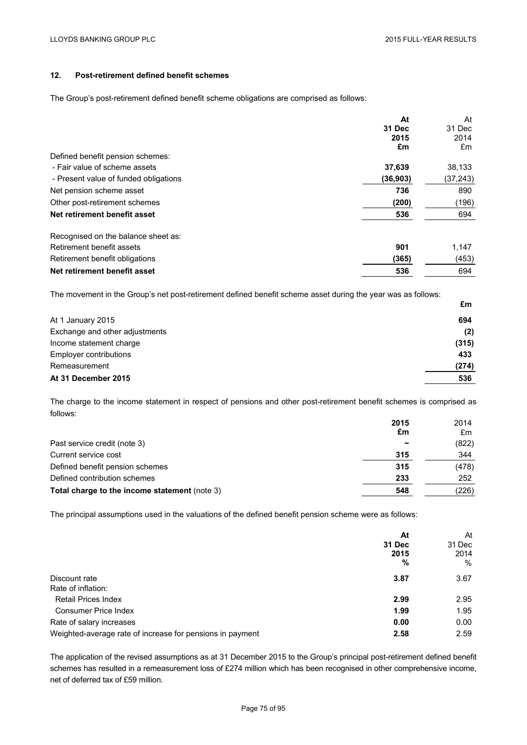## 12. Post-retirement defined benefit schemes

The Group's post-retirement defined benefit scheme obligations are comprised as follows:

| | At 31 Dec 2015 £m | At 31 Dec 2014 £m |
|---|---|---|
| Defined benefit pension schemes: | | |
| - Fair value of scheme assets | **37,639** | 38,133 |
| - Present value of funded obligations | **(36,903)** | (37,243) |
| Net pension scheme asset | **736** | 890 |
| Other post-retirement schemes | **(200)** | (196) |
| **Net retirement benefit asset** | **536** | 694 |
| | | |
| Recognised on the balance sheet as: | | |
| Retirement benefit assets | **901** | 1,147 |
| Retirement benefit obligations | **(365)** | (453) |
| **Net retirement benefit asset** | **536** | 694 |

The movement in the Group's net post-retirement defined benefit scheme asset during the year was as follows:

| | £m |
|---|---|
| At 1 January 2015 | **694** |
| Exchange and other adjustments | **(2)** |
| Income statement charge | **(315)** |
| Employer contributions | **433** |
| Remeasurement | **(274)** |
| **At 31 December 2015** | **536** |

The charge to the income statement in respect of pensions and other post-retirement benefit schemes is comprised as follows:

| | 2015 £m | 2014 £m |
|---|---|---|
| Past service credit (note 3) | **–** | (822) |
| Current service cost | **315** | 344 |
| Defined benefit pension schemes | **315** | (478) |
| Defined contribution schemes | **233** | 252 |
| **Total charge to the income statement** (note 3) | **548** | (226) |

The principal assumptions used in the valuations of the defined benefit pension scheme were as follows:

| | At 31 Dec 2015 % | At 31 Dec 2014 % |
|---|---|---|
| Discount rate | **3.87** | 3.67 |
| Rate of inflation: | | |
| Retail Prices Index | **2.99** | 2.95 |
| Consumer Price Index | **1.99** | 1.95 |
| Rate of salary increases | **0.00** | 0.00 |
| Weighted-average rate of increase for pensions in payment | **2.58** | 2.59 |

The application of the revised assumptions as at 31 December 2015 to the Group's principal post-retirement defined benefit schemes has resulted in a remeasurement loss of £274 million which has been recognised in other comprehensive income, net of deferred tax of £59 million.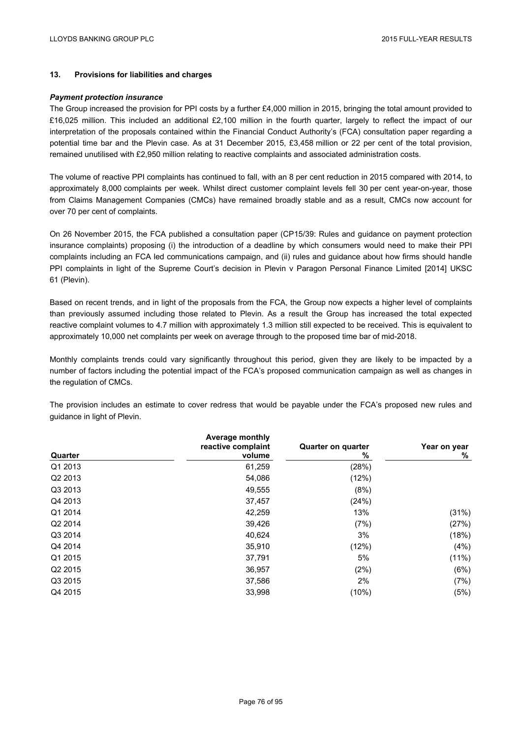### 13. Provisions for liabilities and charges

***Payment protection insurance***

The Group increased the provision for PPI costs by a further £4,000 million in 2015, bringing the total amount provided to £16,025 million. This included an additional £2,100 million in the fourth quarter, largely to reflect the impact of our interpretation of the proposals contained within the Financial Conduct Authority's (FCA) consultation paper regarding a potential time bar and the Plevin case. As at 31 December 2015, £3,458 million or 22 per cent of the total provision, remained unutilised with £2,950 million relating to reactive complaints and associated administration costs.

The volume of reactive PPI complaints has continued to fall, with an 8 per cent reduction in 2015 compared with 2014, to approximately 8,000 complaints per week. Whilst direct customer complaint levels fell 30 per cent year-on-year, those from Claims Management Companies (CMCs) have remained broadly stable and as a result, CMCs now account for over 70 per cent of complaints.

On 26 November 2015, the FCA published a consultation paper (CP15/39: Rules and guidance on payment protection insurance complaints) proposing (i) the introduction of a deadline by which consumers would need to make their PPI complaints including an FCA led communications campaign, and (ii) rules and guidance about how firms should handle PPI complaints in light of the Supreme Court's decision in Plevin v Paragon Personal Finance Limited [2014] UKSC 61 (Plevin).

Based on recent trends, and in light of the proposals from the FCA, the Group now expects a higher level of complaints than previously assumed including those related to Plevin. As a result the Group has increased the total expected reactive complaint volumes to 4.7 million with approximately 1.3 million still expected to be received. This is equivalent to approximately 10,000 net complaints per week on average through to the proposed time bar of mid-2018.

Monthly complaints trends could vary significantly throughout this period, given they are likely to be impacted by a number of factors including the potential impact of the FCA's proposed communication campaign as well as changes in the regulation of CMCs.

The provision includes an estimate to cover redress that would be payable under the FCA's proposed new rules and guidance in light of Plevin.

| Quarter | Average monthly reactive complaint volume | Quarter on quarter % | Year on year % |
|---|---|---|---|
| Q1 2013 | 61,259 | (28%) | |
| Q2 2013 | 54,086 | (12%) | |
| Q3 2013 | 49,555 | (8%) | |
| Q4 2013 | 37,457 | (24%) | |
| Q1 2014 | 42,259 | 13% | (31%) |
| Q2 2014 | 39,426 | (7%) | (27%) |
| Q3 2014 | 40,624 | 3% | (18%) |
| Q4 2014 | 35,910 | (12%) | (4%) |
| Q1 2015 | 37,791 | 5% | (11%) |
| Q2 2015 | 36,957 | (2%) | (6%) |
| Q3 2015 | 37,586 | 2% | (7%) |
| Q4 2015 | 33,998 | (10%) | (5%) |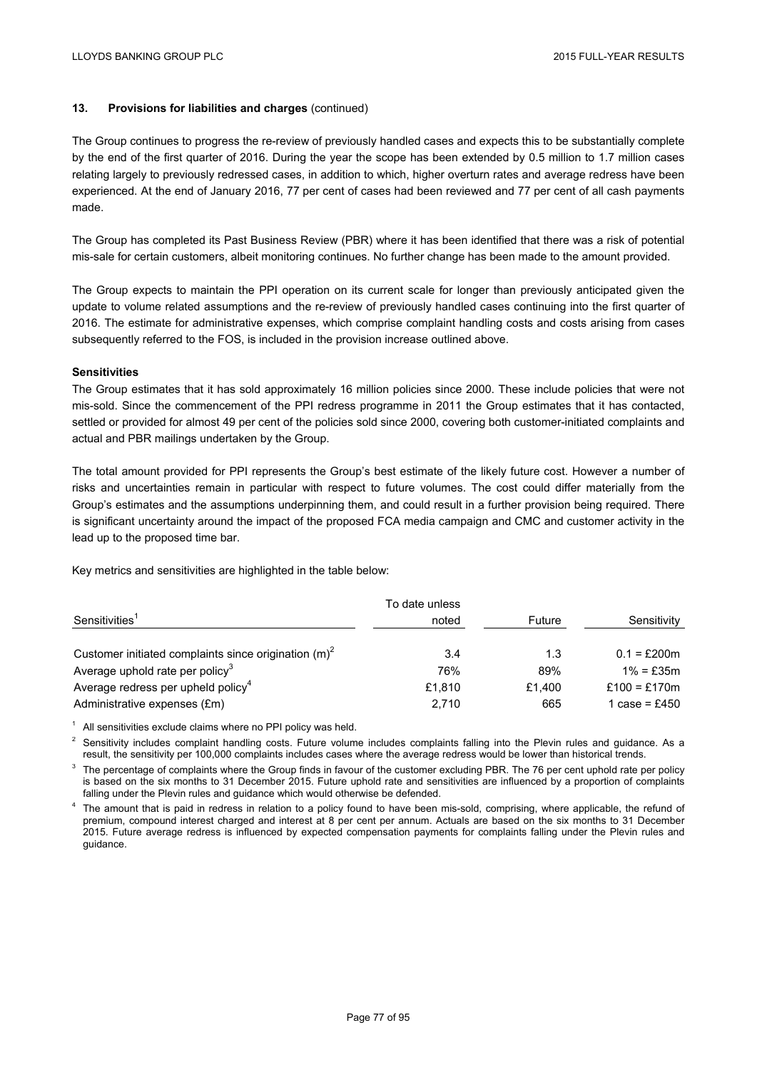### 13. Provisions for liabilities and charges (continued)

The Group continues to progress the re-review of previously handled cases and expects this to be substantially complete by the end of the first quarter of 2016. During the year the scope has been extended by 0.5 million to 1.7 million cases relating largely to previously redressed cases, in addition to which, higher overturn rates and average redress have been experienced. At the end of January 2016, 77 per cent of cases had been reviewed and 77 per cent of all cash payments made.

The Group has completed its Past Business Review (PBR) where it has been identified that there was a risk of potential mis-sale for certain customers, albeit monitoring continues. No further change has been made to the amount provided.

The Group expects to maintain the PPI operation on its current scale for longer than previously anticipated given the update to volume related assumptions and the re-review of previously handled cases continuing into the first quarter of 2016. The estimate for administrative expenses, which comprise complaint handling costs and costs arising from cases subsequently referred to the FOS, is included in the provision increase outlined above.

**Sensitivities**

The Group estimates that it has sold approximately 16 million policies since 2000. These include policies that were not mis-sold. Since the commencement of the PPI redress programme in 2011 the Group estimates that it has contacted, settled or provided for almost 49 per cent of the policies sold since 2000, covering both customer-initiated complaints and actual and PBR mailings undertaken by the Group.

The total amount provided for PPI represents the Group's best estimate of the likely future cost. However a number of risks and uncertainties remain in particular with respect to future volumes. The cost could differ materially from the Group's estimates and the assumptions underpinning them, and could result in a further provision being required. There is significant uncertainty around the impact of the proposed FCA media campaign and CMC and customer activity in the lead up to the proposed time bar.

Key metrics and sensitivities are highlighted in the table below:

| Sensitivities[1] | To date unless noted | Future | Sensitivity |
|---|---|---|---|
| Customer initiated complaints since origination (m)[2] | 3.4 | 1.3 | 0.1 = £200m |
| Average uphold rate per policy[3] | 76% | 89% | 1% = £35m |
| Average redress per upheld policy[4] | £1,810 | £1,400 | £100 = £170m |
| Administrative expenses (£m) | 2,710 | 665 | 1 case = £450 |

[1] All sensitivities exclude claims where no PPI policy was held.

[2] Sensitivity includes complaint handling costs. Future volume includes complaints falling into the Plevin rules and guidance. As a result, the sensitivity per 100,000 complaints includes cases where the average redress would be lower than historical trends.

[3] The percentage of complaints where the Group finds in favour of the customer excluding PBR. The 76 per cent uphold rate per policy is based on the six months to 31 December 2015. Future uphold rate and sensitivities are influenced by a proportion of complaints falling under the Plevin rules and guidance which would otherwise be defended.

[4] The amount that is paid in redress in relation to a policy found to have been mis-sold, comprising, where applicable, the refund of premium, compound interest charged and interest at 8 per cent per annum. Actuals are based on the six months to 31 December 2015. Future average redress is influenced by expected compensation payments for complaints falling under the Plevin rules and guidance.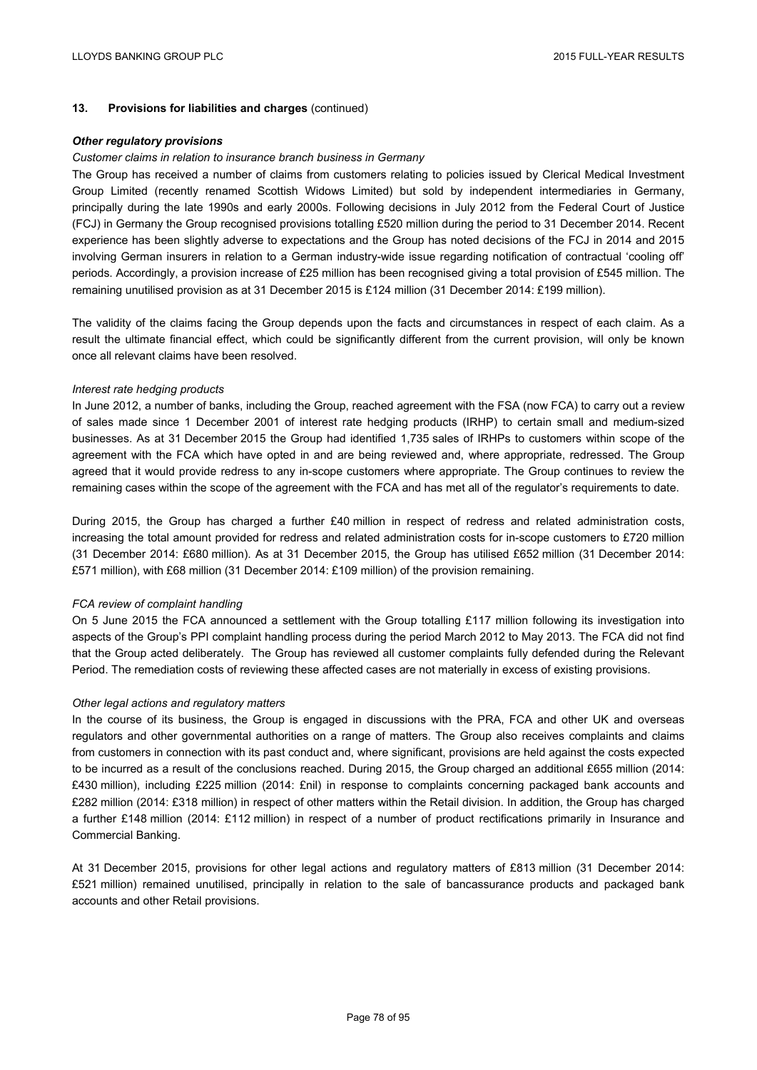## 13. Provisions for liabilities and charges (continued)

***Other regulatory provisions***

*Customer claims in relation to insurance branch business in Germany*

The Group has received a number of claims from customers relating to policies issued by Clerical Medical Investment Group Limited (recently renamed Scottish Widows Limited) but sold by independent intermediaries in Germany, principally during the late 1990s and early 2000s. Following decisions in July 2012 from the Federal Court of Justice (FCJ) in Germany the Group recognised provisions totalling £520 million during the period to 31 December 2014. Recent experience has been slightly adverse to expectations and the Group has noted decisions of the FCJ in 2014 and 2015 involving German insurers in relation to a German industry-wide issue regarding notification of contractual 'cooling off' periods. Accordingly, a provision increase of £25 million has been recognised giving a total provision of £545 million. The remaining unutilised provision as at 31 December 2015 is £124 million (31 December 2014: £199 million).

The validity of the claims facing the Group depends upon the facts and circumstances in respect of each claim. As a result the ultimate financial effect, which could be significantly different from the current provision, will only be known once all relevant claims have been resolved.

*Interest rate hedging products*

In June 2012, a number of banks, including the Group, reached agreement with the FSA (now FCA) to carry out a review of sales made since 1 December 2001 of interest rate hedging products (IRHP) to certain small and medium-sized businesses. As at 31 December 2015 the Group had identified 1,735 sales of IRHPs to customers within scope of the agreement with the FCA which have opted in and are being reviewed and, where appropriate, redressed. The Group agreed that it would provide redress to any in-scope customers where appropriate. The Group continues to review the remaining cases within the scope of the agreement with the FCA and has met all of the regulator's requirements to date.

During 2015, the Group has charged a further £40 million in respect of redress and related administration costs, increasing the total amount provided for redress and related administration costs for in-scope customers to £720 million (31 December 2014: £680 million). As at 31 December 2015, the Group has utilised £652 million (31 December 2014: £571 million), with £68 million (31 December 2014: £109 million) of the provision remaining.

*FCA review of complaint handling*

On 5 June 2015 the FCA announced a settlement with the Group totalling £117 million following its investigation into aspects of the Group's PPI complaint handling process during the period March 2012 to May 2013. The FCA did not find that the Group acted deliberately. The Group has reviewed all customer complaints fully defended during the Relevant Period. The remediation costs of reviewing these affected cases are not materially in excess of existing provisions.

*Other legal actions and regulatory matters*

In the course of its business, the Group is engaged in discussions with the PRA, FCA and other UK and overseas regulators and other governmental authorities on a range of matters. The Group also receives complaints and claims from customers in connection with its past conduct and, where significant, provisions are held against the costs expected to be incurred as a result of the conclusions reached. During 2015, the Group charged an additional £655 million (2014: £430 million), including £225 million (2014: £nil) in response to complaints concerning packaged bank accounts and £282 million (2014: £318 million) in respect of other matters within the Retail division. In addition, the Group has charged a further £148 million (2014: £112 million) in respect of a number of product rectifications primarily in Insurance and Commercial Banking.

At 31 December 2015, provisions for other legal actions and regulatory matters of £813 million (31 December 2014: £521 million) remained unutilised, principally in relation to the sale of bancassurance products and packaged bank accounts and other Retail provisions.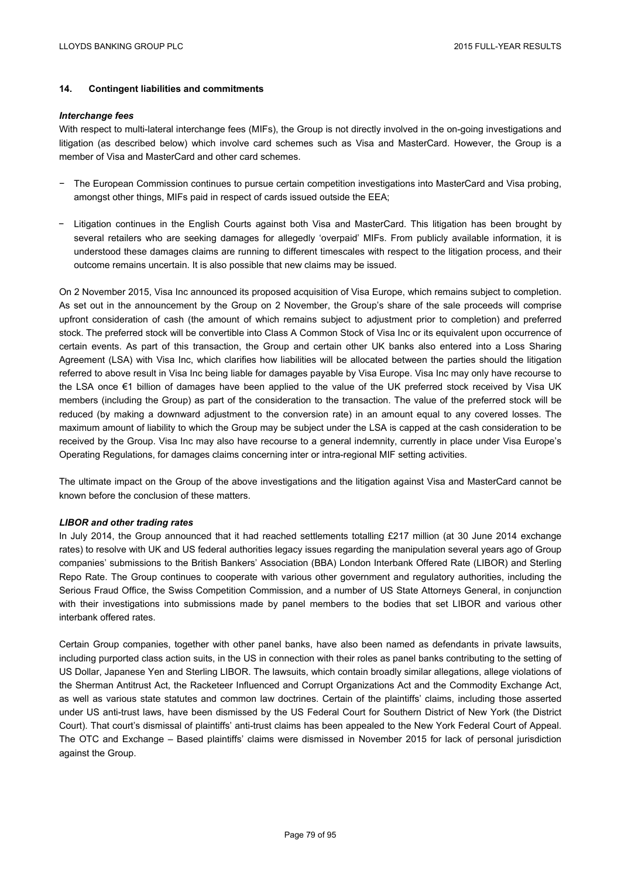## 14. Contingent liabilities and commitments

***Interchange fees***

With respect to multi-lateral interchange fees (MIFs), the Group is not directly involved in the on-going investigations and litigation (as described below) which involve card schemes such as Visa and MasterCard. However, the Group is a member of Visa and MasterCard and other card schemes.

- The European Commission continues to pursue certain competition investigations into MasterCard and Visa probing, amongst other things, MIFs paid in respect of cards issued outside the EEA;
- Litigation continues in the English Courts against both Visa and MasterCard. This litigation has been brought by several retailers who are seeking damages for allegedly 'overpaid' MIFs. From publicly available information, it is understood these damages claims are running to different timescales with respect to the litigation process, and their outcome remains uncertain. It is also possible that new claims may be issued.

On 2 November 2015, Visa Inc announced its proposed acquisition of Visa Europe, which remains subject to completion. As set out in the announcement by the Group on 2 November, the Group's share of the sale proceeds will comprise upfront consideration of cash (the amount of which remains subject to adjustment prior to completion) and preferred stock. The preferred stock will be convertible into Class A Common Stock of Visa Inc or its equivalent upon occurrence of certain events. As part of this transaction, the Group and certain other UK banks also entered into a Loss Sharing Agreement (LSA) with Visa Inc, which clarifies how liabilities will be allocated between the parties should the litigation referred to above result in Visa Inc being liable for damages payable by Visa Europe. Visa Inc may only have recourse to the LSA once €1 billion of damages have been applied to the value of the UK preferred stock received by Visa UK members (including the Group) as part of the consideration to the transaction. The value of the preferred stock will be reduced (by making a downward adjustment to the conversion rate) in an amount equal to any covered losses. The maximum amount of liability to which the Group may be subject under the LSA is capped at the cash consideration to be received by the Group. Visa Inc may also have recourse to a general indemnity, currently in place under Visa Europe's Operating Regulations, for damages claims concerning inter or intra-regional MIF setting activities.

The ultimate impact on the Group of the above investigations and the litigation against Visa and MasterCard cannot be known before the conclusion of these matters.

***LIBOR and other trading rates***

In July 2014, the Group announced that it had reached settlements totalling £217 million (at 30 June 2014 exchange rates) to resolve with UK and US federal authorities legacy issues regarding the manipulation several years ago of Group companies' submissions to the British Bankers' Association (BBA) London Interbank Offered Rate (LIBOR) and Sterling Repo Rate. The Group continues to cooperate with various other government and regulatory authorities, including the Serious Fraud Office, the Swiss Competition Commission, and a number of US State Attorneys General, in conjunction with their investigations into submissions made by panel members to the bodies that set LIBOR and various other interbank offered rates.

Certain Group companies, together with other panel banks, have also been named as defendants in private lawsuits, including purported class action suits, in the US in connection with their roles as panel banks contributing to the setting of US Dollar, Japanese Yen and Sterling LIBOR. The lawsuits, which contain broadly similar allegations, allege violations of the Sherman Antitrust Act, the Racketeer Influenced and Corrupt Organizations Act and the Commodity Exchange Act, as well as various state statutes and common law doctrines. Certain of the plaintiffs' claims, including those asserted under US anti-trust laws, have been dismissed by the US Federal Court for Southern District of New York (the District Court). That court's dismissal of plaintiffs' anti-trust claims has been appealed to the New York Federal Court of Appeal. The OTC and Exchange – Based plaintiffs' claims were dismissed in November 2015 for lack of personal jurisdiction against the Group.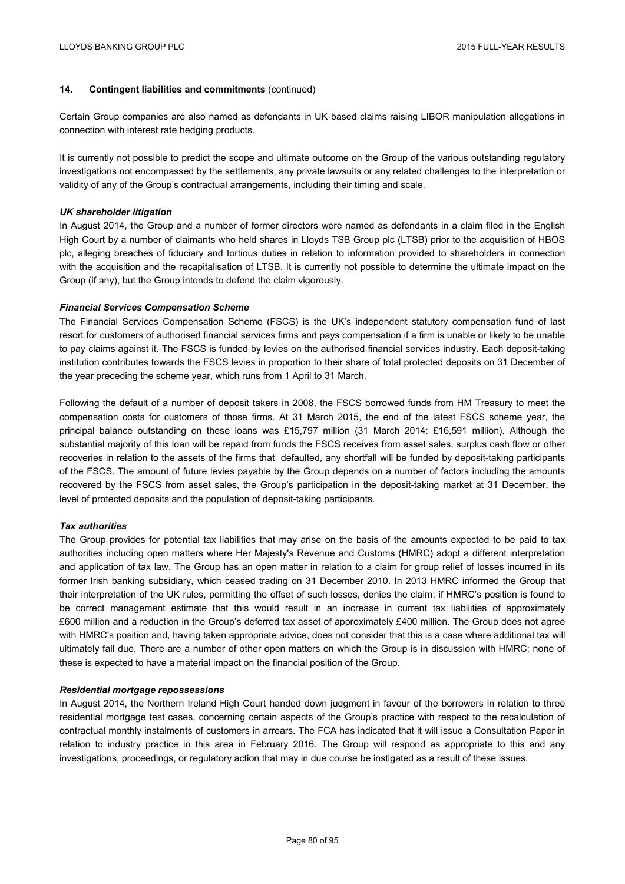## 14. Contingent liabilities and commitments (continued)

Certain Group companies are also named as defendants in UK based claims raising LIBOR manipulation allegations in connection with interest rate hedging products.

It is currently not possible to predict the scope and ultimate outcome on the Group of the various outstanding regulatory investigations not encompassed by the settlements, any private lawsuits or any related challenges to the interpretation or validity of any of the Group's contractual arrangements, including their timing and scale.

***UK shareholder litigation***

In August 2014, the Group and a number of former directors were named as defendants in a claim filed in the English High Court by a number of claimants who held shares in Lloyds TSB Group plc (LTSB) prior to the acquisition of HBOS plc, alleging breaches of fiduciary and tortious duties in relation to information provided to shareholders in connection with the acquisition and the recapitalisation of LTSB. It is currently not possible to determine the ultimate impact on the Group (if any), but the Group intends to defend the claim vigorously.

***Financial Services Compensation Scheme***

The Financial Services Compensation Scheme (FSCS) is the UK's independent statutory compensation fund of last resort for customers of authorised financial services firms and pays compensation if a firm is unable or likely to be unable to pay claims against it. The FSCS is funded by levies on the authorised financial services industry. Each deposit-taking institution contributes towards the FSCS levies in proportion to their share of total protected deposits on 31 December of the year preceding the scheme year, which runs from 1 April to 31 March.

Following the default of a number of deposit takers in 2008, the FSCS borrowed funds from HM Treasury to meet the compensation costs for customers of those firms. At 31 March 2015, the end of the latest FSCS scheme year, the principal balance outstanding on these loans was £15,797 million (31 March 2014: £16,591 million). Although the substantial majority of this loan will be repaid from funds the FSCS receives from asset sales, surplus cash flow or other recoveries in relation to the assets of the firms that defaulted, any shortfall will be funded by deposit-taking participants of the FSCS. The amount of future levies payable by the Group depends on a number of factors including the amounts recovered by the FSCS from asset sales, the Group's participation in the deposit-taking market at 31 December, the level of protected deposits and the population of deposit-taking participants.

***Tax authorities***

The Group provides for potential tax liabilities that may arise on the basis of the amounts expected to be paid to tax authorities including open matters where Her Majesty's Revenue and Customs (HMRC) adopt a different interpretation and application of tax law. The Group has an open matter in relation to a claim for group relief of losses incurred in its former Irish banking subsidiary, which ceased trading on 31 December 2010. In 2013 HMRC informed the Group that their interpretation of the UK rules, permitting the offset of such losses, denies the claim; if HMRC's position is found to be correct management estimate that this would result in an increase in current tax liabilities of approximately £600 million and a reduction in the Group's deferred tax asset of approximately £400 million. The Group does not agree with HMRC's position and, having taken appropriate advice, does not consider that this is a case where additional tax will ultimately fall due. There are a number of other open matters on which the Group is in discussion with HMRC; none of these is expected to have a material impact on the financial position of the Group.

***Residential mortgage repossessions***

In August 2014, the Northern Ireland High Court handed down judgment in favour of the borrowers in relation to three residential mortgage test cases, concerning certain aspects of the Group's practice with respect to the recalculation of contractual monthly instalments of customers in arrears. The FCA has indicated that it will issue a Consultation Paper in relation to industry practice in this area in February 2016. The Group will respond as appropriate to this and any investigations, proceedings, or regulatory action that may in due course be instigated as a result of these issues.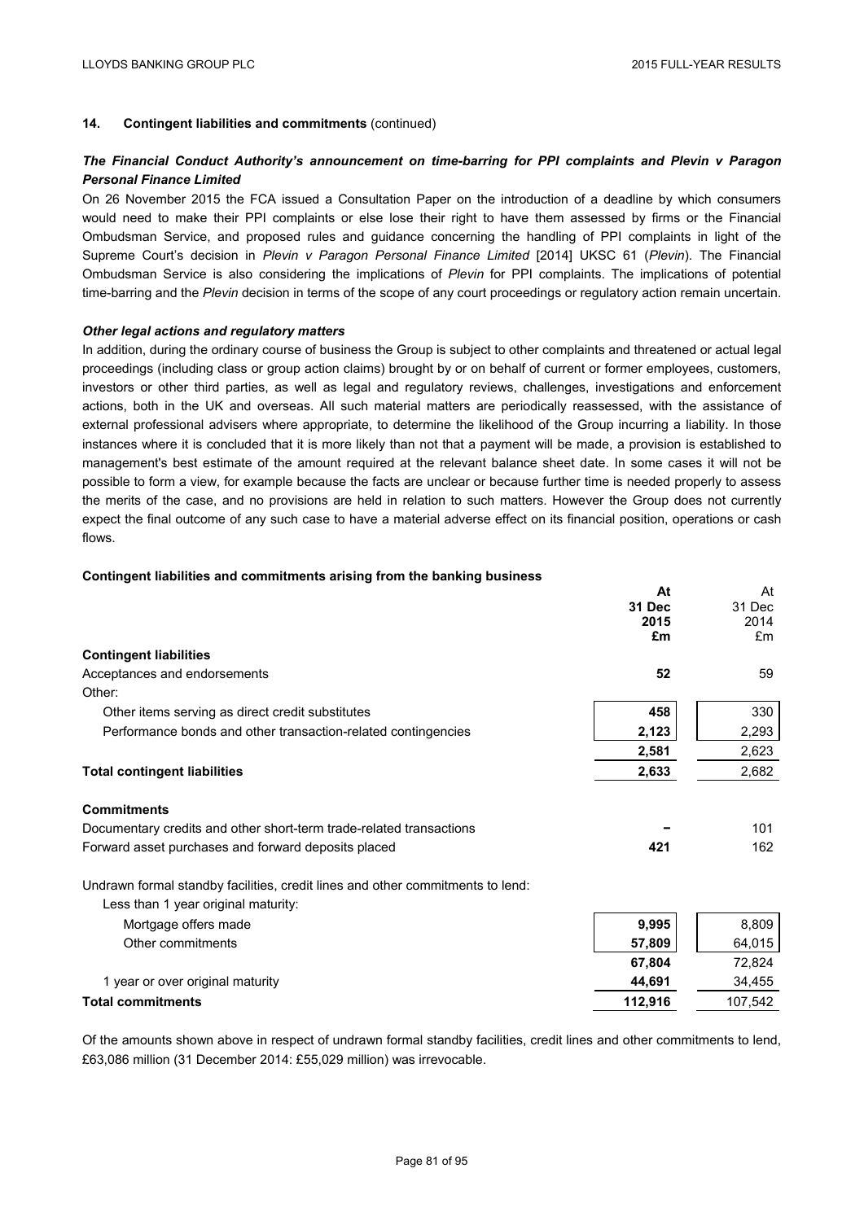### 14. Contingent liabilities and commitments (continued)

***The Financial Conduct Authority's announcement on time-barring for PPI complaints and Plevin v Paragon Personal Finance Limited***

On 26 November 2015 the FCA issued a Consultation Paper on the introduction of a deadline by which consumers would need to make their PPI complaints or else lose their right to have them assessed by firms or the Financial Ombudsman Service, and proposed rules and guidance concerning the handling of PPI complaints in light of the Supreme Court's decision in *Plevin v Paragon Personal Finance Limited* [2014] UKSC 61 (*Plevin*). The Financial Ombudsman Service is also considering the implications of *Plevin* for PPI complaints. The implications of potential time-barring and the *Plevin* decision in terms of the scope of any court proceedings or regulatory action remain uncertain.

***Other legal actions and regulatory matters***

In addition, during the ordinary course of business the Group is subject to other complaints and threatened or actual legal proceedings (including class or group action claims) brought by or on behalf of current or former employees, customers, investors or other third parties, as well as legal and regulatory reviews, challenges, investigations and enforcement actions, both in the UK and overseas. All such material matters are periodically reassessed, with the assistance of external professional advisers where appropriate, to determine the likelihood of the Group incurring a liability. In those instances where it is concluded that it is more likely than not that a payment will be made, a provision is established to management's best estimate of the amount required at the relevant balance sheet date. In some cases it will not be possible to form a view, for example because the facts are unclear or because further time is needed properly to assess the merits of the case, and no provisions are held in relation to such matters. However the Group does not currently expect the final outcome of any such case to have a material adverse effect on its financial position, operations or cash flows.

**Contingent liabilities and commitments arising from the banking business**

| | At 31 Dec 2015 £m | At 31 Dec 2014 £m |
|---|---|---|
| **Contingent liabilities** | | |
| Acceptances and endorsements | **52** | 59 |
| Other: | | |
| Other items serving as direct credit substitutes | **458** | 330 |
| Performance bonds and other transaction-related contingencies | **2,123** | 2,293 |
| | **2,581** | 2,623 |
| **Total contingent liabilities** | **2,633** | 2,682 |
| **Commitments** | | |
| Documentary credits and other short-term trade-related transactions | **–** | 101 |
| Forward asset purchases and forward deposits placed | **421** | 162 |
| Undrawn formal standby facilities, credit lines and other commitments to lend: | | |
| Less than 1 year original maturity: | | |
| Mortgage offers made | **9,995** | 8,809 |
| Other commitments | **57,809** | 64,015 |
| | **67,804** | 72,824 |
| 1 year or over original maturity | **44,691** | 34,455 |
| **Total commitments** | **112,916** | 107,542 |

Of the amounts shown above in respect of undrawn formal standby facilities, credit lines and other commitments to lend, £63,086 million (31 December 2014: £55,029 million) was irrevocable.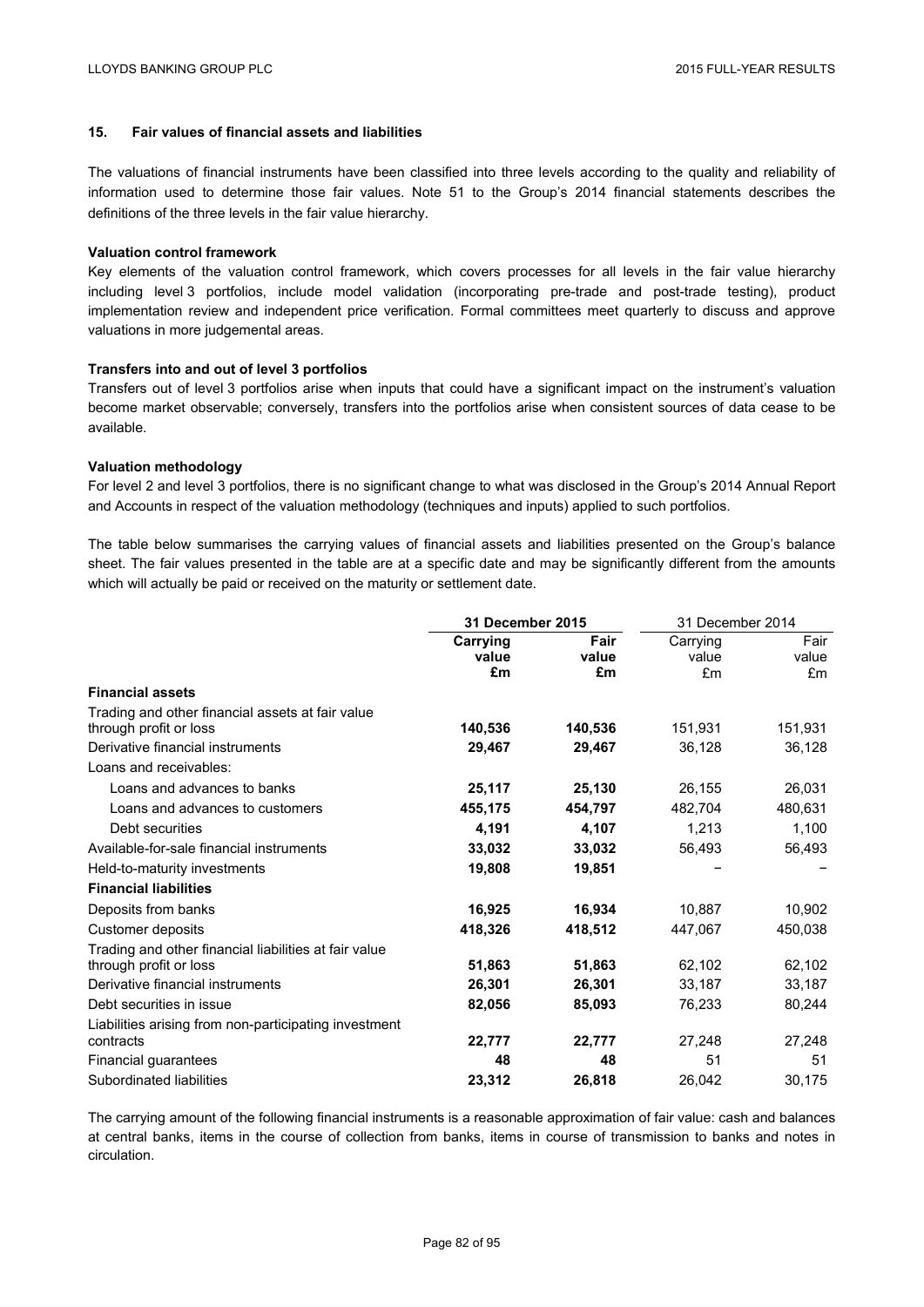## 15. Fair values of financial assets and liabilities

The valuations of financial instruments have been classified into three levels according to the quality and reliability of information used to determine those fair values. Note 51 to the Group's 2014 financial statements describes the definitions of the three levels in the fair value hierarchy.

### Valuation control framework

Key elements of the valuation control framework, which covers processes for all levels in the fair value hierarchy including level 3 portfolios, include model validation (incorporating pre-trade and post-trade testing), product implementation review and independent price verification. Formal committees meet quarterly to discuss and approve valuations in more judgemental areas.

### Transfers into and out of level 3 portfolios

Transfers out of level 3 portfolios arise when inputs that could have a significant impact on the instrument's valuation become market observable; conversely, transfers into the portfolios arise when consistent sources of data cease to be available.

### Valuation methodology

For level 2 and level 3 portfolios, there is no significant change to what was disclosed in the Group's 2014 Annual Report and Accounts in respect of the valuation methodology (techniques and inputs) applied to such portfolios.

The table below summarises the carrying values of financial assets and liabilities presented on the Group's balance sheet. The fair values presented in the table are at a specific date and may be significantly different from the amounts which will actually be paid or received on the maturity or settlement date.

| | **31 December 2015** | | 31 December 2014 | |
|---|---|---|---|---|
| | **Carrying value £m** | **Fair value £m** | Carrying value £m | Fair value £m |
| **Financial assets** | | | | |
| Trading and other financial assets at fair value through profit or loss | **140,536** | **140,536** | 151,931 | 151,931 |
| Derivative financial instruments | **29,467** | **29,467** | 36,128 | 36,128 |
| Loans and receivables: | | | | |
| Loans and advances to banks | **25,117** | **25,130** | 26,155 | 26,031 |
| Loans and advances to customers | **455,175** | **454,797** | 482,704 | 480,631 |
| Debt securities | **4,191** | **4,107** | 1,213 | 1,100 |
| Available-for-sale financial instruments | **33,032** | **33,032** | 56,493 | 56,493 |
| Held-to-maturity investments | **19,808** | **19,851** | – | – |
| **Financial liabilities** | | | | |
| Deposits from banks | **16,925** | **16,934** | 10,887 | 10,902 |
| Customer deposits | **418,326** | **418,512** | 447,067 | 450,038 |
| Trading and other financial liabilities at fair value through profit or loss | **51,863** | **51,863** | 62,102 | 62,102 |
| Derivative financial instruments | **26,301** | **26,301** | 33,187 | 33,187 |
| Debt securities in issue | **82,056** | **85,093** | 76,233 | 80,244 |
| Liabilities arising from non-participating investment contracts | **22,777** | **22,777** | 27,248 | 27,248 |
| Financial guarantees | **48** | **48** | 51 | 51 |
| Subordinated liabilities | **23,312** | **26,818** | 26,042 | 30,175 |

The carrying amount of the following financial instruments is a reasonable approximation of fair value: cash and balances at central banks, items in the course of collection from banks, items in course of transmission to banks and notes in circulation.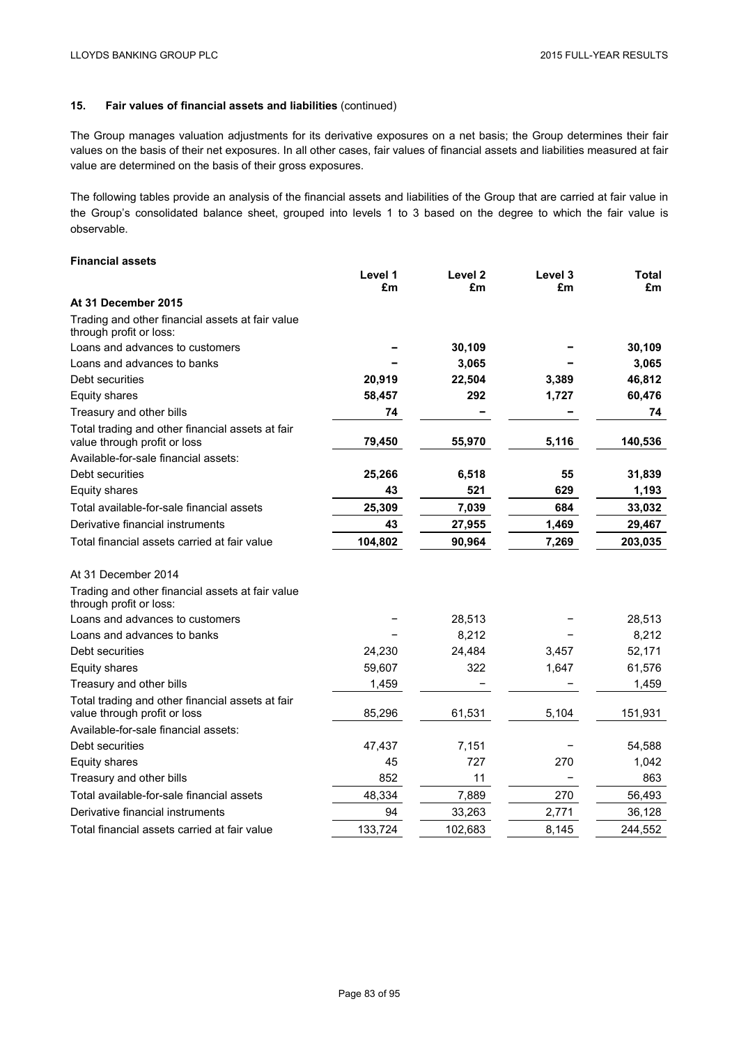### 15. Fair values of financial assets and liabilities (continued)

The Group manages valuation adjustments for its derivative exposures on a net basis; the Group determines their fair values on the basis of their net exposures. In all other cases, fair values of financial assets and liabilities measured at fair value are determined on the basis of their gross exposures.

The following tables provide an analysis of the financial assets and liabilities of the Group that are carried at fair value in the Group's consolidated balance sheet, grouped into levels 1 to 3 based on the degree to which the fair value is observable.

**Financial assets**

| | Level 1 £m | Level 2 £m | Level 3 £m | Total £m |
|---|---|---|---|---|
| **At 31 December 2015** | | | | |
| Trading and other financial assets at fair value through profit or loss: | | | | |
| Loans and advances to customers | **–** | **30,109** | **–** | **30,109** |
| Loans and advances to banks | **–** | **3,065** | **–** | **3,065** |
| Debt securities | **20,919** | **22,504** | **3,389** | **46,812** |
| Equity shares | **58,457** | **292** | **1,727** | **60,476** |
| Treasury and other bills | **74** | **–** | **–** | **74** |
| Total trading and other financial assets at fair value through profit or loss | **79,450** | **55,970** | **5,116** | **140,536** |
| Available-for-sale financial assets: | | | | |
| Debt securities | **25,266** | **6,518** | **55** | **31,839** |
| Equity shares | **43** | **521** | **629** | **1,193** |
| Total available-for-sale financial assets | **25,309** | **7,039** | **684** | **33,032** |
| Derivative financial instruments | **43** | **27,955** | **1,469** | **29,467** |
| Total financial assets carried at fair value | **104,802** | **90,964** | **7,269** | **203,035** |
| | | | | |
| At 31 December 2014 | | | | |
| Trading and other financial assets at fair value through profit or loss: | | | | |
| Loans and advances to customers | – | 28,513 | – | 28,513 |
| Loans and advances to banks | – | 8,212 | – | 8,212 |
| Debt securities | 24,230 | 24,484 | 3,457 | 52,171 |
| Equity shares | 59,607 | 322 | 1,647 | 61,576 |
| Treasury and other bills | 1,459 | – | – | 1,459 |
| Total trading and other financial assets at fair value through profit or loss | 85,296 | 61,531 | 5,104 | 151,931 |
| Available-for-sale financial assets: | | | | |
| Debt securities | 47,437 | 7,151 | – | 54,588 |
| Equity shares | 45 | 727 | 270 | 1,042 |
| Treasury and other bills | 852 | 11 | – | 863 |
| Total available-for-sale financial assets | 48,334 | 7,889 | 270 | 56,493 |
| Derivative financial instruments | 94 | 33,263 | 2,771 | 36,128 |
| Total financial assets carried at fair value | 133,724 | 102,683 | 8,145 | 244,552 |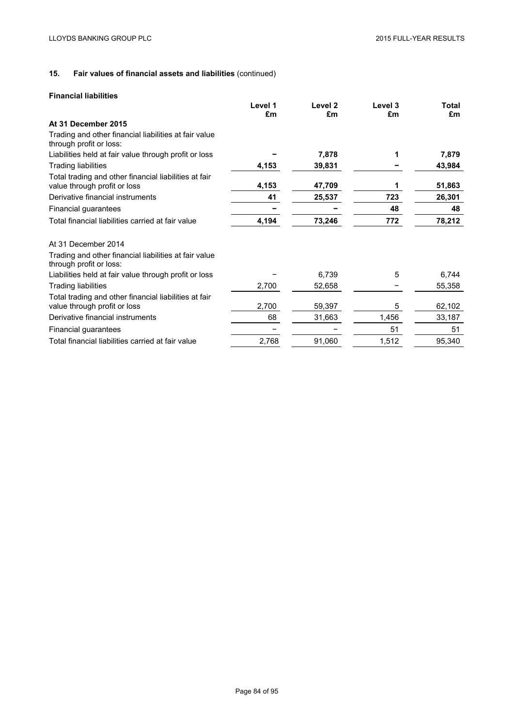## 15. Fair values of financial assets and liabilities (continued)

### Financial liabilities

| | Level 1 £m | Level 2 £m | Level 3 £m | Total £m |
|---|---|---|---|---|
| **At 31 December 2015** | | | | |
| Trading and other financial liabilities at fair value through profit or loss: | | | | |
| Liabilities held at fair value through profit or loss | **–** | **7,878** | **1** | **7,879** |
| Trading liabilities | **4,153** | **39,831** | **–** | **43,984** |
| Total trading and other financial liabilities at fair value through profit or loss | **4,153** | **47,709** | **1** | **51,863** |
| Derivative financial instruments | **41** | **25,537** | **723** | **26,301** |
| Financial guarantees | **–** | **–** | **48** | **48** |
| Total financial liabilities carried at fair value | **4,194** | **73,246** | **772** | **78,212** |
| At 31 December 2014 | | | | |
| Trading and other financial liabilities at fair value through profit or loss: | | | | |
| Liabilities held at fair value through profit or loss | – | 6,739 | 5 | 6,744 |
| Trading liabilities | 2,700 | 52,658 | – | 55,358 |
| Total trading and other financial liabilities at fair value through profit or loss | 2,700 | 59,397 | 5 | 62,102 |
| Derivative financial instruments | 68 | 31,663 | 1,456 | 33,187 |
| Financial guarantees | – | – | 51 | 51 |
| Total financial liabilities carried at fair value | 2,768 | 91,060 | 1,512 | 95,340 |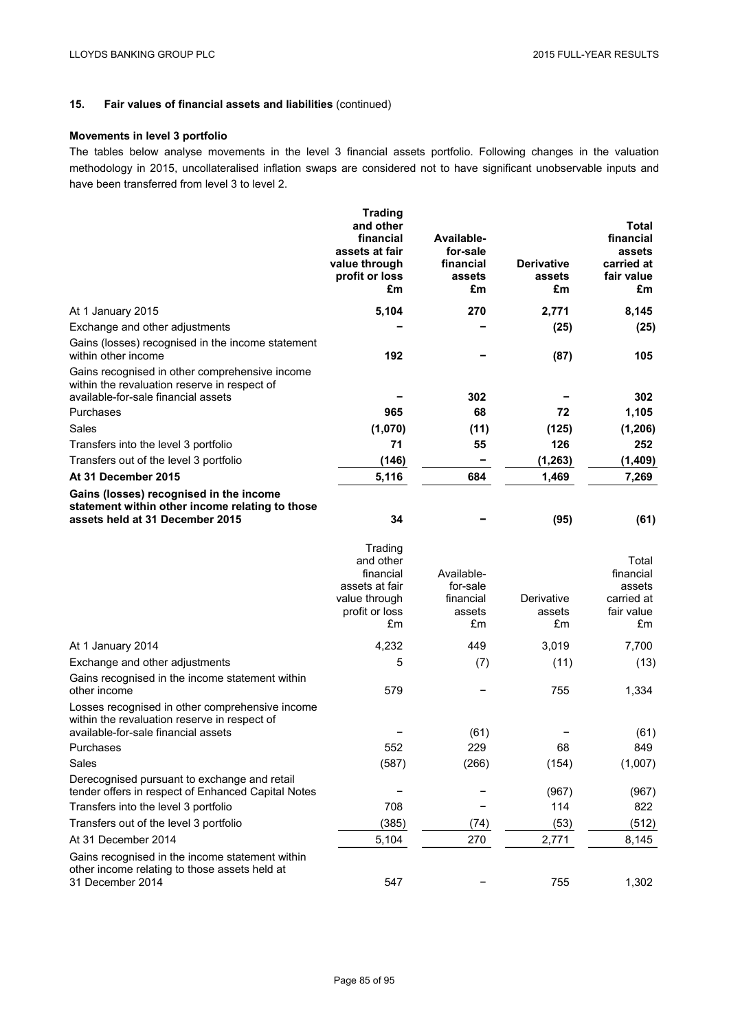## 15. Fair values of financial assets and liabilities (continued)

### Movements in level 3 portfolio

The tables below analyse movements in the level 3 financial assets portfolio. Following changes in the valuation methodology in 2015, uncollateralised inflation swaps are considered not to have significant unobservable inputs and have been transferred from level 3 to level 2.

| | Trading and other financial assets at fair value through profit or loss £m | Available-for-sale financial assets £m | Derivative assets £m | Total financial assets carried at fair value £m |
|---|---|---|---|---|
| At 1 January 2015 | **5,104** | **270** | **2,771** | **8,145** |
| Exchange and other adjustments | **–** | **–** | **(25)** | **(25)** |
| Gains (losses) recognised in the income statement within other income | **192** | **–** | **(87)** | **105** |
| Gains recognised in other comprehensive income within the revaluation reserve in respect of available-for-sale financial assets | **–** | **302** | **–** | **302** |
| Purchases | **965** | **68** | **72** | **1,105** |
| Sales | **(1,070)** | **(11)** | **(125)** | **(1,206)** |
| Transfers into the level 3 portfolio | **71** | **55** | **126** | **252** |
| Transfers out of the level 3 portfolio | **(146)** | **–** | **(1,263)** | **(1,409)** |
| **At 31 December 2015** | **5,116** | **684** | **1,469** | **7,269** |
| **Gains (losses) recognised in the income statement within other income relating to those assets held at 31 December 2015** | **34** | **–** | **(95)** | **(61)** |

| | Trading and other financial assets at fair value through profit or loss £m | Available-for-sale financial assets £m | Derivative assets £m | Total financial assets carried at fair value £m |
|---|---|---|---|---|
| At 1 January 2014 | 4,232 | 449 | 3,019 | 7,700 |
| Exchange and other adjustments | 5 | (7) | (11) | (13) |
| Gains recognised in the income statement within other income | 579 | – | 755 | 1,334 |
| Losses recognised in other comprehensive income within the revaluation reserve in respect of available-for-sale financial assets | – | (61) | – | (61) |
| Purchases | 552 | 229 | 68 | 849 |
| Sales | (587) | (266) | (154) | (1,007) |
| Derecognised pursuant to exchange and retail tender offers in respect of Enhanced Capital Notes | – | – | (967) | (967) |
| Transfers into the level 3 portfolio | 708 | – | 114 | 822 |
| Transfers out of the level 3 portfolio | (385) | (74) | (53) | (512) |
| At 31 December 2014 | 5,104 | 270 | 2,771 | 8,145 |
| Gains recognised in the income statement within other income relating to those assets held at 31 December 2014 | 547 | – | 755 | 1,302 |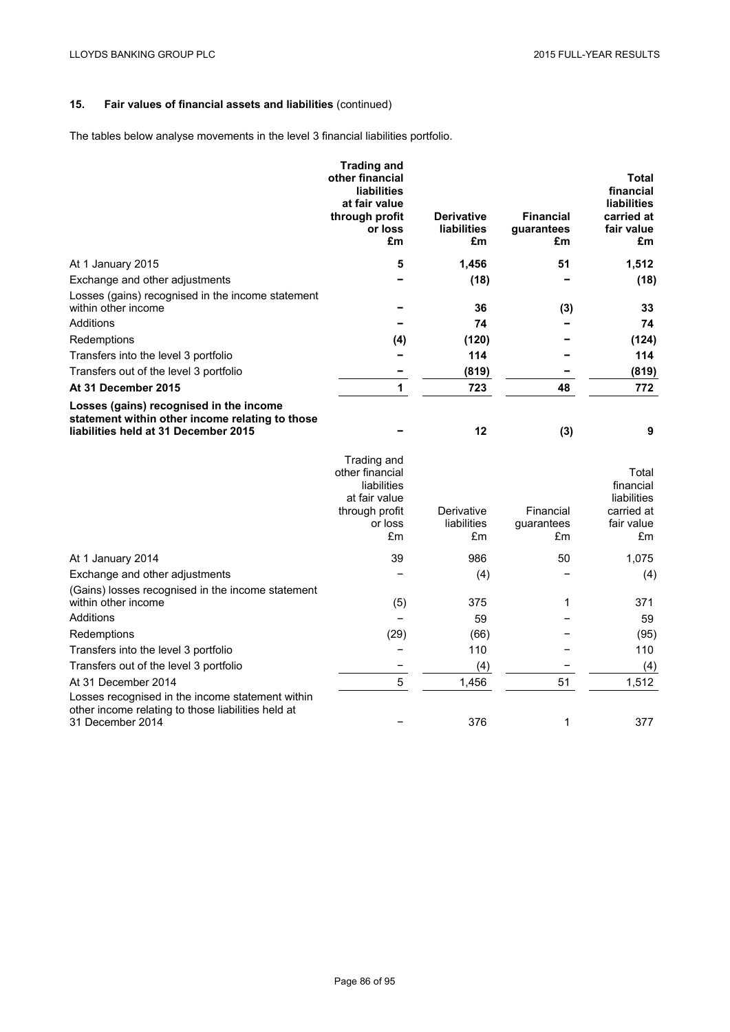## 15. Fair values of financial assets and liabilities (continued)

The tables below analyse movements in the level 3 financial liabilities portfolio.

| | **Trading and other financial liabilities at fair value through profit or loss £m** | **Derivative liabilities £m** | **Financial guarantees £m** | **Total financial liabilities carried at fair value £m** |
|---|---|---|---|---|
| At 1 January 2015 | 5 | 1,456 | 51 | 1,512 |
| Exchange and other adjustments | – | (18) | – | (18) |
| Losses (gains) recognised in the income statement within other income | – | 36 | (3) | 33 |
| Additions | – | 74 | – | 74 |
| Redemptions | (4) | (120) | – | (124) |
| Transfers into the level 3 portfolio | – | 114 | – | 114 |
| Transfers out of the level 3 portfolio | – | (819) | – | (819) |
| **At 31 December 2015** | 1 | 723 | 48 | 772 |
| **Losses (gains) recognised in the income statement within other income relating to those liabilities held at 31 December 2015** | – | 12 | (3) | 9 |

| | Trading and other financial liabilities at fair value through profit or loss £m | Derivative liabilities £m | Financial guarantees £m | Total financial liabilities carried at fair value £m |
|---|---|---|---|---|
| At 1 January 2014 | 39 | 986 | 50 | 1,075 |
| Exchange and other adjustments | – | (4) | – | (4) |
| (Gains) losses recognised in the income statement within other income | (5) | 375 | 1 | 371 |
| Additions | – | 59 | – | 59 |
| Redemptions | (29) | (66) | – | (95) |
| Transfers into the level 3 portfolio | – | 110 | – | 110 |
| Transfers out of the level 3 portfolio | – | (4) | – | (4) |
| At 31 December 2014 | 5 | 1,456 | 51 | 1,512 |
| Losses recognised in the income statement within other income relating to those liabilities held at 31 December 2014 | – | 376 | 1 | 377 |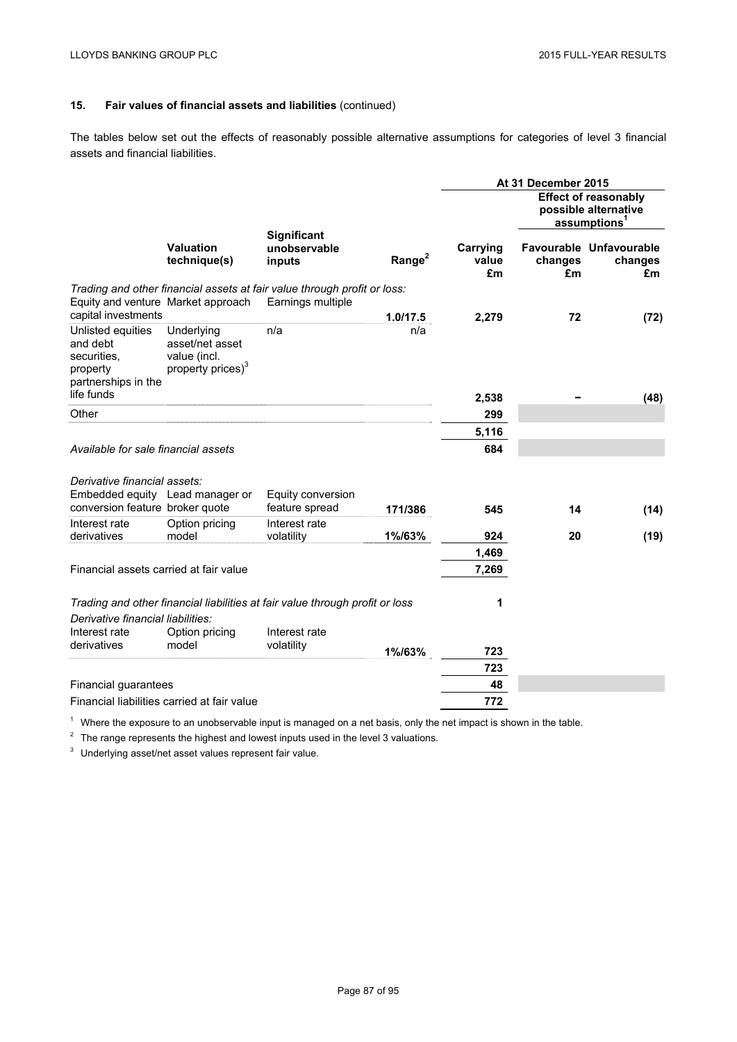### 15. Fair values of financial assets and liabilities (continued)

The tables below set out the effects of reasonably possible alternative assumptions for categories of level 3 financial assets and financial liabilities.

| | | | | At 31 December 2015 | | |
|---|---|---|---|---|---|---|
| | | | | | Effect of reasonably possible alternative assumptions[1] | |
| | Valuation technique(s) | Significant unobservable inputs | Range[2] | Carrying value £m | Favourable changes £m | Unfavourable changes £m |
| *Trading and other financial assets at fair value through profit or loss:* | | | | | | |
| Equity and venture capital investments | Market approach | Earnings multiple | 1.0/17.5 | 2,279 | 72 | (72) |
| Unlisted equities and debt securities, property partnerships in the life funds | Underlying asset/net asset value (incl. property prices)[3] | n/a | n/a | 2,538 | – | (48) |
| Other | | | | 299 | | |
| | | | | 5,116 | | |
| *Available for sale financial assets* | | | | 684 | | |
| *Derivative financial assets:* | | | | | | |
| Embedded equity conversion feature | Lead manager or broker quote | Equity conversion feature spread | 171/386 | 545 | 14 | (14) |
| Interest rate derivatives | Option pricing model | Interest rate volatility | 1%/63% | 924 | 20 | (19) |
| | | | | 1,469 | | |
| Financial assets carried at fair value | | | | 7,269 | | |
| *Trading and other financial liabilities at fair value through profit or loss* | | | | 1 | | |
| *Derivative financial liabilities:* | | | | | | |
| Interest rate derivatives | Option pricing model | Interest rate volatility | 1%/63% | 723 | | |
| | | | | 723 | | |
| Financial guarantees | | | | 48 | | |
| Financial liabilities carried at fair value | | | | 772 | | |

[1] Where the exposure to an unobservable input is managed on a net basis, only the net impact is shown in the table.

[2] The range represents the highest and lowest inputs used in the level 3 valuations.

[3] Underlying asset/net asset values represent fair value.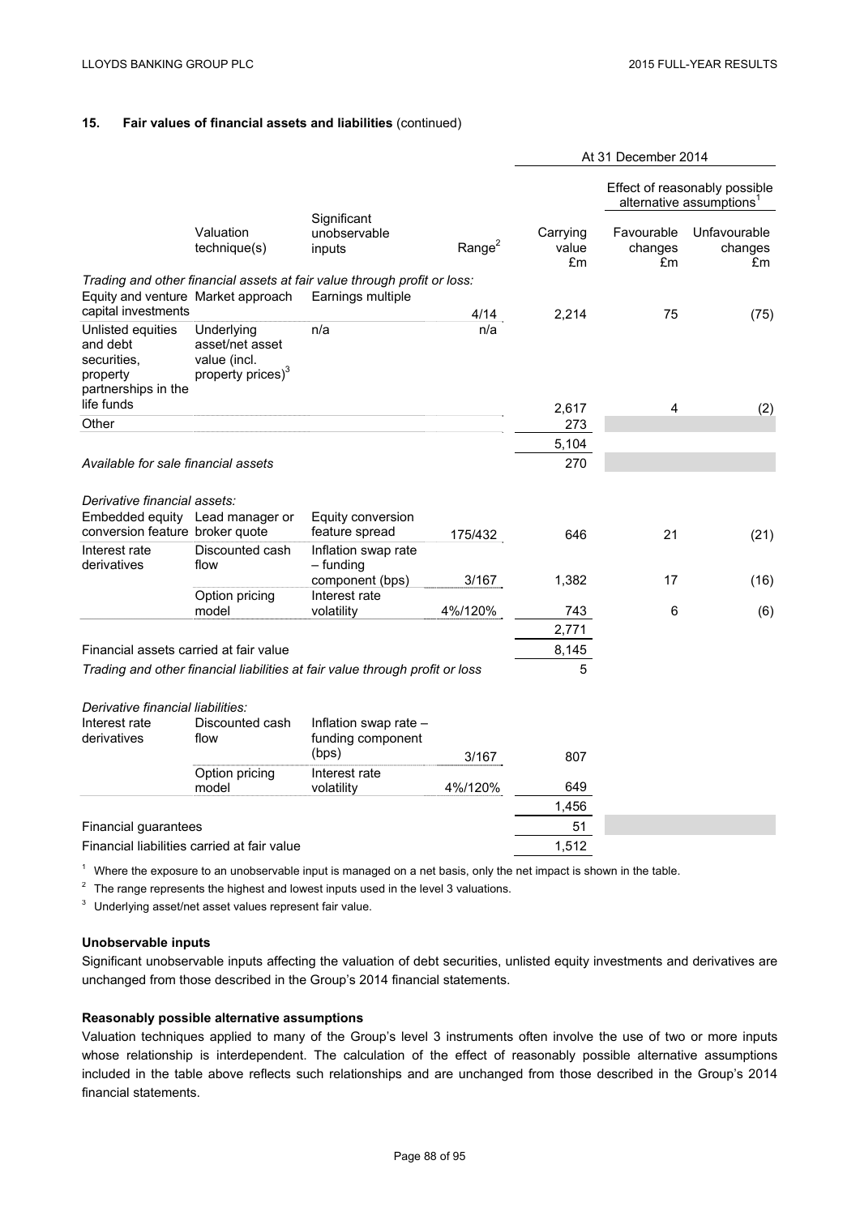### 15. Fair values of financial assets and liabilities (continued)

| | | | | At 31 December 2014 | | |
|---|---|---|---|---|---|---|
| | | | | | Effect of reasonably possible alternative assumptions[1] | |
| | Valuation technique(s) | Significant unobservable inputs | Range[2] | Carrying value £m | Favourable changes £m | Unfavourable changes £m |
| *Trading and other financial assets at fair value through profit or loss:* | | | | | | |
| Equity and venture capital investments | Market approach | Earnings multiple | 4/14 | 2,214 | 75 | (75) |
| Unlisted equities and debt securities, property partnerships in the life funds | Underlying asset/net asset value (incl. property prices)[3] | n/a | n/a | 2,617 | 4 | (2) |
| Other | | | | 273 | | |
| | | | | 5,104 | | |
| *Available for sale financial assets* | | | | 270 | | |
| *Derivative financial assets:* | | | | | | |
| Embedded equity conversion feature | Lead manager or broker quote | Equity conversion feature spread | 175/432 | 646 | 21 | (21) |
| Interest rate derivatives | Discounted cash flow | Inflation swap rate – funding component (bps) | 3/167 | 1,382 | 17 | (16) |
| | Option pricing model | Interest rate volatility | 4%/120% | 743 | 6 | (6) |
| | | | | 2,771 | | |
| Financial assets carried at fair value | | | | 8,145 | | |
| *Trading and other financial liabilities at fair value through profit or loss* | | | | 5 | | |
| *Derivative financial liabilities:* | | | | | | |
| Interest rate derivatives | Discounted cash flow | Inflation swap rate – funding component (bps) | 3/167 | 807 | | |
| | Option pricing model | Interest rate volatility | 4%/120% | 649 | | |
| | | | | 1,456 | | |
| Financial guarantees | | | | 51 | | |
| Financial liabilities carried at fair value | | | | 1,512 | | |

[1] Where the exposure to an unobservable input is managed on a net basis, only the net impact is shown in the table.

[2] The range represents the highest and lowest inputs used in the level 3 valuations.

[3] Underlying asset/net asset values represent fair value.

**Unobservable inputs**

Significant unobservable inputs affecting the valuation of debt securities, unlisted equity investments and derivatives are unchanged from those described in the Group's 2014 financial statements.

**Reasonably possible alternative assumptions**

Valuation techniques applied to many of the Group's level 3 instruments often involve the use of two or more inputs whose relationship is interdependent. The calculation of the effect of reasonably possible alternative assumptions included in the table above reflects such relationships and are unchanged from those described in the Group's 2014 financial statements.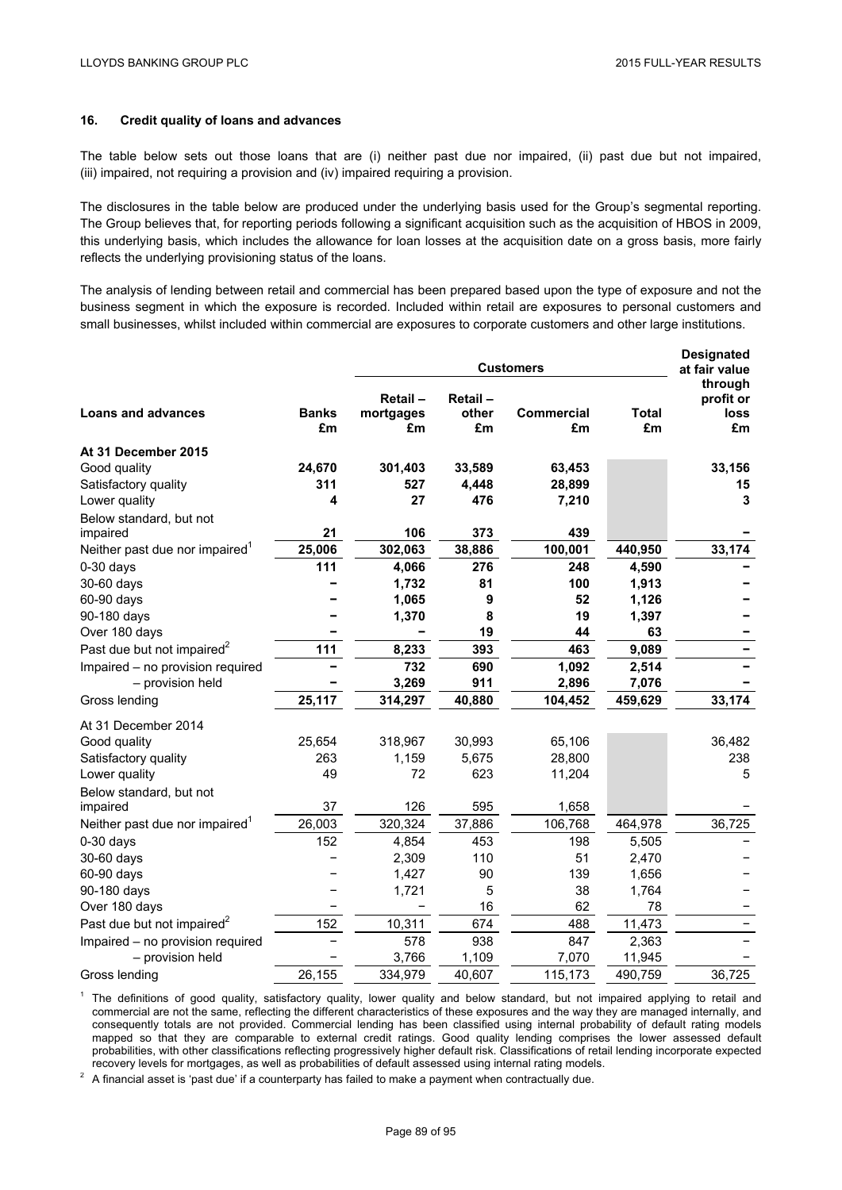### 16. Credit quality of loans and advances

The table below sets out those loans that are (i) neither past due nor impaired, (ii) past due but not impaired, (iii) impaired, not requiring a provision and (iv) impaired requiring a provision.

The disclosures in the table below are produced under the underlying basis used for the Group's segmental reporting. The Group believes that, for reporting periods following a significant acquisition such as the acquisition of HBOS in 2009, this underlying basis, which includes the allowance for loan losses at the acquisition date on a gross basis, more fairly reflects the underlying provisioning status of the loans.

The analysis of lending between retail and commercial has been prepared based upon the type of exposure and not the business segment in which the exposure is recorded. Included within retail are exposures to personal customers and small businesses, whilst included within commercial are exposures to corporate customers and other large institutions.

| | | Customers | | | | Designated at fair value |
|---|---|---|---|---|---|---|
| **Loans and advances** | **Banks £m** | **Retail – mortgages £m** | **Retail – other £m** | **Commercial £m** | **Total £m** | **through profit or loss £m** |
| **At 31 December 2015** | | | | | | |
| Good quality | **24,670** | **301,403** | **33,589** | **63,453** | | **33,156** |
| Satisfactory quality | **311** | **527** | **4,448** | **28,899** | | **15** |
| Lower quality | **4** | **27** | **476** | **7,210** | | **3** |
| Below standard, but not impaired | **21** | **106** | **373** | **439** | | **–** |
| Neither past due nor impaired[1] | **25,006** | **302,063** | **38,886** | **100,001** | **440,950** | **33,174** |
| 0-30 days | **111** | **4,066** | **276** | **248** | **4,590** | **–** |
| 30-60 days | **–** | **1,732** | **81** | **100** | **1,913** | **–** |
| 60-90 days | **–** | **1,065** | **9** | **52** | **1,126** | **–** |
| 90-180 days | **–** | **1,370** | **8** | **19** | **1,397** | **–** |
| Over 180 days | **–** | **–** | **19** | **44** | **63** | **–** |
| Past due but not impaired[2] | **111** | **8,233** | **393** | **463** | **9,089** | **–** |
| Impaired – no provision required | **–** | **732** | **690** | **1,092** | **2,514** | **–** |
| – provision held | **–** | **3,269** | **911** | **2,896** | **7,076** | **–** |
| Gross lending | **25,117** | **314,297** | **40,880** | **104,452** | **459,629** | **33,174** |
| At 31 December 2014 | | | | | | |
| Good quality | 25,654 | 318,967 | 30,993 | 65,106 | | 36,482 |
| Satisfactory quality | 263 | 1,159 | 5,675 | 28,800 | | 238 |
| Lower quality | 49 | 72 | 623 | 11,204 | | 5 |
| Below standard, but not impaired | 37 | 126 | 595 | 1,658 | | – |
| Neither past due nor impaired[1] | 26,003 | 320,324 | 37,886 | 106,768 | 464,978 | 36,725 |
| 0-30 days | 152 | 4,854 | 453 | 198 | 5,505 | – |
| 30-60 days | – | 2,309 | 110 | 51 | 2,470 | – |
| 60-90 days | – | 1,427 | 90 | 139 | 1,656 | – |
| 90-180 days | – | 1,721 | 5 | 38 | 1,764 | – |
| Over 180 days | – | – | 16 | 62 | 78 | – |
| Past due but not impaired[2] | 152 | 10,311 | 674 | 488 | 11,473 | – |
| Impaired – no provision required | – | 578 | 938 | 847 | 2,363 | – |
| – provision held | – | 3,766 | 1,109 | 7,070 | 11,945 | – |
| Gross lending | 26,155 | 334,979 | 40,607 | 115,173 | 490,759 | 36,725 |

[1] The definitions of good quality, satisfactory quality, lower quality and below standard, but not impaired applying to retail and commercial are not the same, reflecting the different characteristics of these exposures and the way they are managed internally, and consequently totals are not provided. Commercial lending has been classified using internal probability of default rating models mapped so that they are comparable to external credit ratings. Good quality lending comprises the lower assessed default probabilities, with other classifications reflecting progressively higher default risk. Classifications of retail lending incorporate expected recovery levels for mortgages, as well as probabilities of default assessed using internal rating models.

[2] A financial asset is 'past due' if a counterparty has failed to make a payment when contractually due.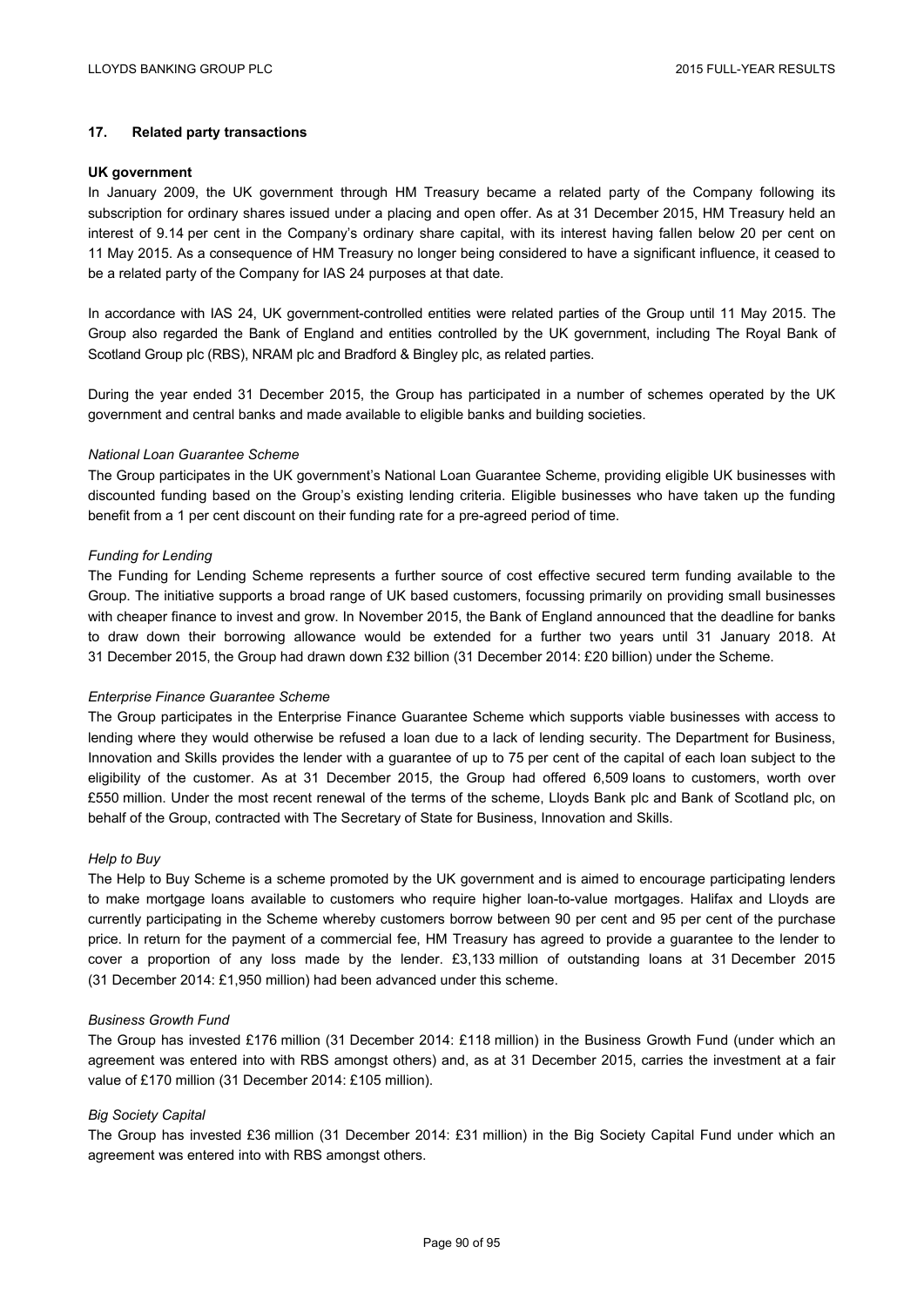## 17. Related party transactions

### UK government

In January 2009, the UK government through HM Treasury became a related party of the Company following its subscription for ordinary shares issued under a placing and open offer. As at 31 December 2015, HM Treasury held an interest of 9.14 per cent in the Company's ordinary share capital, with its interest having fallen below 20 per cent on 11 May 2015. As a consequence of HM Treasury no longer being considered to have a significant influence, it ceased to be a related party of the Company for IAS 24 purposes at that date.

In accordance with IAS 24, UK government-controlled entities were related parties of the Group until 11 May 2015. The Group also regarded the Bank of England and entities controlled by the UK government, including The Royal Bank of Scotland Group plc (RBS), NRAM plc and Bradford & Bingley plc, as related parties.

During the year ended 31 December 2015, the Group has participated in a number of schemes operated by the UK government and central banks and made available to eligible banks and building societies.

*National Loan Guarantee Scheme*

The Group participates in the UK government's National Loan Guarantee Scheme, providing eligible UK businesses with discounted funding based on the Group's existing lending criteria. Eligible businesses who have taken up the funding benefit from a 1 per cent discount on their funding rate for a pre-agreed period of time.

*Funding for Lending*

The Funding for Lending Scheme represents a further source of cost effective secured term funding available to the Group. The initiative supports a broad range of UK based customers, focussing primarily on providing small businesses with cheaper finance to invest and grow. In November 2015, the Bank of England announced that the deadline for banks to draw down their borrowing allowance would be extended for a further two years until 31 January 2018. At 31 December 2015, the Group had drawn down £32 billion (31 December 2014: £20 billion) under the Scheme.

*Enterprise Finance Guarantee Scheme*

The Group participates in the Enterprise Finance Guarantee Scheme which supports viable businesses with access to lending where they would otherwise be refused a loan due to a lack of lending security. The Department for Business, Innovation and Skills provides the lender with a guarantee of up to 75 per cent of the capital of each loan subject to the eligibility of the customer. As at 31 December 2015, the Group had offered 6,509 loans to customers, worth over £550 million. Under the most recent renewal of the terms of the scheme, Lloyds Bank plc and Bank of Scotland plc, on behalf of the Group, contracted with The Secretary of State for Business, Innovation and Skills.

*Help to Buy*

The Help to Buy Scheme is a scheme promoted by the UK government and is aimed to encourage participating lenders to make mortgage loans available to customers who require higher loan-to-value mortgages. Halifax and Lloyds are currently participating in the Scheme whereby customers borrow between 90 per cent and 95 per cent of the purchase price. In return for the payment of a commercial fee, HM Treasury has agreed to provide a guarantee to the lender to cover a proportion of any loss made by the lender. £3,133 million of outstanding loans at 31 December 2015 (31 December 2014: £1,950 million) had been advanced under this scheme.

*Business Growth Fund*

The Group has invested £176 million (31 December 2014: £118 million) in the Business Growth Fund (under which an agreement was entered into with RBS amongst others) and, as at 31 December 2015, carries the investment at a fair value of £170 million (31 December 2014: £105 million).

*Big Society Capital*

The Group has invested £36 million (31 December 2014: £31 million) in the Big Society Capital Fund under which an agreement was entered into with RBS amongst others.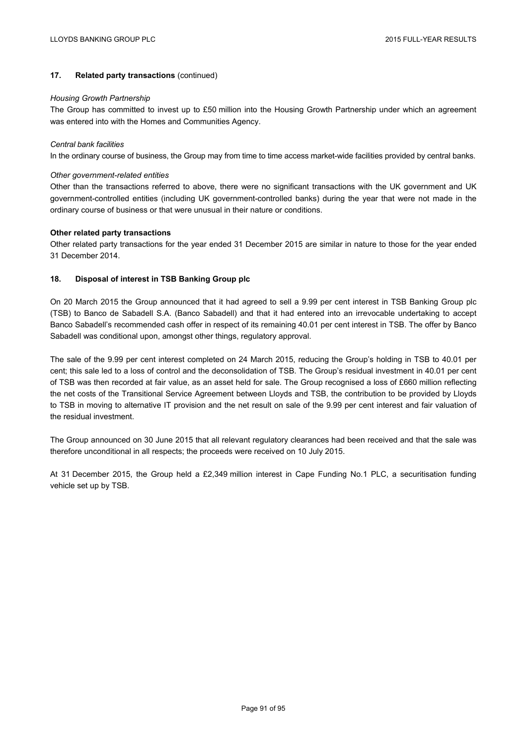## 17. Related party transactions (continued)

*Housing Growth Partnership*

The Group has committed to invest up to £50 million into the Housing Growth Partnership under which an agreement was entered into with the Homes and Communities Agency.

*Central bank facilities*

In the ordinary course of business, the Group may from time to time access market-wide facilities provided by central banks.

*Other government-related entities*

Other than the transactions referred to above, there were no significant transactions with the UK government and UK government-controlled entities (including UK government-controlled banks) during the year that were not made in the ordinary course of business or that were unusual in their nature or conditions.

**Other related party transactions**

Other related party transactions for the year ended 31 December 2015 are similar in nature to those for the year ended 31 December 2014.

## 18. Disposal of interest in TSB Banking Group plc

On 20 March 2015 the Group announced that it had agreed to sell a 9.99 per cent interest in TSB Banking Group plc (TSB) to Banco de Sabadell S.A. (Banco Sabadell) and that it had entered into an irrevocable undertaking to accept Banco Sabadell's recommended cash offer in respect of its remaining 40.01 per cent interest in TSB. The offer by Banco Sabadell was conditional upon, amongst other things, regulatory approval.

The sale of the 9.99 per cent interest completed on 24 March 2015, reducing the Group's holding in TSB to 40.01 per cent; this sale led to a loss of control and the deconsolidation of TSB. The Group's residual investment in 40.01 per cent of TSB was then recorded at fair value, as an asset held for sale. The Group recognised a loss of £660 million reflecting the net costs of the Transitional Service Agreement between Lloyds and TSB, the contribution to be provided by Lloyds to TSB in moving to alternative IT provision and the net result on sale of the 9.99 per cent interest and fair valuation of the residual investment.

The Group announced on 30 June 2015 that all relevant regulatory clearances had been received and that the sale was therefore unconditional in all respects; the proceeds were received on 10 July 2015.

At 31 December 2015, the Group held a £2,349 million interest in Cape Funding No.1 PLC, a securitisation funding vehicle set up by TSB.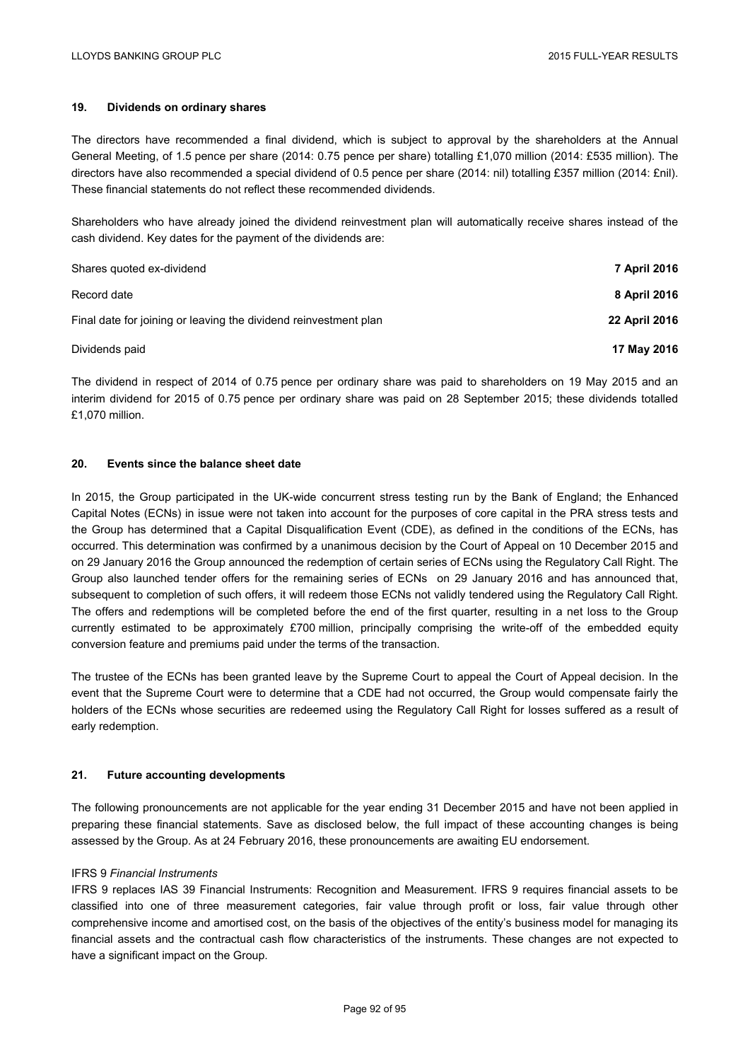## 19. Dividends on ordinary shares

The directors have recommended a final dividend, which is subject to approval by the shareholders at the Annual General Meeting, of 1.5 pence per share (2014: 0.75 pence per share) totalling £1,070 million (2014: £535 million). The directors have also recommended a special dividend of 0.5 pence per share (2014: nil) totalling £357 million (2014: £nil). These financial statements do not reflect these recommended dividends.

Shareholders who have already joined the dividend reinvestment plan will automatically receive shares instead of the cash dividend. Key dates for the payment of the dividends are:

| | |
|---|---|
| Shares quoted ex-dividend | **7 April 2016** |
| Record date | **8 April 2016** |
| Final date for joining or leaving the dividend reinvestment plan | **22 April 2016** |
| Dividends paid | **17 May 2016** |

The dividend in respect of 2014 of 0.75 pence per ordinary share was paid to shareholders on 19 May 2015 and an interim dividend for 2015 of 0.75 pence per ordinary share was paid on 28 September 2015; these dividends totalled £1,070 million.

## 20. Events since the balance sheet date

In 2015, the Group participated in the UK-wide concurrent stress testing run by the Bank of England; the Enhanced Capital Notes (ECNs) in issue were not taken into account for the purposes of core capital in the PRA stress tests and the Group has determined that a Capital Disqualification Event (CDE), as defined in the conditions of the ECNs, has occurred. This determination was confirmed by a unanimous decision by the Court of Appeal on 10 December 2015 and on 29 January 2016 the Group announced the redemption of certain series of ECNs using the Regulatory Call Right. The Group also launched tender offers for the remaining series of ECNs on 29 January 2016 and has announced that, subsequent to completion of such offers, it will redeem those ECNs not validly tendered using the Regulatory Call Right. The offers and redemptions will be completed before the end of the first quarter, resulting in a net loss to the Group currently estimated to be approximately £700 million, principally comprising the write-off of the embedded equity conversion feature and premiums paid under the terms of the transaction.

The trustee of the ECNs has been granted leave by the Supreme Court to appeal the Court of Appeal decision. In the event that the Supreme Court were to determine that a CDE had not occurred, the Group would compensate fairly the holders of the ECNs whose securities are redeemed using the Regulatory Call Right for losses suffered as a result of early redemption.

## 21. Future accounting developments

The following pronouncements are not applicable for the year ending 31 December 2015 and have not been applied in preparing these financial statements. Save as disclosed below, the full impact of these accounting changes is being assessed by the Group. As at 24 February 2016, these pronouncements are awaiting EU endorsement.

IFRS 9 *Financial Instruments*

IFRS 9 replaces IAS 39 Financial Instruments: Recognition and Measurement. IFRS 9 requires financial assets to be classified into one of three measurement categories, fair value through profit or loss, fair value through other comprehensive income and amortised cost, on the basis of the objectives of the entity's business model for managing its financial assets and the contractual cash flow characteristics of the instruments. These changes are not expected to have a significant impact on the Group.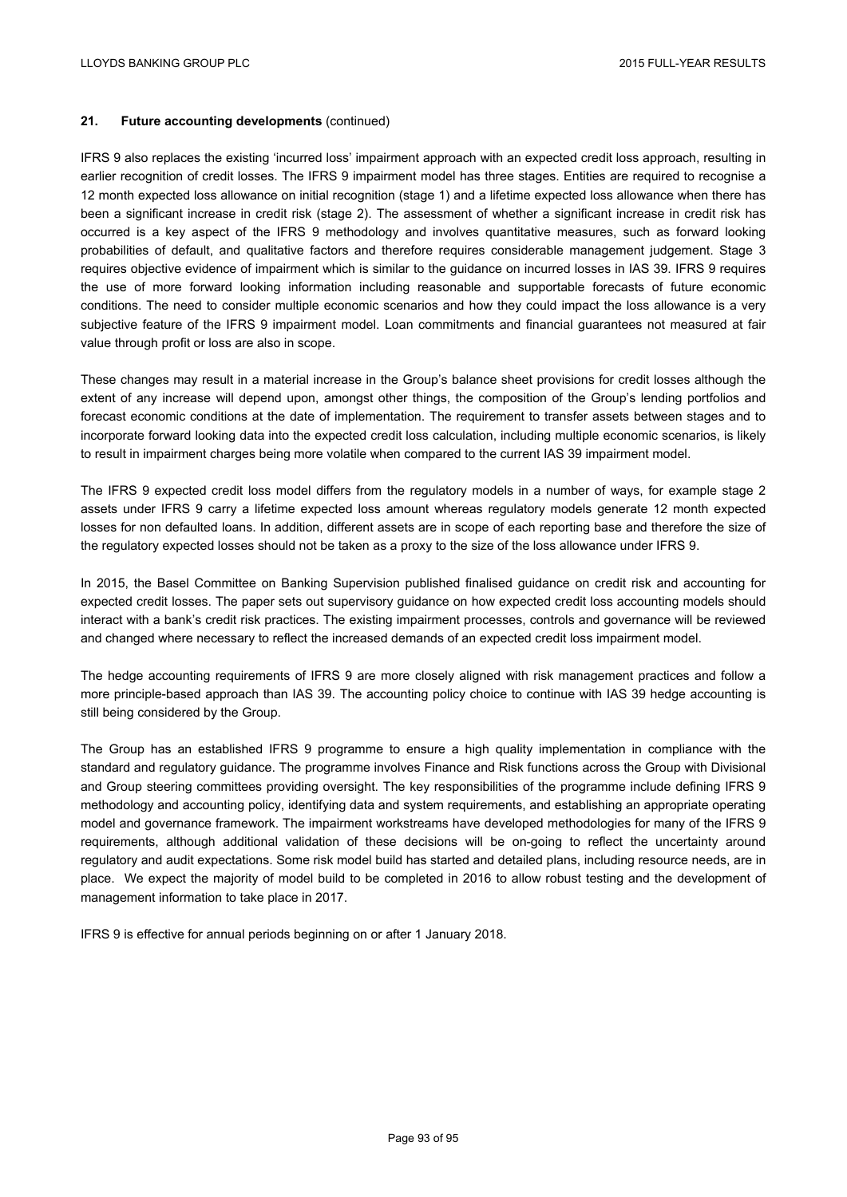## 21. Future accounting developments (continued)

IFRS 9 also replaces the existing 'incurred loss' impairment approach with an expected credit loss approach, resulting in earlier recognition of credit losses. The IFRS 9 impairment model has three stages. Entities are required to recognise a 12 month expected loss allowance on initial recognition (stage 1) and a lifetime expected loss allowance when there has been a significant increase in credit risk (stage 2). The assessment of whether a significant increase in credit risk has occurred is a key aspect of the IFRS 9 methodology and involves quantitative measures, such as forward looking probabilities of default, and qualitative factors and therefore requires considerable management judgement. Stage 3 requires objective evidence of impairment which is similar to the guidance on incurred losses in IAS 39. IFRS 9 requires the use of more forward looking information including reasonable and supportable forecasts of future economic conditions. The need to consider multiple economic scenarios and how they could impact the loss allowance is a very subjective feature of the IFRS 9 impairment model. Loan commitments and financial guarantees not measured at fair value through profit or loss are also in scope.

These changes may result in a material increase in the Group's balance sheet provisions for credit losses although the extent of any increase will depend upon, amongst other things, the composition of the Group's lending portfolios and forecast economic conditions at the date of implementation. The requirement to transfer assets between stages and to incorporate forward looking data into the expected credit loss calculation, including multiple economic scenarios, is likely to result in impairment charges being more volatile when compared to the current IAS 39 impairment model.

The IFRS 9 expected credit loss model differs from the regulatory models in a number of ways, for example stage 2 assets under IFRS 9 carry a lifetime expected loss amount whereas regulatory models generate 12 month expected losses for non defaulted loans. In addition, different assets are in scope of each reporting base and therefore the size of the regulatory expected losses should not be taken as a proxy to the size of the loss allowance under IFRS 9.

In 2015, the Basel Committee on Banking Supervision published finalised guidance on credit risk and accounting for expected credit losses. The paper sets out supervisory guidance on how expected credit loss accounting models should interact with a bank's credit risk practices. The existing impairment processes, controls and governance will be reviewed and changed where necessary to reflect the increased demands of an expected credit loss impairment model.

The hedge accounting requirements of IFRS 9 are more closely aligned with risk management practices and follow a more principle-based approach than IAS 39. The accounting policy choice to continue with IAS 39 hedge accounting is still being considered by the Group.

The Group has an established IFRS 9 programme to ensure a high quality implementation in compliance with the standard and regulatory guidance. The programme involves Finance and Risk functions across the Group with Divisional and Group steering committees providing oversight. The key responsibilities of the programme include defining IFRS 9 methodology and accounting policy, identifying data and system requirements, and establishing an appropriate operating model and governance framework. The impairment workstreams have developed methodologies for many of the IFRS 9 requirements, although additional validation of these decisions will be on-going to reflect the uncertainty around regulatory and audit expectations. Some risk model build has started and detailed plans, including resource needs, are in place. We expect the majority of model build to be completed in 2016 to allow robust testing and the development of management information to take place in 2017.

IFRS 9 is effective for annual periods beginning on or after 1 January 2018.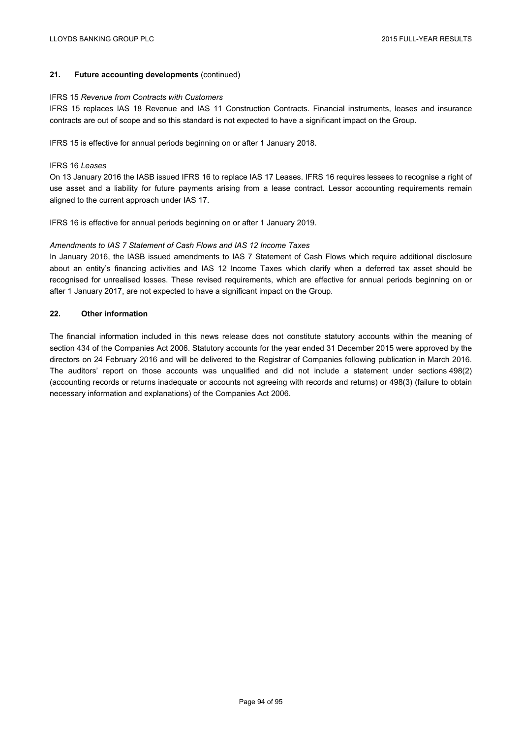## 21. Future accounting developments (continued)

IFRS 15 *Revenue from Contracts with Customers*

IFRS 15 replaces IAS 18 Revenue and IAS 11 Construction Contracts. Financial instruments, leases and insurance contracts are out of scope and so this standard is not expected to have a significant impact on the Group.

IFRS 15 is effective for annual periods beginning on or after 1 January 2018.

IFRS 16 *Leases*

On 13 January 2016 the IASB issued IFRS 16 to replace IAS 17 Leases. IFRS 16 requires lessees to recognise a right of use asset and a liability for future payments arising from a lease contract. Lessor accounting requirements remain aligned to the current approach under IAS 17.

IFRS 16 is effective for annual periods beginning on or after 1 January 2019.

*Amendments to IAS 7 Statement of Cash Flows and IAS 12 Income Taxes*

In January 2016, the IASB issued amendments to IAS 7 Statement of Cash Flows which require additional disclosure about an entity's financing activities and IAS 12 Income Taxes which clarify when a deferred tax asset should be recognised for unrealised losses. These revised requirements, which are effective for annual periods beginning on or after 1 January 2017, are not expected to have a significant impact on the Group.

## 22. Other information

The financial information included in this news release does not constitute statutory accounts within the meaning of section 434 of the Companies Act 2006. Statutory accounts for the year ended 31 December 2015 were approved by the directors on 24 February 2016 and will be delivered to the Registrar of Companies following publication in March 2016. The auditors' report on those accounts was unqualified and did not include a statement under sections 498(2) (accounting records or returns inadequate or accounts not agreeing with records and returns) or 498(3) (failure to obtain necessary information and explanations) of the Companies Act 2006.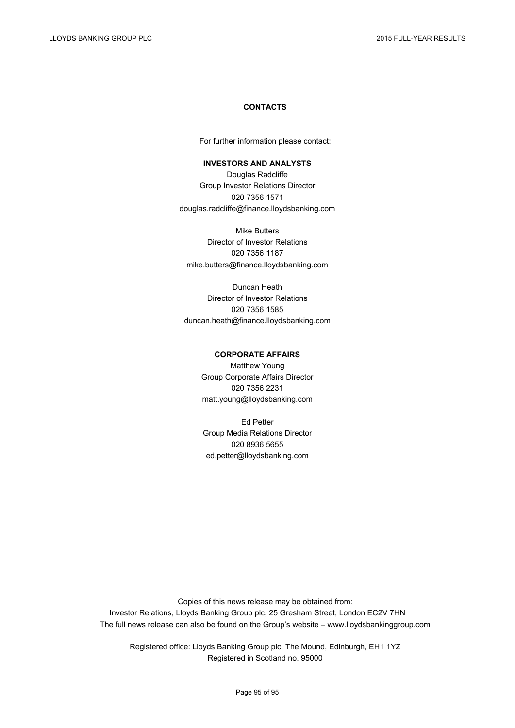## CONTACTS

For further information please contact:

**INVESTORS AND ANALYSTS**

Douglas Radcliffe
Group Investor Relations Director
020 7356 1571
douglas.radcliffe@finance.lloydsbanking.com

Mike Butters
Director of Investor Relations
020 7356 1187
mike.butters@finance.lloydsbanking.com

Duncan Heath
Director of Investor Relations
020 7356 1585
duncan.heath@finance.lloydsbanking.com

**CORPORATE AFFAIRS**

Matthew Young
Group Corporate Affairs Director
020 7356 2231
matt.young@lloydsbanking.com

Ed Petter
Group Media Relations Director
020 8936 5655
ed.petter@lloydsbanking.com

Copies of this news release may be obtained from:
Investor Relations, Lloyds Banking Group plc, 25 Gresham Street, London EC2V 7HN
The full news release can also be found on the Group's website – www.lloydsbankinggroup.com

Registered office: Lloyds Banking Group plc, The Mound, Edinburgh, EH1 1YZ
Registered in Scotland no. 95000